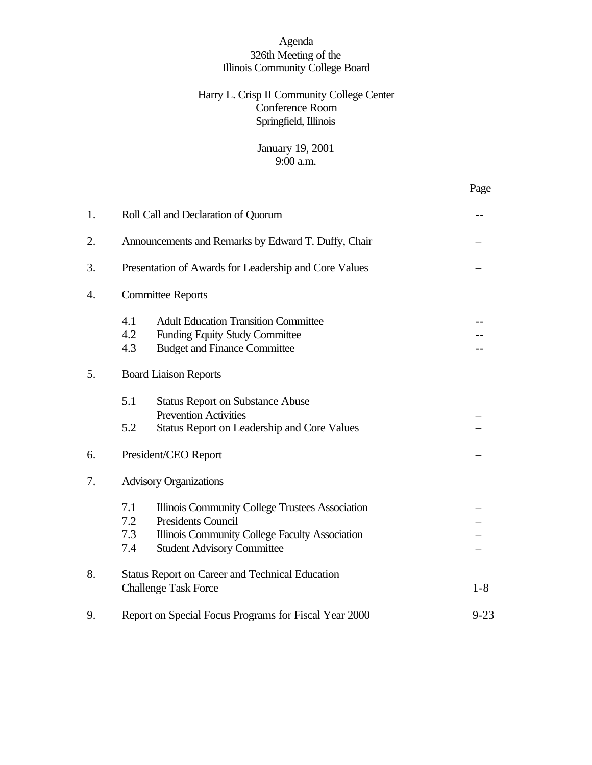Agenda
326th Meeting of the
Illinois Community College Board

Harry L. Crisp II Community College Center
Conference Room
Springfield, Illinois

January 19, 2001
9:00 a.m.

| | | | Page |
|---|---|---|---|
| 1. | Roll Call and Declaration of Quorum | | -- |
| 2. | Announcements and Remarks by Edward T. Duffy, Chair | | – |
| 3. | Presentation of Awards for Leadership and Core Values | | – |
| 4. | Committee Reports | | |
| | 4.1 | Adult Education Transition Committee | -- |
| | 4.2 | Funding Equity Study Committee | -- |
| | 4.3 | Budget and Finance Committee | -- |
| 5. | Board Liaison Reports | | |
| | 5.1 | Status Report on Substance Abuse Prevention Activities | – |
| | 5.2 | Status Report on Leadership and Core Values | – |
| 6. | President/CEO Report | | – |
| 7. | Advisory Organizations | | |
| | 7.1 | Illinois Community College Trustees Association | – |
| | 7.2 | Presidents Council | – |
| | 7.3 | Illinois Community College Faculty Association | – |
| | 7.4 | Student Advisory Committee | – |
| 8. | Status Report on Career and Technical Education Challenge Task Force | | 1-8 |
| 9. | Report on Special Focus Programs for Fiscal Year 2000 | | 9-23 |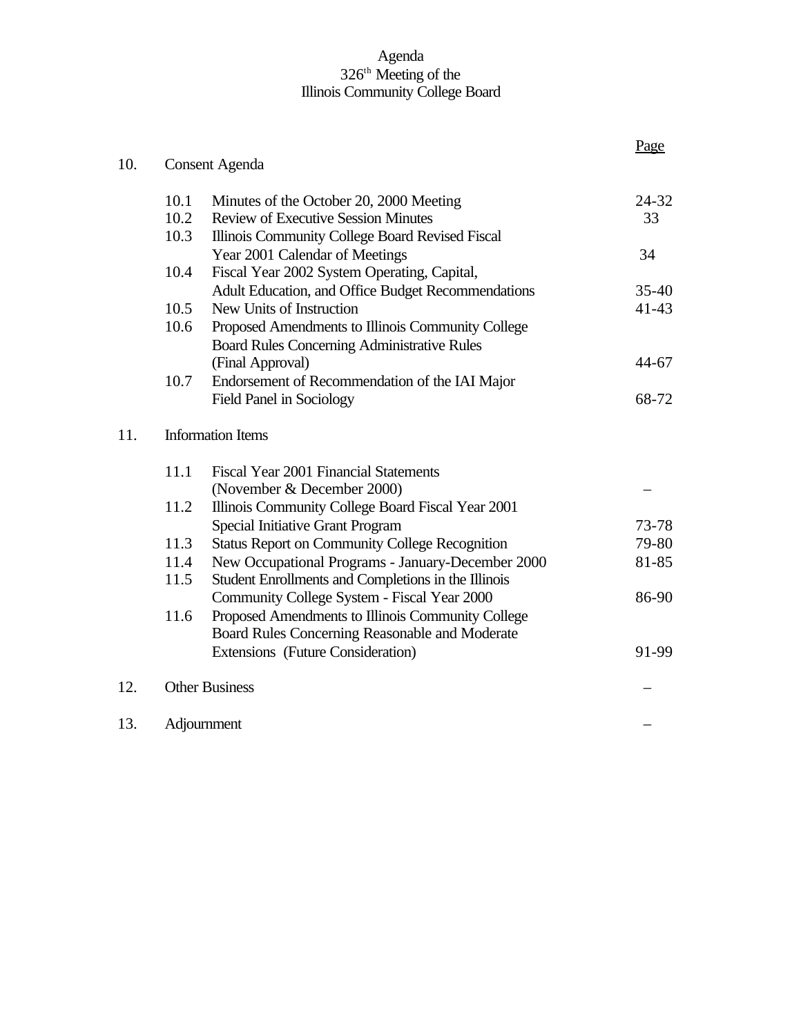# Agenda
## 326th Meeting of the
## Illinois Community College Board

| | | | Page |
|---|---|---|---|
| 10. | Consent Agenda | | |
| | 10.1 | Minutes of the October 20, 2000 Meeting | 24-32 |
| | 10.2 | Review of Executive Session Minutes | 33 |
| | 10.3 | Illinois Community College Board Revised Fiscal Year 2001 Calendar of Meetings | 34 |
| | 10.4 | Fiscal Year 2002 System Operating, Capital, Adult Education, and Office Budget Recommendations | 35-40 |
| | 10.5 | New Units of Instruction | 41-43 |
| | 10.6 | Proposed Amendments to Illinois Community College Board Rules Concerning Administrative Rules (Final Approval) | 44-67 |
| | 10.7 | Endorsement of Recommendation of the IAI Major Field Panel in Sociology | 68-72 |
| 11. | Information Items | | |
| | 11.1 | Fiscal Year 2001 Financial Statements (November & December 2000) | – |
| | 11.2 | Illinois Community College Board Fiscal Year 2001 Special Initiative Grant Program | 73-78 |
| | 11.3 | Status Report on Community College Recognition | 79-80 |
| | 11.4 | New Occupational Programs - January-December 2000 | 81-85 |
| | 11.5 | Student Enrollments and Completions in the Illinois Community College System - Fiscal Year 2000 | 86-90 |
| | 11.6 | Proposed Amendments to Illinois Community College Board Rules Concerning Reasonable and Moderate Extensions (Future Consideration) | 91-99 |
| 12. | Other Business | | – |
| 13. | Adjournment | | – |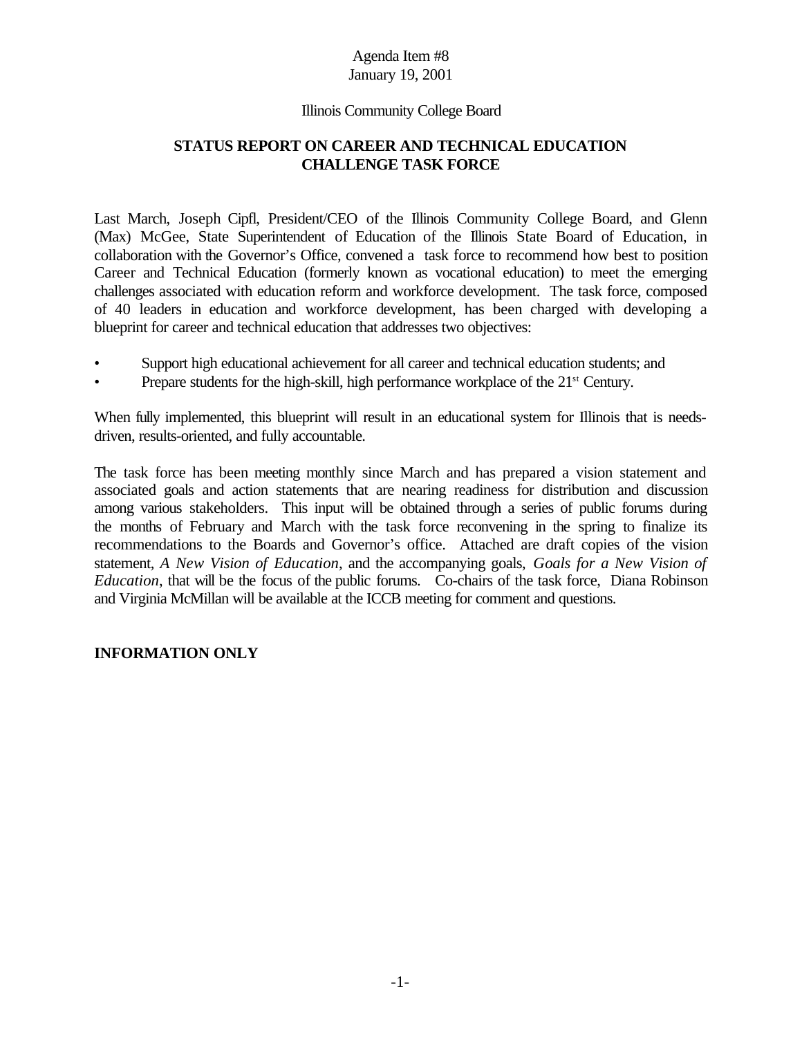Agenda Item #8
January 19, 2001

Illinois Community College Board

## STATUS REPORT ON CAREER AND TECHNICAL EDUCATION CHALLENGE TASK FORCE

Last March, Joseph Cipfl, President/CEO of the Illinois Community College Board, and Glenn (Max) McGee, State Superintendent of Education of the Illinois State Board of Education, in collaboration with the Governor's Office, convened a task force to recommend how best to position Career and Technical Education (formerly known as vocational education) to meet the emerging challenges associated with education reform and workforce development. The task force, composed of 40 leaders in education and workforce development, has been charged with developing a blueprint for career and technical education that addresses two objectives:

- Support high educational achievement for all career and technical education students; and
- Prepare students for the high-skill, high performance workplace of the 21st Century.

When fully implemented, this blueprint will result in an educational system for Illinois that is needs-driven, results-oriented, and fully accountable.

The task force has been meeting monthly since March and has prepared a vision statement and associated goals and action statements that are nearing readiness for distribution and discussion among various stakeholders. This input will be obtained through a series of public forums during the months of February and March with the task force reconvening in the spring to finalize its recommendations to the Boards and Governor's office. Attached are draft copies of the vision statement, *A New Vision of Education*, and the accompanying goals, *Goals for a New Vision of Education*, that will be the focus of the public forums. Co-chairs of the task force, Diana Robinson and Virginia McMillan will be available at the ICCB meeting for comment and questions.

**INFORMATION ONLY**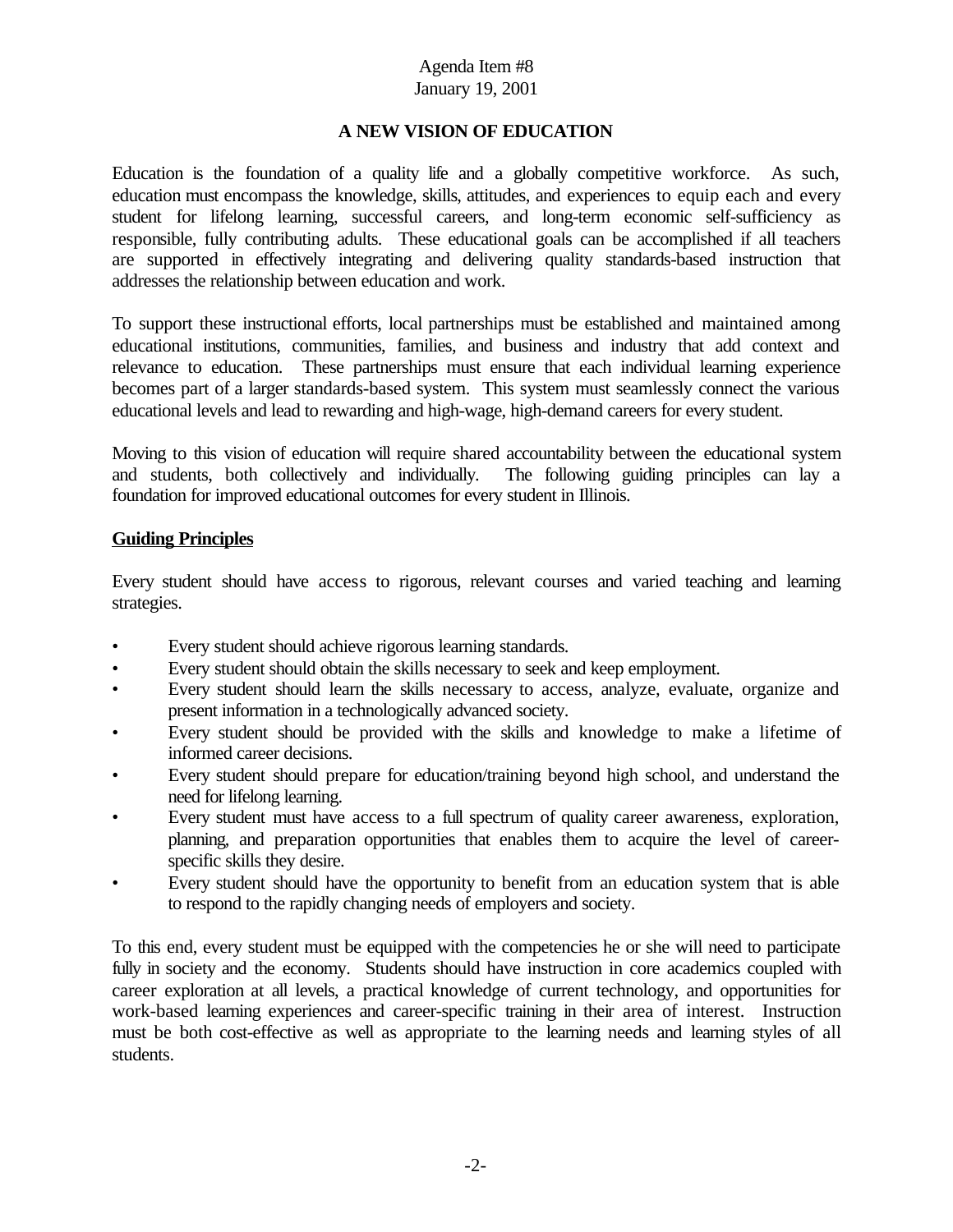Agenda Item #8
January 19, 2001

## A NEW VISION OF EDUCATION

Education is the foundation of a quality life and a globally competitive workforce. As such, education must encompass the knowledge, skills, attitudes, and experiences to equip each and every student for lifelong learning, successful careers, and long-term economic self-sufficiency as responsible, fully contributing adults. These educational goals can be accomplished if all teachers are supported in effectively integrating and delivering quality standards-based instruction that addresses the relationship between education and work.

To support these instructional efforts, local partnerships must be established and maintained among educational institutions, communities, families, and business and industry that add context and relevance to education. These partnerships must ensure that each individual learning experience becomes part of a larger standards-based system. This system must seamlessly connect the various educational levels and lead to rewarding and high-wage, high-demand careers for every student.

Moving to this vision of education will require shared accountability between the educational system and students, both collectively and individually. The following guiding principles can lay a foundation for improved educational outcomes for every student in Illinois.

### Guiding Principles

Every student should have access to rigorous, relevant courses and varied teaching and learning strategies.

- Every student should achieve rigorous learning standards.
- Every student should obtain the skills necessary to seek and keep employment.
- Every student should learn the skills necessary to access, analyze, evaluate, organize and present information in a technologically advanced society.
- Every student should be provided with the skills and knowledge to make a lifetime of informed career decisions.
- Every student should prepare for education/training beyond high school, and understand the need for lifelong learning.
- Every student must have access to a full spectrum of quality career awareness, exploration, planning, and preparation opportunities that enables them to acquire the level of career-specific skills they desire.
- Every student should have the opportunity to benefit from an education system that is able to respond to the rapidly changing needs of employers and society.

To this end, every student must be equipped with the competencies he or she will need to participate fully in society and the economy. Students should have instruction in core academics coupled with career exploration at all levels, a practical knowledge of current technology, and opportunities for work-based learning experiences and career-specific training in their area of interest. Instruction must be both cost-effective as well as appropriate to the learning needs and learning styles of all students.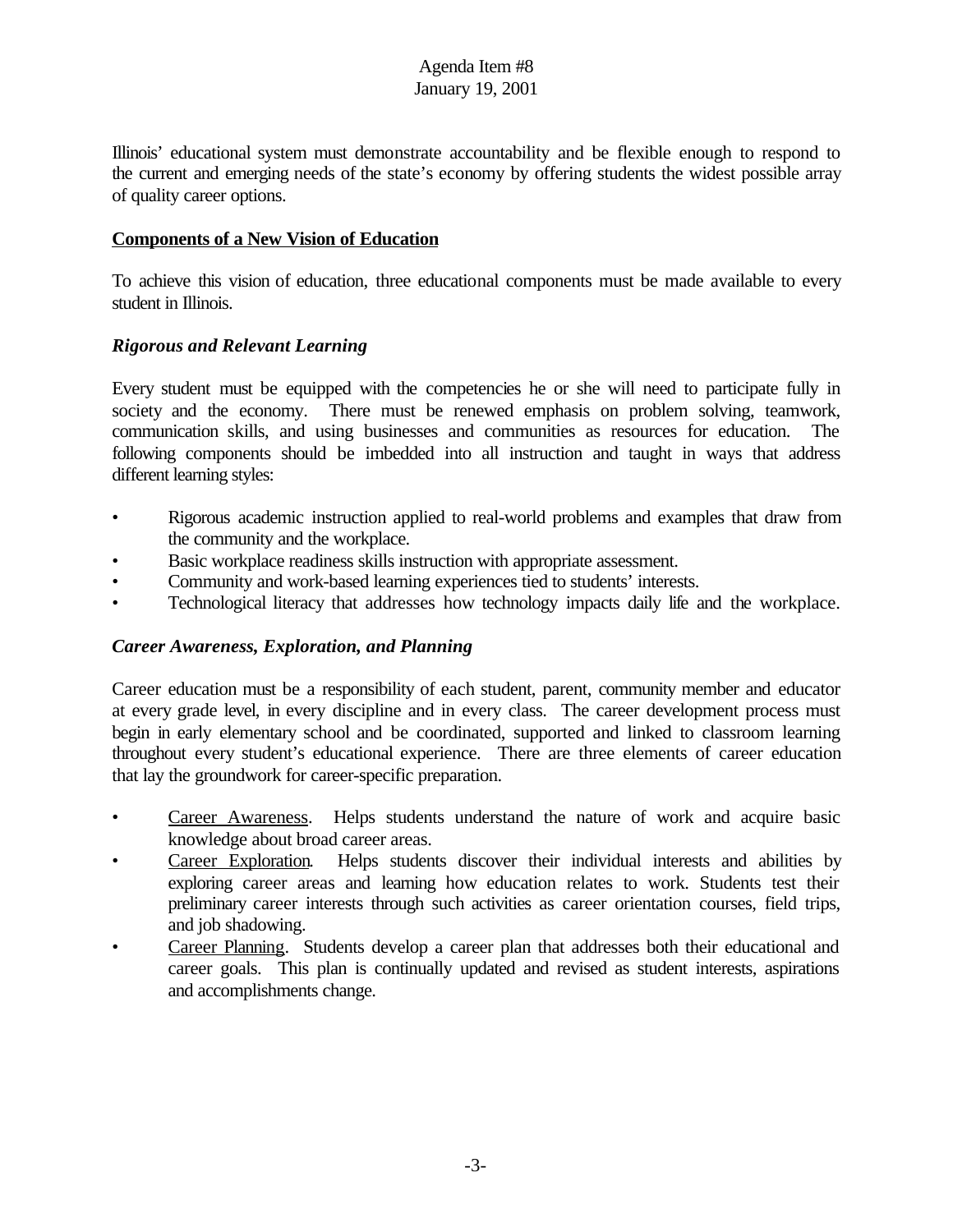Illinois' educational system must demonstrate accountability and be flexible enough to respond to the current and emerging needs of the state's economy by offering students the widest possible array of quality career options.

**Components of a New Vision of Education**

To achieve this vision of education, three educational components must be made available to every student in Illinois.

***Rigorous and Relevant Learning***

Every student must be equipped with the competencies he or she will need to participate fully in society and the economy. There must be renewed emphasis on problem solving, teamwork, communication skills, and using businesses and communities as resources for education. The following components should be imbedded into all instruction and taught in ways that address different learning styles:

- Rigorous academic instruction applied to real-world problems and examples that draw from the community and the workplace.
- Basic workplace readiness skills instruction with appropriate assessment.
- Community and work-based learning experiences tied to students' interests.
- Technological literacy that addresses how technology impacts daily life and the workplace.

***Career Awareness, Exploration, and Planning***

Career education must be a responsibility of each student, parent, community member and educator at every grade level, in every discipline and in every class. The career development process must begin in early elementary school and be coordinated, supported and linked to classroom learning throughout every student's educational experience. There are three elements of career education that lay the groundwork for career-specific preparation.

- Career Awareness. Helps students understand the nature of work and acquire basic knowledge about broad career areas.
- Career Exploration. Helps students discover their individual interests and abilities by exploring career areas and learning how education relates to work. Students test their preliminary career interests through such activities as career orientation courses, field trips, and job shadowing.
- Career Planning. Students develop a career plan that addresses both their educational and career goals. This plan is continually updated and revised as student interests, aspirations and accomplishments change.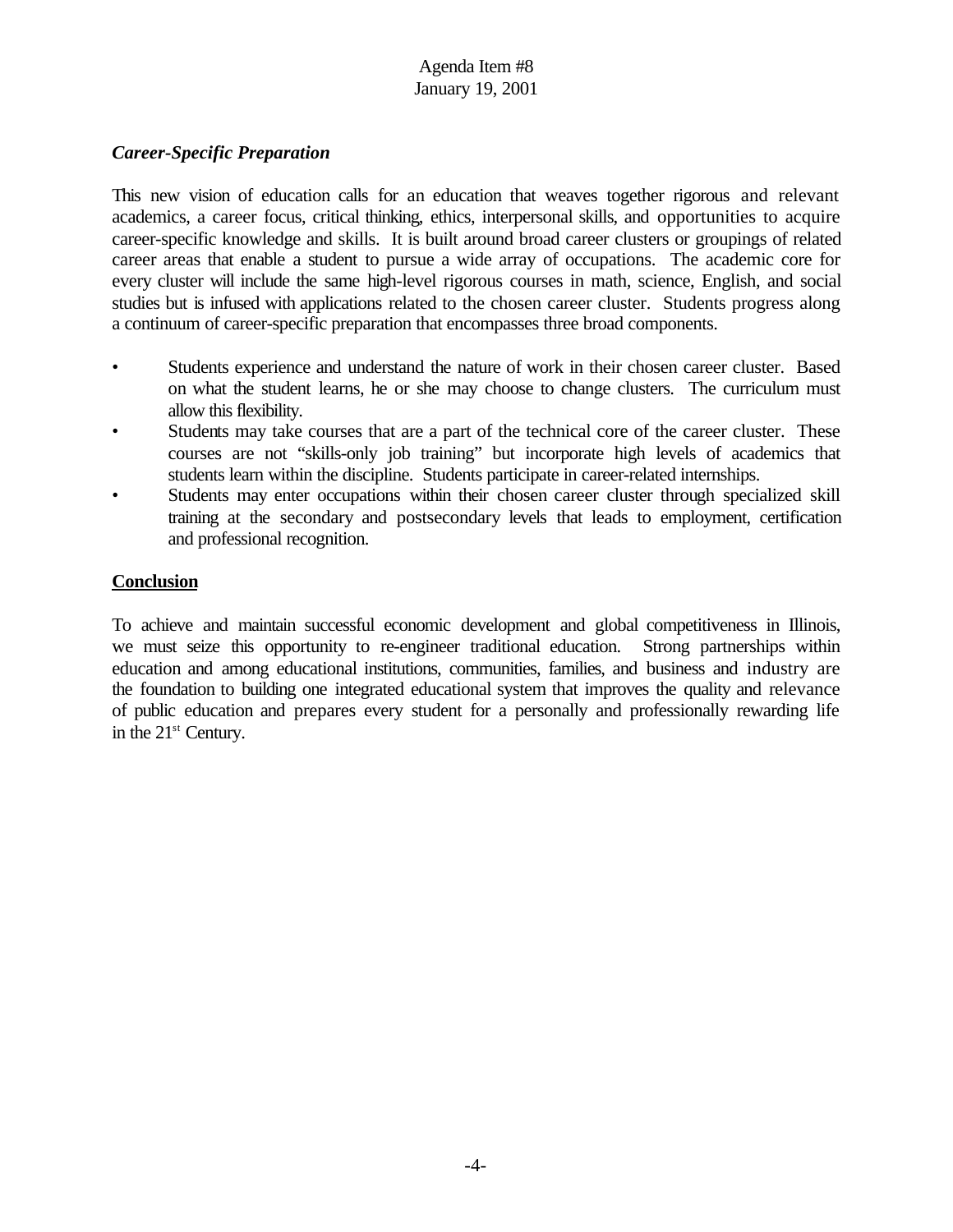### *Career-Specific Preparation*

This new vision of education calls for an education that weaves together rigorous and relevant academics, a career focus, critical thinking, ethics, interpersonal skills, and opportunities to acquire career-specific knowledge and skills. It is built around broad career clusters or groupings of related career areas that enable a student to pursue a wide array of occupations. The academic core for every cluster will include the same high-level rigorous courses in math, science, English, and social studies but is infused with applications related to the chosen career cluster. Students progress along a continuum of career-specific preparation that encompasses three broad components.

- Students experience and understand the nature of work in their chosen career cluster. Based on what the student learns, he or she may choose to change clusters. The curriculum must allow this flexibility.
- Students may take courses that are a part of the technical core of the career cluster. These courses are not "skills-only job training" but incorporate high levels of academics that students learn within the discipline. Students participate in career-related internships.
- Students may enter occupations within their chosen career cluster through specialized skill training at the secondary and postsecondary levels that leads to employment, certification and professional recognition.

## Conclusion

To achieve and maintain successful economic development and global competitiveness in Illinois, we must seize this opportunity to re-engineer traditional education. Strong partnerships within education and among educational institutions, communities, families, and business and industry are the foundation to building one integrated educational system that improves the quality and relevance of public education and prepares every student for a personally and professionally rewarding life in the 21st Century.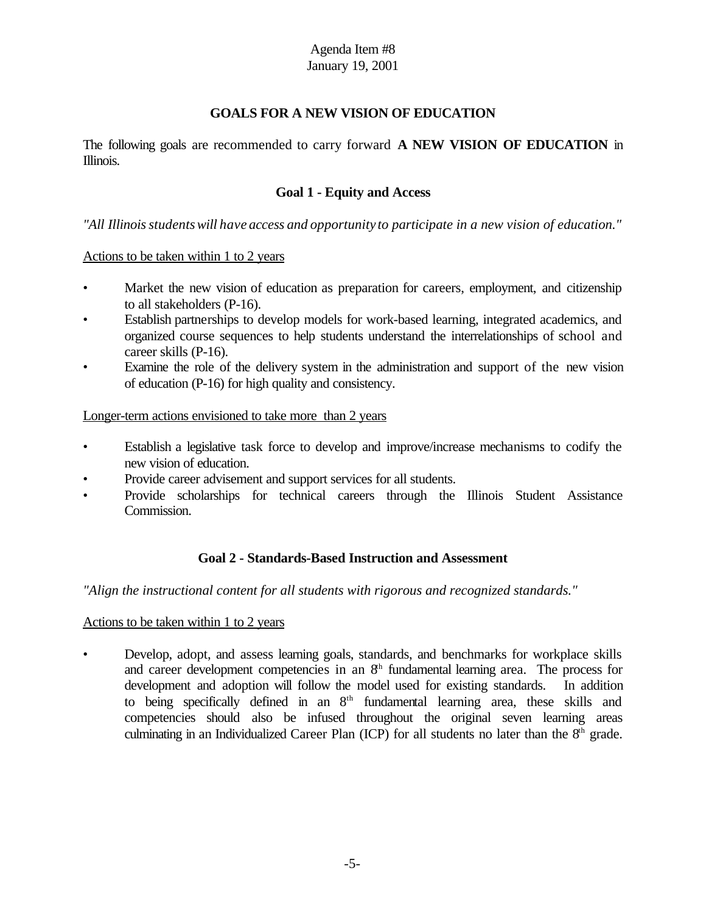Agenda Item #8
January 19, 2001

## GOALS FOR A NEW VISION OF EDUCATION

The following goals are recommended to carry forward **A NEW VISION OF EDUCATION** in Illinois.

### Goal 1 - Equity and Access

*"All Illinois students will have access and opportunity to participate in a new vision of education."*

Actions to be taken within 1 to 2 years

- Market the new vision of education as preparation for careers, employment, and citizenship to all stakeholders (P-16).
- Establish partnerships to develop models for work-based learning, integrated academics, and organized course sequences to help students understand the interrelationships of school and career skills (P-16).
- Examine the role of the delivery system in the administration and support of the new vision of education (P-16) for high quality and consistency.

Longer-term actions envisioned to take more than 2 years

- Establish a legislative task force to develop and improve/increase mechanisms to codify the new vision of education.
- Provide career advisement and support services for all students.
- Provide scholarships for technical careers through the Illinois Student Assistance Commission.

### Goal 2 - Standards-Based Instruction and Assessment

*"Align the instructional content for all students with rigorous and recognized standards."*

Actions to be taken within 1 to 2 years

- Develop, adopt, and assess learning goals, standards, and benchmarks for workplace skills and career development competencies in an 8th fundamental learning area. The process for development and adoption will follow the model used for existing standards. In addition to being specifically defined in an 8th fundamental learning area, these skills and competencies should also be infused throughout the original seven learning areas culminating in an Individualized Career Plan (ICP) for all students no later than the 8th grade.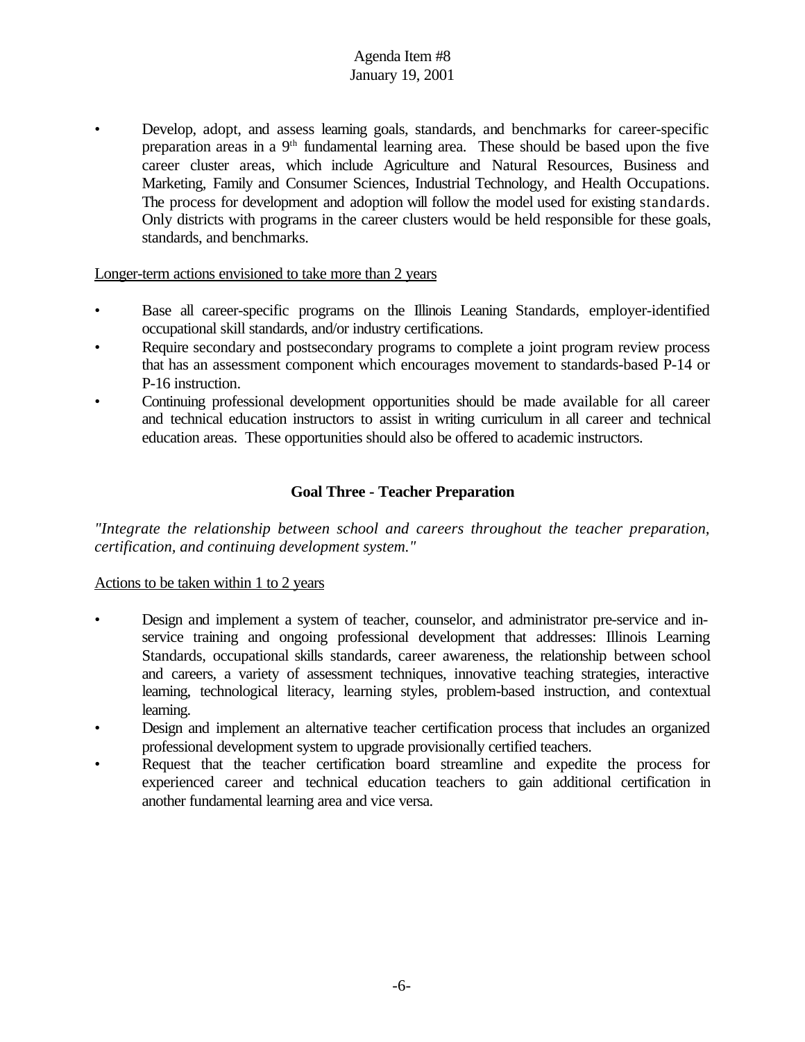- Develop, adopt, and assess learning goals, standards, and benchmarks for career-specific preparation areas in a 9th fundamental learning area. These should be based upon the five career cluster areas, which include Agriculture and Natural Resources, Business and Marketing, Family and Consumer Sciences, Industrial Technology, and Health Occupations. The process for development and adoption will follow the model used for existing standards. Only districts with programs in the career clusters would be held responsible for these goals, standards, and benchmarks.

Longer-term actions envisioned to take more than 2 years

- Base all career-specific programs on the Illinois Leaning Standards, employer-identified occupational skill standards, and/or industry certifications.
- Require secondary and postsecondary programs to complete a joint program review process that has an assessment component which encourages movement to standards-based P-14 or P-16 instruction.
- Continuing professional development opportunities should be made available for all career and technical education instructors to assist in writing curriculum in all career and technical education areas. These opportunities should also be offered to academic instructors.

## Goal Three - Teacher Preparation

*"Integrate the relationship between school and careers throughout the teacher preparation, certification, and continuing development system."*

Actions to be taken within 1 to 2 years

- Design and implement a system of teacher, counselor, and administrator pre-service and in-service training and ongoing professional development that addresses: Illinois Learning Standards, occupational skills standards, career awareness, the relationship between school and careers, a variety of assessment techniques, innovative teaching strategies, interactive learning, technological literacy, learning styles, problem-based instruction, and contextual learning.
- Design and implement an alternative teacher certification process that includes an organized professional development system to upgrade provisionally certified teachers.
- Request that the teacher certification board streamline and expedite the process for experienced career and technical education teachers to gain additional certification in another fundamental learning area and vice versa.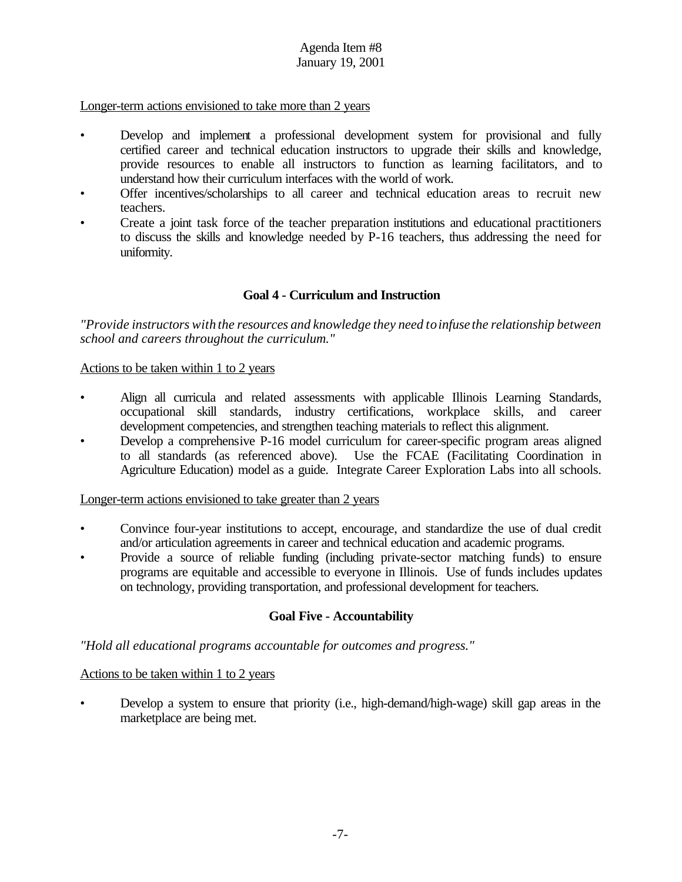Longer-term actions envisioned to take more than 2 years

- Develop and implement a professional development system for provisional and fully certified career and technical education instructors to upgrade their skills and knowledge, provide resources to enable all instructors to function as learning facilitators, and to understand how their curriculum interfaces with the world of work.
- Offer incentives/scholarships to all career and technical education areas to recruit new teachers.
- Create a joint task force of the teacher preparation institutions and educational practitioners to discuss the skills and knowledge needed by P-16 teachers, thus addressing the need for uniformity.

**Goal 4 - Curriculum and Instruction**

*"Provide instructors with the resources and knowledge they need to infuse the relationship between school and careers throughout the curriculum."*

Actions to be taken within 1 to 2 years

- Align all curricula and related assessments with applicable Illinois Learning Standards, occupational skill standards, industry certifications, workplace skills, and career development competencies, and strengthen teaching materials to reflect this alignment.
- Develop a comprehensive P-16 model curriculum for career-specific program areas aligned to all standards (as referenced above). Use the FCAE (Facilitating Coordination in Agriculture Education) model as a guide. Integrate Career Exploration Labs into all schools.

Longer-term actions envisioned to take greater than 2 years

- Convince four-year institutions to accept, encourage, and standardize the use of dual credit and/or articulation agreements in career and technical education and academic programs.
- Provide a source of reliable funding (including private-sector matching funds) to ensure programs are equitable and accessible to everyone in Illinois. Use of funds includes updates on technology, providing transportation, and professional development for teachers.

**Goal Five - Accountability**

*"Hold all educational programs accountable for outcomes and progress."*

Actions to be taken within 1 to 2 years

- Develop a system to ensure that priority (i.e., high-demand/high-wage) skill gap areas in the marketplace are being met.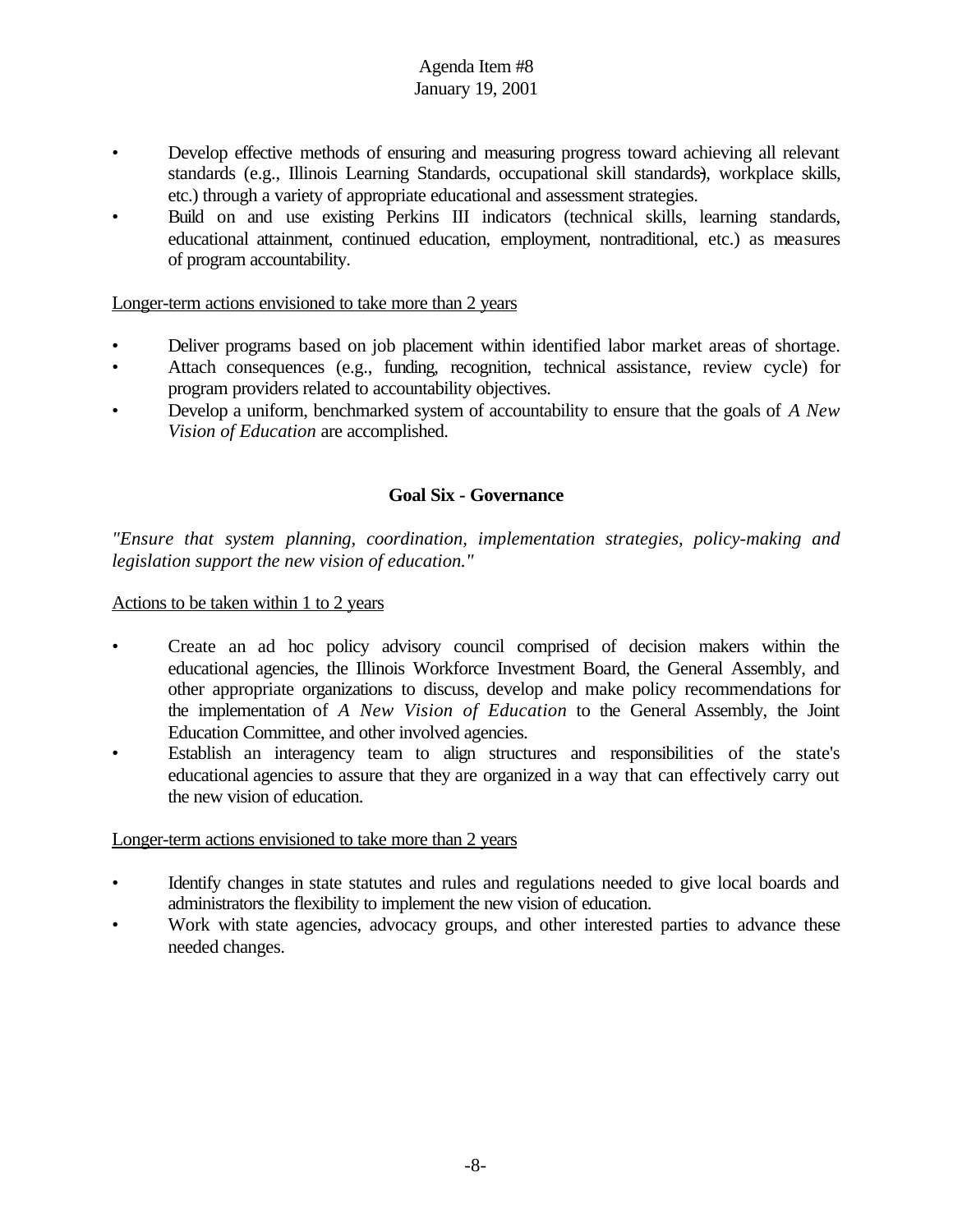- Develop effective methods of ensuring and measuring progress toward achieving all relevant standards (e.g., Illinois Learning Standards, occupational skill standards), workplace skills, etc.) through a variety of appropriate educational and assessment strategies.
- Build on and use existing Perkins III indicators (technical skills, learning standards, educational attainment, continued education, employment, nontraditional, etc.) as measures of program accountability.

<u>Longer-term actions envisioned to take more than 2 years</u>

- Deliver programs based on job placement within identified labor market areas of shortage.
- Attach consequences (e.g., funding, recognition, technical assistance, review cycle) for program providers related to accountability objectives.
- Develop a uniform, benchmarked system of accountability to ensure that the goals of *A New Vision of Education* are accomplished.

## Goal Six - Governance

*"Ensure that system planning, coordination, implementation strategies, policy-making and legislation support the new vision of education."*

<u>Actions to be taken within 1 to 2 years</u>

- Create an ad hoc policy advisory council comprised of decision makers within the educational agencies, the Illinois Workforce Investment Board, the General Assembly, and other appropriate organizations to discuss, develop and make policy recommendations for the implementation of *A New Vision of Education* to the General Assembly, the Joint Education Committee, and other involved agencies.
- Establish an interagency team to align structures and responsibilities of the state's educational agencies to assure that they are organized in a way that can effectively carry out the new vision of education.

<u>Longer-term actions envisioned to take more than 2 years</u>

- Identify changes in state statutes and rules and regulations needed to give local boards and administrators the flexibility to implement the new vision of education.
- Work with state agencies, advocacy groups, and other interested parties to advance these needed changes.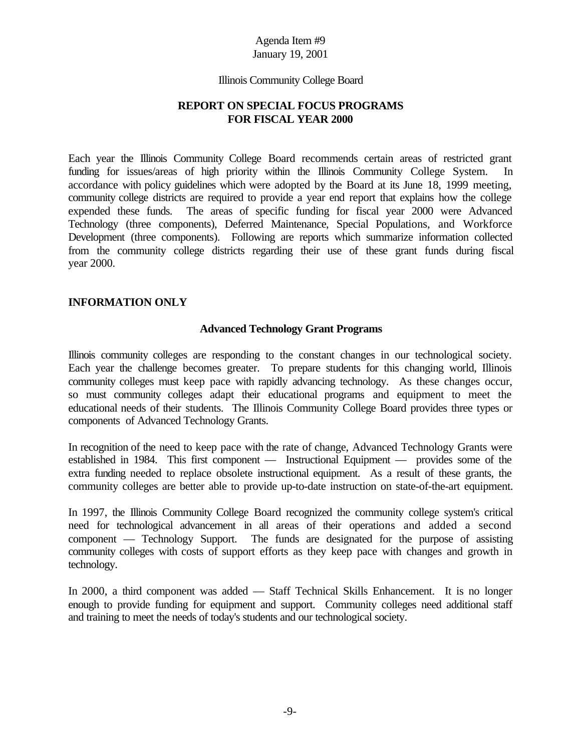Agenda Item #9
January 19, 2001

Illinois Community College Board

# REPORT ON SPECIAL FOCUS PROGRAMS FOR FISCAL YEAR 2000

Each year the Illinois Community College Board recommends certain areas of restricted grant funding for issues/areas of high priority within the Illinois Community College System. In accordance with policy guidelines which were adopted by the Board at its June 18, 1999 meeting, community college districts are required to provide a year end report that explains how the college expended these funds. The areas of specific funding for fiscal year 2000 were Advanced Technology (three components), Deferred Maintenance, Special Populations, and Workforce Development (three components). Following are reports which summarize information collected from the community college districts regarding their use of these grant funds during fiscal year 2000.

**INFORMATION ONLY**

## Advanced Technology Grant Programs

Illinois community colleges are responding to the constant changes in our technological society. Each year the challenge becomes greater. To prepare students for this changing world, Illinois community colleges must keep pace with rapidly advancing technology. As these changes occur, so must community colleges adapt their educational programs and equipment to meet the educational needs of their students. The Illinois Community College Board provides three types or components of Advanced Technology Grants.

In recognition of the need to keep pace with the rate of change, Advanced Technology Grants were established in 1984. This first component — Instructional Equipment — provides some of the extra funding needed to replace obsolete instructional equipment. As a result of these grants, the community colleges are better able to provide up-to-date instruction on state-of-the-art equipment.

In 1997, the Illinois Community College Board recognized the community college system's critical need for technological advancement in all areas of their operations and added a second component — Technology Support. The funds are designated for the purpose of assisting community colleges with costs of support efforts as they keep pace with changes and growth in technology.

In 2000, a third component was added — Staff Technical Skills Enhancement. It is no longer enough to provide funding for equipment and support. Community colleges need additional staff and training to meet the needs of today's students and our technological society.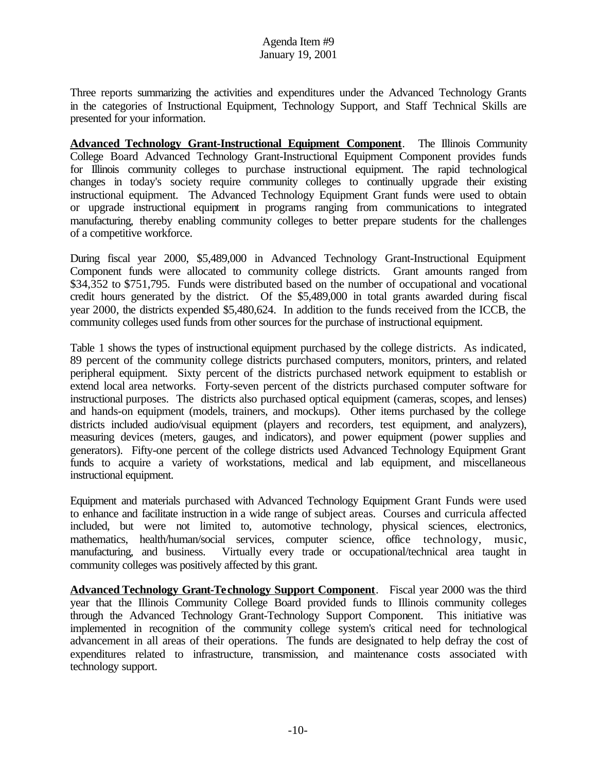Three reports summarizing the activities and expenditures under the Advanced Technology Grants in the categories of Instructional Equipment, Technology Support, and Staff Technical Skills are presented for your information.

**Advanced Technology Grant-Instructional Equipment Component**. The Illinois Community College Board Advanced Technology Grant-Instructional Equipment Component provides funds for Illinois community colleges to purchase instructional equipment. The rapid technological changes in today's society require community colleges to continually upgrade their existing instructional equipment. The Advanced Technology Equipment Grant funds were used to obtain or upgrade instructional equipment in programs ranging from communications to integrated manufacturing, thereby enabling community colleges to better prepare students for the challenges of a competitive workforce.

During fiscal year 2000, $5,489,000 in Advanced Technology Grant-Instructional Equipment Component funds were allocated to community college districts. Grant amounts ranged from $34,352 to $751,795. Funds were distributed based on the number of occupational and vocational credit hours generated by the district. Of the $5,489,000 in total grants awarded during fiscal year 2000, the districts expended $5,480,624. In addition to the funds received from the ICCB, the community colleges used funds from other sources for the purchase of instructional equipment.

Table 1 shows the types of instructional equipment purchased by the college districts. As indicated, 89 percent of the community college districts purchased computers, monitors, printers, and related peripheral equipment. Sixty percent of the districts purchased network equipment to establish or extend local area networks. Forty-seven percent of the districts purchased computer software for instructional purposes. The districts also purchased optical equipment (cameras, scopes, and lenses) and hands-on equipment (models, trainers, and mockups). Other items purchased by the college districts included audio/visual equipment (players and recorders, test equipment, and analyzers), measuring devices (meters, gauges, and indicators), and power equipment (power supplies and generators). Fifty-one percent of the college districts used Advanced Technology Equipment Grant funds to acquire a variety of workstations, medical and lab equipment, and miscellaneous instructional equipment.

Equipment and materials purchased with Advanced Technology Equipment Grant Funds were used to enhance and facilitate instruction in a wide range of subject areas. Courses and curricula affected included, but were not limited to, automotive technology, physical sciences, electronics, mathematics, health/human/social services, computer science, office technology, music, manufacturing, and business. Virtually every trade or occupational/technical area taught in community colleges was positively affected by this grant.

**Advanced Technology Grant-Technology Support Component**. Fiscal year 2000 was the third year that the Illinois Community College Board provided funds to Illinois community colleges through the Advanced Technology Grant-Technology Support Component. This initiative was implemented in recognition of the community college system's critical need for technological advancement in all areas of their operations. The funds are designated to help defray the cost of expenditures related to infrastructure, transmission, and maintenance costs associated with technology support.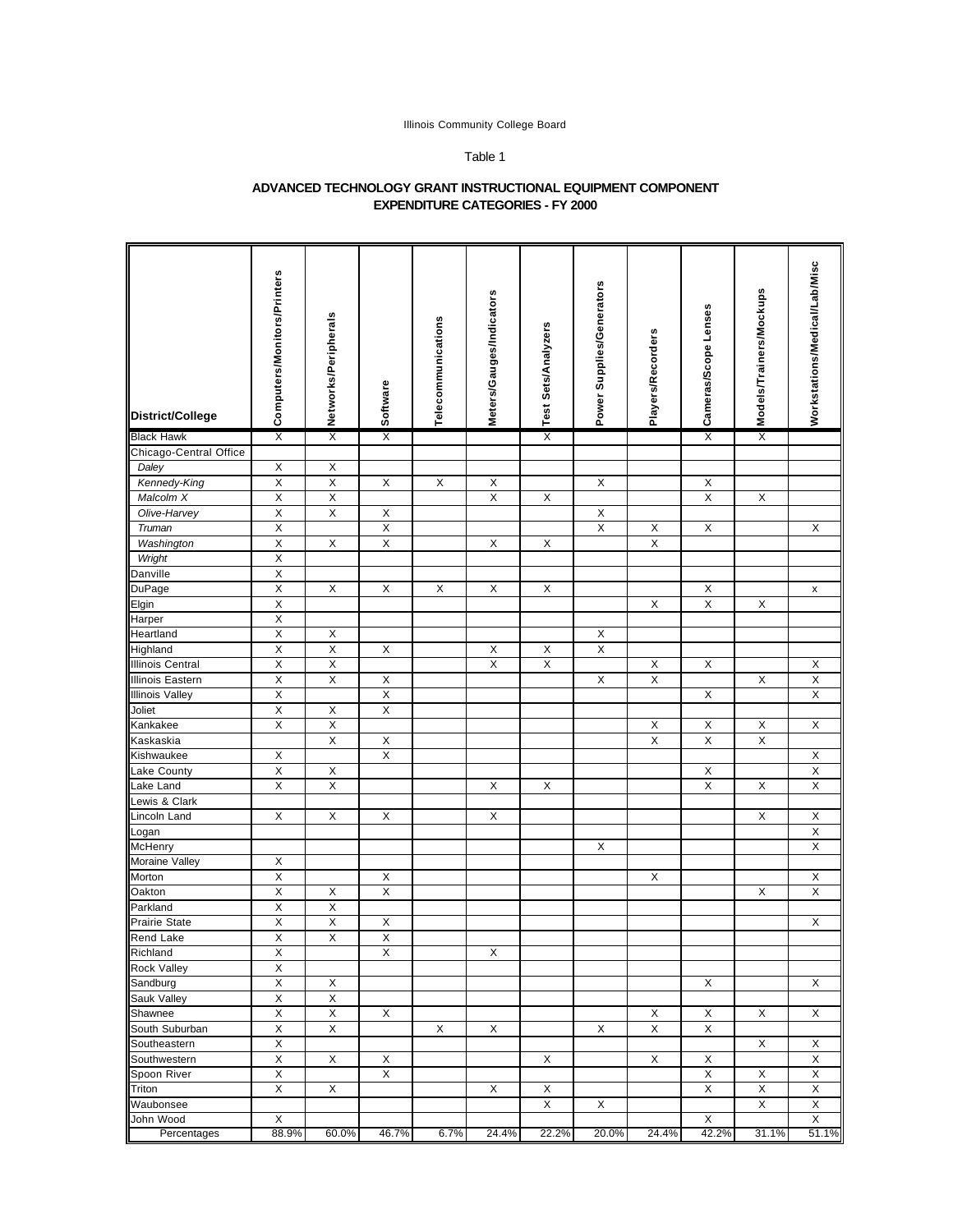Illinois Community College Board

Table 1

**ADVANCED TECHNOLOGY GRANT INSTRUCTIONAL EQUIPMENT COMPONENT EXPENDITURE CATEGORIES - FY 2000**

| District/College | Computers/Monitors/Printers | Networks/Peripherals | Software | Telecommunications | Meters/Gauges/Indicators | Test Sets/Analyzers | Power Supplies/Generators | Players/Recorders | Cameras/Scope Lenses | Models/Trainers/Mockups | Workstations/Medical/Lab/Misc |
|---|---|---|---|---|---|---|---|---|---|---|---|
| Black Hawk | X | X | X | | | X | | | X | X | |
| Chicago-Central Office | | | | | | | | | | | |
| *Daley* | X | X | | | | | | | | | |
| *Kennedy-King* | X | X | X | X | X | | X | | X | | |
| *Malcolm X* | X | X | | | X | X | | | X | X | |
| *Olive-Harvey* | X | X | X | | | | X | | | | |
| *Truman* | X | | X | | | | X | X | X | | X |
| *Washington* | X | X | X | | X | X | | X | | | |
| *Wright* | X | | | | | | | | | | |
| Danville | X | | | | | | | | | | |
| DuPage | X | X | X | X | X | X | | | X | | x |
| Elgin | X | | | | | | | X | X | X | |
| Harper | X | | | | | | | | | | |
| Heartland | X | X | | | | | X | | | | |
| Highland | X | X | X | | X | X | X | | | | |
| Illinois Central | X | X | | | X | X | | X | X | | X |
| Illinois Eastern | X | X | X | | | | X | X | | X | X |
| Illinois Valley | X | | X | | | | | | X | | X |
| Joliet | X | X | X | | | | | | | | |
| Kankakee | X | X | | | | | | X | X | X | X |
| Kaskaskia | | X | X | | | | | X | X | X | |
| Kishwaukee | X | | X | | | | | | | | X |
| Lake County | X | X | | | | | | | X | | X |
| Lake Land | X | X | | | X | X | | | X | X | X |
| Lewis & Clark | | | | | | | | | | | |
| Lincoln Land | X | X | X | | X | | | | | X | X |
| Logan | | | | | | | | | | | X |
| McHenry | | | | | | | X | | | | X |
| Moraine Valley | X | | | | | | | | | | |
| Morton | X | | X | | | | | X | | | X |
| Oakton | X | X | X | | | | | | | X | X |
| Parkland | X | X | | | | | | | | | |
| Prairie State | X | X | X | | | | | | | | X |
| Rend Lake | X | X | X | | | | | | | | |
| Richland | X | | X | | X | | | | | | |
| Rock Valley | X | | | | | | | | | | |
| Sandburg | X | X | | | | | | | X | | X |
| Sauk Valley | X | X | | | | | | | | | |
| Shawnee | X | X | X | | | | | X | X | X | X |
| South Suburban | X | X | | X | X | | X | X | X | | |
| Southeastern | X | | | | | | | | | X | X |
| Southwestern | X | X | X | | | X | | X | X | | X |
| Spoon River | X | | X | | | | | | X | X | X |
| Triton | X | X | | | X | X | | | X | X | X |
| Waubonsee | | | | | | X | X | | | X | X |
| John Wood | X | | | | | | | | X | | X |
| Percentages | 88.9% | 60.0% | 46.7% | 6.7% | 24.4% | 22.2% | 20.0% | 24.4% | 42.2% | 31.1% | 51.1% |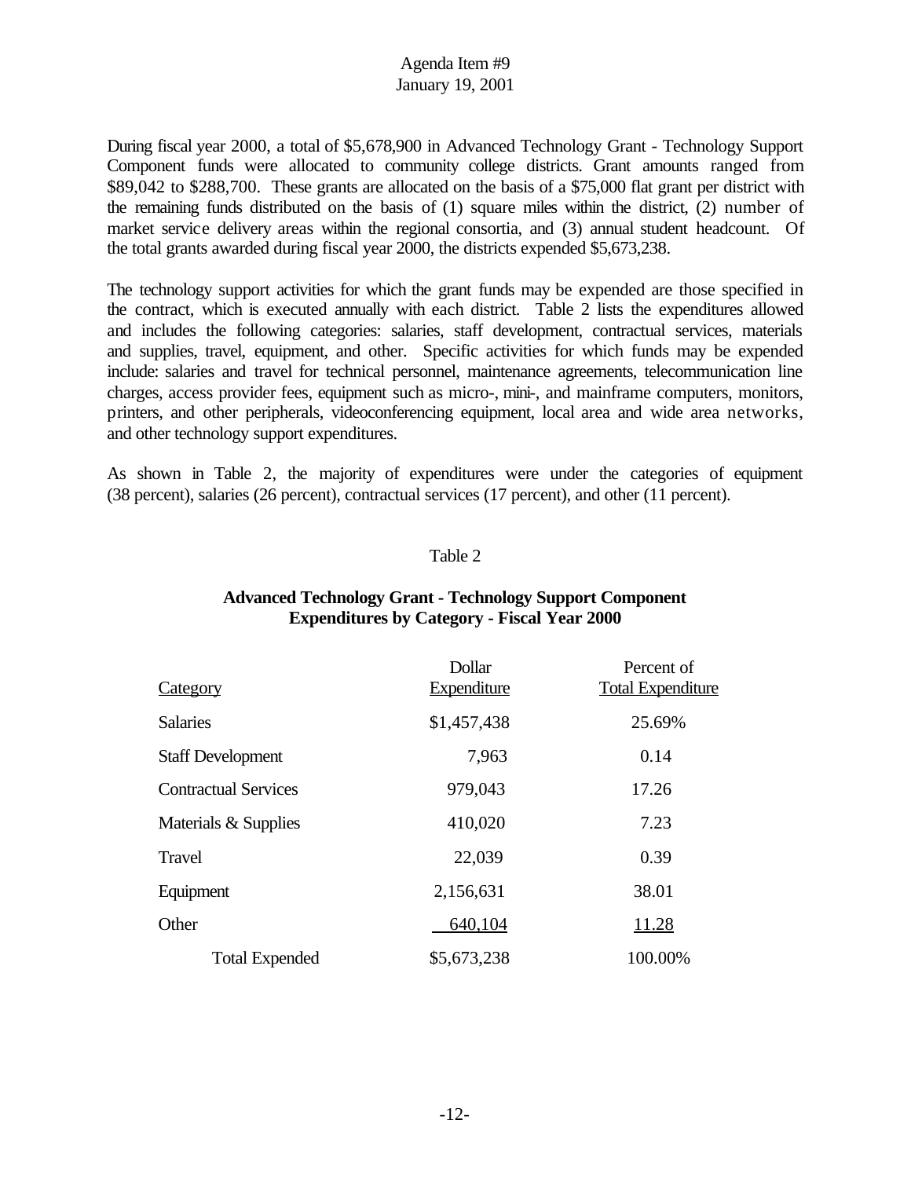During fiscal year 2000, a total of $5,678,900 in Advanced Technology Grant - Technology Support Component funds were allocated to community college districts. Grant amounts ranged from $89,042 to $288,700. These grants are allocated on the basis of a $75,000 flat grant per district with the remaining funds distributed on the basis of (1) square miles within the district, (2) number of market service delivery areas within the regional consortia, and (3) annual student headcount. Of the total grants awarded during fiscal year 2000, the districts expended $5,673,238.

The technology support activities for which the grant funds may be expended are those specified in the contract, which is executed annually with each district. Table 2 lists the expenditures allowed and includes the following categories: salaries, staff development, contractual services, materials and supplies, travel, equipment, and other. Specific activities for which funds may be expended include: salaries and travel for technical personnel, maintenance agreements, telecommunication line charges, access provider fees, equipment such as micro-, mini-, and mainframe computers, monitors, printers, and other peripherals, videoconferencing equipment, local area and wide area networks, and other technology support expenditures.

As shown in Table 2, the majority of expenditures were under the categories of equipment (38 percent), salaries (26 percent), contractual services (17 percent), and other (11 percent).

Table 2

**Advanced Technology Grant - Technology Support Component**
**Expenditures by Category - Fiscal Year 2000**

| Category | Dollar Expenditure | Percent of Total Expenditure |
|---|---|---|
| Salaries | $1,457,438 | 25.69% |
| Staff Development | 7,963 | 0.14 |
| Contractual Services | 979,043 | 17.26 |
| Materials & Supplies | 410,020 | 7.23 |
| Travel | 22,039 | 0.39 |
| Equipment | 2,156,631 | 38.01 |
| Other | 640,104 | 11.28 |
| Total Expended | $5,673,238 | 100.00% |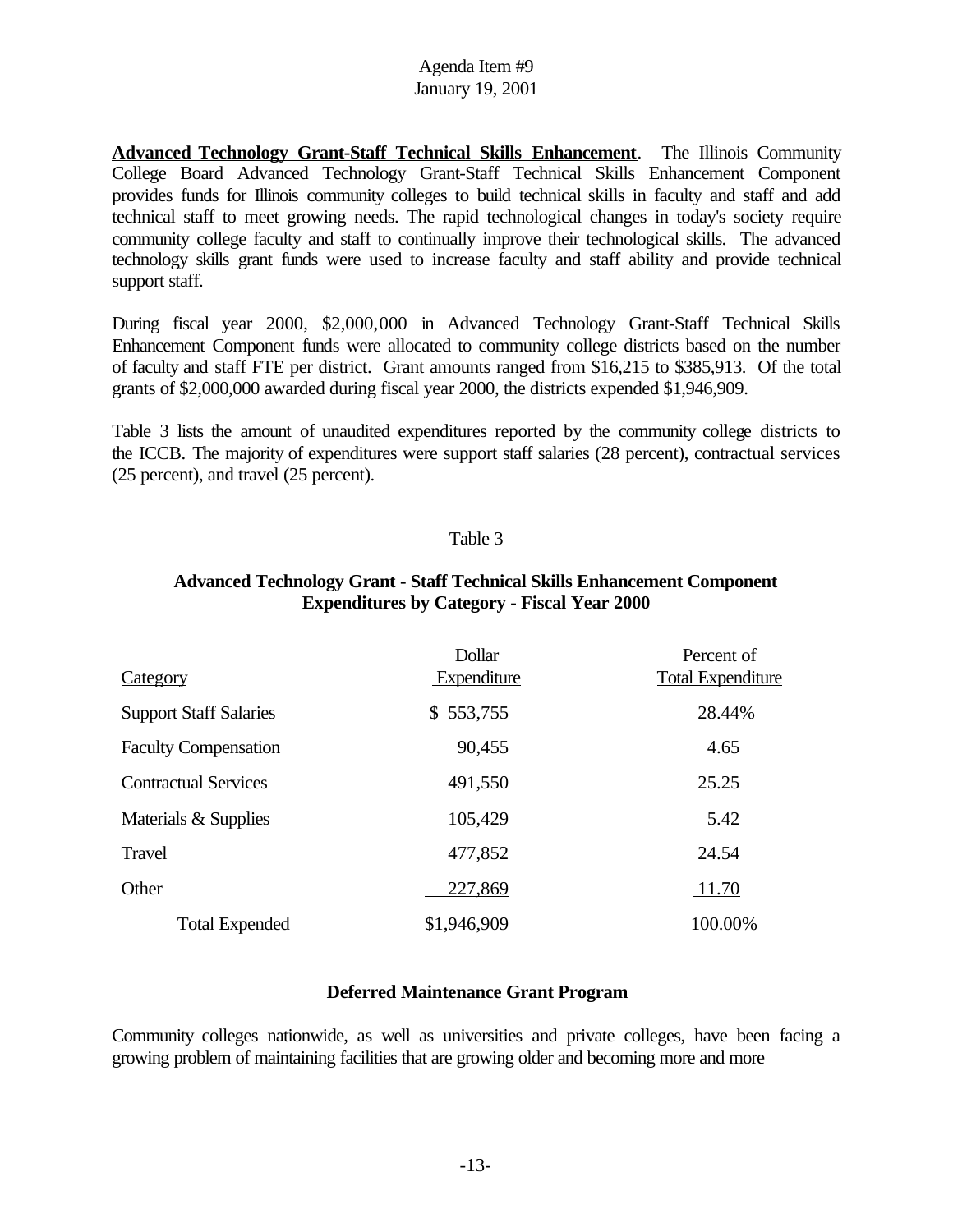**Advanced Technology Grant-Staff Technical Skills Enhancement**. The Illinois Community College Board Advanced Technology Grant-Staff Technical Skills Enhancement Component provides funds for Illinois community colleges to build technical skills in faculty and staff and add technical staff to meet growing needs. The rapid technological changes in today's society require community college faculty and staff to continually improve their technological skills. The advanced technology skills grant funds were used to increase faculty and staff ability and provide technical support staff.

During fiscal year 2000, $2,000,000 in Advanced Technology Grant-Staff Technical Skills Enhancement Component funds were allocated to community college districts based on the number of faculty and staff FTE per district. Grant amounts ranged from $16,215 to $385,913. Of the total grants of $2,000,000 awarded during fiscal year 2000, the districts expended $1,946,909.

Table 3 lists the amount of unaudited expenditures reported by the community college districts to the ICCB. The majority of expenditures were support staff salaries (28 percent), contractual services (25 percent), and travel (25 percent).

Table 3

**Advanced Technology Grant - Staff Technical Skills Enhancement Component**
**Expenditures by Category - Fiscal Year 2000**

| Category | Dollar Expenditure | Percent of Total Expenditure |
|---|---|---|
| Support Staff Salaries | $ 553,755 | 28.44% |
| Faculty Compensation | 90,455 | 4.65 |
| Contractual Services | 491,550 | 25.25 |
| Materials & Supplies | 105,429 | 5.42 |
| Travel | 477,852 | 24.54 |
| Other | 227,869 | 11.70 |
| Total Expended | $1,946,909 | 100.00% |

**Deferred Maintenance Grant Program**

Community colleges nationwide, as well as universities and private colleges, have been facing a growing problem of maintaining facilities that are growing older and becoming more and more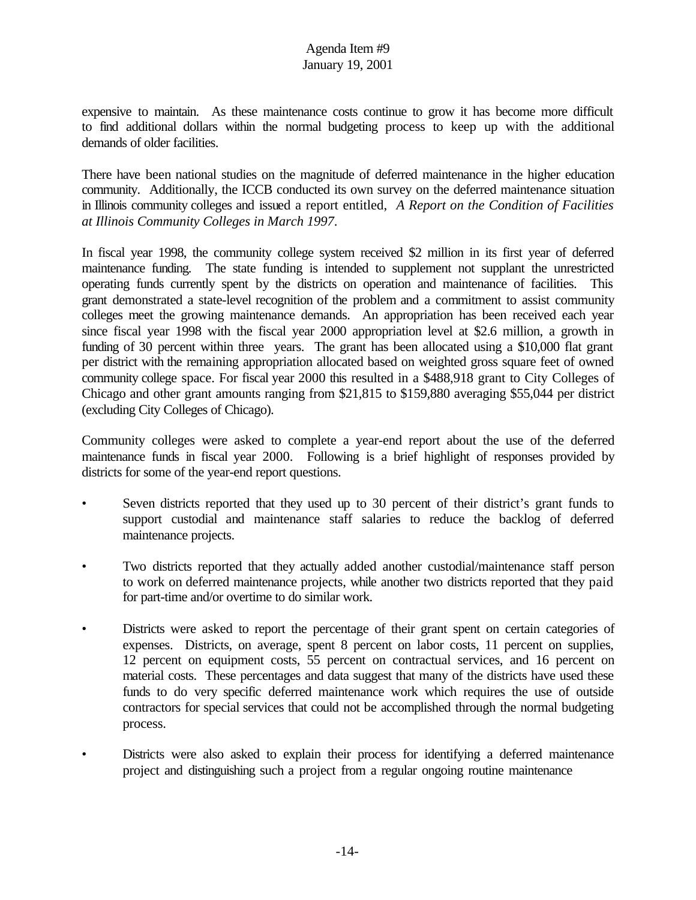expensive to maintain. As these maintenance costs continue to grow it has become more difficult to find additional dollars within the normal budgeting process to keep up with the additional demands of older facilities.

There have been national studies on the magnitude of deferred maintenance in the higher education community. Additionally, the ICCB conducted its own survey on the deferred maintenance situation in Illinois community colleges and issued a report entitled, *A Report on the Condition of Facilities at Illinois Community Colleges in March 1997*.

In fiscal year 1998, the community college system received $2 million in its first year of deferred maintenance funding. The state funding is intended to supplement not supplant the unrestricted operating funds currently spent by the districts on operation and maintenance of facilities. This grant demonstrated a state-level recognition of the problem and a commitment to assist community colleges meet the growing maintenance demands. An appropriation has been received each year since fiscal year 1998 with the fiscal year 2000 appropriation level at $2.6 million, a growth in funding of 30 percent within three years. The grant has been allocated using a $10,000 flat grant per district with the remaining appropriation allocated based on weighted gross square feet of owned community college space. For fiscal year 2000 this resulted in a $488,918 grant to City Colleges of Chicago and other grant amounts ranging from $21,815 to $159,880 averaging $55,044 per district (excluding City Colleges of Chicago).

Community colleges were asked to complete a year-end report about the use of the deferred maintenance funds in fiscal year 2000. Following is a brief highlight of responses provided by districts for some of the year-end report questions.

- Seven districts reported that they used up to 30 percent of their district's grant funds to support custodial and maintenance staff salaries to reduce the backlog of deferred maintenance projects.
- Two districts reported that they actually added another custodial/maintenance staff person to work on deferred maintenance projects, while another two districts reported that they paid for part-time and/or overtime to do similar work.
- Districts were asked to report the percentage of their grant spent on certain categories of expenses. Districts, on average, spent 8 percent on labor costs, 11 percent on supplies, 12 percent on equipment costs, 55 percent on contractual services, and 16 percent on material costs. These percentages and data suggest that many of the districts have used these funds to do very specific deferred maintenance work which requires the use of outside contractors for special services that could not be accomplished through the normal budgeting process.
- Districts were also asked to explain their process for identifying a deferred maintenance project and distinguishing such a project from a regular ongoing routine maintenance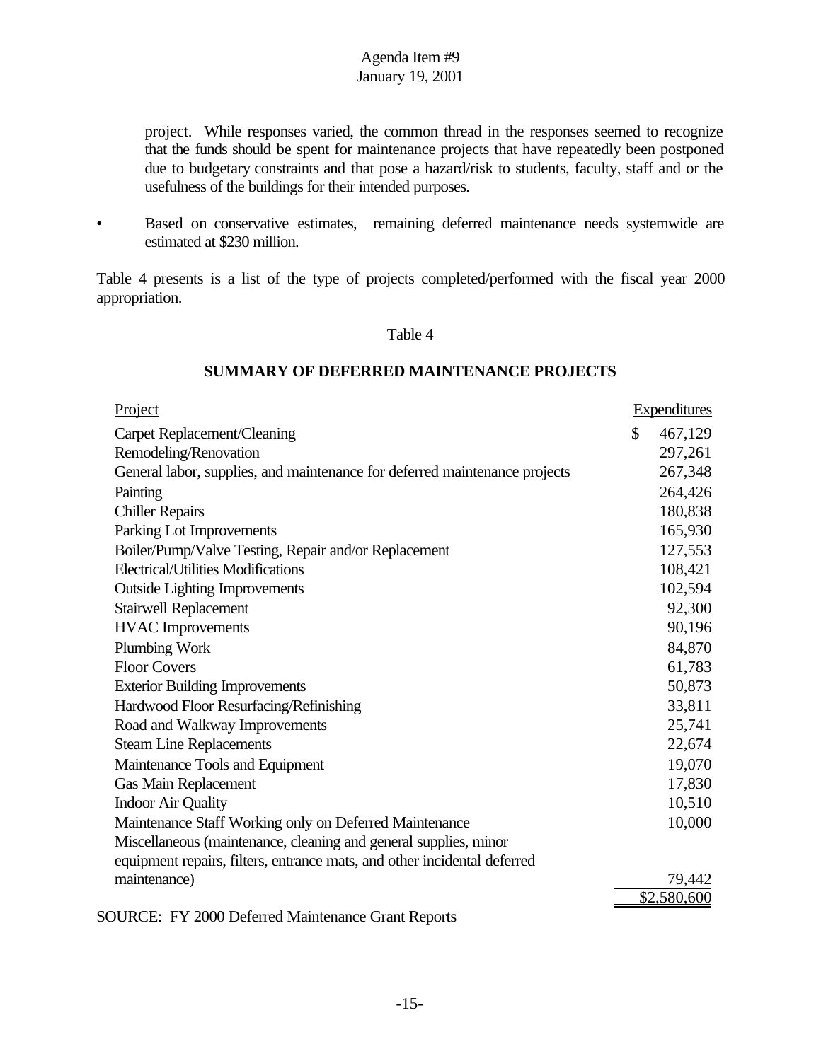project. While responses varied, the common thread in the responses seemed to recognize that the funds should be spent for maintenance projects that have repeatedly been postponed due to budgetary constraints and that pose a hazard/risk to students, faculty, staff and or the usefulness of the buildings for their intended purposes.

- Based on conservative estimates, remaining deferred maintenance needs systemwide are estimated at $230 million.

Table 4 presents is a list of the type of projects completed/performed with the fiscal year 2000 appropriation.

Table 4

**SUMMARY OF DEFERRED MAINTENANCE PROJECTS**

| Project | Expenditures |
|---|---|
| Carpet Replacement/Cleaning | $ 467,129 |
| Remodeling/Renovation | 297,261 |
| General labor, supplies, and maintenance for deferred maintenance projects | 267,348 |
| Painting | 264,426 |
| Chiller Repairs | 180,838 |
| Parking Lot Improvements | 165,930 |
| Boiler/Pump/Valve Testing, Repair and/or Replacement | 127,553 |
| Electrical/Utilities Modifications | 108,421 |
| Outside Lighting Improvements | 102,594 |
| Stairwell Replacement | 92,300 |
| HVAC Improvements | 90,196 |
| Plumbing Work | 84,870 |
| Floor Covers | 61,783 |
| Exterior Building Improvements | 50,873 |
| Hardwood Floor Resurfacing/Refinishing | 33,811 |
| Road and Walkway Improvements | 25,741 |
| Steam Line Replacements | 22,674 |
| Maintenance Tools and Equipment | 19,070 |
| Gas Main Replacement | 17,830 |
| Indoor Air Quality | 10,510 |
| Maintenance Staff Working only on Deferred Maintenance | 10,000 |
| Miscellaneous (maintenance, cleaning and general supplies, minor equipment repairs, filters, entrance mats, and other incidental deferred maintenance) | 79,442 |
| | $2,580,600 |

SOURCE: FY 2000 Deferred Maintenance Grant Reports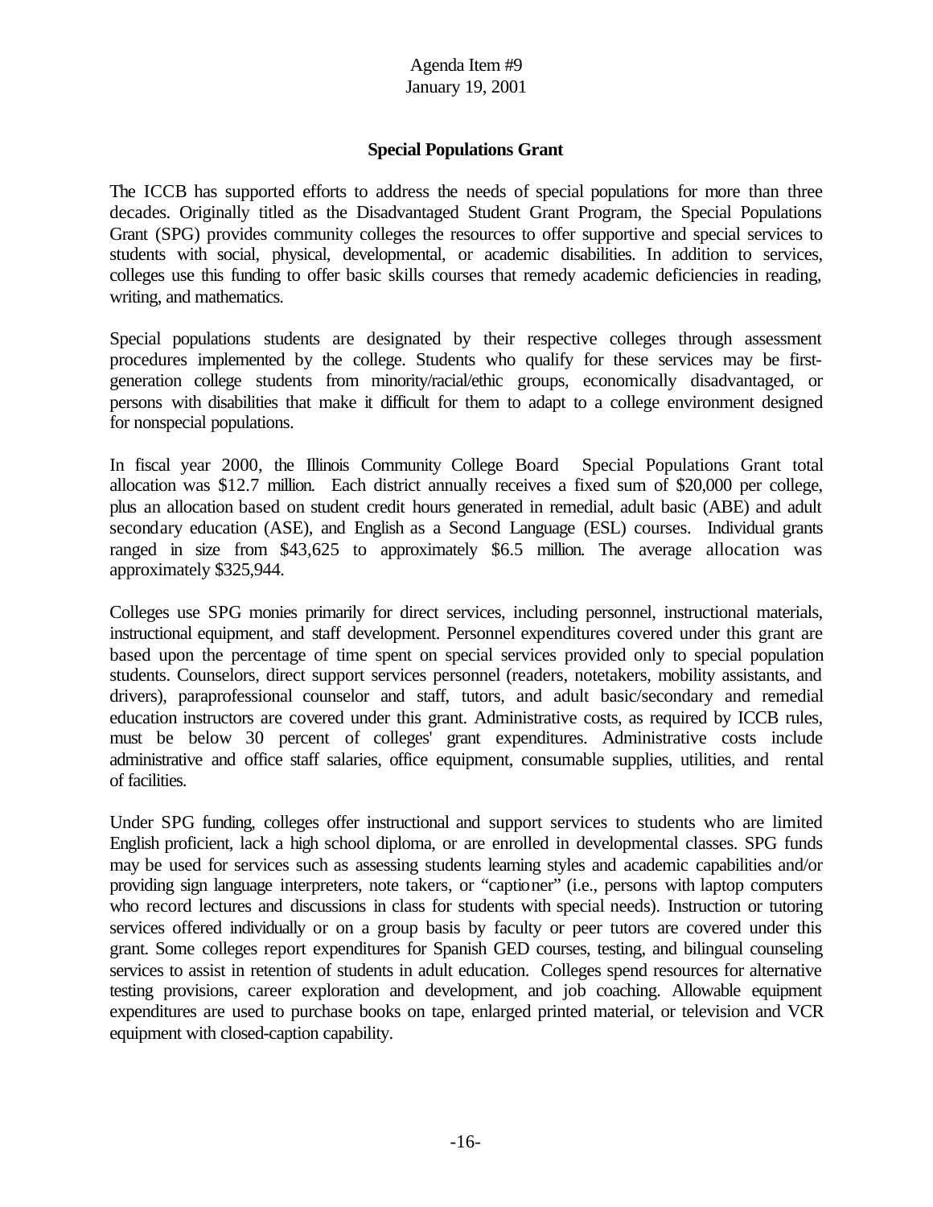Agenda Item #9
January 19, 2001

**Special Populations Grant**

The ICCB has supported efforts to address the needs of special populations for more than three decades. Originally titled as the Disadvantaged Student Grant Program, the Special Populations Grant (SPG) provides community colleges the resources to offer supportive and special services to students with social, physical, developmental, or academic disabilities. In addition to services, colleges use this funding to offer basic skills courses that remedy academic deficiencies in reading, writing, and mathematics.

Special populations students are designated by their respective colleges through assessment procedures implemented by the college. Students who qualify for these services may be first-generation college students from minority/racial/ethic groups, economically disadvantaged, or persons with disabilities that make it difficult for them to adapt to a college environment designed for nonspecial populations.

In fiscal year 2000, the Illinois Community College Board Special Populations Grant total allocation was $12.7 million. Each district annually receives a fixed sum of $20,000 per college, plus an allocation based on student credit hours generated in remedial, adult basic (ABE) and adult secondary education (ASE), and English as a Second Language (ESL) courses. Individual grants ranged in size from $43,625 to approximately $6.5 million. The average allocation was approximately $325,944.

Colleges use SPG monies primarily for direct services, including personnel, instructional materials, instructional equipment, and staff development. Personnel expenditures covered under this grant are based upon the percentage of time spent on special services provided only to special population students. Counselors, direct support services personnel (readers, notetakers, mobility assistants, and drivers), paraprofessional counselor and staff, tutors, and adult basic/secondary and remedial education instructors are covered under this grant. Administrative costs, as required by ICCB rules, must be below 30 percent of colleges' grant expenditures. Administrative costs include administrative and office staff salaries, office equipment, consumable supplies, utilities, and rental of facilities.

Under SPG funding, colleges offer instructional and support services to students who are limited English proficient, lack a high school diploma, or are enrolled in developmental classes. SPG funds may be used for services such as assessing students learning styles and academic capabilities and/or providing sign language interpreters, note takers, or "captioner" (i.e., persons with laptop computers who record lectures and discussions in class for students with special needs). Instruction or tutoring services offered individually or on a group basis by faculty or peer tutors are covered under this grant. Some colleges report expenditures for Spanish GED courses, testing, and bilingual counseling services to assist in retention of students in adult education. Colleges spend resources for alternative testing provisions, career exploration and development, and job coaching. Allowable equipment expenditures are used to purchase books on tape, enlarged printed material, or television and VCR equipment with closed-caption capability.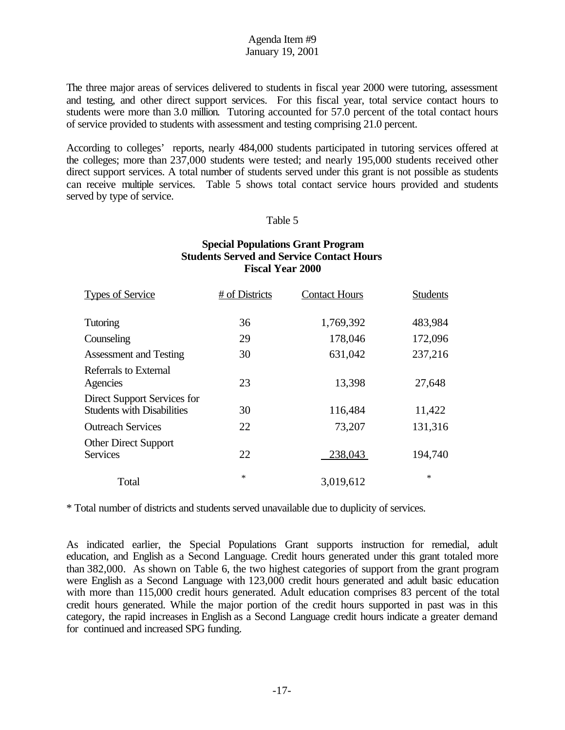The three major areas of services delivered to students in fiscal year 2000 were tutoring, assessment and testing, and other direct support services. For this fiscal year, total service contact hours to students were more than 3.0 million. Tutoring accounted for 57.0 percent of the total contact hours of service provided to students with assessment and testing comprising 21.0 percent.

According to colleges' reports, nearly 484,000 students participated in tutoring services offered at the colleges; more than 237,000 students were tested; and nearly 195,000 students received other direct support services. A total number of students served under this grant is not possible as students can receive multiple services. Table 5 shows total contact service hours provided and students served by type of service.

Table 5

**Special Populations Grant Program**
**Students Served and Service Contact Hours**
**Fiscal Year 2000**

| Types of Service | # of Districts | Contact Hours | Students |
|---|---|---|---|
| Tutoring | 36 | 1,769,392 | 483,984 |
| Counseling | 29 | 178,046 | 172,096 |
| Assessment and Testing | 30 | 631,042 | 237,216 |
| Referrals to External Agencies | 23 | 13,398 | 27,648 |
| Direct Support Services for Students with Disabilities | 30 | 116,484 | 11,422 |
| Outreach Services | 22 | 73,207 | 131,316 |
| Other Direct Support Services | 22 | 238,043 | 194,740 |
| Total | * | 3,019,612 | * |

* Total number of districts and students served unavailable due to duplicity of services.

As indicated earlier, the Special Populations Grant supports instruction for remedial, adult education, and English as a Second Language. Credit hours generated under this grant totaled more than 382,000. As shown on Table 6, the two highest categories of support from the grant program were English as a Second Language with 123,000 credit hours generated and adult basic education with more than 115,000 credit hours generated. Adult education comprises 83 percent of the total credit hours generated. While the major portion of the credit hours supported in past was in this category, the rapid increases in English as a Second Language credit hours indicate a greater demand for continued and increased SPG funding.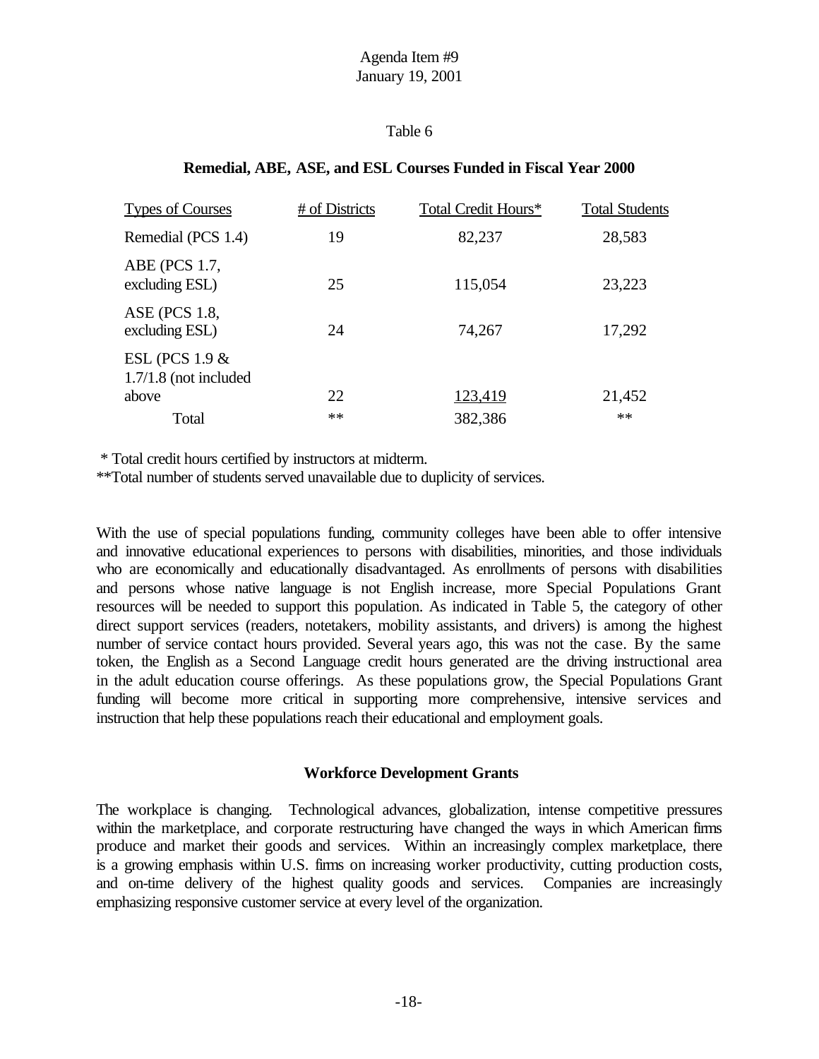Table 6

**Remedial, ABE, ASE, and ESL Courses Funded in Fiscal Year 2000**

| Types of Courses | # of Districts | Total Credit Hours* | Total Students |
|---|---|---|---|
| Remedial (PCS 1.4) | 19 | 82,237 | 28,583 |
| ABE (PCS 1.7, excluding ESL) | 25 | 115,054 | 23,223 |
| ASE (PCS 1.8, excluding ESL) | 24 | 74,267 | 17,292 |
| ESL (PCS 1.9 & 1.7/1.8 (not included above | 22 | 123,419 | 21,452 |
| Total | ** | 382,386 | ** |

* Total credit hours certified by instructors at midterm.
**Total number of students served unavailable due to duplicity of services.

With the use of special populations funding, community colleges have been able to offer intensive and innovative educational experiences to persons with disabilities, minorities, and those individuals who are economically and educationally disadvantaged. As enrollments of persons with disabilities and persons whose native language is not English increase, more Special Populations Grant resources will be needed to support this population. As indicated in Table 5, the category of other direct support services (readers, notetakers, mobility assistants, and drivers) is among the highest number of service contact hours provided. Several years ago, this was not the case. By the same token, the English as a Second Language credit hours generated are the driving instructional area in the adult education course offerings. As these populations grow, the Special Populations Grant funding will become more critical in supporting more comprehensive, intensive services and instruction that help these populations reach their educational and employment goals.

## Workforce Development Grants

The workplace is changing. Technological advances, globalization, intense competitive pressures within the marketplace, and corporate restructuring have changed the ways in which American firms produce and market their goods and services. Within an increasingly complex marketplace, there is a growing emphasis within U.S. firms on increasing worker productivity, cutting production costs, and on-time delivery of the highest quality goods and services. Companies are increasingly emphasizing responsive customer service at every level of the organization.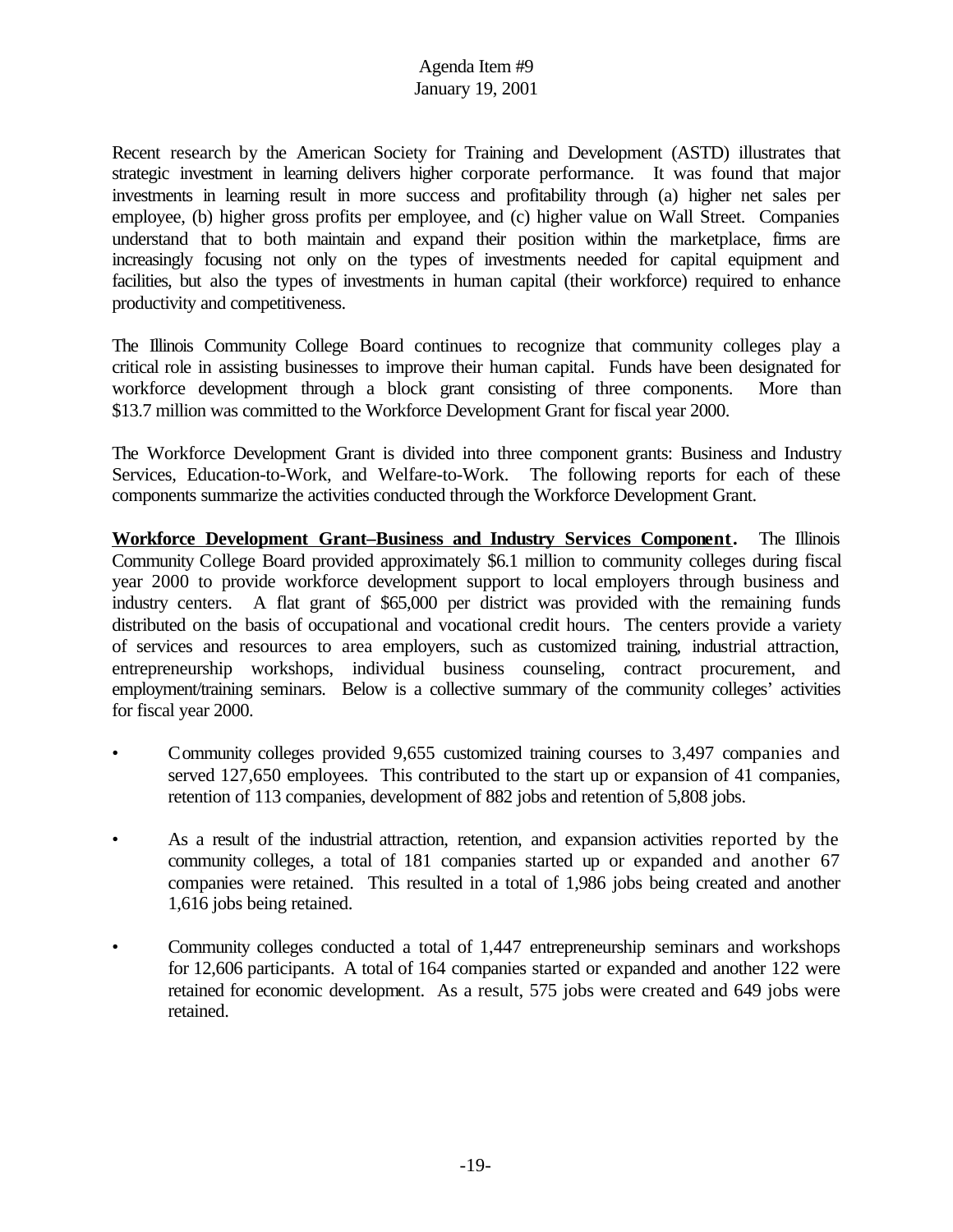Recent research by the American Society for Training and Development (ASTD) illustrates that strategic investment in learning delivers higher corporate performance. It was found that major investments in learning result in more success and profitability through (a) higher net sales per employee, (b) higher gross profits per employee, and (c) higher value on Wall Street. Companies understand that to both maintain and expand their position within the marketplace, firms are increasingly focusing not only on the types of investments needed for capital equipment and facilities, but also the types of investments in human capital (their workforce) required to enhance productivity and competitiveness.

The Illinois Community College Board continues to recognize that community colleges play a critical role in assisting businesses to improve their human capital. Funds have been designated for workforce development through a block grant consisting of three components. More than $13.7 million was committed to the Workforce Development Grant for fiscal year 2000.

The Workforce Development Grant is divided into three component grants: Business and Industry Services, Education-to-Work, and Welfare-to-Work. The following reports for each of these components summarize the activities conducted through the Workforce Development Grant.

**Workforce Development Grant–Business and Industry Services Component.** The Illinois Community College Board provided approximately $6.1 million to community colleges during fiscal year 2000 to provide workforce development support to local employers through business and industry centers. A flat grant of $65,000 per district was provided with the remaining funds distributed on the basis of occupational and vocational credit hours. The centers provide a variety of services and resources to area employers, such as customized training, industrial attraction, entrepreneurship workshops, individual business counseling, contract procurement, and employment/training seminars. Below is a collective summary of the community colleges' activities for fiscal year 2000.

- Community colleges provided 9,655 customized training courses to 3,497 companies and served 127,650 employees. This contributed to the start up or expansion of 41 companies, retention of 113 companies, development of 882 jobs and retention of 5,808 jobs.

- As a result of the industrial attraction, retention, and expansion activities reported by the community colleges, a total of 181 companies started up or expanded and another 67 companies were retained. This resulted in a total of 1,986 jobs being created and another 1,616 jobs being retained.

- Community colleges conducted a total of 1,447 entrepreneurship seminars and workshops for 12,606 participants. A total of 164 companies started or expanded and another 122 were retained for economic development. As a result, 575 jobs were created and 649 jobs were retained.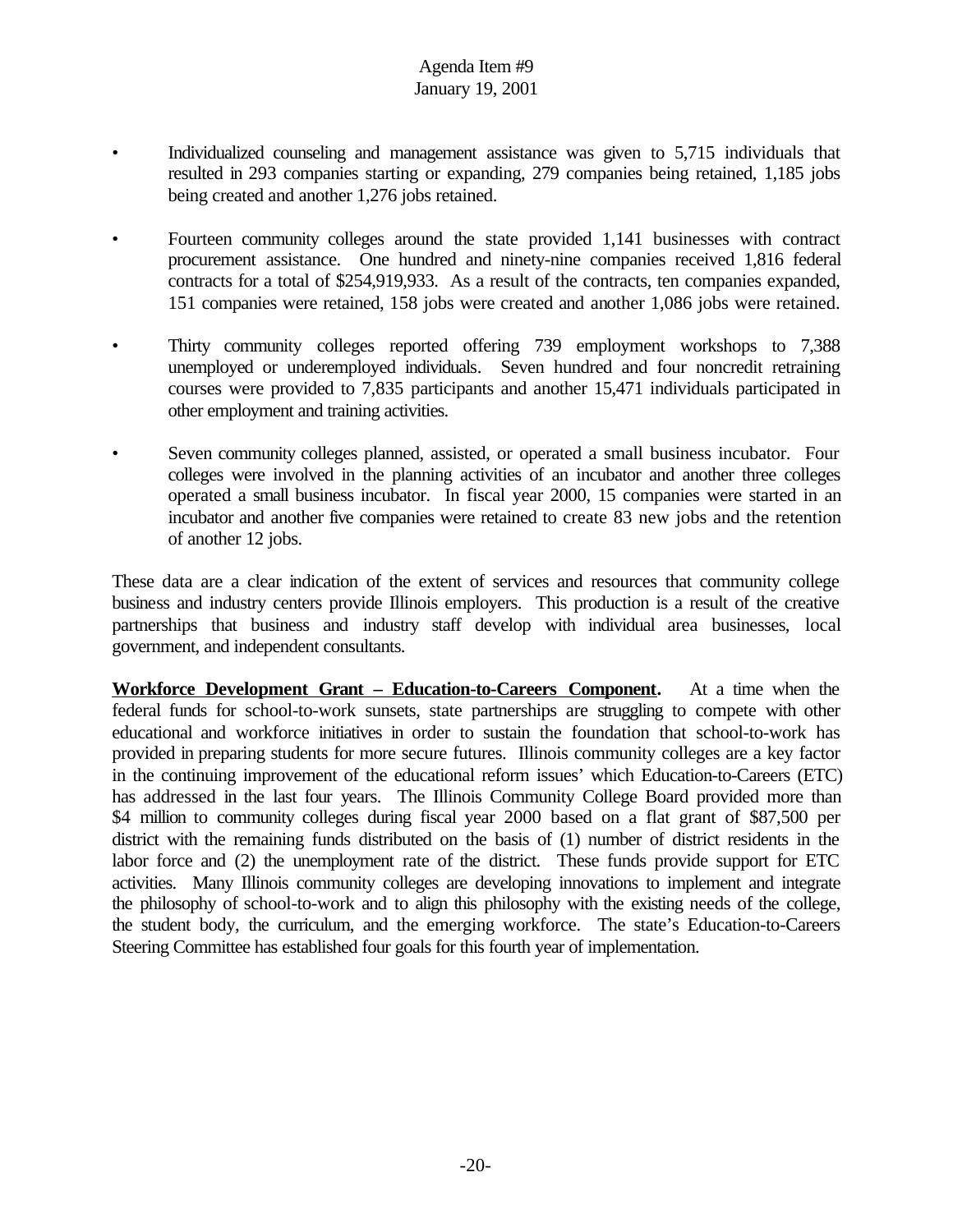- Individualized counseling and management assistance was given to 5,715 individuals that resulted in 293 companies starting or expanding, 279 companies being retained, 1,185 jobs being created and another 1,276 jobs retained.

- Fourteen community colleges around the state provided 1,141 businesses with contract procurement assistance. One hundred and ninety-nine companies received 1,816 federal contracts for a total of $254,919,933. As a result of the contracts, ten companies expanded, 151 companies were retained, 158 jobs were created and another 1,086 jobs were retained.

- Thirty community colleges reported offering 739 employment workshops to 7,388 unemployed or underemployed individuals. Seven hundred and four noncredit retraining courses were provided to 7,835 participants and another 15,471 individuals participated in other employment and training activities.

- Seven community colleges planned, assisted, or operated a small business incubator. Four colleges were involved in the planning activities of an incubator and another three colleges operated a small business incubator. In fiscal year 2000, 15 companies were started in an incubator and another five companies were retained to create 83 new jobs and the retention of another 12 jobs.

These data are a clear indication of the extent of services and resources that community college business and industry centers provide Illinois employers. This production is a result of the creative partnerships that business and industry staff develop with individual area businesses, local government, and independent consultants.

**Workforce Development Grant – Education-to-Careers Component.** At a time when the federal funds for school-to-work sunsets, state partnerships are struggling to compete with other educational and workforce initiatives in order to sustain the foundation that school-to-work has provided in preparing students for more secure futures. Illinois community colleges are a key factor in the continuing improvement of the educational reform issues' which Education-to-Careers (ETC) has addressed in the last four years. The Illinois Community College Board provided more than $4 million to community colleges during fiscal year 2000 based on a flat grant of $87,500 per district with the remaining funds distributed on the basis of (1) number of district residents in the labor force and (2) the unemployment rate of the district. These funds provide support for ETC activities. Many Illinois community colleges are developing innovations to implement and integrate the philosophy of school-to-work and to align this philosophy with the existing needs of the college, the student body, the curriculum, and the emerging workforce. The state's Education-to-Careers Steering Committee has established four goals for this fourth year of implementation.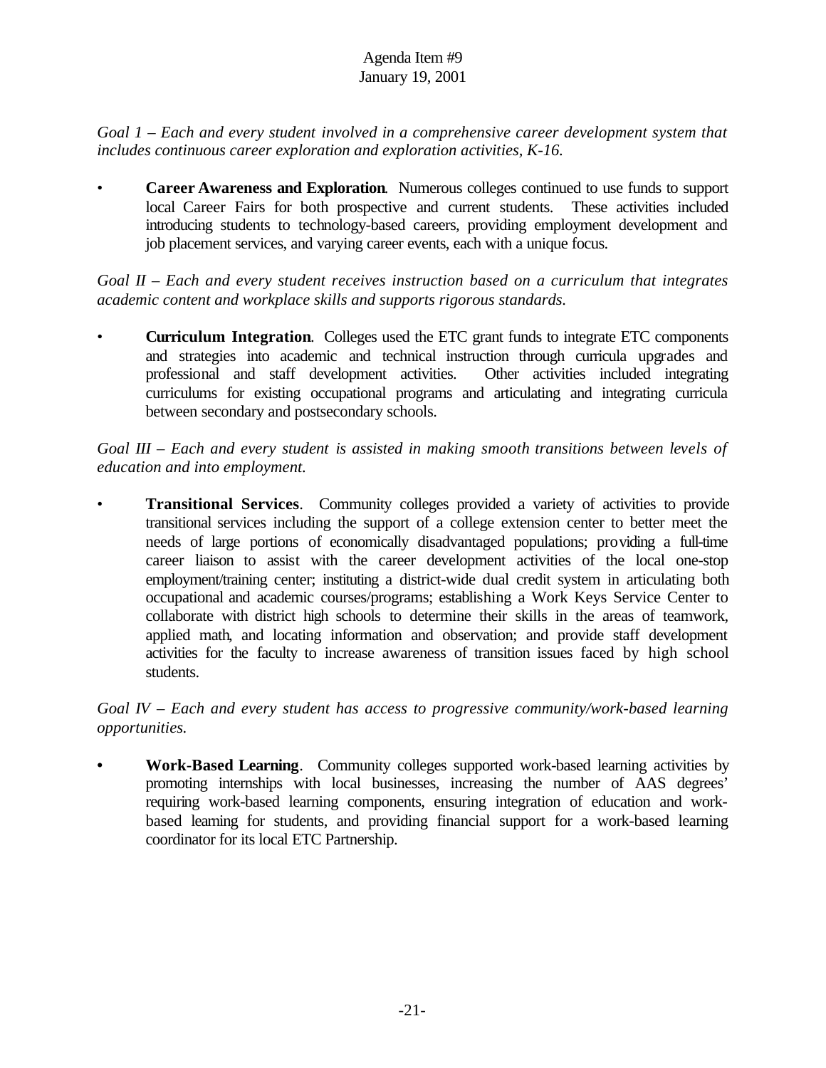*Goal 1 – Each and every student involved in a comprehensive career development system that includes continuous career exploration and exploration activities, K-16.*

- **Career Awareness and Exploration**. Numerous colleges continued to use funds to support local Career Fairs for both prospective and current students. These activities included introducing students to technology-based careers, providing employment development and job placement services, and varying career events, each with a unique focus.

*Goal II – Each and every student receives instruction based on a curriculum that integrates academic content and workplace skills and supports rigorous standards.*

- **Curriculum Integration**. Colleges used the ETC grant funds to integrate ETC components and strategies into academic and technical instruction through curricula upgrades and professional and staff development activities. Other activities included integrating curriculums for existing occupational programs and articulating and integrating curricula between secondary and postsecondary schools.

*Goal III – Each and every student is assisted in making smooth transitions between levels of education and into employment.*

- **Transitional Services**. Community colleges provided a variety of activities to provide transitional services including the support of a college extension center to better meet the needs of large portions of economically disadvantaged populations; providing a full-time career liaison to assist with the career development activities of the local one-stop employment/training center; instituting a district-wide dual credit system in articulating both occupational and academic courses/programs; establishing a Work Keys Service Center to collaborate with district high schools to determine their skills in the areas of teamwork, applied math, and locating information and observation; and provide staff development activities for the faculty to increase awareness of transition issues faced by high school students.

*Goal IV – Each and every student has access to progressive community/work-based learning opportunities.*

- **Work-Based Learning**. Community colleges supported work-based learning activities by promoting internships with local businesses, increasing the number of AAS degrees' requiring work-based learning components, ensuring integration of education and work-based learning for students, and providing financial support for a work-based learning coordinator for its local ETC Partnership.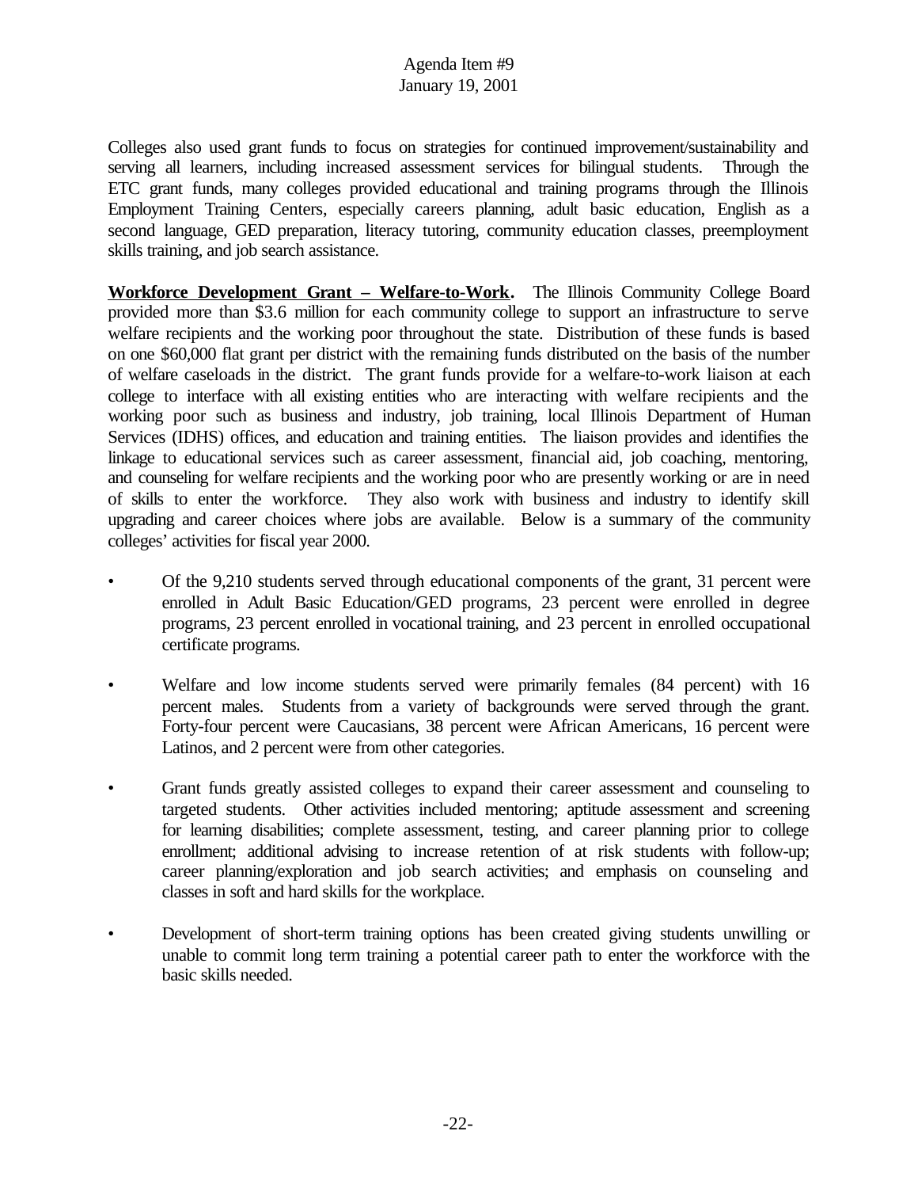Colleges also used grant funds to focus on strategies for continued improvement/sustainability and serving all learners, including increased assessment services for bilingual students. Through the ETC grant funds, many colleges provided educational and training programs through the Illinois Employment Training Centers, especially careers planning, adult basic education, English as a second language, GED preparation, literacy tutoring, community education classes, preemployment skills training, and job search assistance.

**Workforce Development Grant – Welfare-to-Work.** The Illinois Community College Board provided more than $3.6 million for each community college to support an infrastructure to serve welfare recipients and the working poor throughout the state. Distribution of these funds is based on one $60,000 flat grant per district with the remaining funds distributed on the basis of the number of welfare caseloads in the district. The grant funds provide for a welfare-to-work liaison at each college to interface with all existing entities who are interacting with welfare recipients and the working poor such as business and industry, job training, local Illinois Department of Human Services (IDHS) offices, and education and training entities. The liaison provides and identifies the linkage to educational services such as career assessment, financial aid, job coaching, mentoring, and counseling for welfare recipients and the working poor who are presently working or are in need of skills to enter the workforce. They also work with business and industry to identify skill upgrading and career choices where jobs are available. Below is a summary of the community colleges' activities for fiscal year 2000.

- Of the 9,210 students served through educational components of the grant, 31 percent were enrolled in Adult Basic Education/GED programs, 23 percent were enrolled in degree programs, 23 percent enrolled in vocational training, and 23 percent in enrolled occupational certificate programs.

- Welfare and low income students served were primarily females (84 percent) with 16 percent males. Students from a variety of backgrounds were served through the grant. Forty-four percent were Caucasians, 38 percent were African Americans, 16 percent were Latinos, and 2 percent were from other categories.

- Grant funds greatly assisted colleges to expand their career assessment and counseling to targeted students. Other activities included mentoring; aptitude assessment and screening for learning disabilities; complete assessment, testing, and career planning prior to college enrollment; additional advising to increase retention of at risk students with follow-up; career planning/exploration and job search activities; and emphasis on counseling and classes in soft and hard skills for the workplace.

- Development of short-term training options has been created giving students unwilling or unable to commit long term training a potential career path to enter the workforce with the basic skills needed.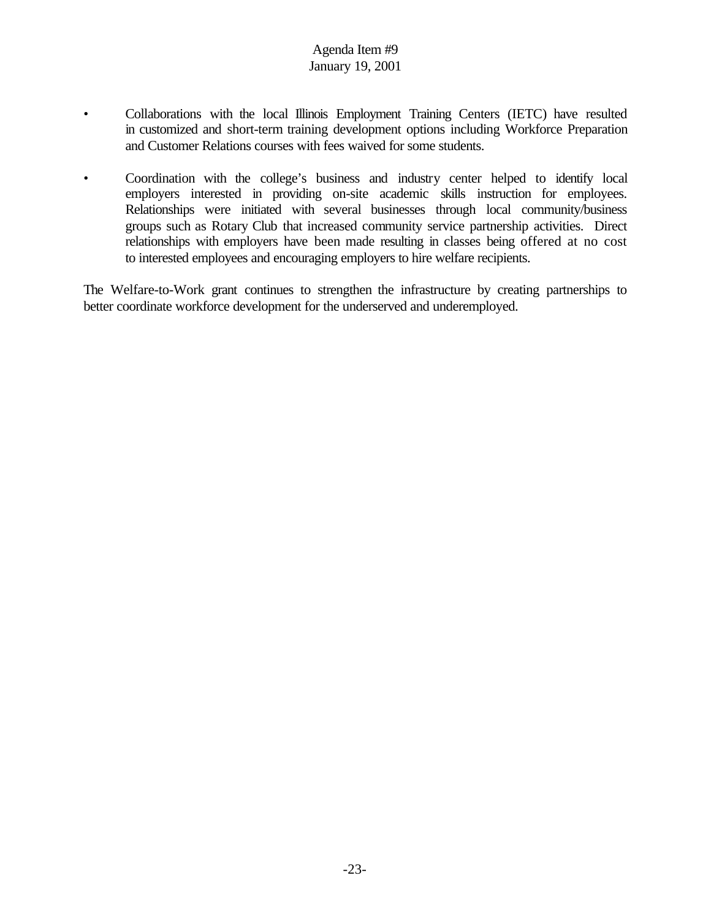- Collaborations with the local Illinois Employment Training Centers (IETC) have resulted in customized and short-term training development options including Workforce Preparation and Customer Relations courses with fees waived for some students.

- Coordination with the college's business and industry center helped to identify local employers interested in providing on-site academic skills instruction for employees. Relationships were initiated with several businesses through local community/business groups such as Rotary Club that increased community service partnership activities. Direct relationships with employers have been made resulting in classes being offered at no cost to interested employees and encouraging employers to hire welfare recipients.

The Welfare-to-Work grant continues to strengthen the infrastructure by creating partnerships to better coordinate workforce development for the underserved and underemployed.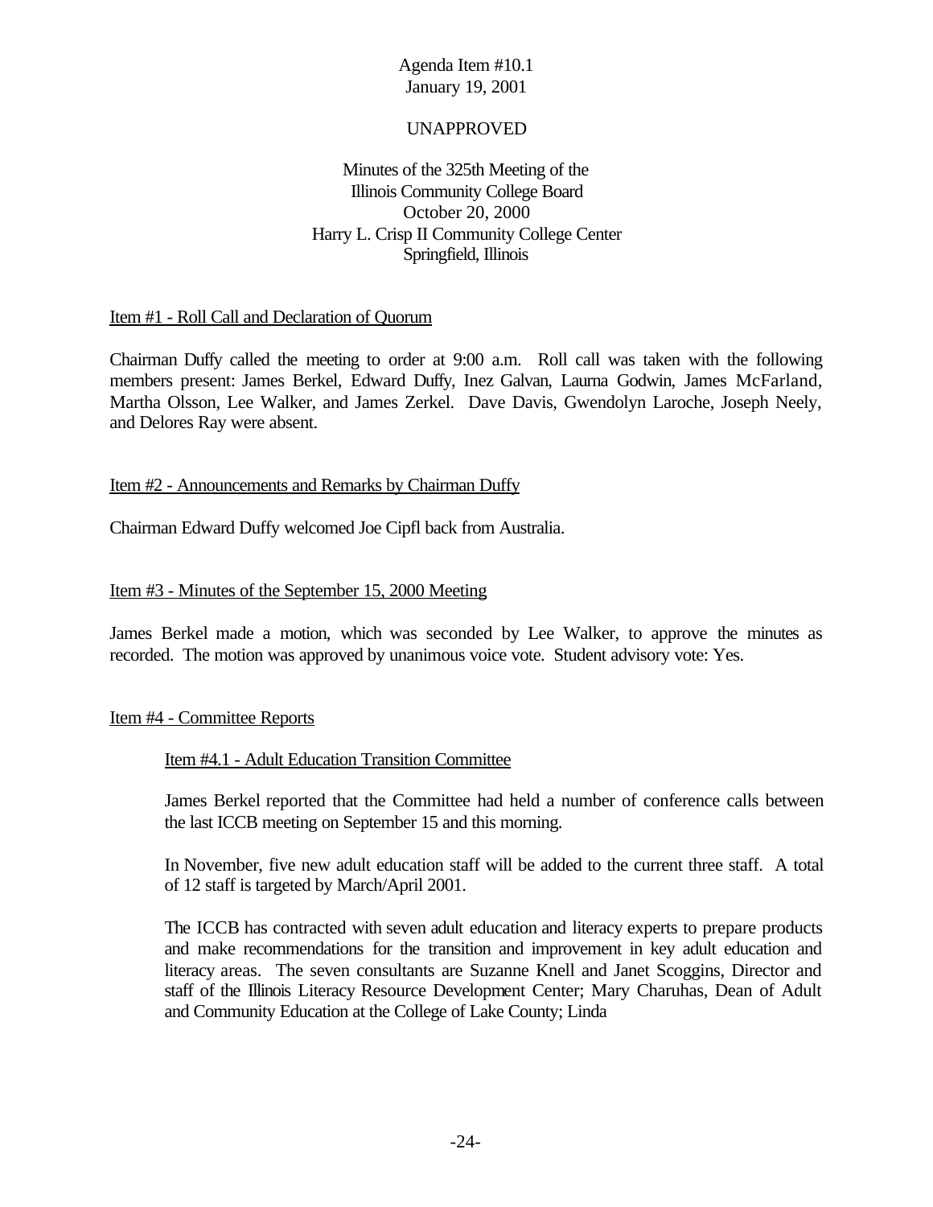Agenda Item #10.1
January 19, 2001

UNAPPROVED

Minutes of the 325th Meeting of the
Illinois Community College Board
October 20, 2000
Harry L. Crisp II Community College Center
Springfield, Illinois

Item #1 - Roll Call and Declaration of Quorum

Chairman Duffy called the meeting to order at 9:00 a.m. Roll call was taken with the following members present: James Berkel, Edward Duffy, Inez Galvan, Laurna Godwin, James McFarland, Martha Olsson, Lee Walker, and James Zerkel. Dave Davis, Gwendolyn Laroche, Joseph Neely, and Delores Ray were absent.

Item #2 - Announcements and Remarks by Chairman Duffy

Chairman Edward Duffy welcomed Joe Cipfl back from Australia.

Item #3 - Minutes of the September 15, 2000 Meeting

James Berkel made a motion, which was seconded by Lee Walker, to approve the minutes as recorded. The motion was approved by unanimous voice vote. Student advisory vote: Yes.

Item #4 - Committee Reports

Item #4.1 - Adult Education Transition Committee

James Berkel reported that the Committee had held a number of conference calls between the last ICCB meeting on September 15 and this morning.

In November, five new adult education staff will be added to the current three staff. A total of 12 staff is targeted by March/April 2001.

The ICCB has contracted with seven adult education and literacy experts to prepare products and make recommendations for the transition and improvement in key adult education and literacy areas. The seven consultants are Suzanne Knell and Janet Scoggins, Director and staff of the Illinois Literacy Resource Development Center; Mary Charuhas, Dean of Adult and Community Education at the College of Lake County; Linda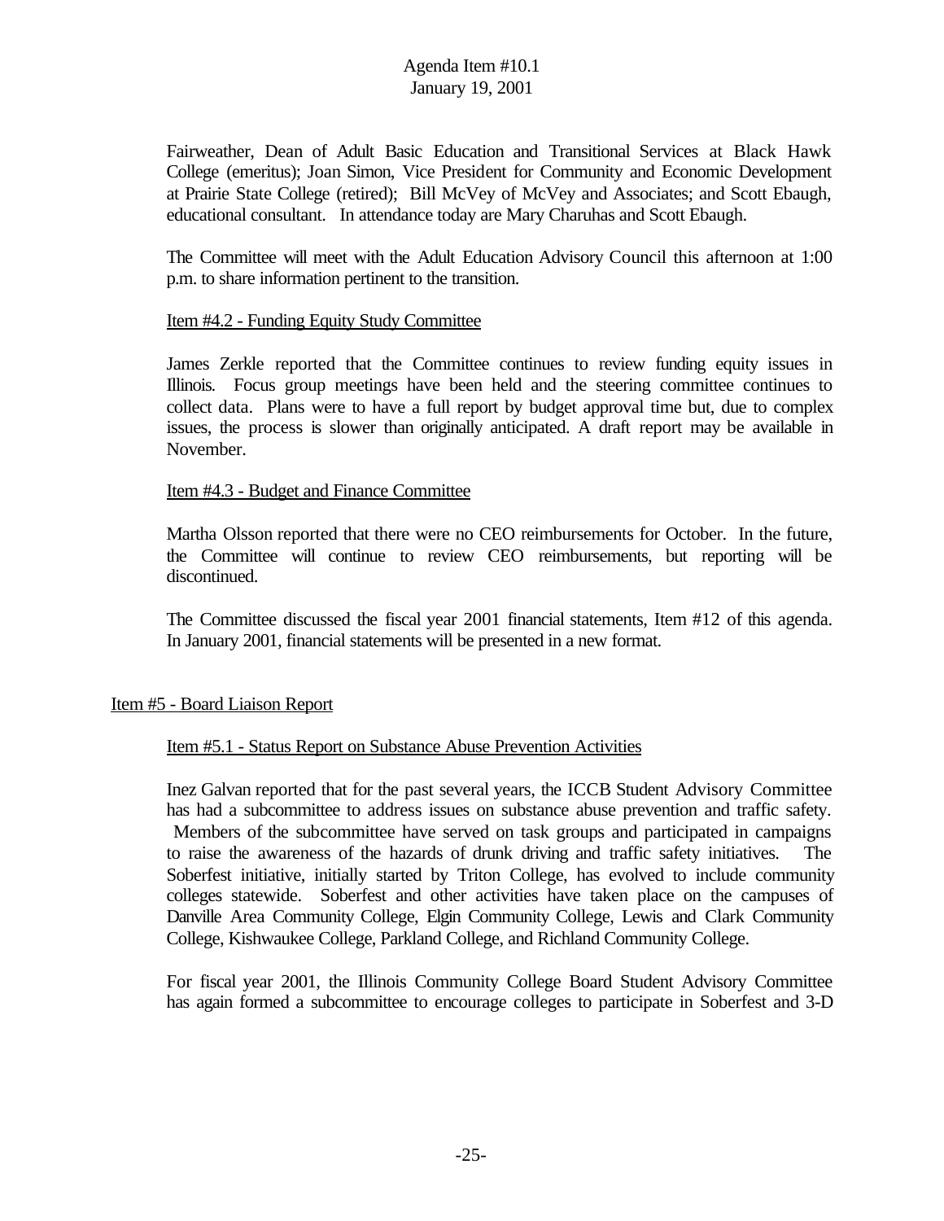Fairweather, Dean of Adult Basic Education and Transitional Services at Black Hawk College (emeritus); Joan Simon, Vice President for Community and Economic Development at Prairie State College (retired); Bill McVey of McVey and Associates; and Scott Ebaugh, educational consultant. In attendance today are Mary Charuhas and Scott Ebaugh.

The Committee will meet with the Adult Education Advisory Council this afternoon at 1:00 p.m. to share information pertinent to the transition.

Item #4.2 - Funding Equity Study Committee

James Zerkle reported that the Committee continues to review funding equity issues in Illinois. Focus group meetings have been held and the steering committee continues to collect data. Plans were to have a full report by budget approval time but, due to complex issues, the process is slower than originally anticipated. A draft report may be available in November.

Item #4.3 - Budget and Finance Committee

Martha Olsson reported that there were no CEO reimbursements for October. In the future, the Committee will continue to review CEO reimbursements, but reporting will be discontinued.

The Committee discussed the fiscal year 2001 financial statements, Item #12 of this agenda. In January 2001, financial statements will be presented in a new format.

Item #5 - Board Liaison Report

Item #5.1 - Status Report on Substance Abuse Prevention Activities

Inez Galvan reported that for the past several years, the ICCB Student Advisory Committee has had a subcommittee to address issues on substance abuse prevention and traffic safety. Members of the subcommittee have served on task groups and participated in campaigns to raise the awareness of the hazards of drunk driving and traffic safety initiatives. The Soberfest initiative, initially started by Triton College, has evolved to include community colleges statewide. Soberfest and other activities have taken place on the campuses of Danville Area Community College, Elgin Community College, Lewis and Clark Community College, Kishwaukee College, Parkland College, and Richland Community College.

For fiscal year 2001, the Illinois Community College Board Student Advisory Committee has again formed a subcommittee to encourage colleges to participate in Soberfest and 3-D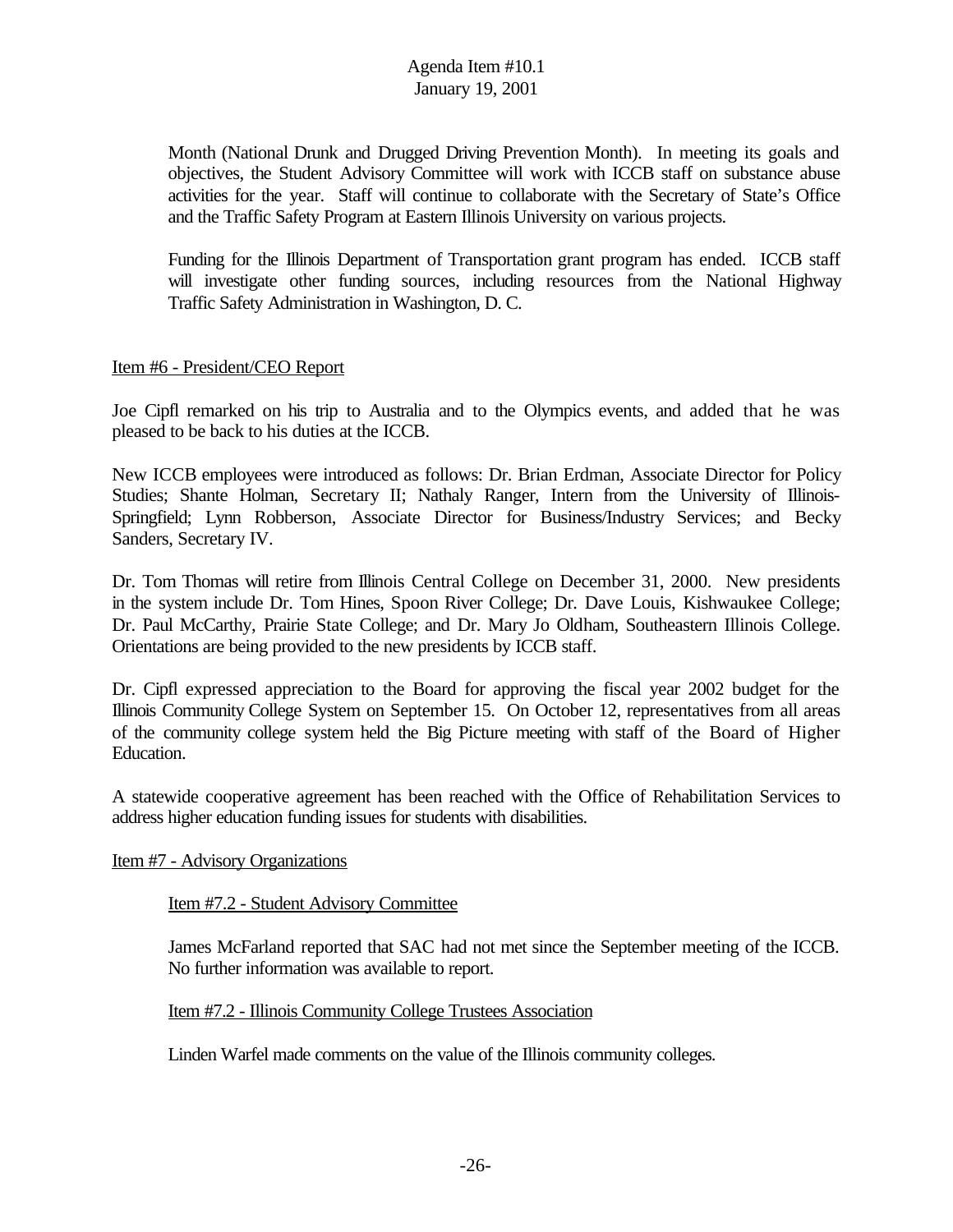Month (National Drunk and Drugged Driving Prevention Month). In meeting its goals and objectives, the Student Advisory Committee will work with ICCB staff on substance abuse activities for the year. Staff will continue to collaborate with the Secretary of State's Office and the Traffic Safety Program at Eastern Illinois University on various projects.

Funding for the Illinois Department of Transportation grant program has ended. ICCB staff will investigate other funding sources, including resources from the National Highway Traffic Safety Administration in Washington, D. C.

Item #6 - President/CEO Report

Joe Cipfl remarked on his trip to Australia and to the Olympics events, and added that he was pleased to be back to his duties at the ICCB.

New ICCB employees were introduced as follows: Dr. Brian Erdman, Associate Director for Policy Studies; Shante Holman, Secretary II; Nathaly Ranger, Intern from the University of Illinois-Springfield; Lynn Robberson, Associate Director for Business/Industry Services; and Becky Sanders, Secretary IV.

Dr. Tom Thomas will retire from Illinois Central College on December 31, 2000. New presidents in the system include Dr. Tom Hines, Spoon River College; Dr. Dave Louis, Kishwaukee College; Dr. Paul McCarthy, Prairie State College; and Dr. Mary Jo Oldham, Southeastern Illinois College. Orientations are being provided to the new presidents by ICCB staff.

Dr. Cipfl expressed appreciation to the Board for approving the fiscal year 2002 budget for the Illinois Community College System on September 15. On October 12, representatives from all areas of the community college system held the Big Picture meeting with staff of the Board of Higher Education.

A statewide cooperative agreement has been reached with the Office of Rehabilitation Services to address higher education funding issues for students with disabilities.

Item #7 - Advisory Organizations

Item #7.2 - Student Advisory Committee

James McFarland reported that SAC had not met since the September meeting of the ICCB. No further information was available to report.

Item #7.2 - Illinois Community College Trustees Association

Linden Warfel made comments on the value of the Illinois community colleges.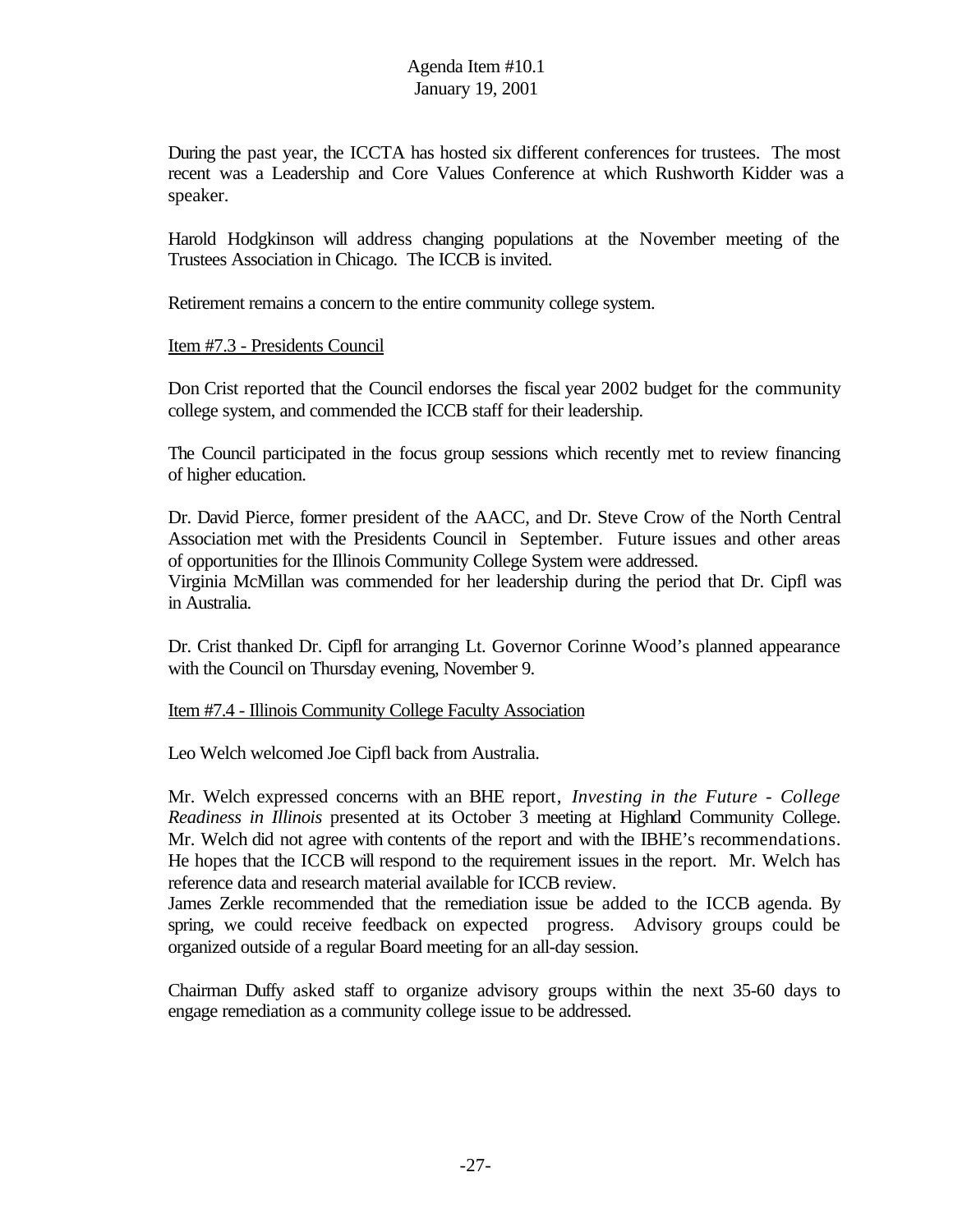During the past year, the ICCTA has hosted six different conferences for trustees. The most recent was a Leadership and Core Values Conference at which Rushworth Kidder was a speaker.

Harold Hodgkinson will address changing populations at the November meeting of the Trustees Association in Chicago. The ICCB is invited.

Retirement remains a concern to the entire community college system.

Item #7.3 - Presidents Council

Don Crist reported that the Council endorses the fiscal year 2002 budget for the community college system, and commended the ICCB staff for their leadership.

The Council participated in the focus group sessions which recently met to review financing of higher education.

Dr. David Pierce, former president of the AACC, and Dr. Steve Crow of the North Central Association met with the Presidents Council in September. Future issues and other areas of opportunities for the Illinois Community College System were addressed.
Virginia McMillan was commended for her leadership during the period that Dr. Cipfl was in Australia.

Dr. Crist thanked Dr. Cipfl for arranging Lt. Governor Corinne Wood's planned appearance with the Council on Thursday evening, November 9.

Item #7.4 - Illinois Community College Faculty Association

Leo Welch welcomed Joe Cipfl back from Australia.

Mr. Welch expressed concerns with an BHE report, *Investing in the Future - College Readiness in Illinois* presented at its October 3 meeting at Highland Community College. Mr. Welch did not agree with contents of the report and with the IBHE's recommendations. He hopes that the ICCB will respond to the requirement issues in the report. Mr. Welch has reference data and research material available for ICCB review.
James Zerkle recommended that the remediation issue be added to the ICCB agenda. By spring, we could receive feedback on expected progress. Advisory groups could be organized outside of a regular Board meeting for an all-day session.

Chairman Duffy asked staff to organize advisory groups within the next 35-60 days to engage remediation as a community college issue to be addressed.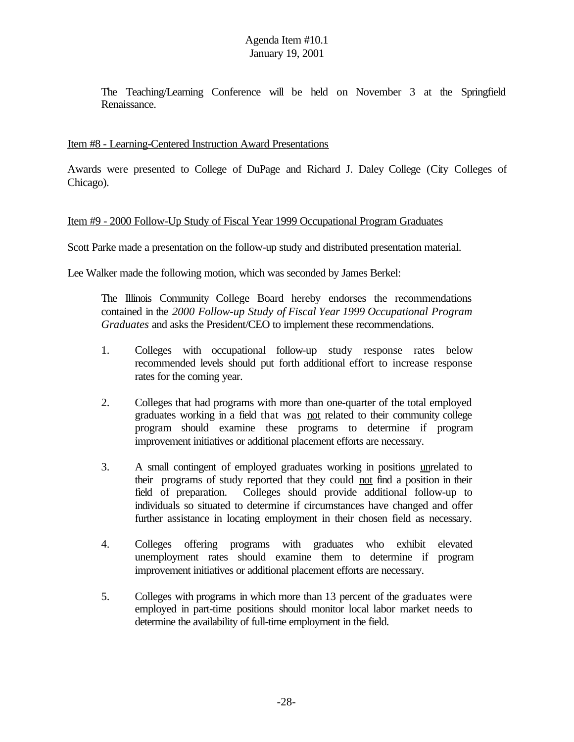The Teaching/Learning Conference will be held on November 3 at the Springfield Renaissance.

Item #8 - Learning-Centered Instruction Award Presentations

Awards were presented to College of DuPage and Richard J. Daley College (City Colleges of Chicago).

Item #9 - 2000 Follow-Up Study of Fiscal Year 1999 Occupational Program Graduates

Scott Parke made a presentation on the follow-up study and distributed presentation material.

Lee Walker made the following motion, which was seconded by James Berkel:

> The Illinois Community College Board hereby endorses the recommendations contained in the *2000 Follow-up Study of Fiscal Year 1999 Occupational Program Graduates* and asks the President/CEO to implement these recommendations.
>
> 1. Colleges with occupational follow-up study response rates below recommended levels should put forth additional effort to increase response rates for the coming year.
>
> 2. Colleges that had programs with more than one-quarter of the total employed graduates working in a field that was <u>not</u> related to their community college program should examine these programs to determine if program improvement initiatives or additional placement efforts are necessary.
>
> 3. A small contingent of employed graduates working in positions <u>un</u>related to their programs of study reported that they could <u>not</u> find a position in their field of preparation. Colleges should provide additional follow-up to individuals so situated to determine if circumstances have changed and offer further assistance in locating employment in their chosen field as necessary.
>
> 4. Colleges offering programs with graduates who exhibit elevated unemployment rates should examine them to determine if program improvement initiatives or additional placement efforts are necessary.
>
> 5. Colleges with programs in which more than 13 percent of the graduates were employed in part-time positions should monitor local labor market needs to determine the availability of full-time employment in the field.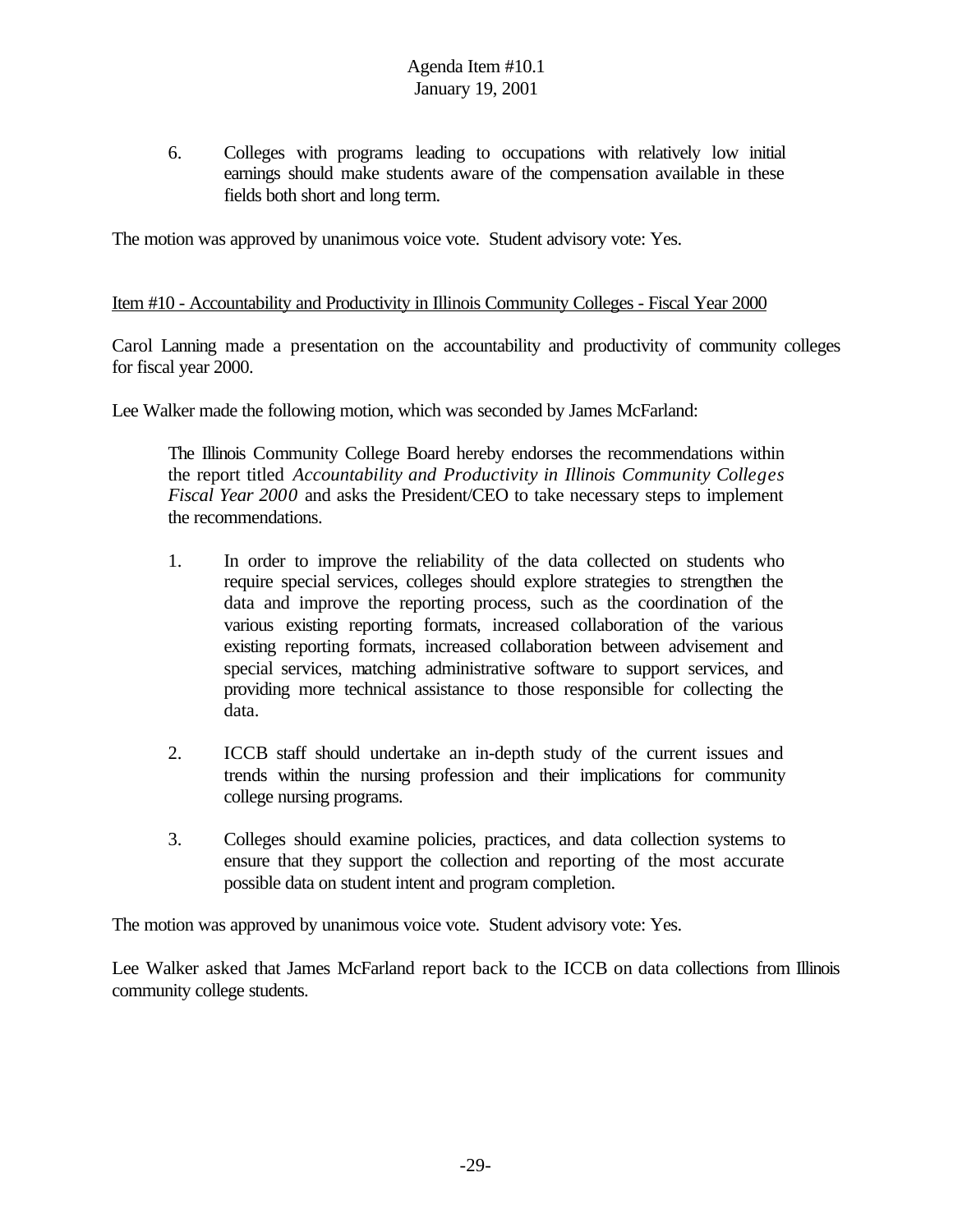6. Colleges with programs leading to occupations with relatively low initial earnings should make students aware of the compensation available in these fields both short and long term.

The motion was approved by unanimous voice vote. Student advisory vote: Yes.

Item #10 - Accountability and Productivity in Illinois Community Colleges - Fiscal Year 2000

Carol Lanning made a presentation on the accountability and productivity of community colleges for fiscal year 2000.

Lee Walker made the following motion, which was seconded by James McFarland:

> The Illinois Community College Board hereby endorses the recommendations within the report titled *Accountability and Productivity in Illinois Community Colleges Fiscal Year 2000* and asks the President/CEO to take necessary steps to implement the recommendations.
>
> 1. In order to improve the reliability of the data collected on students who require special services, colleges should explore strategies to strengthen the data and improve the reporting process, such as the coordination of the various existing reporting formats, increased collaboration of the various existing reporting formats, increased collaboration between advisement and special services, matching administrative software to support services, and providing more technical assistance to those responsible for collecting the data.
>
> 2. ICCB staff should undertake an in-depth study of the current issues and trends within the nursing profession and their implications for community college nursing programs.
>
> 3. Colleges should examine policies, practices, and data collection systems to ensure that they support the collection and reporting of the most accurate possible data on student intent and program completion.

The motion was approved by unanimous voice vote. Student advisory vote: Yes.

Lee Walker asked that James McFarland report back to the ICCB on data collections from Illinois community college students.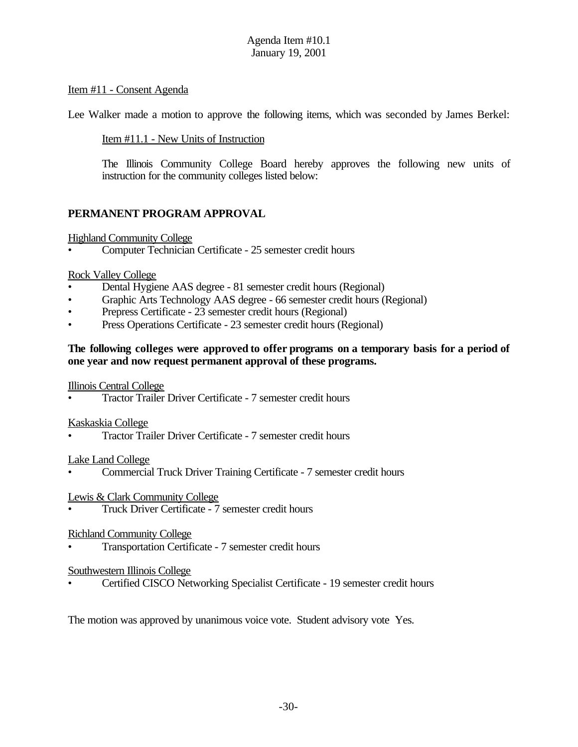Item #11 - Consent Agenda

Lee Walker made a motion to approve the following items, which was seconded by James Berkel:

Item #11.1 - New Units of Instruction

The Illinois Community College Board hereby approves the following new units of instruction for the community colleges listed below:

**PERMANENT PROGRAM APPROVAL**

Highland Community College

- Computer Technician Certificate - 25 semester credit hours

Rock Valley College

- Dental Hygiene AAS degree - 81 semester credit hours (Regional)
- Graphic Arts Technology AAS degree - 66 semester credit hours (Regional)
- Prepress Certificate - 23 semester credit hours (Regional)
- Press Operations Certificate - 23 semester credit hours (Regional)

**The following colleges were approved to offer programs on a temporary basis for a period of one year and now request permanent approval of these programs.**

Illinois Central College

- Tractor Trailer Driver Certificate - 7 semester credit hours

Kaskaskia College

- Tractor Trailer Driver Certificate - 7 semester credit hours

Lake Land College

- Commercial Truck Driver Training Certificate - 7 semester credit hours

Lewis & Clark Community College

- Truck Driver Certificate - 7 semester credit hours

Richland Community College

- Transportation Certificate - 7 semester credit hours

Southwestern Illinois College

- Certified CISCO Networking Specialist Certificate - 19 semester credit hours

The motion was approved by unanimous voice vote. Student advisory vote Yes.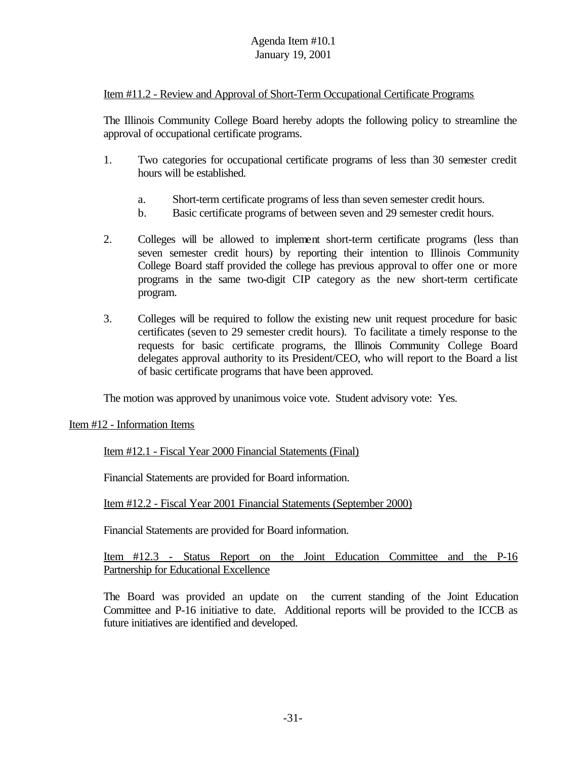Item #11.2 - Review and Approval of Short-Term Occupational Certificate Programs

The Illinois Community College Board hereby adopts the following policy to streamline the approval of occupational certificate programs.

1. Two categories for occupational certificate programs of less than 30 semester credit hours will be established.

   a. Short-term certificate programs of less than seven semester credit hours.
   b. Basic certificate programs of between seven and 29 semester credit hours.

2. Colleges will be allowed to implement short-term certificate programs (less than seven semester credit hours) by reporting their intention to Illinois Community College Board staff provided the college has previous approval to offer one or more programs in the same two-digit CIP category as the new short-term certificate program.

3. Colleges will be required to follow the existing new unit request procedure for basic certificates (seven to 29 semester credit hours). To facilitate a timely response to the requests for basic certificate programs, the Illinois Community College Board delegates approval authority to its President/CEO, who will report to the Board a list of basic certificate programs that have been approved.

The motion was approved by unanimous voice vote. Student advisory vote: Yes.

Item #12 - Information Items

Item #12.1 - Fiscal Year 2000 Financial Statements (Final)

Financial Statements are provided for Board information.

Item #12.2 - Fiscal Year 2001 Financial Statements (September 2000)

Financial Statements are provided for Board information.

Item #12.3 - Status Report on the Joint Education Committee and the P-16 Partnership for Educational Excellence

The Board was provided an update on the current standing of the Joint Education Committee and P-16 initiative to date. Additional reports will be provided to the ICCB as future initiatives are identified and developed.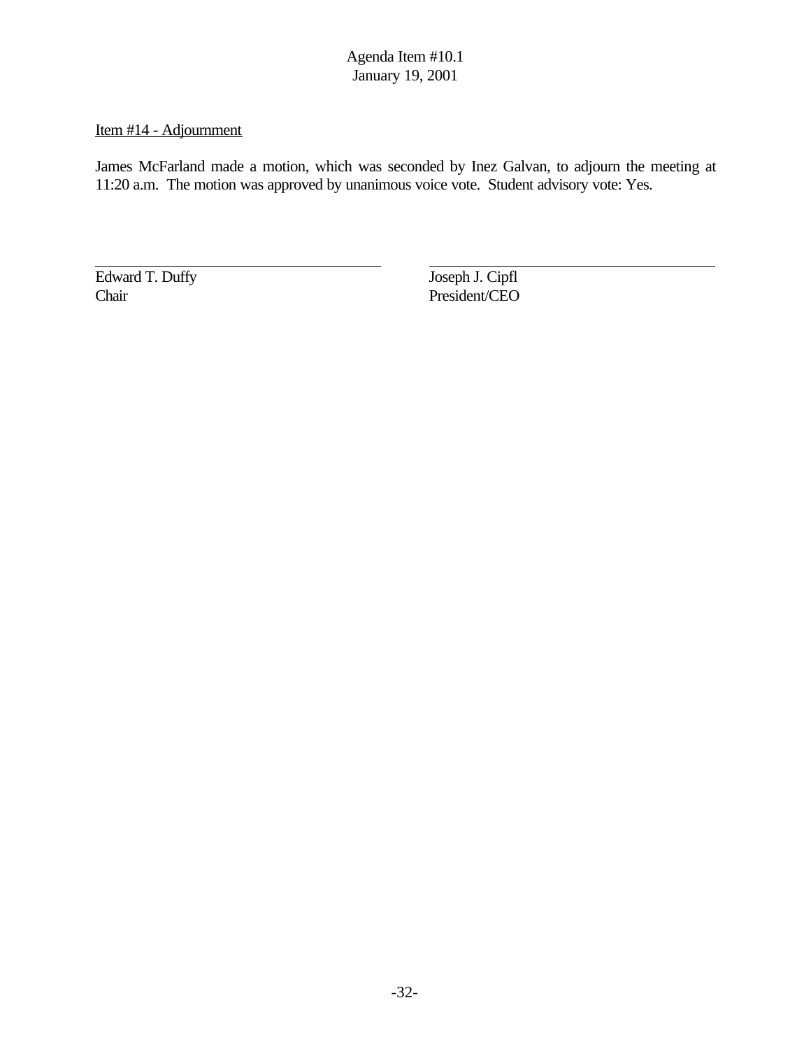Item #14 - Adjournment

James McFarland made a motion, which was seconded by Inez Galvan, to adjourn the meeting at 11:20 a.m. The motion was approved by unanimous voice vote. Student advisory vote: Yes.

| | |
|---|---|
| Edward T. Duffy | Joseph J. Cipfl |
| Chair | President/CEO |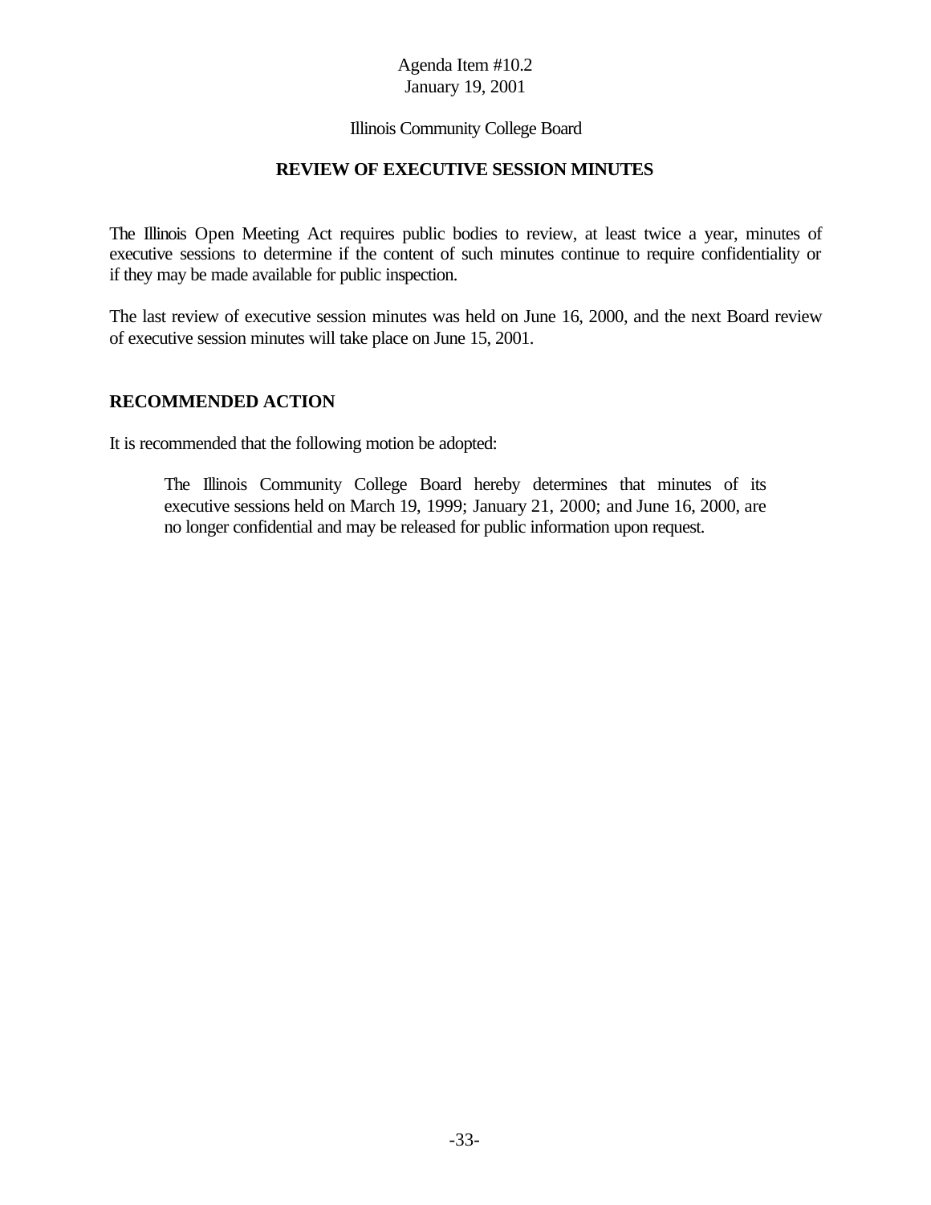Agenda Item #10.2
January 19, 2001

Illinois Community College Board

## REVIEW OF EXECUTIVE SESSION MINUTES

The Illinois Open Meeting Act requires public bodies to review, at least twice a year, minutes of executive sessions to determine if the content of such minutes continue to require confidentiality or if they may be made available for public inspection.

The last review of executive session minutes was held on June 16, 2000, and the next Board review of executive session minutes will take place on June 15, 2001.

### RECOMMENDED ACTION

It is recommended that the following motion be adopted:

> The Illinois Community College Board hereby determines that minutes of its executive sessions held on March 19, 1999; January 21, 2000; and June 16, 2000, are no longer confidential and may be released for public information upon request.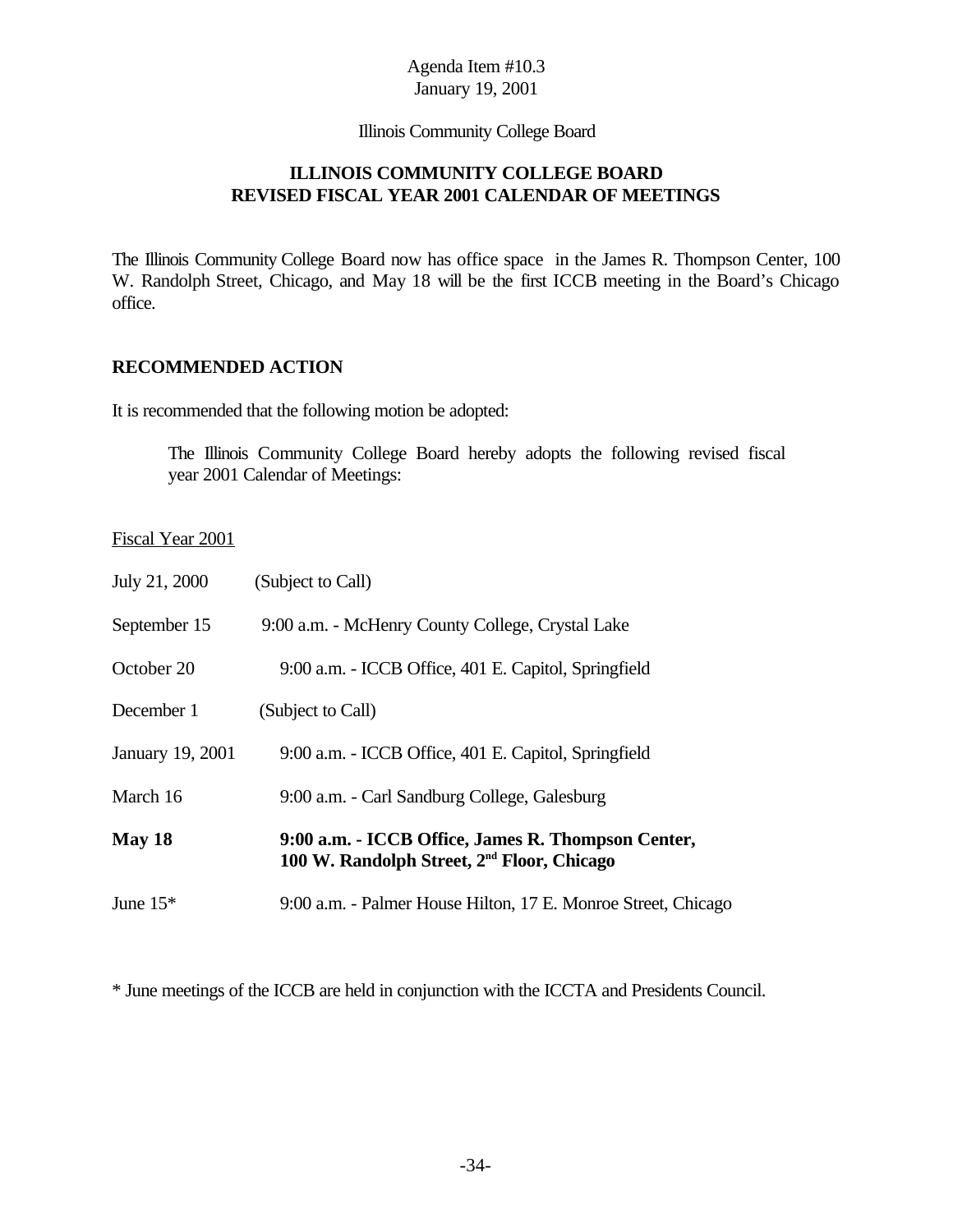Agenda Item #10.3
January 19, 2001

Illinois Community College Board

## ILLINOIS COMMUNITY COLLEGE BOARD
## REVISED FISCAL YEAR 2001 CALENDAR OF MEETINGS

The Illinois Community College Board now has office space in the James R. Thompson Center, 100 W. Randolph Street, Chicago, and May 18 will be the first ICCB meeting in the Board's Chicago office.

### RECOMMENDED ACTION

It is recommended that the following motion be adopted:

> The Illinois Community College Board hereby adopts the following revised fiscal year 2001 Calendar of Meetings:

Fiscal Year 2001

| | |
|---|---|
| July 21, 2000 | (Subject to Call) |
| September 15 | 9:00 a.m. - McHenry County College, Crystal Lake |
| October 20 | 9:00 a.m. - ICCB Office, 401 E. Capitol, Springfield |
| December 1 | (Subject to Call) |
| January 19, 2001 | 9:00 a.m. - ICCB Office, 401 E. Capitol, Springfield |
| March 16 | 9:00 a.m. - Carl Sandburg College, Galesburg |
| **May 18** | **9:00 a.m. - ICCB Office, James R. Thompson Center, 100 W. Randolph Street, 2nd Floor, Chicago** |
| June 15* | 9:00 a.m. - Palmer House Hilton, 17 E. Monroe Street, Chicago |

* June meetings of the ICCB are held in conjunction with the ICCTA and Presidents Council.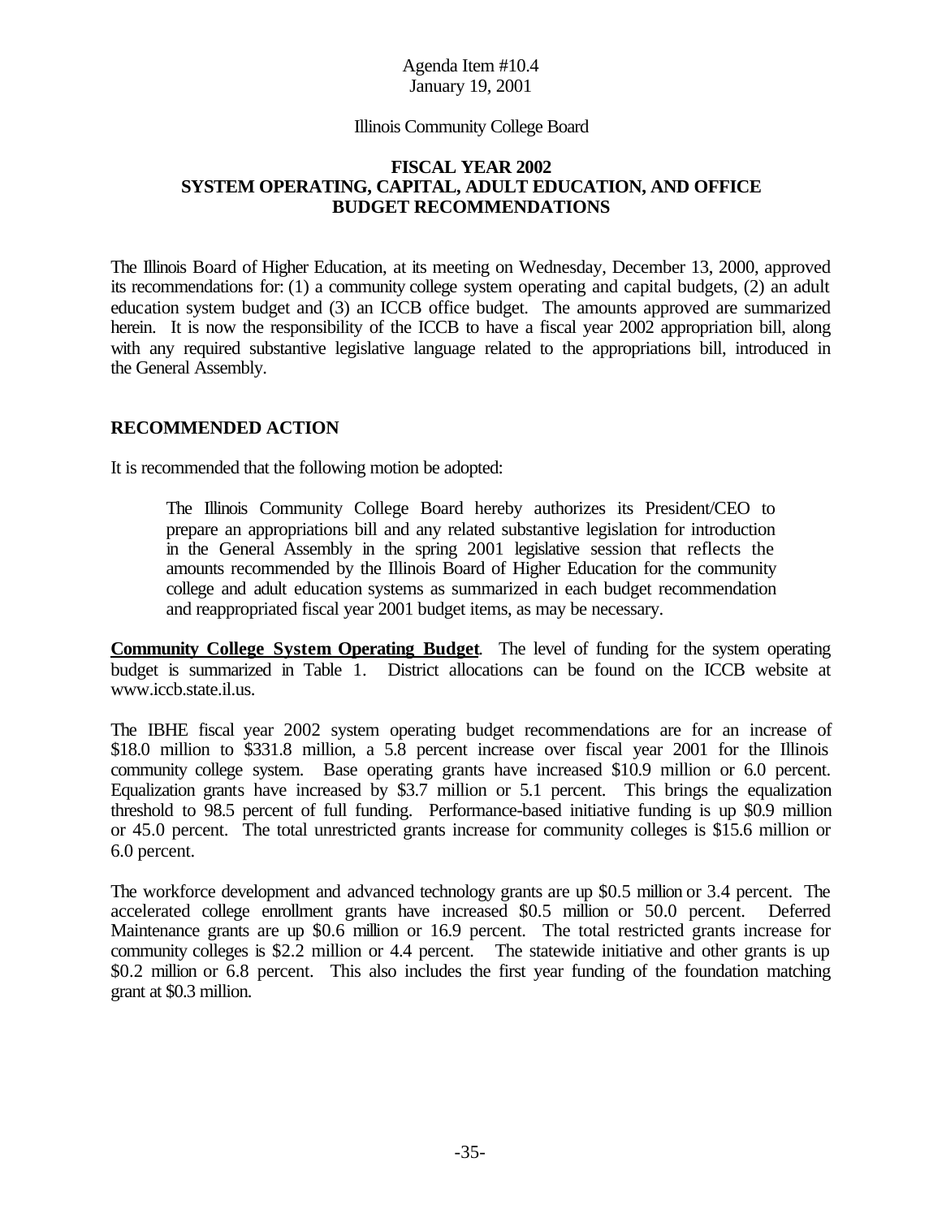Agenda Item #10.4
January 19, 2001

Illinois Community College Board

# FISCAL YEAR 2002
# SYSTEM OPERATING, CAPITAL, ADULT EDUCATION, AND OFFICE BUDGET RECOMMENDATIONS

The Illinois Board of Higher Education, at its meeting on Wednesday, December 13, 2000, approved its recommendations for: (1) a community college system operating and capital budgets, (2) an adult education system budget and (3) an ICCB office budget. The amounts approved are summarized herein. It is now the responsibility of the ICCB to have a fiscal year 2002 appropriation bill, along with any required substantive legislative language related to the appropriations bill, introduced in the General Assembly.

## RECOMMENDED ACTION

It is recommended that the following motion be adopted:

> The Illinois Community College Board hereby authorizes its President/CEO to prepare an appropriations bill and any related substantive legislation for introduction in the General Assembly in the spring 2001 legislative session that reflects the amounts recommended by the Illinois Board of Higher Education for the community college and adult education systems as summarized in each budget recommendation and reappropriated fiscal year 2001 budget items, as may be necessary.

**Community College System Operating Budget**. The level of funding for the system operating budget is summarized in Table 1. District allocations can be found on the ICCB website at www.iccb.state.il.us.

The IBHE fiscal year 2002 system operating budget recommendations are for an increase of \$18.0 million to \$331.8 million, a 5.8 percent increase over fiscal year 2001 for the Illinois community college system. Base operating grants have increased \$10.9 million or 6.0 percent. Equalization grants have increased by \$3.7 million or 5.1 percent. This brings the equalization threshold to 98.5 percent of full funding. Performance-based initiative funding is up \$0.9 million or 45.0 percent. The total unrestricted grants increase for community colleges is \$15.6 million or 6.0 percent.

The workforce development and advanced technology grants are up \$0.5 million or 3.4 percent. The accelerated college enrollment grants have increased \$0.5 million or 50.0 percent. Deferred Maintenance grants are up \$0.6 million or 16.9 percent. The total restricted grants increase for community colleges is \$2.2 million or 4.4 percent. The statewide initiative and other grants is up \$0.2 million or 6.8 percent. This also includes the first year funding of the foundation matching grant at \$0.3 million.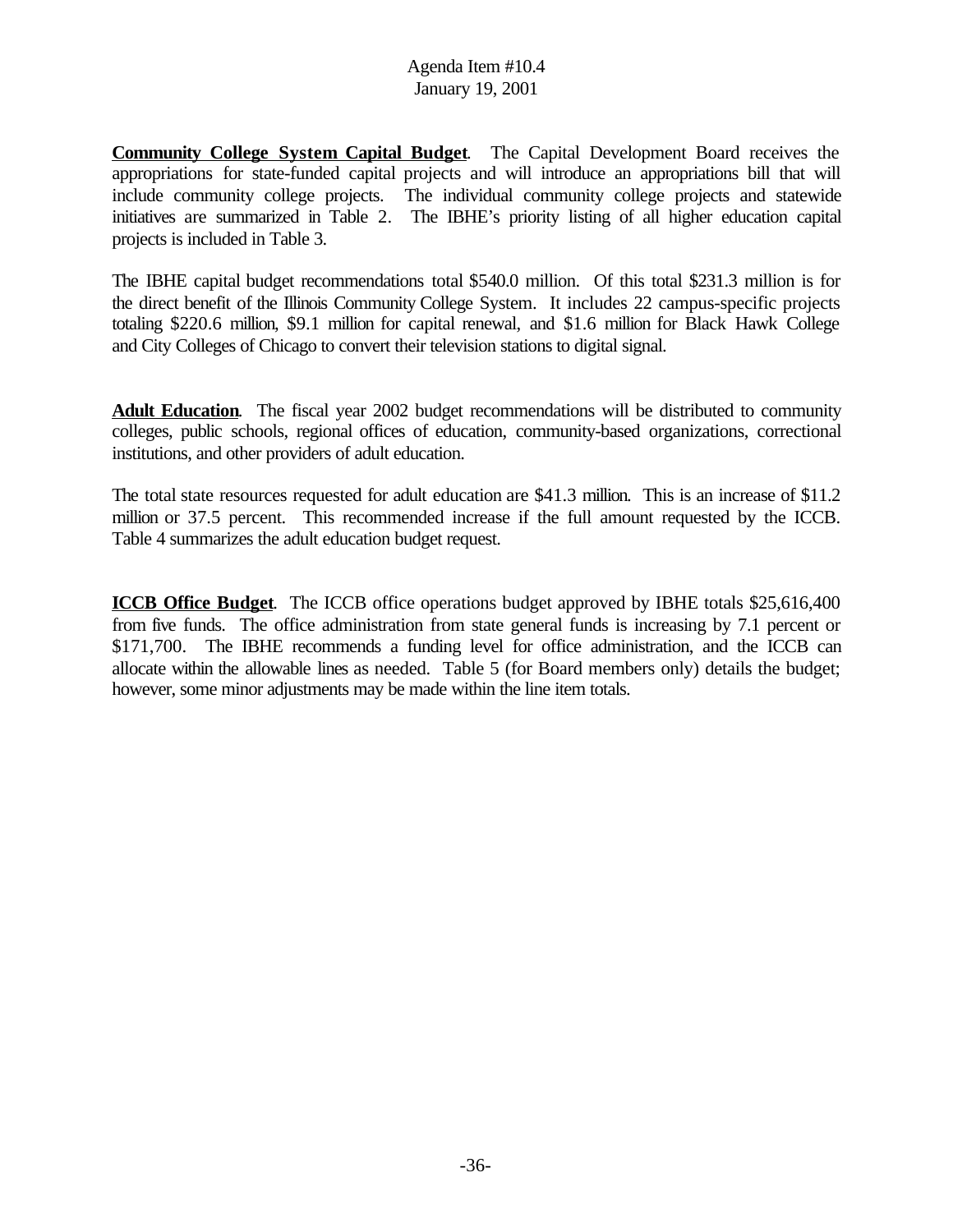**Community College System Capital Budget**. The Capital Development Board receives the appropriations for state-funded capital projects and will introduce an appropriations bill that will include community college projects. The individual community college projects and statewide initiatives are summarized in Table 2. The IBHE's priority listing of all higher education capital projects is included in Table 3.

The IBHE capital budget recommendations total $540.0 million. Of this total $231.3 million is for the direct benefit of the Illinois Community College System. It includes 22 campus-specific projects totaling $220.6 million, $9.1 million for capital renewal, and $1.6 million for Black Hawk College and City Colleges of Chicago to convert their television stations to digital signal.

**Adult Education**. The fiscal year 2002 budget recommendations will be distributed to community colleges, public schools, regional offices of education, community-based organizations, correctional institutions, and other providers of adult education.

The total state resources requested for adult education are $41.3 million. This is an increase of $11.2 million or 37.5 percent. This recommended increase if the full amount requested by the ICCB. Table 4 summarizes the adult education budget request.

**ICCB Office Budget**. The ICCB office operations budget approved by IBHE totals $25,616,400 from five funds. The office administration from state general funds is increasing by 7.1 percent or $171,700. The IBHE recommends a funding level for office administration, and the ICCB can allocate within the allowable lines as needed. Table 5 (for Board members only) details the budget; however, some minor adjustments may be made within the line item totals.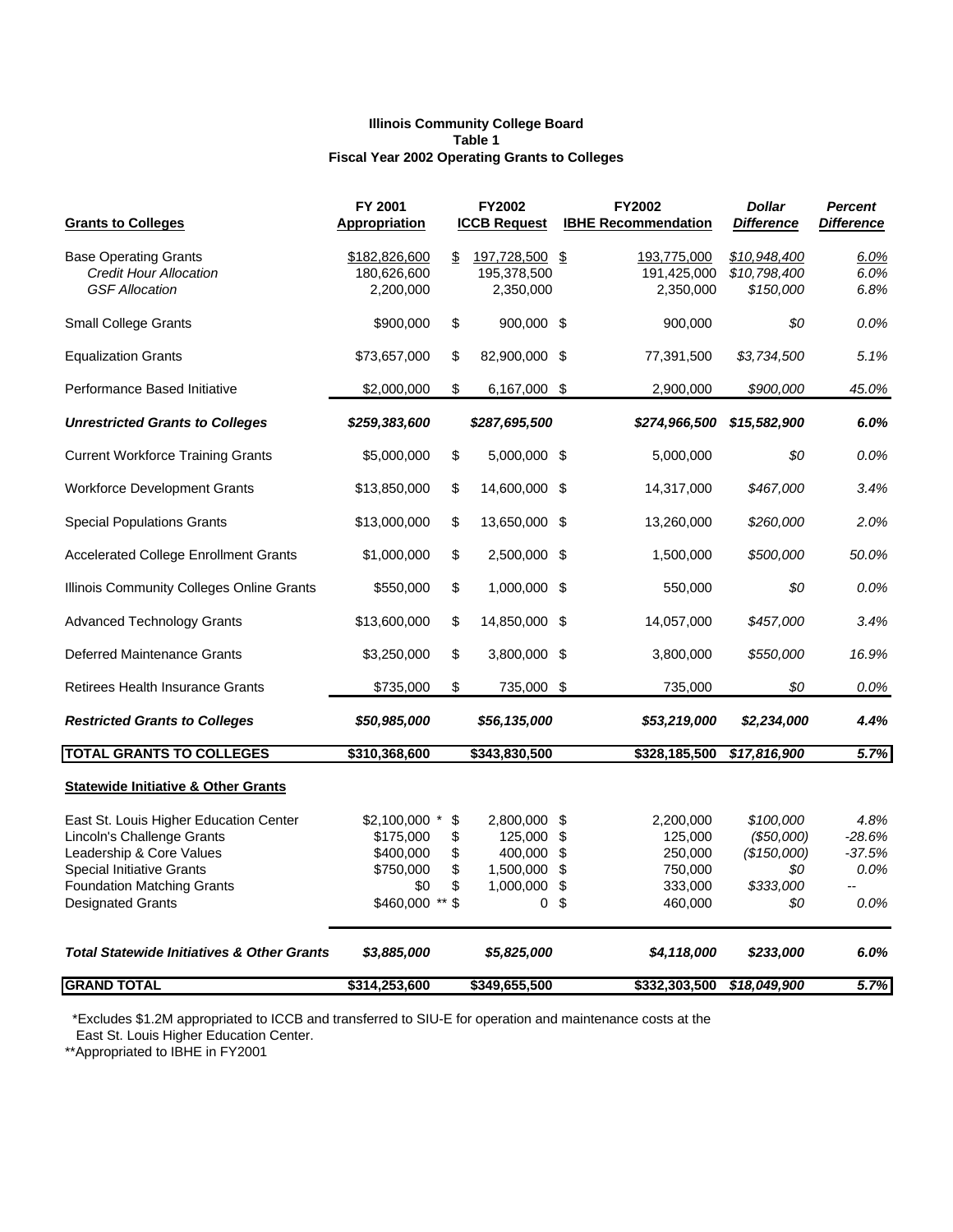**Illinois Community College Board**
**Table 1**
**Fiscal Year 2002 Operating Grants to Colleges**

| Grants to Colleges | FY 2001 Appropriation | FY2002 ICCB Request | FY2002 IBHE Recommendation | *Dollar Difference* | *Percent Difference* |
|---|---|---|---|---|---|
| Base Operating Grants | $182,826,600 | $ 197,728,500 | $ 193,775,000 | *$10,948,400* | *6.0%* |
| *Credit Hour Allocation* | 180,626,600 | 195,378,500 | 191,425,000 | *$10,798,400* | *6.0%* |
| *GSF Allocation* | 2,200,000 | 2,350,000 | 2,350,000 | *$150,000* | *6.8%* |
| Small College Grants | $900,000 | $ 900,000 | $ 900,000 | *$0* | *0.0%* |
| Equalization Grants | $73,657,000 | $ 82,900,000 | $ 77,391,500 | *$3,734,500* | *5.1%* |
| Performance Based Initiative | $2,000,000 | $ 6,167,000 | $ 2,900,000 | *$900,000* | *45.0%* |
| ***Unrestricted Grants to Colleges*** | ***$259,383,600*** | ***$287,695,500*** | ***$274,966,500*** | ***$15,582,900*** | ***6.0%*** |
| Current Workforce Training Grants | $5,000,000 | $ 5,000,000 | $ 5,000,000 | *$0* | *0.0%* |
| Workforce Development Grants | $13,850,000 | $ 14,600,000 | $ 14,317,000 | *$467,000* | *3.4%* |
| Special Populations Grants | $13,000,000 | $ 13,650,000 | $ 13,260,000 | *$260,000* | *2.0%* |
| Accelerated College Enrollment Grants | $1,000,000 | $ 2,500,000 | $ 1,500,000 | *$500,000* | *50.0%* |
| Illinois Community Colleges Online Grants | $550,000 | $ 1,000,000 | $ 550,000 | *$0* | *0.0%* |
| Advanced Technology Grants | $13,600,000 | $ 14,850,000 | $ 14,057,000 | *$457,000* | *3.4%* |
| Deferred Maintenance Grants | $3,250,000 | $ 3,800,000 | $ 3,800,000 | *$550,000* | *16.9%* |
| Retirees Health Insurance Grants | $735,000 | $ 735,000 | $ 735,000 | *$0* | *0.0%* |
| ***Restricted Grants to Colleges*** | ***$50,985,000*** | ***$56,135,000*** | ***$53,219,000*** | ***$2,234,000*** | ***4.4%*** |
| **TOTAL GRANTS TO COLLEGES** | **$310,368,600** | **$343,830,500** | **$328,185,500** | ***$17,816,900*** | ***5.7%*** |
| **Statewide Initiative & Other Grants** | | | | | |
| East St. Louis Higher Education Center | $2,100,000 * | $ 2,800,000 | $ 2,200,000 | *$100,000* | *4.8%* |
| Lincoln's Challenge Grants | $175,000 | $ 125,000 | $ 125,000 | *($50,000)* | *-28.6%* |
| Leadership & Core Values | $400,000 | $ 400,000 | $ 250,000 | *($150,000)* | *-37.5%* |
| Special Initiative Grants | $750,000 | $ 1,500,000 | $ 750,000 | *$0* | *0.0%* |
| Foundation Matching Grants | $0 | $ 1,000,000 | $ 333,000 | *$333,000* | -- |
| Designated Grants | $460,000 ** | $ 0 | $ 460,000 | *$0* | *0.0%* |
| ***Total Statewide Initiatives & Other Grants*** | ***$3,885,000*** | ***$5,825,000*** | ***$4,118,000*** | ***$233,000*** | ***6.0%*** |
| **GRAND TOTAL** | **$314,253,600** | **$349,655,500** | **$332,303,500** | ***$18,049,900*** | ***5.7%*** |

*Excludes $1.2M appropriated to ICCB and transferred to SIU-E for operation and maintenance costs at the East St. Louis Higher Education Center.

**Appropriated to IBHE in FY2001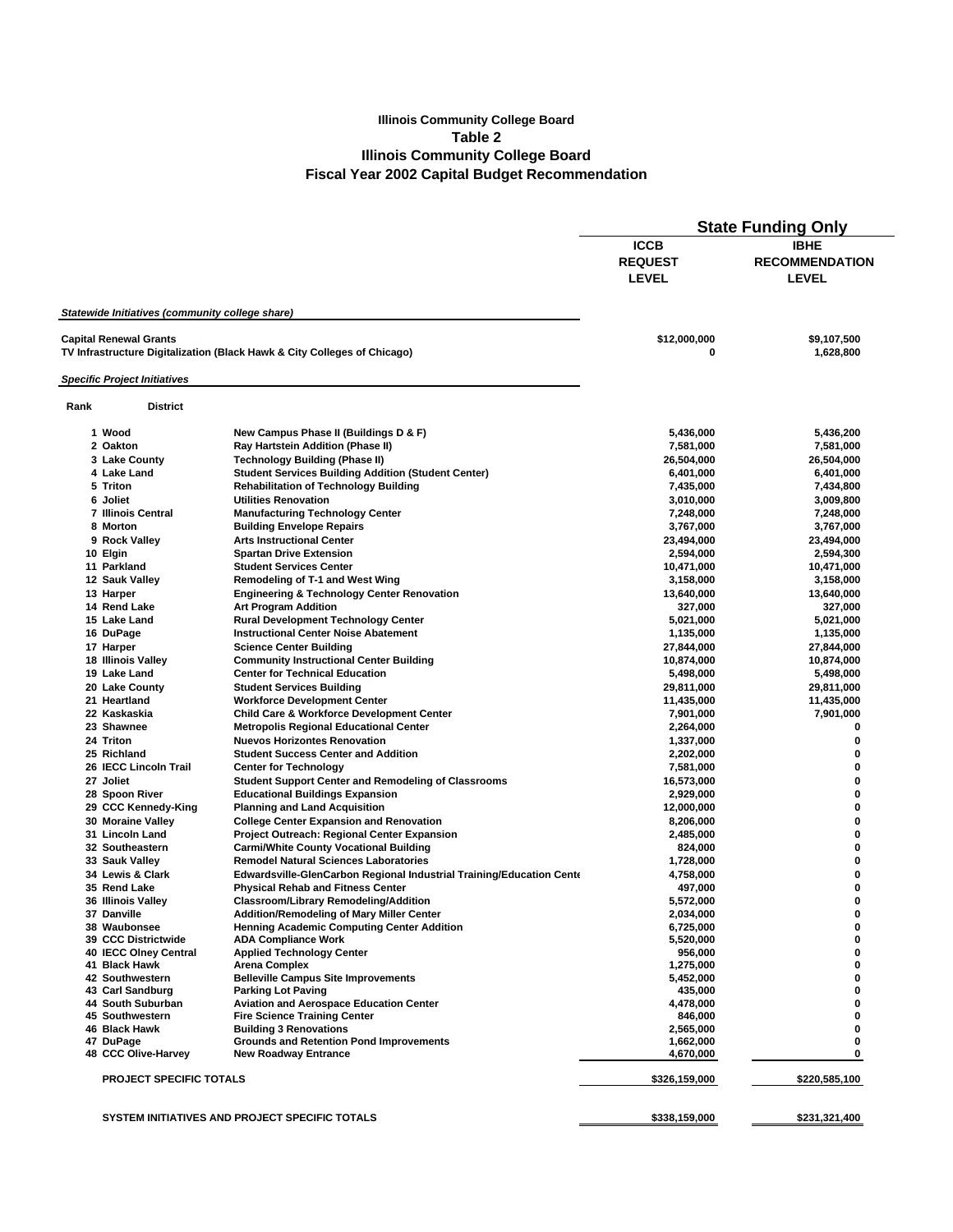**Illinois Community College Board**
**Table 2**
**Illinois Community College Board**
**Fiscal Year 2002 Capital Budget Recommendation**

| | | | State Funding Only | |
|---|---|---|---|---|
| | | | ICCB REQUEST LEVEL | IBHE RECOMMENDATION LEVEL |
| ***Statewide Initiatives (community college share)*** | | | | |
| **Capital Renewal Grants** | | | $12,000,000 | $9,107,500 |
| **TV Infrastructure Digitalization (Black Hawk & City Colleges of Chicago)** | | | 0 | 1,628,800 |
| ***Specific Project Initiatives*** | | | | |
| **Rank** | **District** | | | |
| 1 | Wood | New Campus Phase II (Buildings D & F) | 5,436,000 | 5,436,200 |
| 2 | Oakton | Ray Hartstein Addition (Phase II) | 7,581,000 | 7,581,000 |
| 3 | Lake County | Technology Building (Phase II) | 26,504,000 | 26,504,000 |
| 4 | Lake Land | Student Services Building Addition (Student Center) | 6,401,000 | 6,401,000 |
| 5 | Triton | Rehabilitation of Technology Building | 7,435,000 | 7,434,800 |
| 6 | Joliet | Utilities Renovation | 3,010,000 | 3,009,800 |
| 7 | Illinois Central | Manufacturing Technology Center | 7,248,000 | 7,248,000 |
| 8 | Morton | Building Envelope Repairs | 3,767,000 | 3,767,000 |
| 9 | Rock Valley | Arts Instructional Center | 23,494,000 | 23,494,000 |
| 10 | Elgin | Spartan Drive Extension | 2,594,000 | 2,594,300 |
| 11 | Parkland | Student Services Center | 10,471,000 | 10,471,000 |
| 12 | Sauk Valley | Remodeling of T-1 and West Wing | 3,158,000 | 3,158,000 |
| 13 | Harper | Engineering & Technology Center Renovation | 13,640,000 | 13,640,000 |
| 14 | Rend Lake | Art Program Addition | 327,000 | 327,000 |
| 15 | Lake Land | Rural Development Technology Center | 5,021,000 | 5,021,000 |
| 16 | DuPage | Instructional Center Noise Abatement | 1,135,000 | 1,135,000 |
| 17 | Harper | Science Center Building | 27,844,000 | 27,844,000 |
| 18 | Illinois Valley | Community Instructional Center Building | 10,874,000 | 10,874,000 |
| 19 | Lake Land | Center for Technical Education | 5,498,000 | 5,498,000 |
| 20 | Lake County | Student Services Building | 29,811,000 | 29,811,000 |
| 21 | Heartland | Workforce Development Center | 11,435,000 | 11,435,000 |
| 22 | Kaskaskia | Child Care & Workforce Development Center | 7,901,000 | 7,901,000 |
| 23 | Shawnee | Metropolis Regional Educational Center | 2,264,000 | 0 |
| 24 | Triton | Nuevos Horizontes Renovation | 1,337,000 | 0 |
| 25 | Richland | Student Success Center and Addition | 2,202,000 | 0 |
| 26 | IECC Lincoln Trail | Center for Technology | 7,581,000 | 0 |
| 27 | Joliet | Student Support Center and Remodeling of Classrooms | 16,573,000 | 0 |
| 28 | Spoon River | Educational Buildings Expansion | 2,929,000 | 0 |
| 29 | CCC Kennedy-King | Planning and Land Acquisition | 12,000,000 | 0 |
| 30 | Moraine Valley | College Center Expansion and Renovation | 8,206,000 | 0 |
| 31 | Lincoln Land | Project Outreach: Regional Center Expansion | 2,485,000 | 0 |
| 32 | Southeastern | Carmi/White County Vocational Building | 824,000 | 0 |
| 33 | Sauk Valley | Remodel Natural Sciences Laboratories | 1,728,000 | 0 |
| 34 | Lewis & Clark | Edwardsville-GlenCarbon Regional Industrial Training/Education Cente | 4,758,000 | 0 |
| 35 | Rend Lake | Physical Rehab and Fitness Center | 497,000 | 0 |
| 36 | Illinois Valley | Classroom/Library Remodeling/Addition | 5,572,000 | 0 |
| 37 | Danville | Addition/Remodeling of Mary Miller Center | 2,034,000 | 0 |
| 38 | Waubonsee | Henning Academic Computing Center Addition | 6,725,000 | 0 |
| 39 | CCC Districtwide | ADA Compliance Work | 5,520,000 | 0 |
| 40 | IECC Olney Central | Applied Technology Center | 956,000 | 0 |
| 41 | Black Hawk | Arena Complex | 1,275,000 | 0 |
| 42 | Southwestern | Belleville Campus Site Improvements | 5,452,000 | 0 |
| 43 | Carl Sandburg | Parking Lot Paving | 435,000 | 0 |
| 44 | South Suburban | Aviation and Aerospace Education Center | 4,478,000 | 0 |
| 45 | Southwestern | Fire Science Training Center | 846,000 | 0 |
| 46 | Black Hawk | Building 3 Renovations | 2,565,000 | 0 |
| 47 | DuPage | Grounds and Retention Pond Improvements | 1,662,000 | 0 |
| 48 | CCC Olive-Harvey | New Roadway Entrance | 4,670,000 | 0 |
| **PROJECT SPECIFIC TOTALS** | | | **$326,159,000** | **$220,585,100** |
| **SYSTEM INITIATIVES AND PROJECT SPECIFIC TOTALS** | | | **$338,159,000** | **$231,321,400** |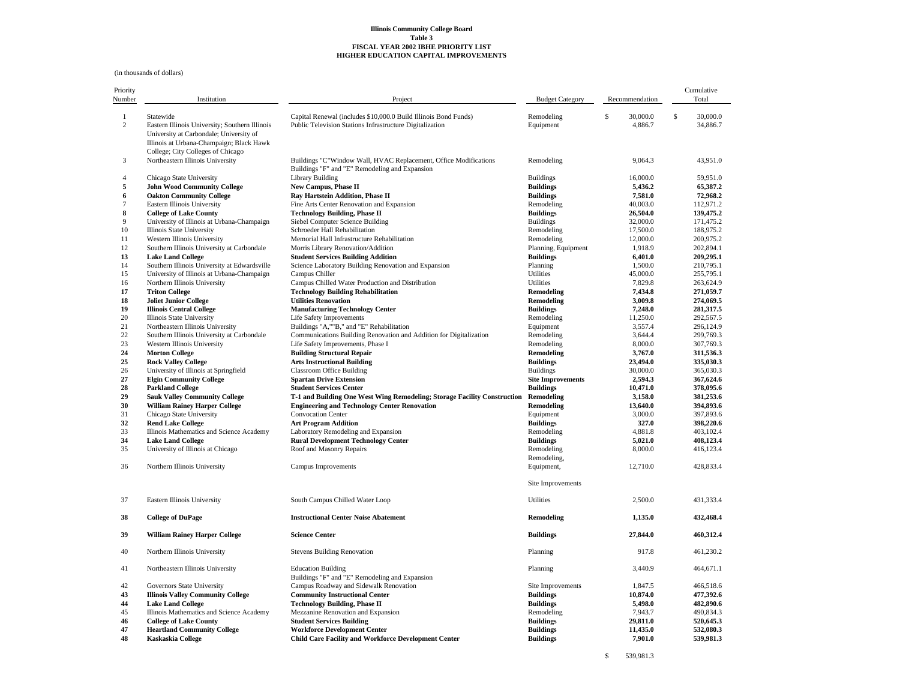**Illinois Community College Board**
**Table 3**
**FISCAL YEAR 2002 IBHE PRIORITY LIST**
**HIGHER EDUCATION CAPITAL IMPROVEMENTS**

(in thousands of dollars)

| Priority Number | Institution | Project | Budget Category | Recommendation | Cumulative Total |
|---|---|---|---|---|---|
| 1 | Statewide | Capital Renewal (includes $10,000.0 Build Illinois Bond Funds) | Remodeling | $ 30,000.0 | $ 30,000.0 |
| 2 | Eastern Illinois University; Southern Illinois University at Carbondale; University of Illinois at Urbana-Champaign; Black Hawk College; City Colleges of Chicago | Public Television Stations Infrastructure Digitalization | Equipment | 4,886.7 | 34,886.7 |
| 3 | Northeastern Illinois University | Buildings "C"Window Wall, HVAC Replacement, Office Modifications Buildings "F" and "E" Remodeling and Expansion | Remodeling | 9,064.3 | 43,951.0 |
| 4 | Chicago State University | Library Building | Buildings | 16,000.0 | 59,951.0 |
| **5** | **John Wood Community College** | **New Campus, Phase II** | **Buildings** | **5,436.2** | **65,387.2** |
| **6** | **Oakton Community College** | **Ray Hartstein Addition, Phase II** | **Buildings** | **7,581.0** | **72,968.2** |
| 7 | Eastern Illinois University | Fine Arts Center Renovation and Expansion | Remodeling | 40,003.0 | 112,971.2 |
| **8** | **College of Lake County** | **Technology Building, Phase II** | **Buildings** | **26,504.0** | **139,475.2** |
| 9 | University of Illinois at Urbana-Champaign | Siebel Computer Science Building | Buildings | 32,000.0 | 171,475.2 |
| 10 | Illinois State University | Schroeder Hall Rehabilitation | Remodeling | 17,500.0 | 188,975.2 |
| 11 | Western Illinois University | Memorial Hall Infrastructure Rehabilitation | Remodeling | 12,000.0 | 200,975.2 |
| 12 | Southern Illinois University at Carbondale | Morris Library Renovation/Addition | Planning, Equipment | 1,918.9 | 202,894.1 |
| **13** | **Lake Land College** | **Student Services Building Addition** | **Buildings** | **6,401.0** | **209,295.1** |
| 14 | Southern Illinois University at Edwardsville | Science Laboratory Building Renovation and Expansion | Planning | 1,500.0 | 210,795.1 |
| 15 | University of Illinois at Urbana-Champaign | Campus Chiller | Utilities | 45,000.0 | 255,795.1 |
| 16 | Northern Illinois University | Campus Chilled Water Production and Distribution | Utilities | 7,829.8 | 263,624.9 |
| **17** | **Triton College** | **Technology Building Rehabilitation** | **Remodeling** | **7,434.8** | **271,059.7** |
| **18** | **Joliet Junior College** | **Utilities Renovation** | **Remodeling** | **3,009.8** | **274,069.5** |
| **19** | **Illinois Central College** | **Manufacturing Technology Center** | **Buildings** | **7,248.0** | **281,317.5** |
| 20 | Illinois State University | Life Safety Improvements | Remodeling | 11,250.0 | 292,567.5 |
| 21 | Northeastern Illinois University | Buildings "A,""B," and "E" Rehabilitation | Equipment | 3,557.4 | 296,124.9 |
| 22 | Southern Illinois University at Carbondale | Communications Building Renovation and Addition for Digitalization | Remodeling | 3,644.4 | 299,769.3 |
| 23 | Western Illinois University | Life Safety Improvements, Phase I | Remodeling | 8,000.0 | 307,769.3 |
| **24** | **Morton College** | **Building Structural Repair** | **Remodeling** | **3,767.0** | **311,536.3** |
| **25** | **Rock Valley College** | **Arts Instructional Building** | **Buildings** | **23,494.0** | **335,030.3** |
| 26 | University of Illinois at Springfield | Classroom Office Building | Buildings | 30,000.0 | 365,030.3 |
| **27** | **Elgin Community College** | **Spartan Drive Extension** | **Site Improvements** | **2,594.3** | **367,624.6** |
| **28** | **Parkland College** | **Student Services Center** | **Buildings** | **10,471.0** | **378,095.6** |
| **29** | **Sauk Valley Community College** | **T-1 and Building One West Wing Remodeling; Storage Facility Construction** | **Remodeling** | **3,158.0** | **381,253.6** |
| **30** | **William Rainey Harper College** | **Engineering and Technology Center Renovation** | **Remodeling** | **13,640.0** | **394,893.6** |
| 31 | Chicago State University | Convocation Center | Equipment | 3,000.0 | 397,893.6 |
| **32** | **Rend Lake College** | **Art Program Addition** | **Buildings** | **327.0** | **398,220.6** |
| 33 | Illinois Mathematics and Science Academy | Laboratory Remodeling and Expansion | Remodeling | 4,881.8 | 403,102.4 |
| **34** | **Lake Land College** | **Rural Development Technology Center** | **Buildings** | **5,021.0** | **408,123.4** |
| 35 | University of Illinois at Chicago | Roof and Masonry Repairs | Remodeling | 8,000.0 | 416,123.4 |
| 36 | Northern Illinois University | Campus Improvements | Remodeling, Equipment, Site Improvements | 12,710.0 | 428,833.4 |
| 37 | Eastern Illinois University | South Campus Chilled Water Loop | Utilities | 2,500.0 | 431,333.4 |
| **38** | **College of DuPage** | **Instructional Center Noise Abatement** | **Remodeling** | **1,135.0** | **432,468.4** |
| **39** | **William Rainey Harper College** | **Science Center** | **Buildings** | **27,844.0** | **460,312.4** |
| 40 | Northern Illinois University | Stevens Building Renovation | Planning | 917.8 | 461,230.2 |
| 41 | Northeastern Illinois University | Education Building Buildings "F" and "E" Remodeling and Expansion | Planning | 3,440.9 | 464,671.1 |
| 42 | Governors State University | Campus Roadway and Sidewalk Renovation | Site Improvements | 1,847.5 | 466,518.6 |
| **43** | **Illinois Valley Community College** | **Community Instructional Center** | **Buildings** | **10,874.0** | **477,392.6** |
| **44** | **Lake Land College** | **Technology Building, Phase II** | **Buildings** | **5,498.0** | **482,890.6** |
| 45 | Illinois Mathematics and Science Academy | Mezzanine Renovation and Expansion | Remodeling | 7,943.7 | 490,834.3 |
| **46** | **College of Lake County** | **Student Services Building** | **Buildings** | **29,811.0** | **520,645.3** |
| **47** | **Heartland Community College** | **Workforce Development Center** | **Buildings** | **11,435.0** | **532,080.3** |
| **48** | **Kaskaskia College** | **Child Care Facility and Workforce Development Center** | **Buildings** | **7,901.0** | **539,981.3** |
| | | | | $ 539,981.3 | |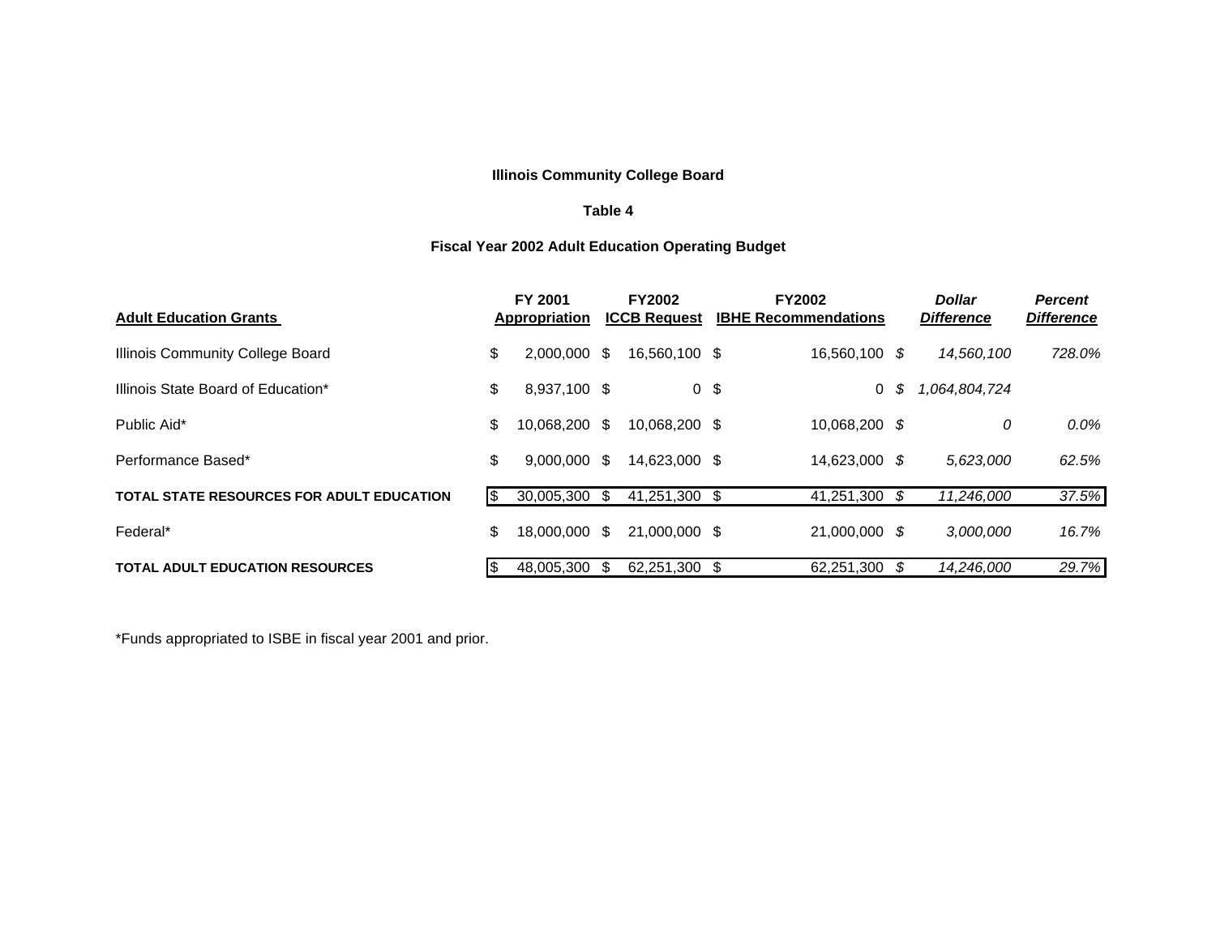**Illinois Community College Board**

**Table 4**

**Fiscal Year 2002 Adult Education Operating Budget**

| **Adult Education Grants** | **FY 2001 Appropriation** | **FY2002 ICCB Request** | **FY2002 IBHE Recommendations** | ***Dollar Difference*** | ***Percent Difference*** |
|---|---|---|---|---|---|
| Illinois Community College Board | $ 2,000,000 | $ 16,560,100 | $ 16,560,100 | *$ 14,560,100* | *728.0%* |
| Illinois State Board of Education* | $ 8,937,100 | $ 0 | $ 0 | *$ 1,064,804,724* | |
| Public Aid* | $ 10,068,200 | $ 10,068,200 | $ 10,068,200 | *$ 0* | *0.0%* |
| Performance Based* | $ 9,000,000 | $ 14,623,000 | $ 14,623,000 | *$ 5,623,000* | *62.5%* |
| **TOTAL STATE RESOURCES FOR ADULT EDUCATION** | $ 30,005,300 | $ 41,251,300 | $ 41,251,300 | *$ 11,246,000* | *37.5%* |
| Federal* | $ 18,000,000 | $ 21,000,000 | $ 21,000,000 | *$ 3,000,000* | *16.7%* |
| **TOTAL ADULT EDUCATION RESOURCES** | $ 48,005,300 | $ 62,251,300 | $ 62,251,300 | *$ 14,246,000* | *29.7%* |

*Funds appropriated to ISBE in fiscal year 2001 and prior.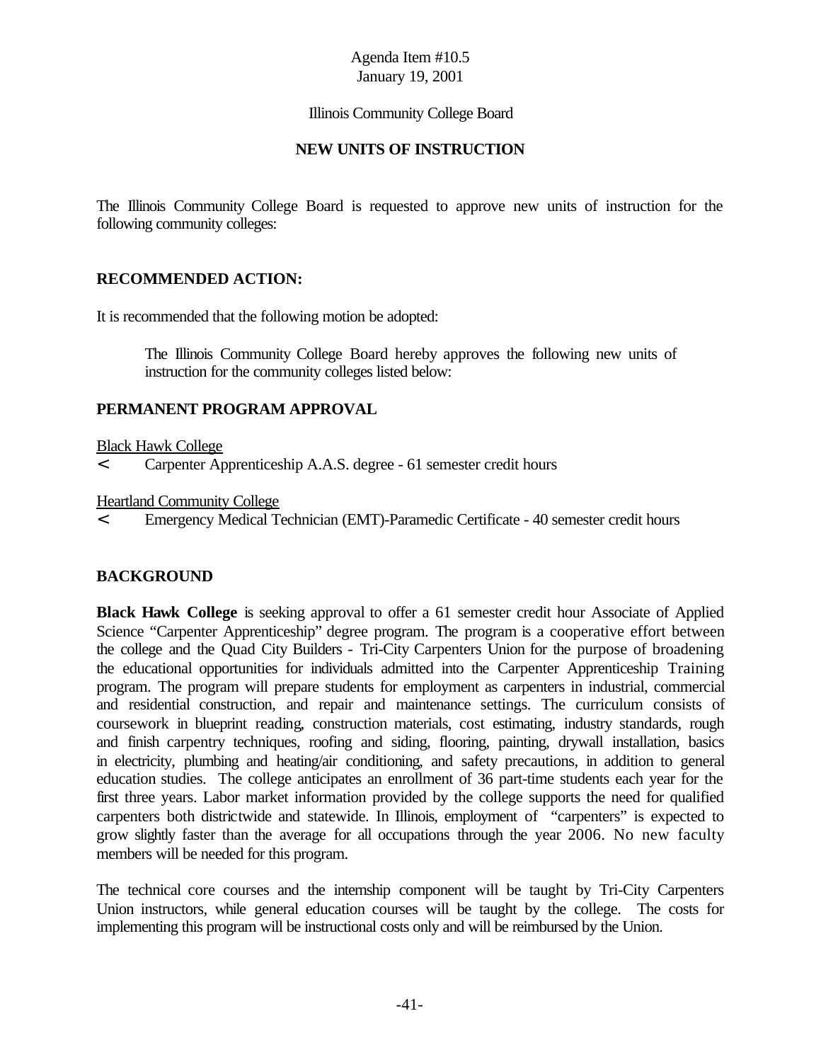Agenda Item #10.5
January 19, 2001

Illinois Community College Board

## NEW UNITS OF INSTRUCTION

The Illinois Community College Board is requested to approve new units of instruction for the following community colleges:

### RECOMMENDED ACTION:

It is recommended that the following motion be adopted:

> The Illinois Community College Board hereby approves the following new units of instruction for the community colleges listed below:

### PERMANENT PROGRAM APPROVAL

Black Hawk College

- Carpenter Apprenticeship A.A.S. degree - 61 semester credit hours

Heartland Community College

- Emergency Medical Technician (EMT)-Paramedic Certificate - 40 semester credit hours

### BACKGROUND

**Black Hawk College** is seeking approval to offer a 61 semester credit hour Associate of Applied Science "Carpenter Apprenticeship" degree program. The program is a cooperative effort between the college and the Quad City Builders - Tri-City Carpenters Union for the purpose of broadening the educational opportunities for individuals admitted into the Carpenter Apprenticeship Training program. The program will prepare students for employment as carpenters in industrial, commercial and residential construction, and repair and maintenance settings. The curriculum consists of coursework in blueprint reading, construction materials, cost estimating, industry standards, rough and finish carpentry techniques, roofing and siding, flooring, painting, drywall installation, basics in electricity, plumbing and heating/air conditioning, and safety precautions, in addition to general education studies. The college anticipates an enrollment of 36 part-time students each year for the first three years. Labor market information provided by the college supports the need for qualified carpenters both districtwide and statewide. In Illinois, employment of "carpenters" is expected to grow slightly faster than the average for all occupations through the year 2006. No new faculty members will be needed for this program.

The technical core courses and the internship component will be taught by Tri-City Carpenters Union instructors, while general education courses will be taught by the college. The costs for implementing this program will be instructional costs only and will be reimbursed by the Union.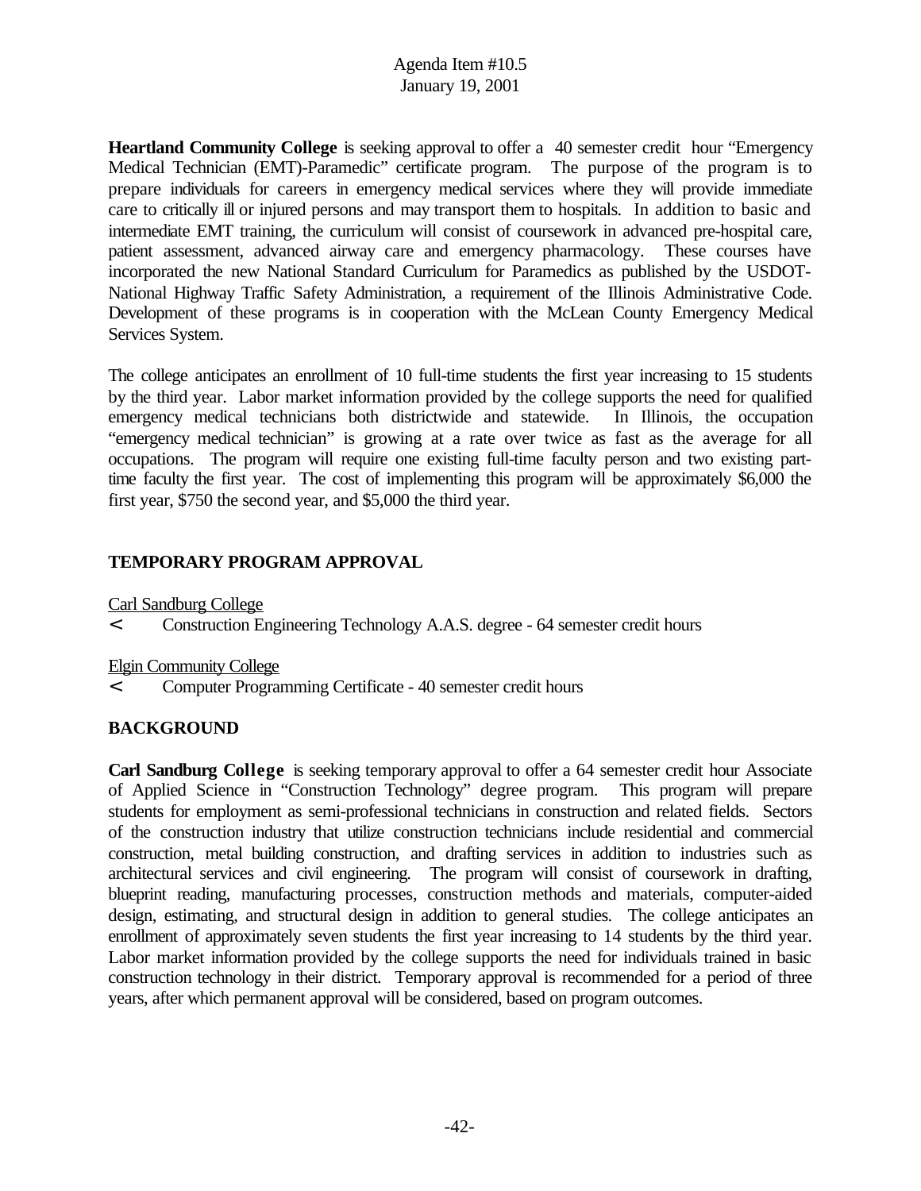**Heartland Community College** is seeking approval to offer a 40 semester credit hour "Emergency Medical Technician (EMT)-Paramedic" certificate program. The purpose of the program is to prepare individuals for careers in emergency medical services where they will provide immediate care to critically ill or injured persons and may transport them to hospitals. In addition to basic and intermediate EMT training, the curriculum will consist of coursework in advanced pre-hospital care, patient assessment, advanced airway care and emergency pharmacology. These courses have incorporated the new National Standard Curriculum for Paramedics as published by the USDOT-National Highway Traffic Safety Administration, a requirement of the Illinois Administrative Code. Development of these programs is in cooperation with the McLean County Emergency Medical Services System.

The college anticipates an enrollment of 10 full-time students the first year increasing to 15 students by the third year. Labor market information provided by the college supports the need for qualified emergency medical technicians both districtwide and statewide. In Illinois, the occupation "emergency medical technician" is growing at a rate over twice as fast as the average for all occupations. The program will require one existing full-time faculty person and two existing part-time faculty the first year. The cost of implementing this program will be approximately $6,000 the first year, $750 the second year, and $5,000 the third year.

## TEMPORARY PROGRAM APPROVAL

Carl Sandburg College

- Construction Engineering Technology A.A.S. degree - 64 semester credit hours

Elgin Community College

- Computer Programming Certificate - 40 semester credit hours

## BACKGROUND

**Carl Sandburg College** is seeking temporary approval to offer a 64 semester credit hour Associate of Applied Science in "Construction Technology" degree program. This program will prepare students for employment as semi-professional technicians in construction and related fields. Sectors of the construction industry that utilize construction technicians include residential and commercial construction, metal building construction, and drafting services in addition to industries such as architectural services and civil engineering. The program will consist of coursework in drafting, blueprint reading, manufacturing processes, construction methods and materials, computer-aided design, estimating, and structural design in addition to general studies. The college anticipates an enrollment of approximately seven students the first year increasing to 14 students by the third year. Labor market information provided by the college supports the need for individuals trained in basic construction technology in their district. Temporary approval is recommended for a period of three years, after which permanent approval will be considered, based on program outcomes.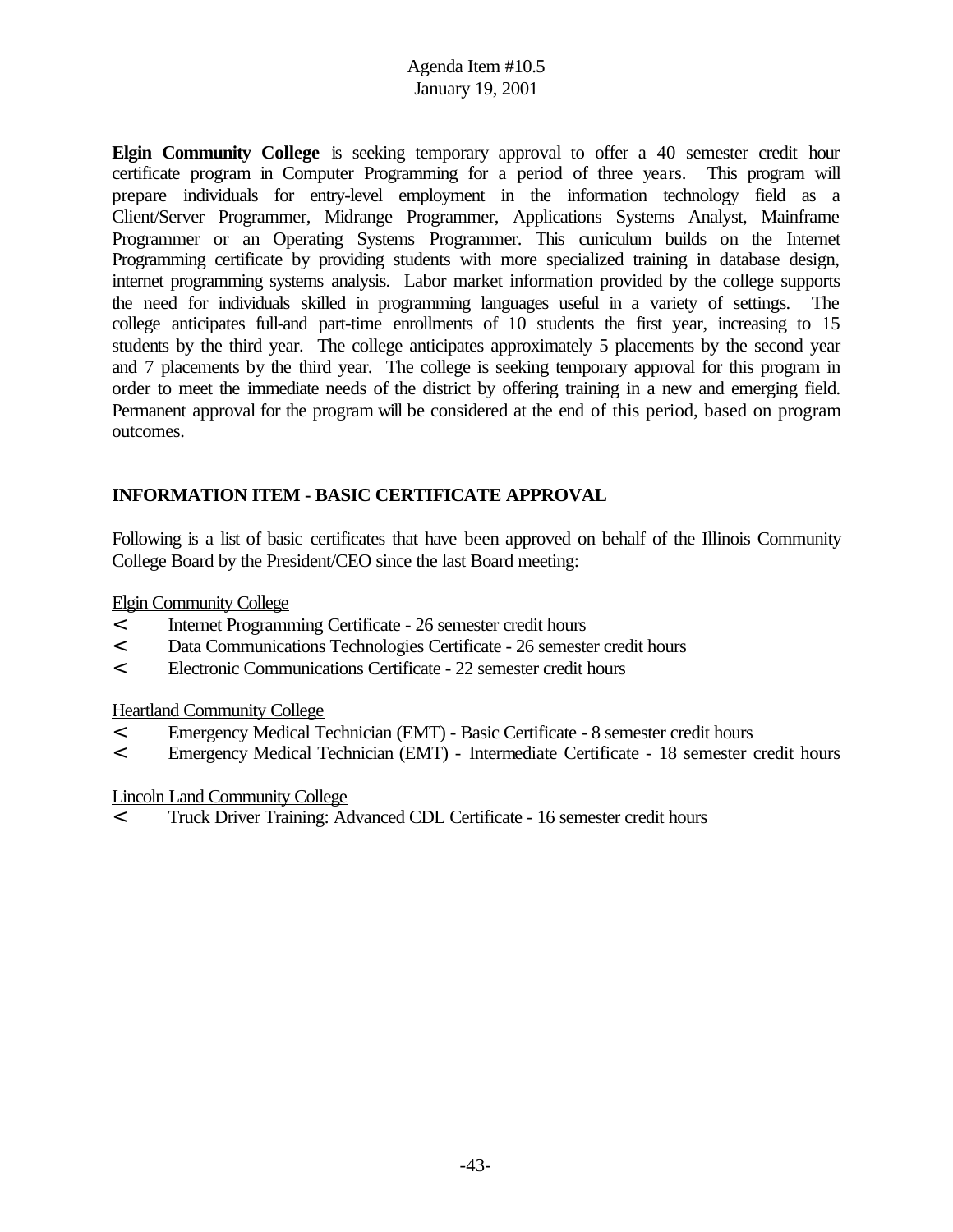**Elgin Community College** is seeking temporary approval to offer a 40 semester credit hour certificate program in Computer Programming for a period of three years. This program will prepare individuals for entry-level employment in the information technology field as a Client/Server Programmer, Midrange Programmer, Applications Systems Analyst, Mainframe Programmer or an Operating Systems Programmer. This curriculum builds on the Internet Programming certificate by providing students with more specialized training in database design, internet programming systems analysis. Labor market information provided by the college supports the need for individuals skilled in programming languages useful in a variety of settings. The college anticipates full-and part-time enrollments of 10 students the first year, increasing to 15 students by the third year. The college anticipates approximately 5 placements by the second year and 7 placements by the third year. The college is seeking temporary approval for this program in order to meet the immediate needs of the district by offering training in a new and emerging field. Permanent approval for the program will be considered at the end of this period, based on program outcomes.

## INFORMATION ITEM - BASIC CERTIFICATE APPROVAL

Following is a list of basic certificates that have been approved on behalf of the Illinois Community College Board by the President/CEO since the last Board meeting:

Elgin Community College

- Internet Programming Certificate - 26 semester credit hours
- Data Communications Technologies Certificate - 26 semester credit hours
- Electronic Communications Certificate - 22 semester credit hours

Heartland Community College

- Emergency Medical Technician (EMT) - Basic Certificate - 8 semester credit hours
- Emergency Medical Technician (EMT) - Intermediate Certificate - 18 semester credit hours

Lincoln Land Community College

- Truck Driver Training: Advanced CDL Certificate - 16 semester credit hours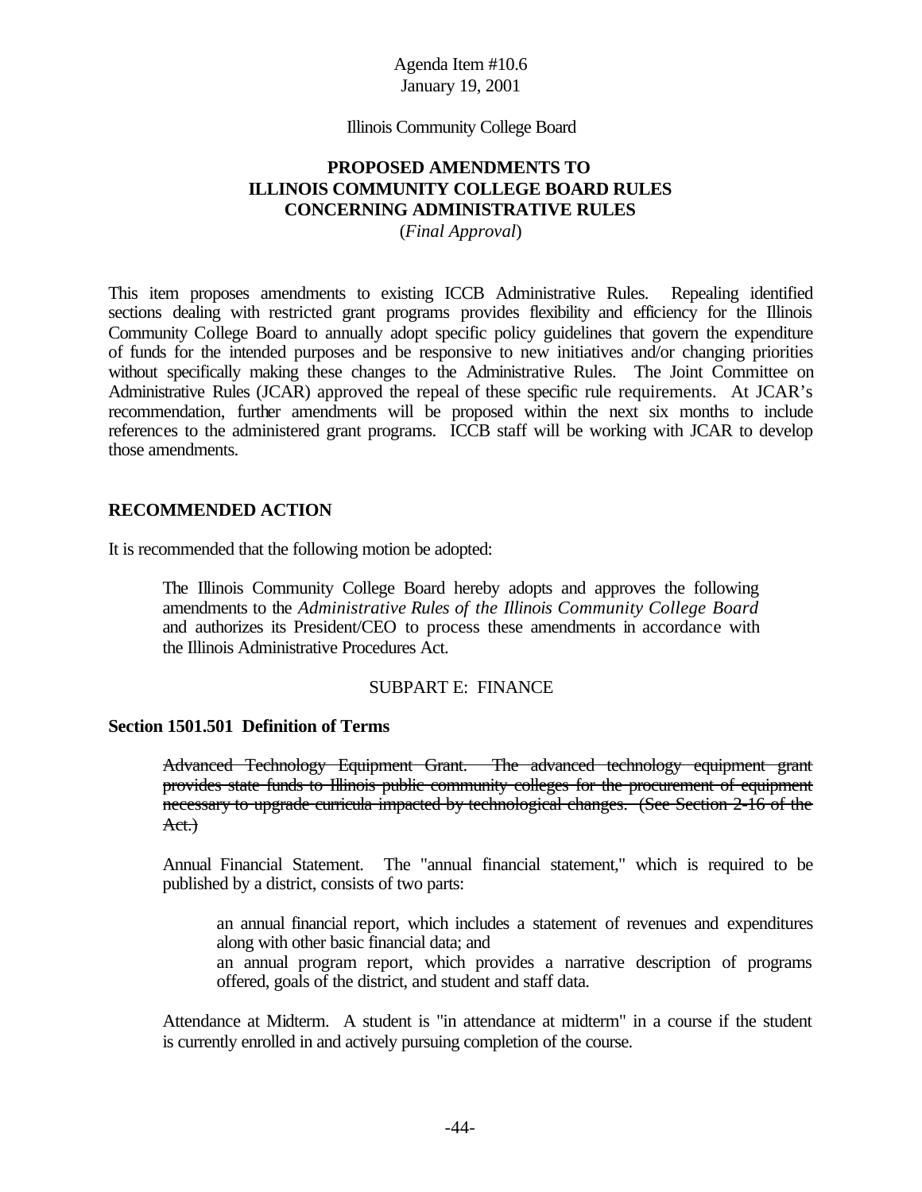Agenda Item #10.6
January 19, 2001

Illinois Community College Board

**PROPOSED AMENDMENTS TO ILLINOIS COMMUNITY COLLEGE BOARD RULES CONCERNING ADMINISTRATIVE RULES**

(*Final Approval*)

This item proposes amendments to existing ICCB Administrative Rules. Repealing identified sections dealing with restricted grant programs provides flexibility and efficiency for the Illinois Community College Board to annually adopt specific policy guidelines that govern the expenditure of funds for the intended purposes and be responsive to new initiatives and/or changing priorities without specifically making these changes to the Administrative Rules. The Joint Committee on Administrative Rules (JCAR) approved the repeal of these specific rule requirements. At JCAR's recommendation, further amendments will be proposed within the next six months to include references to the administered grant programs. ICCB staff will be working with JCAR to develop those amendments.

## RECOMMENDED ACTION

It is recommended that the following motion be adopted:

> The Illinois Community College Board hereby adopts and approves the following amendments to the *Administrative Rules of the Illinois Community College Board* and authorizes its President/CEO to process these amendments in accordance with the Illinois Administrative Procedures Act.

SUBPART E: FINANCE

**Section 1501.501 Definition of Terms**

~~Advanced Technology Equipment Grant. The advanced technology equipment grant provides state funds to Illinois public community colleges for the procurement of equipment necessary to upgrade curricula impacted by technological changes. (See Section 2-16 of the Act.)~~

Annual Financial Statement. The "annual financial statement," which is required to be published by a district, consists of two parts:

- an annual financial report, which includes a statement of revenues and expenditures along with other basic financial data; and
- an annual program report, which provides a narrative description of programs offered, goals of the district, and student and staff data.

Attendance at Midterm. A student is "in attendance at midterm" in a course if the student is currently enrolled in and actively pursuing completion of the course.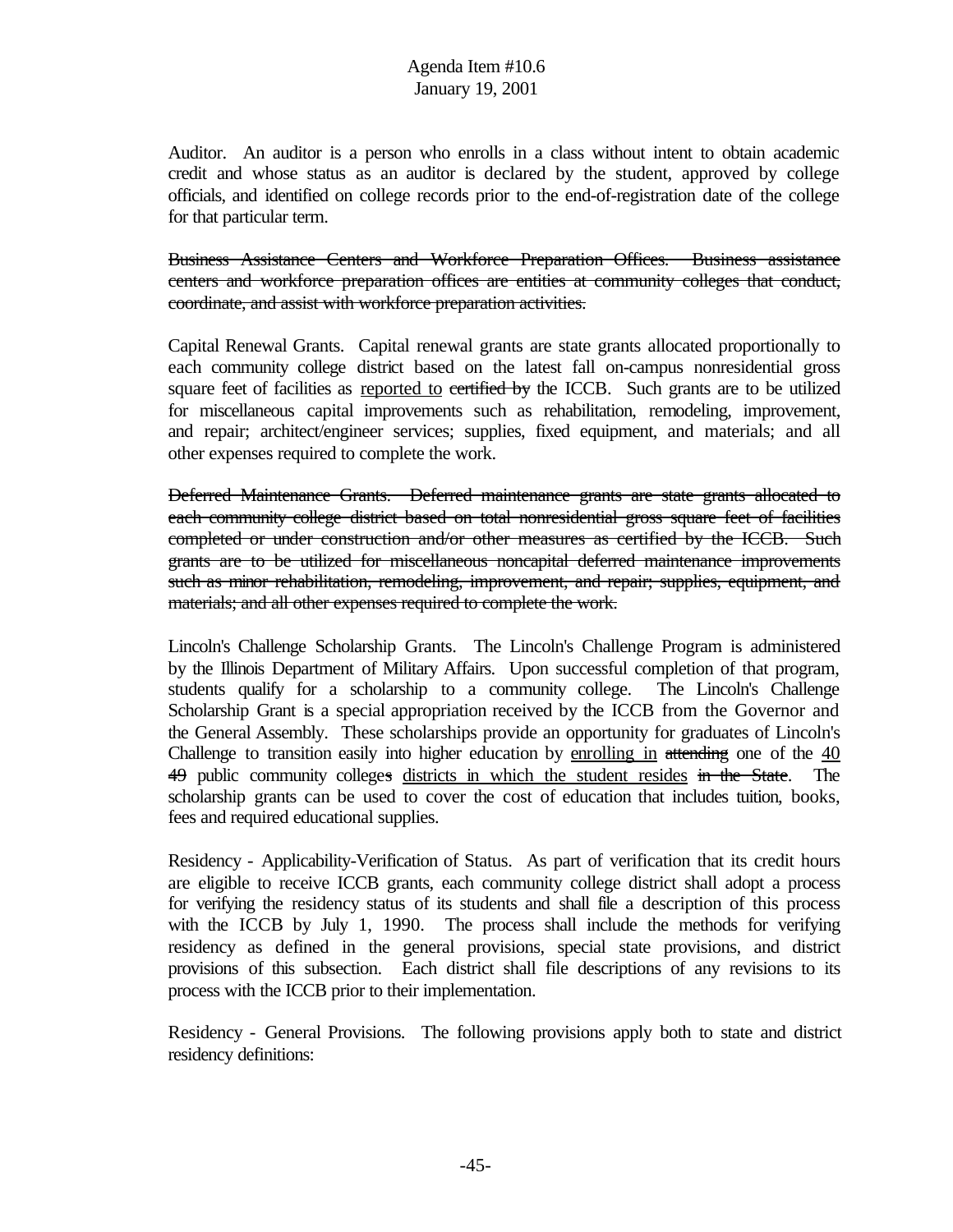Auditor. An auditor is a person who enrolls in a class without intent to obtain academic credit and whose status as an auditor is declared by the student, approved by college officials, and identified on college records prior to the end-of-registration date of the college for that particular term.

~~Business Assistance Centers and Workforce Preparation Offices. Business assistance centers and workforce preparation offices are entities at community colleges that conduct, coordinate, and assist with workforce preparation activities.~~

Capital Renewal Grants. Capital renewal grants are state grants allocated proportionally to each community college district based on the latest fall on-campus nonresidential gross square feet of facilities as <u>reported to</u> ~~certified by~~ the ICCB. Such grants are to be utilized for miscellaneous capital improvements such as rehabilitation, remodeling, improvement, and repair; architect/engineer services; supplies, fixed equipment, and materials; and all other expenses required to complete the work.

~~Deferred Maintenance Grants. Deferred maintenance grants are state grants allocated to each community college district based on total nonresidential gross square feet of facilities completed or under construction and/or other measures as certified by the ICCB. Such grants are to be utilized for miscellaneous noncapital deferred maintenance improvements such as minor rehabilitation, remodeling, improvement, and repair; supplies, equipment, and materials; and all other expenses required to complete the work.~~

Lincoln's Challenge Scholarship Grants. The Lincoln's Challenge Program is administered by the Illinois Department of Military Affairs. Upon successful completion of that program, students qualify for a scholarship to a community college. The Lincoln's Challenge Scholarship Grant is a special appropriation received by the ICCB from the Governor and the General Assembly. These scholarships provide an opportunity for graduates of Lincoln's Challenge to transition easily into higher education by <u>enrolling in</u> ~~attending~~ one of the <u>40</u> ~~49~~ public community college~~s~~ <u>districts in which the student resides</u> ~~in the State~~. The scholarship grants can be used to cover the cost of education that includes tuition, books, fees and required educational supplies.

Residency - Applicability-Verification of Status. As part of verification that its credit hours are eligible to receive ICCB grants, each community college district shall adopt a process for verifying the residency status of its students and shall file a description of this process with the ICCB by July 1, 1990. The process shall include the methods for verifying residency as defined in the general provisions, special state provisions, and district provisions of this subsection. Each district shall file descriptions of any revisions to its process with the ICCB prior to their implementation.

Residency - General Provisions. The following provisions apply both to state and district residency definitions: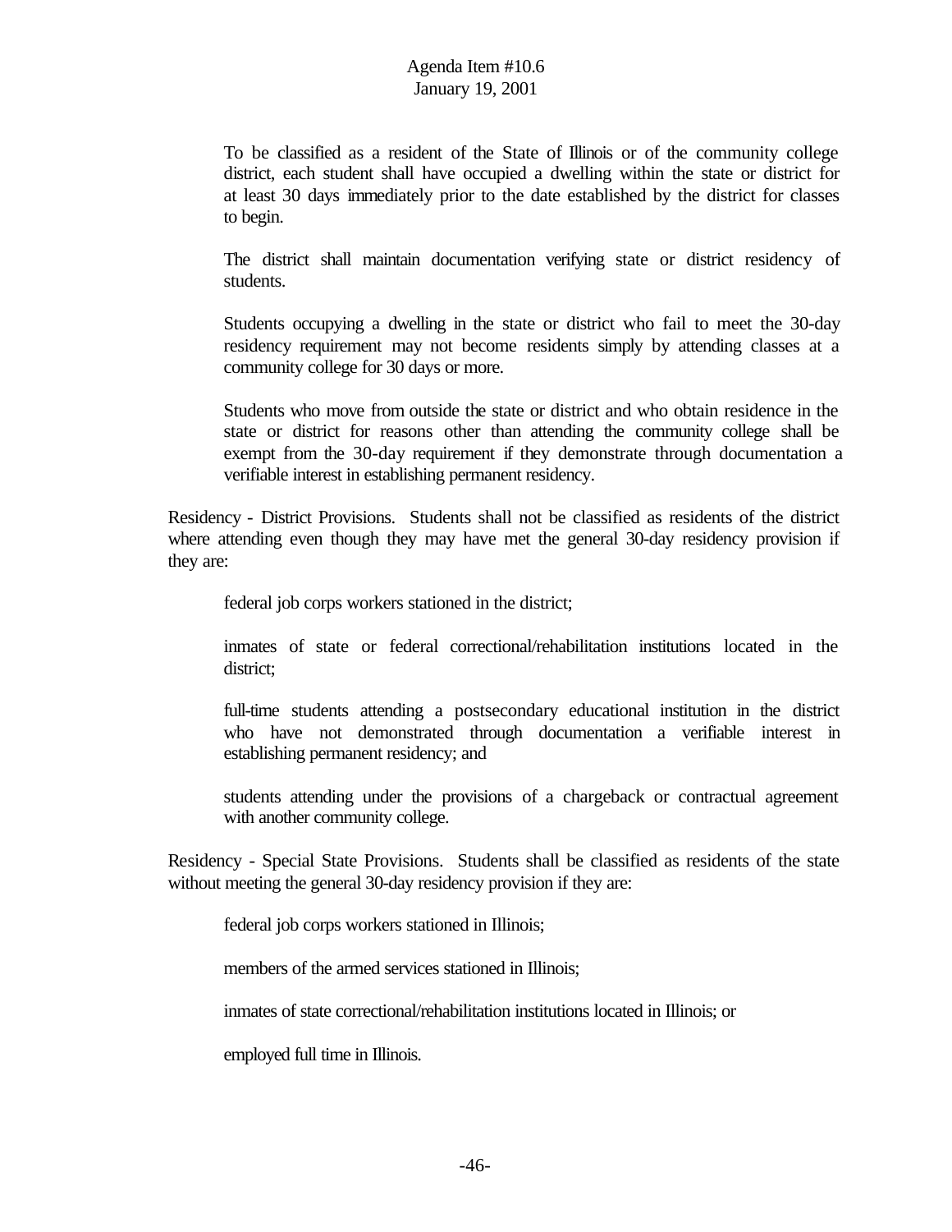To be classified as a resident of the State of Illinois or of the community college district, each student shall have occupied a dwelling within the state or district for at least 30 days immediately prior to the date established by the district for classes to begin.

The district shall maintain documentation verifying state or district residency of students.

Students occupying a dwelling in the state or district who fail to meet the 30-day residency requirement may not become residents simply by attending classes at a community college for 30 days or more.

Students who move from outside the state or district and who obtain residence in the state or district for reasons other than attending the community college shall be exempt from the 30-day requirement if they demonstrate through documentation a verifiable interest in establishing permanent residency.

Residency - District Provisions. Students shall not be classified as residents of the district where attending even though they may have met the general 30-day residency provision if they are:

federal job corps workers stationed in the district;

inmates of state or federal correctional/rehabilitation institutions located in the district;

full-time students attending a postsecondary educational institution in the district who have not demonstrated through documentation a verifiable interest in establishing permanent residency; and

students attending under the provisions of a chargeback or contractual agreement with another community college.

Residency - Special State Provisions. Students shall be classified as residents of the state without meeting the general 30-day residency provision if they are:

federal job corps workers stationed in Illinois;

members of the armed services stationed in Illinois;

inmates of state correctional/rehabilitation institutions located in Illinois; or

employed full time in Illinois.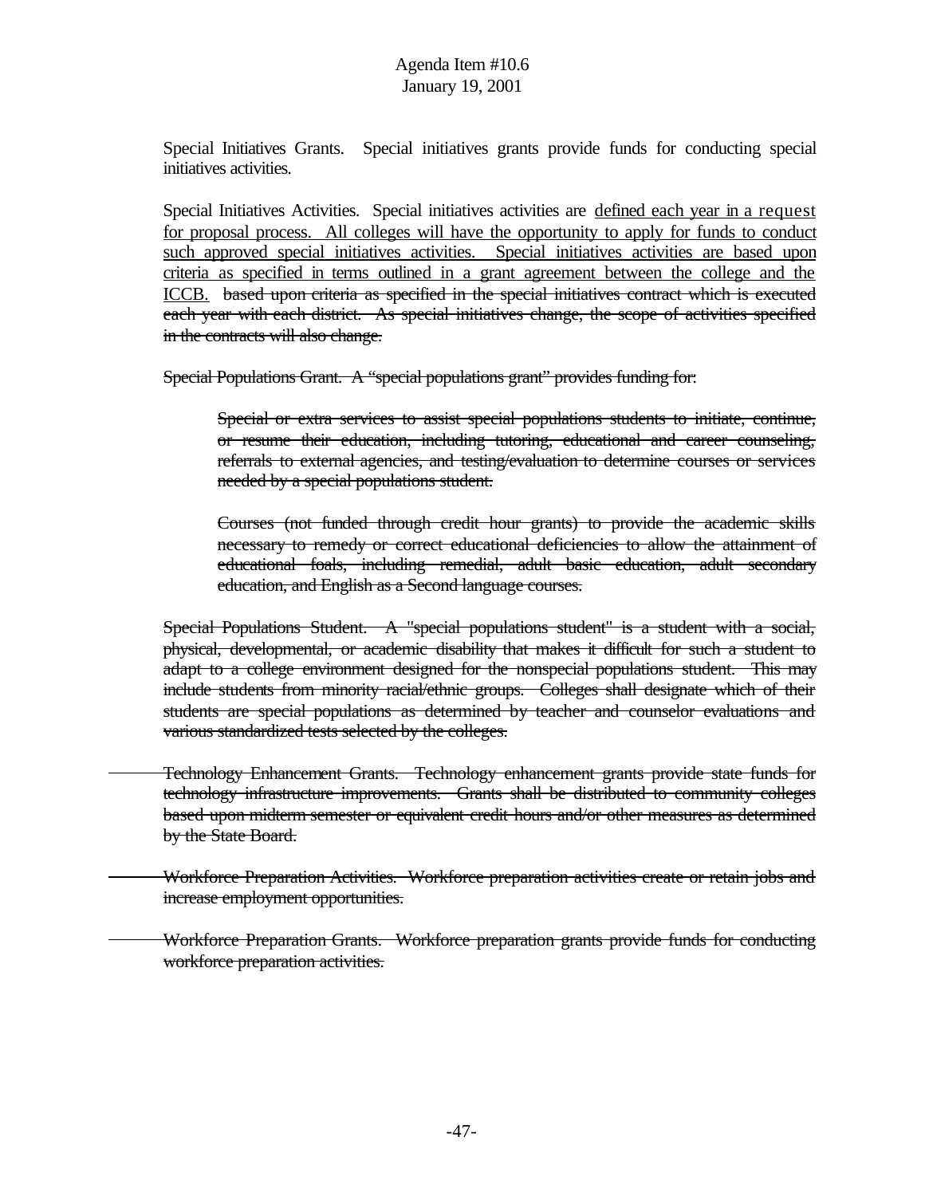Special Initiatives Grants. Special initiatives grants provide funds for conducting special initiatives activities.

Special Initiatives Activities. Special initiatives activities are <u>defined each year in a request for proposal process. All colleges will have the opportunity to apply for funds to conduct such approved special initiatives activities. Special initiatives activities are based upon criteria as specified in terms outlined in a grant agreement between the college and the ICCB.</u> ~~based upon criteria as specified in the special initiatives contract which is executed each year with each district. As special initiatives change, the scope of activities specified in the contracts will also change.~~

~~Special Populations Grant. A "special populations grant" provides funding for:~~

> ~~Special or extra services to assist special populations students to initiate, continue, or resume their education, including tutoring, educational and career counseling, referrals to external agencies, and testing/evaluation to determine courses or services needed by a special populations student.~~
>
> ~~Courses (not funded through credit hour grants) to provide the academic skills necessary to remedy or correct educational deficiencies to allow the attainment of educational foals, including remedial, adult basic education, adult secondary education, and English as a Second language courses.~~

~~Special Populations Student. A "special populations student" is a student with a social, physical, developmental, or academic disability that makes it difficult for such a student to adapt to a college environment designed for the nonspecial populations student. This may include students from minority racial/ethnic groups. Colleges shall designate which of their students are special populations as determined by teacher and counselor evaluations and various standardized tests selected by the colleges.~~

~~Technology Enhancement Grants. Technology enhancement grants provide state funds for technology infrastructure improvements. Grants shall be distributed to community colleges based upon midterm semester or equivalent credit hours and/or other measures as determined by the State Board.~~

~~Workforce Preparation Activities. Workforce preparation activities create or retain jobs and increase employment opportunities.~~

~~Workforce Preparation Grants. Workforce preparation grants provide funds for conducting workforce preparation activities.~~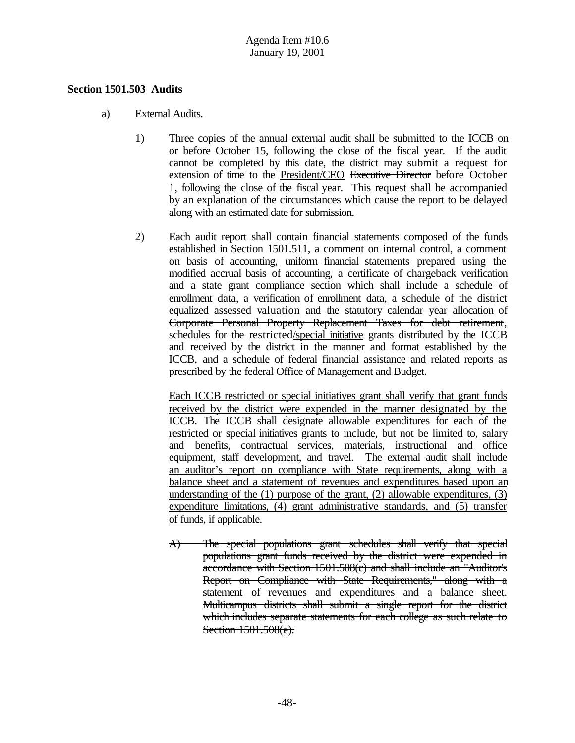Agenda Item #10.6
January 19, 2001

**Section 1501.503 Audits**

a) External Audits.

1) Three copies of the annual external audit shall be submitted to the ICCB on or before October 15, following the close of the fiscal year. If the audit cannot be completed by this date, the district may submit a request for extension of time to the <u>President/CEO</u> ~~Executive Director~~ before October 1, following the close of the fiscal year. This request shall be accompanied by an explanation of the circumstances which cause the report to be delayed along with an estimated date for submission.

2) Each audit report shall contain financial statements composed of the funds established in Section 1501.511, a comment on internal control, a comment on basis of accounting, uniform financial statements prepared using the modified accrual basis of accounting, a certificate of chargeback verification and a state grant compliance section which shall include a schedule of enrollment data, a verification of enrollment data, a schedule of the district equalized assessed valuation ~~and the statutory calendar year allocation of Corporate Personal Property Replacement Taxes for debt retirement~~, schedules for the restricted<u>/special initiative</u> grants distributed by the ICCB and received by the district in the manner and format established by the ICCB, and a schedule of federal financial assistance and related reports as prescribed by the federal Office of Management and Budget.

<u>Each ICCB restricted or special initiatives grant shall verify that grant funds received by the district were expended in the manner designated by the ICCB. The ICCB shall designate allowable expenditures for each of the restricted or special initiatives grants to include, but not be limited to, salary and benefits, contractual services, materials, instructional and office equipment, staff development, and travel. The external audit shall include an auditor's report on compliance with State requirements, along with a balance sheet and a statement of revenues and expenditures based upon an understanding of the (1) purpose of the grant, (2) allowable expenditures, (3) expenditure limitations, (4) grant administrative standards, and (5) transfer of funds, if applicable.</u>

~~A) The special populations grant schedules shall verify that special populations grant funds received by the district were expended in accordance with Section 1501.508(c) and shall include an "Auditor's Report on Compliance with State Requirements," along with a statement of revenues and expenditures and a balance sheet. Multicampus districts shall submit a single report for the district which includes separate statements for each college as such relate to Section 1501.508(e).~~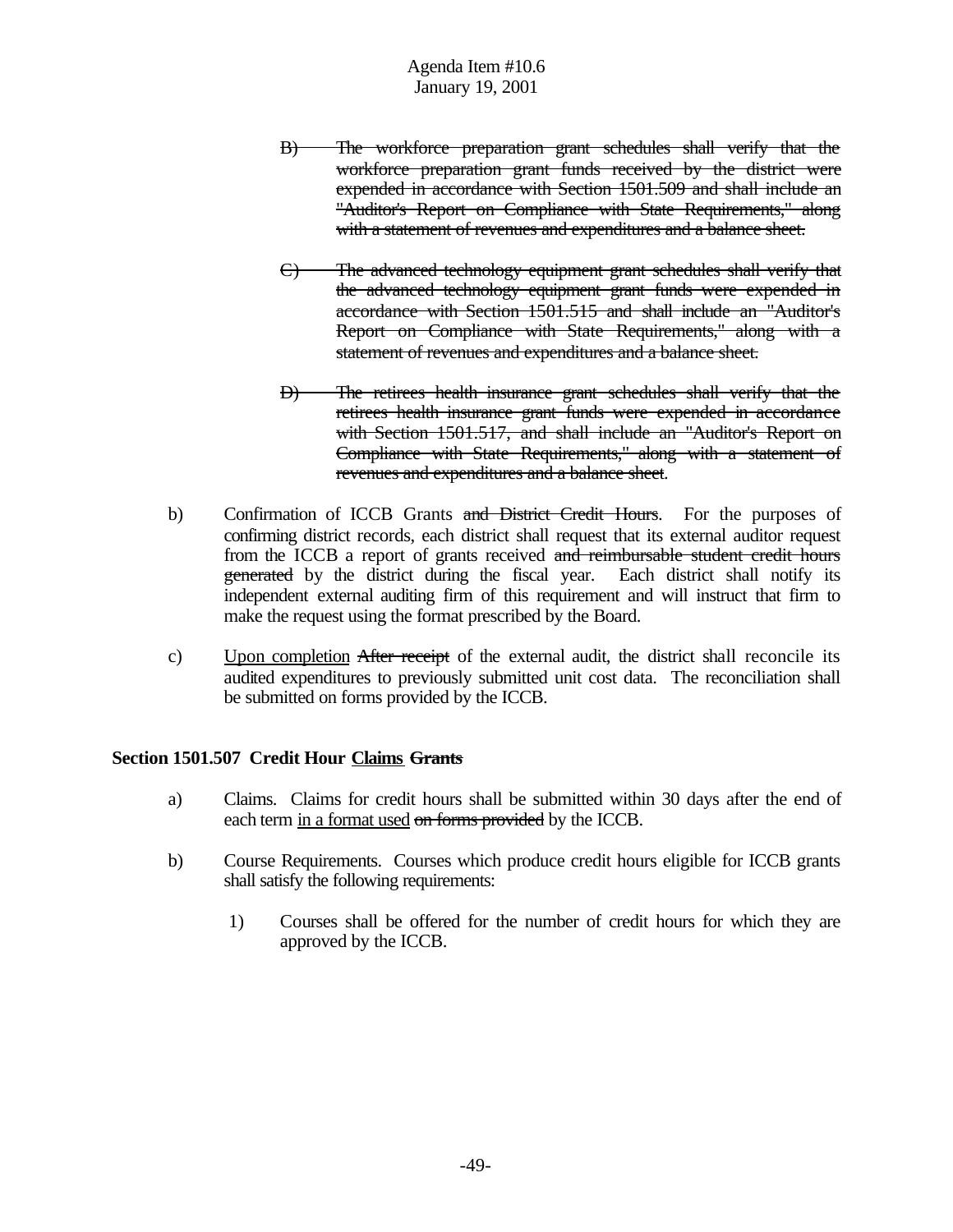~~B) The workforce preparation grant schedules shall verify that the workforce preparation grant funds received by the district were expended in accordance with Section 1501.509 and shall include an "Auditor's Report on Compliance with State Requirements," along with a statement of revenues and expenditures and a balance sheet.~~

~~C) The advanced technology equipment grant schedules shall verify that the advanced technology equipment grant funds were expended in accordance with Section 1501.515 and shall include an "Auditor's Report on Compliance with State Requirements," along with a statement of revenues and expenditures and a balance sheet.~~

~~D) The retirees health insurance grant schedules shall verify that the retirees health insurance grant funds were expended in accordance with Section 1501.517, and shall include an "Auditor's Report on Compliance with State Requirements," along with a statement of revenues and expenditures and a balance sheet~~.

b) Confirmation of ICCB Grants ~~and District Credit Hours~~. For the purposes of confirming district records, each district shall request that its external auditor request from the ICCB a report of grants received ~~and reimbursable student credit hours generated~~ by the district during the fiscal year. Each district shall notify its independent external auditing firm of this requirement and will instruct that firm to make the request using the format prescribed by the Board.

c) <u>Upon completion</u> ~~After receipt~~ of the external audit, the district shall reconcile its audited expenditures to previously submitted unit cost data. The reconciliation shall be submitted on forms provided by the ICCB.

**Section 1501.507 Credit Hour <u>Claims</u> ~~Grants~~**

a) Claims. Claims for credit hours shall be submitted within 30 days after the end of each term <u>in a format used</u> ~~on forms provided~~ by the ICCB.

b) Course Requirements. Courses which produce credit hours eligible for ICCB grants shall satisfy the following requirements:

1) Courses shall be offered for the number of credit hours for which they are approved by the ICCB.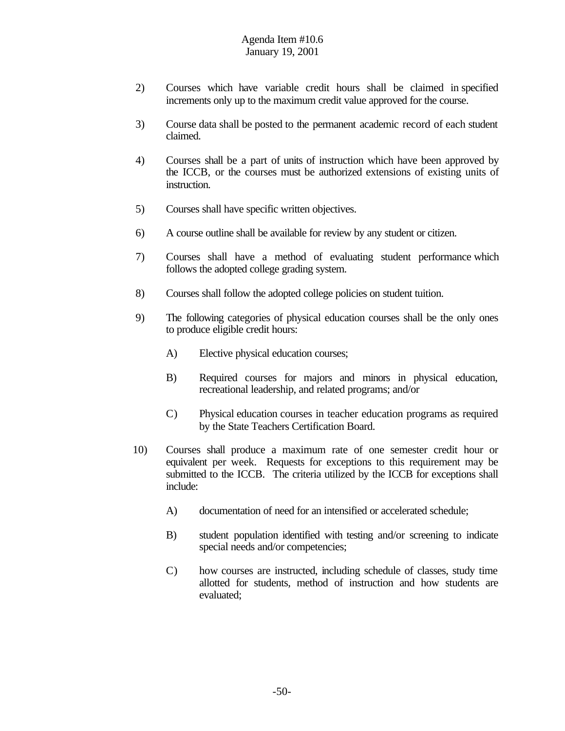2) Courses which have variable credit hours shall be claimed in specified increments only up to the maximum credit value approved for the course.

3) Course data shall be posted to the permanent academic record of each student claimed.

4) Courses shall be a part of units of instruction which have been approved by the ICCB, or the courses must be authorized extensions of existing units of instruction.

5) Courses shall have specific written objectives.

6) A course outline shall be available for review by any student or citizen.

7) Courses shall have a method of evaluating student performance which follows the adopted college grading system.

8) Courses shall follow the adopted college policies on student tuition.

9) The following categories of physical education courses shall be the only ones to produce eligible credit hours:

   A) Elective physical education courses;

   B) Required courses for majors and minors in physical education, recreational leadership, and related programs; and/or

   C) Physical education courses in teacher education programs as required by the State Teachers Certification Board.

10) Courses shall produce a maximum rate of one semester credit hour or equivalent per week. Requests for exceptions to this requirement may be submitted to the ICCB. The criteria utilized by the ICCB for exceptions shall include:

   A) documentation of need for an intensified or accelerated schedule;

   B) student population identified with testing and/or screening to indicate special needs and/or competencies;

   C) how courses are instructed, including schedule of classes, study time allotted for students, method of instruction and how students are evaluated;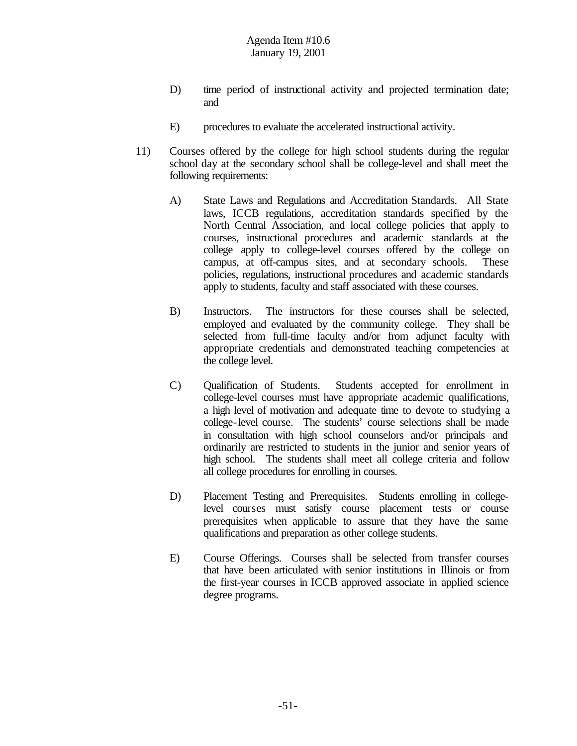D) time period of instructional activity and projected termination date; and

E) procedures to evaluate the accelerated instructional activity.

11) Courses offered by the college for high school students during the regular school day at the secondary school shall be college-level and shall meet the following requirements:

A) State Laws and Regulations and Accreditation Standards. All State laws, ICCB regulations, accreditation standards specified by the North Central Association, and local college policies that apply to courses, instructional procedures and academic standards at the college apply to college-level courses offered by the college on campus, at off-campus sites, and at secondary schools. These policies, regulations, instructional procedures and academic standards apply to students, faculty and staff associated with these courses.

B) Instructors. The instructors for these courses shall be selected, employed and evaluated by the community college. They shall be selected from full-time faculty and/or from adjunct faculty with appropriate credentials and demonstrated teaching competencies at the college level.

C) Qualification of Students. Students accepted for enrollment in college-level courses must have appropriate academic qualifications, a high level of motivation and adequate time to devote to studying a college-level course. The students' course selections shall be made in consultation with high school counselors and/or principals and ordinarily are restricted to students in the junior and senior years of high school. The students shall meet all college criteria and follow all college procedures for enrolling in courses.

D) Placement Testing and Prerequisites. Students enrolling in college-level courses must satisfy course placement tests or course prerequisites when applicable to assure that they have the same qualifications and preparation as other college students.

E) Course Offerings. Courses shall be selected from transfer courses that have been articulated with senior institutions in Illinois or from the first-year courses in ICCB approved associate in applied science degree programs.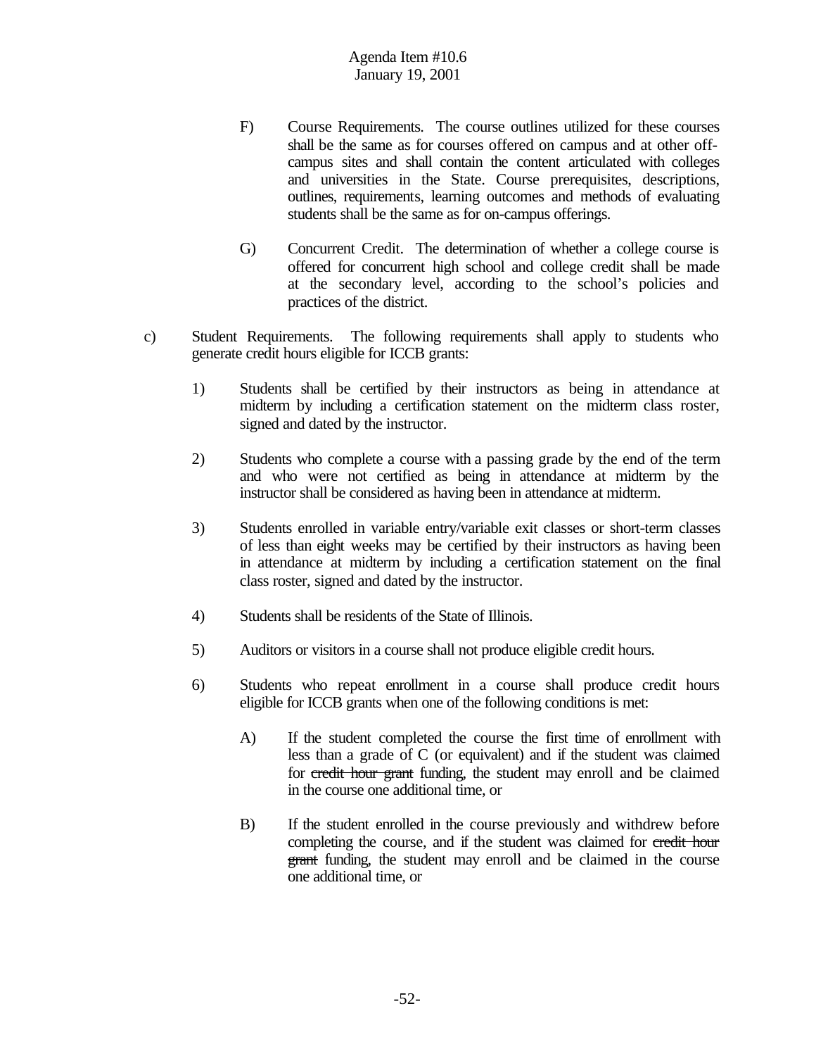F) Course Requirements. The course outlines utilized for these courses shall be the same as for courses offered on campus and at other off-campus sites and shall contain the content articulated with colleges and universities in the State. Course prerequisites, descriptions, outlines, requirements, learning outcomes and methods of evaluating students shall be the same as for on-campus offerings.

G) Concurrent Credit. The determination of whether a college course is offered for concurrent high school and college credit shall be made at the secondary level, according to the school's policies and practices of the district.

c) Student Requirements. The following requirements shall apply to students who generate credit hours eligible for ICCB grants:

1) Students shall be certified by their instructors as being in attendance at midterm by including a certification statement on the midterm class roster, signed and dated by the instructor.

2) Students who complete a course with a passing grade by the end of the term and who were not certified as being in attendance at midterm by the instructor shall be considered as having been in attendance at midterm.

3) Students enrolled in variable entry/variable exit classes or short-term classes of less than eight weeks may be certified by their instructors as having been in attendance at midterm by including a certification statement on the final class roster, signed and dated by the instructor.

4) Students shall be residents of the State of Illinois.

5) Auditors or visitors in a course shall not produce eligible credit hours.

6) Students who repeat enrollment in a course shall produce credit hours eligible for ICCB grants when one of the following conditions is met:

A) If the student completed the course the first time of enrollment with less than a grade of C (or equivalent) and if the student was claimed for ~~credit hour grant~~ funding, the student may enroll and be claimed in the course one additional time, or

B) If the student enrolled in the course previously and withdrew before completing the course, and if the student was claimed for ~~credit hour grant~~ funding, the student may enroll and be claimed in the course one additional time, or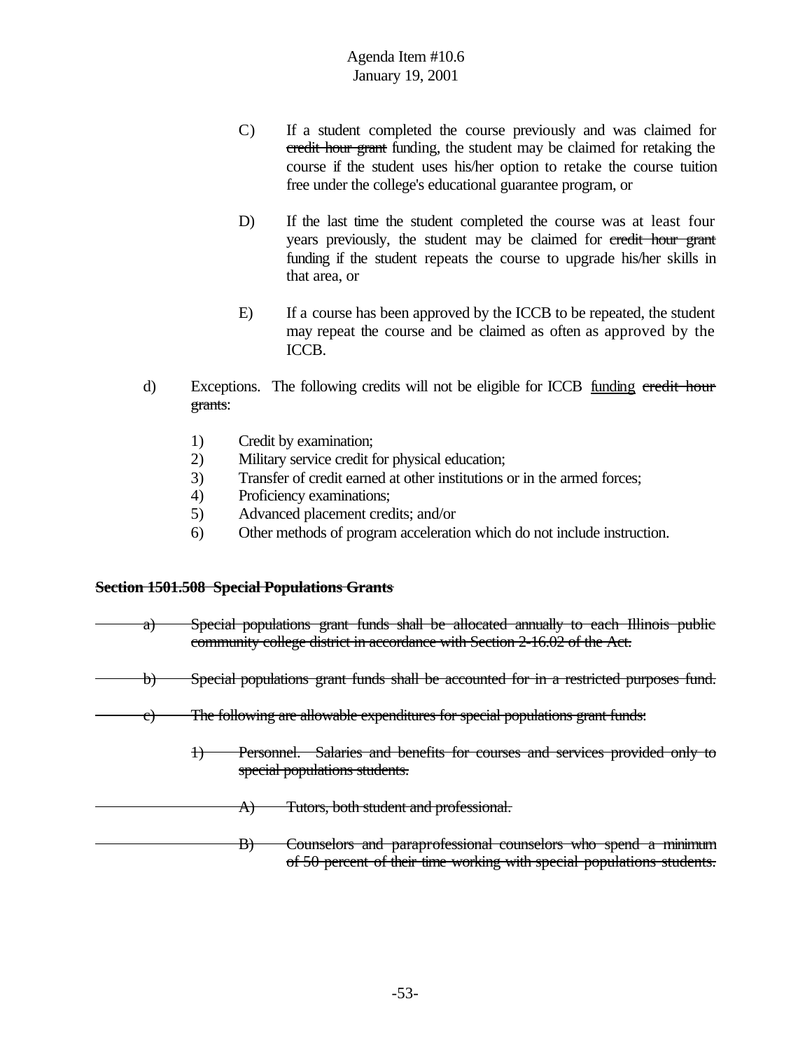C) If a student completed the course previously and was claimed for ~~credit hour grant~~ funding, the student may be claimed for retaking the course if the student uses his/her option to retake the course tuition free under the college's educational guarantee program, or

D) If the last time the student completed the course was at least four years previously, the student may be claimed for ~~credit hour grant~~ funding if the student repeats the course to upgrade his/her skills in that area, or

E) If a course has been approved by the ICCB to be repeated, the student may repeat the course and be claimed as often as approved by the ICCB.

d) Exceptions. The following credits will not be eligible for ICCB <u>funding</u> ~~credit hour grants~~:

1) Credit by examination;
2) Military service credit for physical education;
3) Transfer of credit earned at other institutions or in the armed forces;
4) Proficiency examinations;
5) Advanced placement credits; and/or
6) Other methods of program acceleration which do not include instruction.

**~~Section 1501.508 Special Populations Grants~~**

~~a) Special populations grant funds shall be allocated annually to each Illinois public community college district in accordance with Section 2-16.02 of the Act.~~

~~b) Special populations grant funds shall be accounted for in a restricted purposes fund.~~

~~c) The following are allowable expenditures for special populations grant funds:~~

~~1) Personnel. Salaries and benefits for courses and services provided only to special populations students.~~

~~A) Tutors, both student and professional.~~

~~B) Counselors and paraprofessional counselors who spend a minimum of 50 percent of their time working with special populations students.~~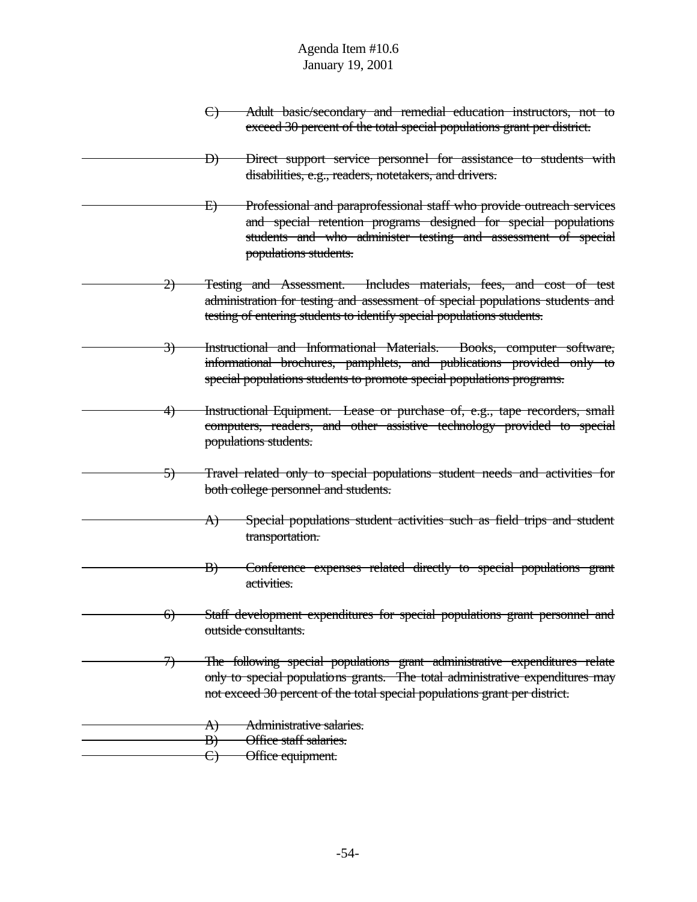~~C) Adult basic/secondary and remedial education instructors, not to exceed 30 percent of the total special populations grant per district.~~

~~D) Direct support service personnel for assistance to students with disabilities, e.g., readers, notetakers, and drivers.~~

~~E) Professional and paraprofessional staff who provide outreach services and special retention programs designed for special populations students and who administer testing and assessment of special populations students.~~

~~2) Testing and Assessment. Includes materials, fees, and cost of test administration for testing and assessment of special populations students and testing of entering students to identify special populations students.~~

~~3) Instructional and Informational Materials. Books, computer software, informational brochures, pamphlets, and publications provided only to special populations students to promote special populations programs.~~

~~4) Instructional Equipment. Lease or purchase of, e.g., tape recorders, small computers, readers, and other assistive technology provided to special populations students.~~

~~5) Travel related only to special populations student needs and activities for both college personnel and students.~~

~~A) Special populations student activities such as field trips and student transportation.~~

~~B) Conference expenses related directly to special populations grant activities.~~

~~6) Staff development expenditures for special populations grant personnel and outside consultants.~~

~~7) The following special populations grant administrative expenditures relate only to special populations grants. The total administrative expenditures may not exceed 30 percent of the total special populations grant per district.~~

~~A) Administrative salaries.~~
~~B) Office staff salaries.~~
~~C) Office equipment.~~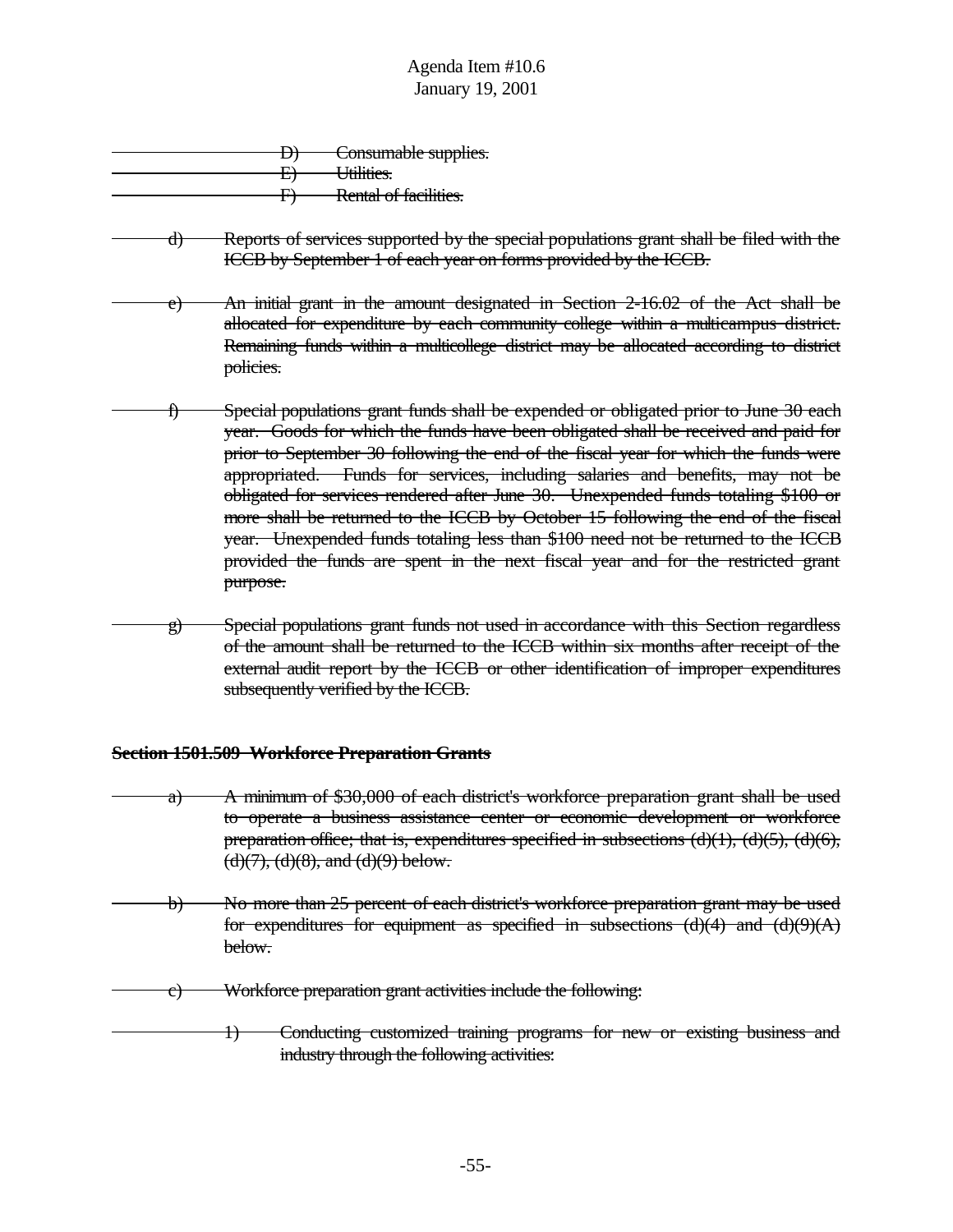~~D) Consumable supplies.~~

~~E) Utilities.~~

~~F) Rental of facilities.~~

~~d) Reports of services supported by the special populations grant shall be filed with the ICCB by September 1 of each year on forms provided by the ICCB.~~

~~e) An initial grant in the amount designated in Section 2-16.02 of the Act shall be allocated for expenditure by each community college within a multicampus district. Remaining funds within a multicollege district may be allocated according to district policies.~~

~~f) Special populations grant funds shall be expended or obligated prior to June 30 each year. Goods for which the funds have been obligated shall be received and paid for prior to September 30 following the end of the fiscal year for which the funds were appropriated. Funds for services, including salaries and benefits, may not be obligated for services rendered after June 30. Unexpended funds totaling $100 or more shall be returned to the ICCB by October 15 following the end of the fiscal year. Unexpended funds totaling less than $100 need not be returned to the ICCB provided the funds are spent in the next fiscal year and for the restricted grant purpose.~~

~~g) Special populations grant funds not used in accordance with this Section regardless of the amount shall be returned to the ICCB within six months after receipt of the external audit report by the ICCB or other identification of improper expenditures subsequently verified by the ICCB.~~

**~~Section 1501.509 Workforce Preparation Grants~~**

~~a) A minimum of $30,000 of each district's workforce preparation grant shall be used to operate a business assistance center or economic development or workforce preparation office; that is, expenditures specified in subsections (d)(1), (d)(5), (d)(6), (d)(7), (d)(8), and (d)(9) below.~~

~~b) No more than 25 percent of each district's workforce preparation grant may be used for expenditures for equipment as specified in subsections (d)(4) and (d)(9)(A) below.~~

~~c) Workforce preparation grant activities include the following:~~

~~1) Conducting customized training programs for new or existing business and industry through the following activities:~~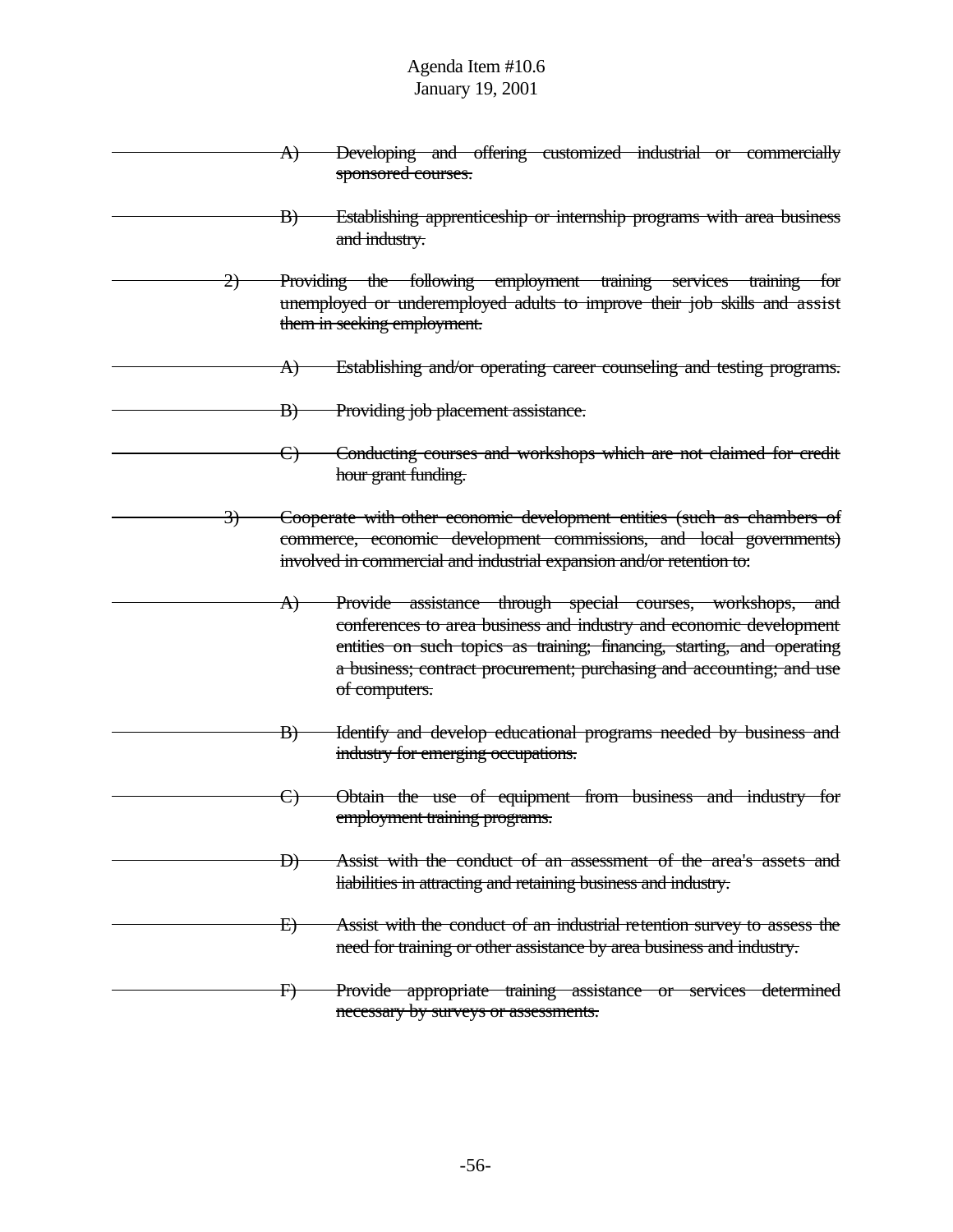~~A) Developing and offering customized industrial or commercially sponsored courses.~~

~~B) Establishing apprenticeship or internship programs with area business and industry.~~

~~2) Providing the following employment training services training for unemployed or underemployed adults to improve their job skills and assist them in seeking employment.~~

~~A) Establishing and/or operating career counseling and testing programs.~~

~~B) Providing job placement assistance.~~

~~C) Conducting courses and workshops which are not claimed for credit hour grant funding.~~

~~3) Cooperate with other economic development entities (such as chambers of commerce, economic development commissions, and local governments) involved in commercial and industrial expansion and/or retention to:~~

~~A) Provide assistance through special courses, workshops, and conferences to area business and industry and economic development entities on such topics as training; financing, starting, and operating a business; contract procurement; purchasing and accounting; and use of computers.~~

~~B) Identify and develop educational programs needed by business and industry for emerging occupations.~~

~~C) Obtain the use of equipment from business and industry for employment training programs.~~

~~D) Assist with the conduct of an assessment of the area's assets and liabilities in attracting and retaining business and industry.~~

~~E) Assist with the conduct of an industrial retention survey to assess the need for training or other assistance by area business and industry.~~

~~F) Provide appropriate training assistance or services determined necessary by surveys or assessments.~~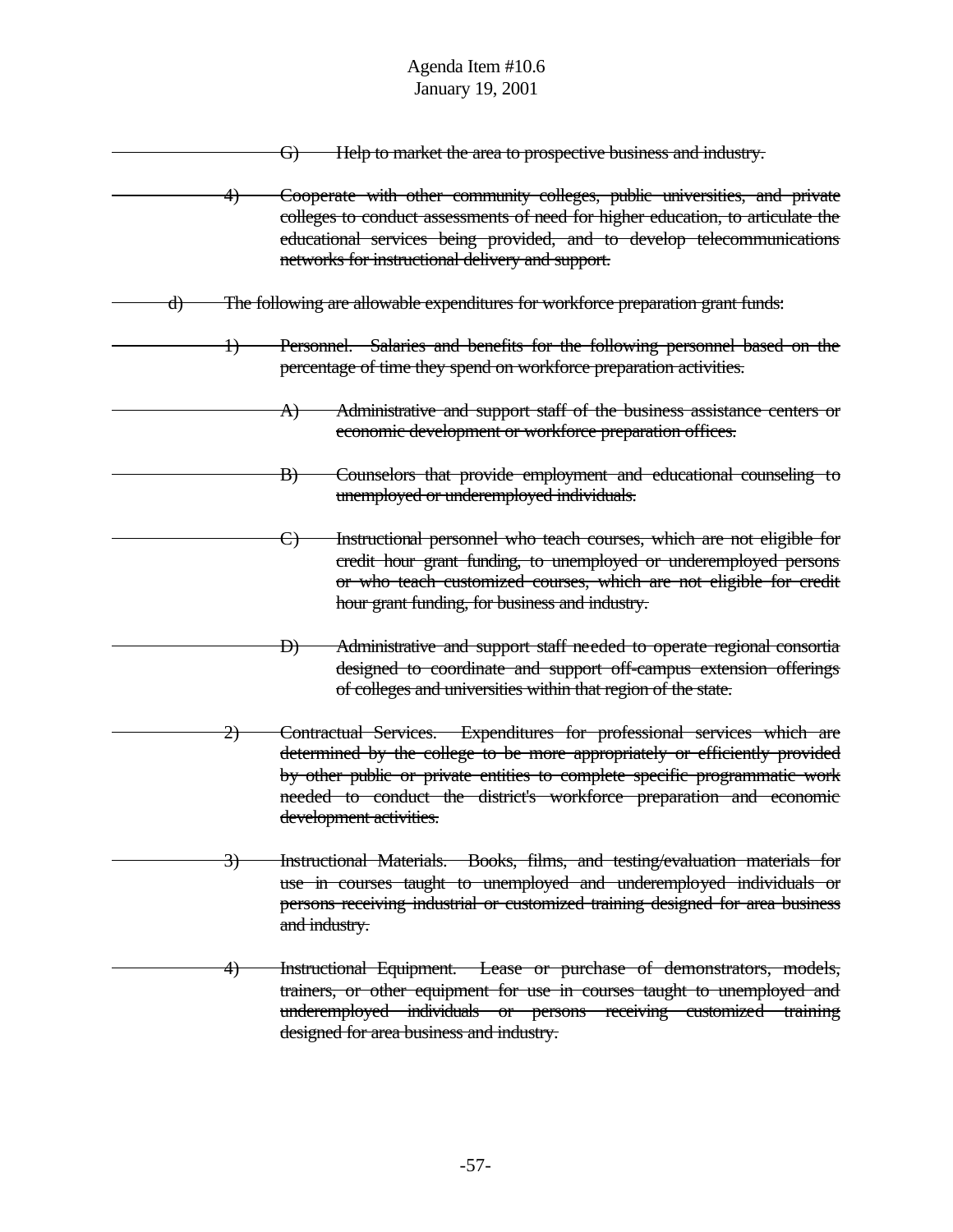~~G) Help to market the area to prospective business and industry.~~

~~4) Cooperate with other community colleges, public universities, and private colleges to conduct assessments of need for higher education, to articulate the educational services being provided, and to develop telecommunications networks for instructional delivery and support.~~

~~d) The following are allowable expenditures for workforce preparation grant funds:~~

~~1) Personnel. Salaries and benefits for the following personnel based on the percentage of time they spend on workforce preparation activities.~~

~~A) Administrative and support staff of the business assistance centers or economic development or workforce preparation offices.~~

~~B) Counselors that provide employment and educational counseling to unemployed or underemployed individuals.~~

~~C) Instructional personnel who teach courses, which are not eligible for credit hour grant funding, to unemployed or underemployed persons or who teach customized courses, which are not eligible for credit hour grant funding, for business and industry.~~

~~D) Administrative and support staff needed to operate regional consortia designed to coordinate and support off-campus extension offerings of colleges and universities within that region of the state.~~

~~2) Contractual Services. Expenditures for professional services which are determined by the college to be more appropriately or efficiently provided by other public or private entities to complete specific programmatic work needed to conduct the district's workforce preparation and economic development activities.~~

~~3) Instructional Materials. Books, films, and testing/evaluation materials for use in courses taught to unemployed and underemployed individuals or persons receiving industrial or customized training designed for area business and industry.~~

~~4) Instructional Equipment. Lease or purchase of demonstrators, models, trainers, or other equipment for use in courses taught to unemployed and underemployed individuals or persons receiving customized training designed for area business and industry.~~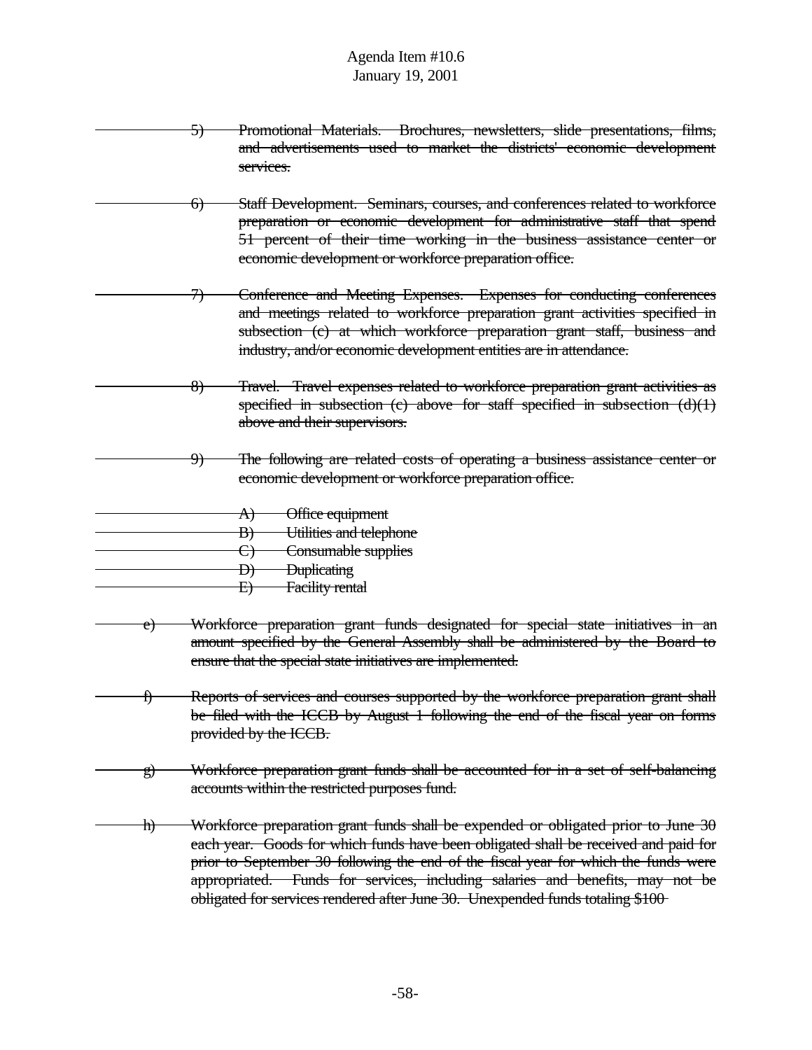~~5) Promotional Materials. Brochures, newsletters, slide presentations, films, and advertisements used to market the districts' economic development services.~~

~~6) Staff Development. Seminars, courses, and conferences related to workforce preparation or economic development for administrative staff that spend 51 percent of their time working in the business assistance center or economic development or workforce preparation office.~~

~~7) Conference and Meeting Expenses. Expenses for conducting conferences and meetings related to workforce preparation grant activities specified in subsection (c) at which workforce preparation grant staff, business and industry, and/or economic development entities are in attendance.~~

~~8) Travel. Travel expenses related to workforce preparation grant activities as specified in subsection (c) above for staff specified in subsection (d)(1) above and their supervisors.~~

~~9) The following are related costs of operating a business assistance center or economic development or workforce preparation office.~~

~~A) Office equipment~~
~~B) Utilities and telephone~~
~~C) Consumable supplies~~
~~D) Duplicating~~
~~E) Facility rental~~

~~e) Workforce preparation grant funds designated for special state initiatives in an amount specified by the General Assembly shall be administered by the Board to ensure that the special state initiatives are implemented.~~

~~f) Reports of services and courses supported by the workforce preparation grant shall be filed with the ICCB by August 1 following the end of the fiscal year on forms provided by the ICCB.~~

~~g) Workforce preparation grant funds shall be accounted for in a set of self-balancing accounts within the restricted purposes fund.~~

~~h) Workforce preparation grant funds shall be expended or obligated prior to June 30 each year. Goods for which funds have been obligated shall be received and paid for prior to September 30 following the end of the fiscal year for which the funds were appropriated. Funds for services, including salaries and benefits, may not be obligated for services rendered after June 30. Unexpended funds totaling $100~~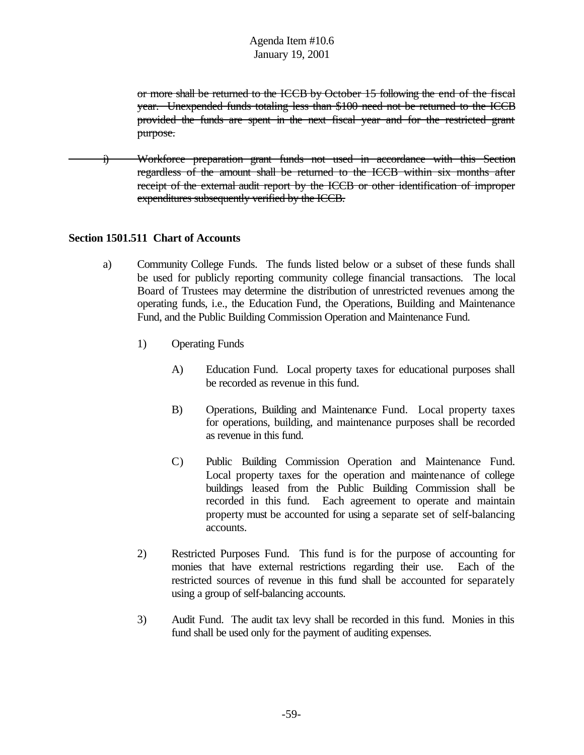~~or more shall be returned to the ICCB by October 15 following the end of the fiscal year. Unexpended funds totaling less than $100 need not be returned to the ICCB provided the funds are spent in the next fiscal year and for the restricted grant purpose.~~

~~i) Workforce preparation grant funds not used in accordance with this Section regardless of the amount shall be returned to the ICCB within six months after receipt of the external audit report by the ICCB or other identification of improper expenditures subsequently verified by the ICCB.~~

**Section 1501.511 Chart of Accounts**

a) Community College Funds. The funds listed below or a subset of these funds shall be used for publicly reporting community college financial transactions. The local Board of Trustees may determine the distribution of unrestricted revenues among the operating funds, i.e., the Education Fund, the Operations, Building and Maintenance Fund, and the Public Building Commission Operation and Maintenance Fund.

1) Operating Funds

A) Education Fund. Local property taxes for educational purposes shall be recorded as revenue in this fund.

B) Operations, Building and Maintenance Fund. Local property taxes for operations, building, and maintenance purposes shall be recorded as revenue in this fund.

C) Public Building Commission Operation and Maintenance Fund. Local property taxes for the operation and maintenance of college buildings leased from the Public Building Commission shall be recorded in this fund. Each agreement to operate and maintain property must be accounted for using a separate set of self-balancing accounts.

2) Restricted Purposes Fund. This fund is for the purpose of accounting for monies that have external restrictions regarding their use. Each of the restricted sources of revenue in this fund shall be accounted for separately using a group of self-balancing accounts.

3) Audit Fund. The audit tax levy shall be recorded in this fund. Monies in this fund shall be used only for the payment of auditing expenses.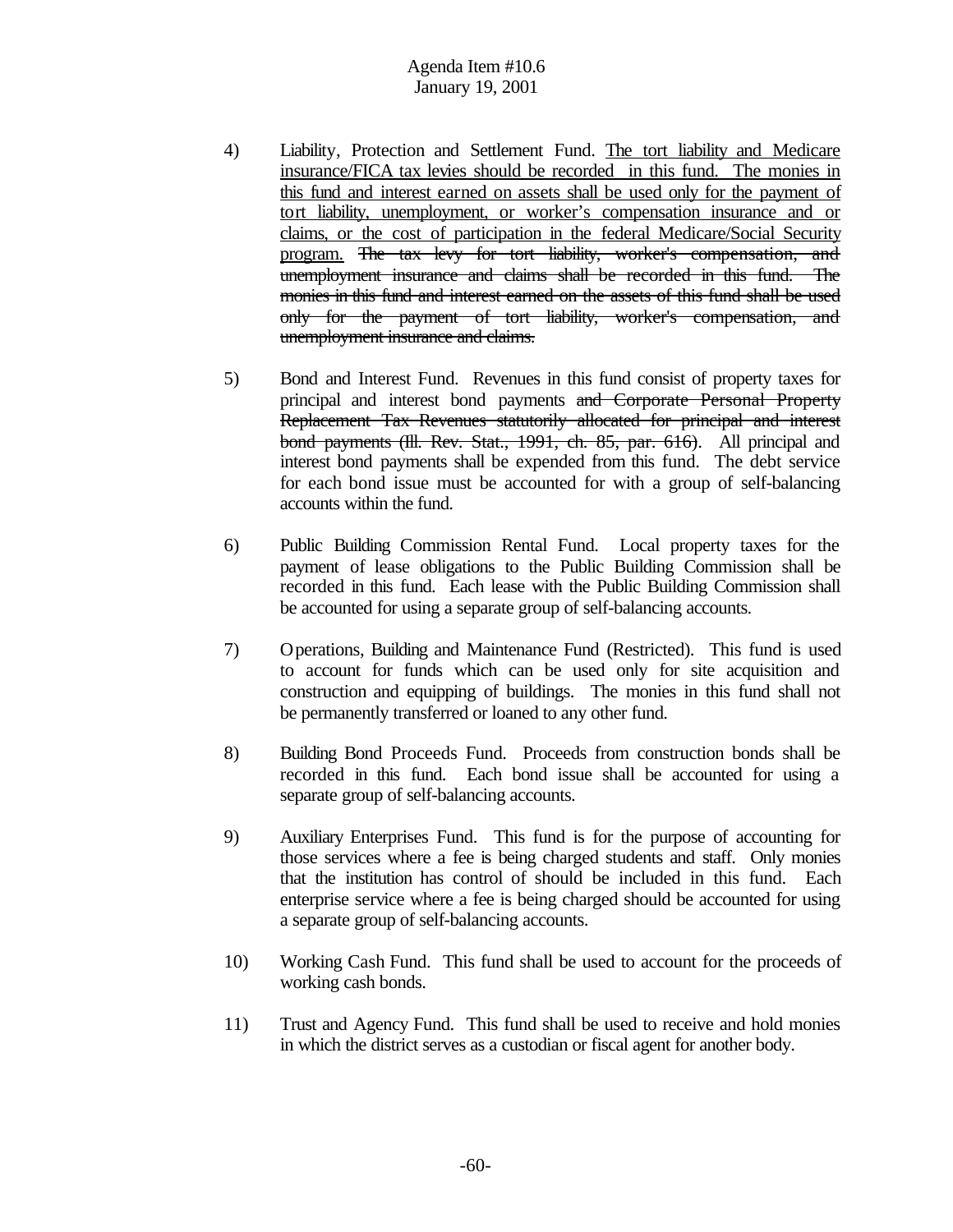4) Liability, Protection and Settlement Fund. <u>The tort liability and Medicare insurance/FICA tax levies should be recorded in this fund. The monies in this fund and interest earned on assets shall be used only for the payment of tort liability, unemployment, or worker's compensation insurance and or claims, or the cost of participation in the federal Medicare/Social Security program.</u> ~~The tax levy for tort liability, worker's compensation, and unemployment insurance and claims shall be recorded in this fund. The monies in this fund and interest earned on the assets of this fund shall be used only for the payment of tort liability, worker's compensation, and unemployment insurance and claims.~~

5) Bond and Interest Fund. Revenues in this fund consist of property taxes for principal and interest bond payments ~~and Corporate Personal Property Replacement Tax Revenues statutorily allocated for principal and interest bond payments (Ill. Rev. Stat., 1991, ch. 85, par. 616)~~. All principal and interest bond payments shall be expended from this fund. The debt service for each bond issue must be accounted for with a group of self-balancing accounts within the fund.

6) Public Building Commission Rental Fund. Local property taxes for the payment of lease obligations to the Public Building Commission shall be recorded in this fund. Each lease with the Public Building Commission shall be accounted for using a separate group of self-balancing accounts.

7) Operations, Building and Maintenance Fund (Restricted). This fund is used to account for funds which can be used only for site acquisition and construction and equipping of buildings. The monies in this fund shall not be permanently transferred or loaned to any other fund.

8) Building Bond Proceeds Fund. Proceeds from construction bonds shall be recorded in this fund. Each bond issue shall be accounted for using a separate group of self-balancing accounts.

9) Auxiliary Enterprises Fund. This fund is for the purpose of accounting for those services where a fee is being charged students and staff. Only monies that the institution has control of should be included in this fund. Each enterprise service where a fee is being charged should be accounted for using a separate group of self-balancing accounts.

10) Working Cash Fund. This fund shall be used to account for the proceeds of working cash bonds.

11) Trust and Agency Fund. This fund shall be used to receive and hold monies in which the district serves as a custodian or fiscal agent for another body.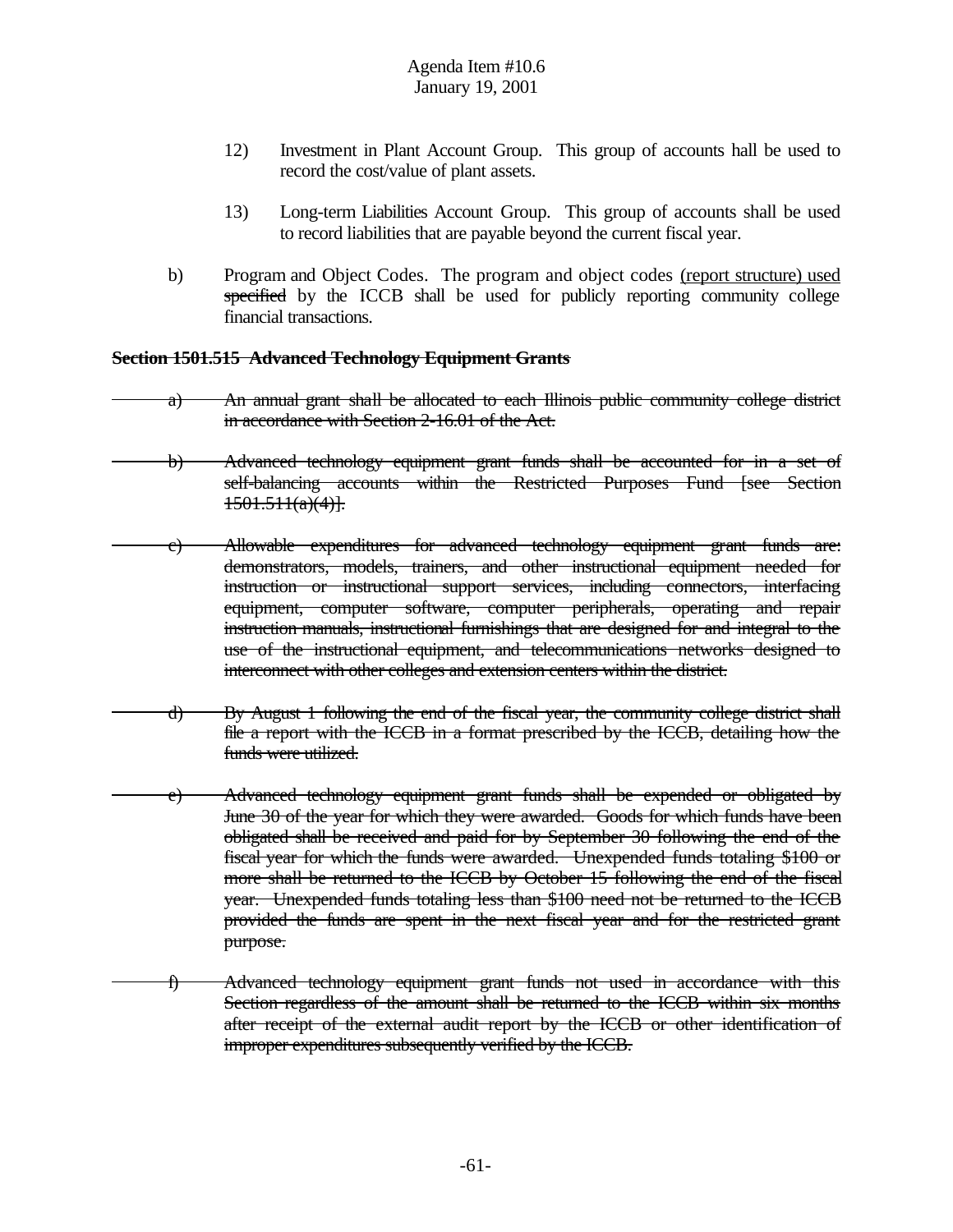12) Investment in Plant Account Group. This group of accounts hall be used to record the cost/value of plant assets.

13) Long-term Liabilities Account Group. This group of accounts shall be used to record liabilities that are payable beyond the current fiscal year.

b) Program and Object Codes. The program and object codes <u>(report structure) used</u> ~~specified~~ by the ICCB shall be used for publicly reporting community college financial transactions.

~~**Section 1501.515 Advanced Technology Equipment Grants**~~

~~a) An annual grant shall be allocated to each Illinois public community college district in accordance with Section 2-16.01 of the Act.~~

~~b) Advanced technology equipment grant funds shall be accounted for in a set of self-balancing accounts within the Restricted Purposes Fund [see Section 1501.511(a)(4)].~~

~~c) Allowable expenditures for advanced technology equipment grant funds are: demonstrators, models, trainers, and other instructional equipment needed for instruction or instructional support services, including connectors, interfacing equipment, computer software, computer peripherals, operating and repair instruction manuals, instructional furnishings that are designed for and integral to the use of the instructional equipment, and telecommunications networks designed to interconnect with other colleges and extension centers within the district.~~

~~d) By August 1 following the end of the fiscal year, the community college district shall file a report with the ICCB in a format prescribed by the ICCB, detailing how the funds were utilized.~~

~~e) Advanced technology equipment grant funds shall be expended or obligated by June 30 of the year for which they were awarded. Goods for which funds have been obligated shall be received and paid for by September 30 following the end of the fiscal year for which the funds were awarded. Unexpended funds totaling $100 or more shall be returned to the ICCB by October 15 following the end of the fiscal year. Unexpended funds totaling less than $100 need not be returned to the ICCB provided the funds are spent in the next fiscal year and for the restricted grant purpose.~~

~~f) Advanced technology equipment grant funds not used in accordance with this Section regardless of the amount shall be returned to the ICCB within six months after receipt of the external audit report by the ICCB or other identification of improper expenditures subsequently verified by the ICCB.~~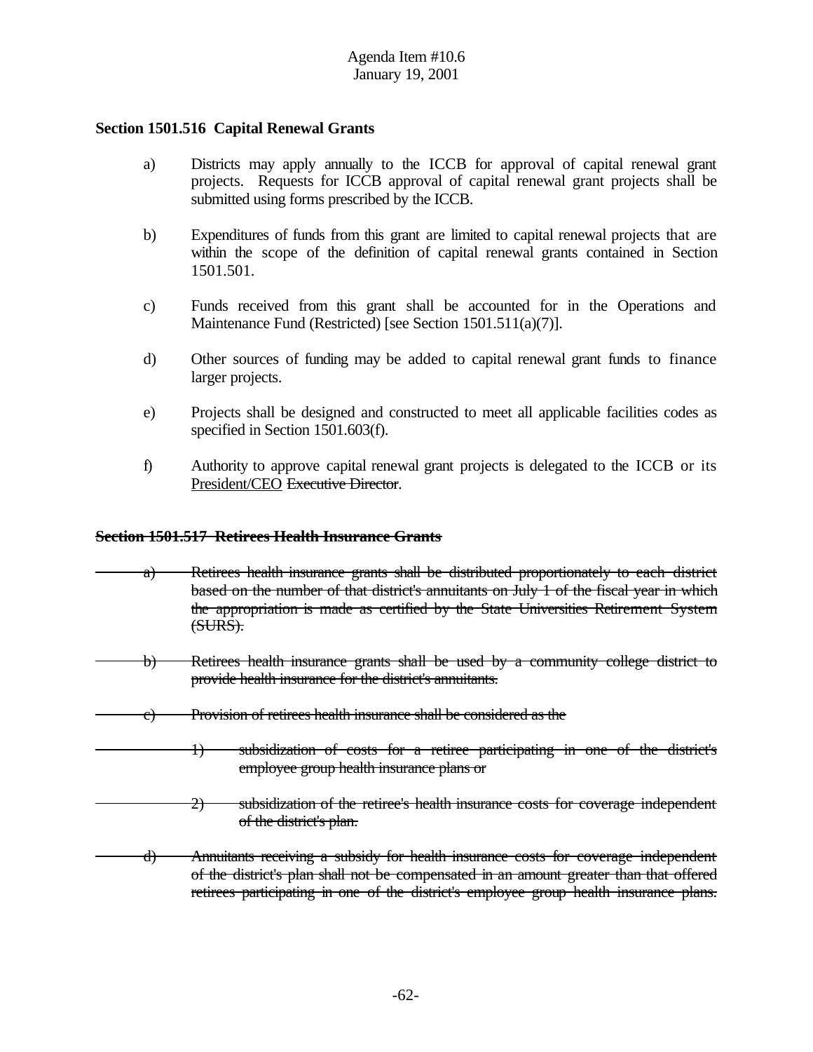## Section 1501.516 Capital Renewal Grants

a) Districts may apply annually to the ICCB for approval of capital renewal grant projects. Requests for ICCB approval of capital renewal grant projects shall be submitted using forms prescribed by the ICCB.

b) Expenditures of funds from this grant are limited to capital renewal projects that are within the scope of the definition of capital renewal grants contained in Section 1501.501.

c) Funds received from this grant shall be accounted for in the Operations and Maintenance Fund (Restricted) [see Section 1501.511(a)(7)].

d) Other sources of funding may be added to capital renewal grant funds to finance larger projects.

e) Projects shall be designed and constructed to meet all applicable facilities codes as specified in Section 1501.603(f).

f) Authority to approve capital renewal grant projects is delegated to the ICCB or its <u>President/CEO</u> ~~Executive Director~~.

## ~~Section 1501.517 Retirees Health Insurance Grants~~

~~a) Retirees health insurance grants shall be distributed proportionately to each district based on the number of that district's annuitants on July 1 of the fiscal year in which the appropriation is made as certified by the State Universities Retirement System (SURS).~~

~~b) Retirees health insurance grants shall be used by a community college district to provide health insurance for the district's annuitants.~~

~~c) Provision of retirees health insurance shall be considered as the~~

~~1) subsidization of costs for a retiree participating in one of the district's employee group health insurance plans or~~

~~2) subsidization of the retiree's health insurance costs for coverage independent of the district's plan.~~

~~d) Annuitants receiving a subsidy for health insurance costs for coverage independent of the district's plan shall not be compensated in an amount greater than that offered retirees participating in one of the district's employee group health insurance plans.~~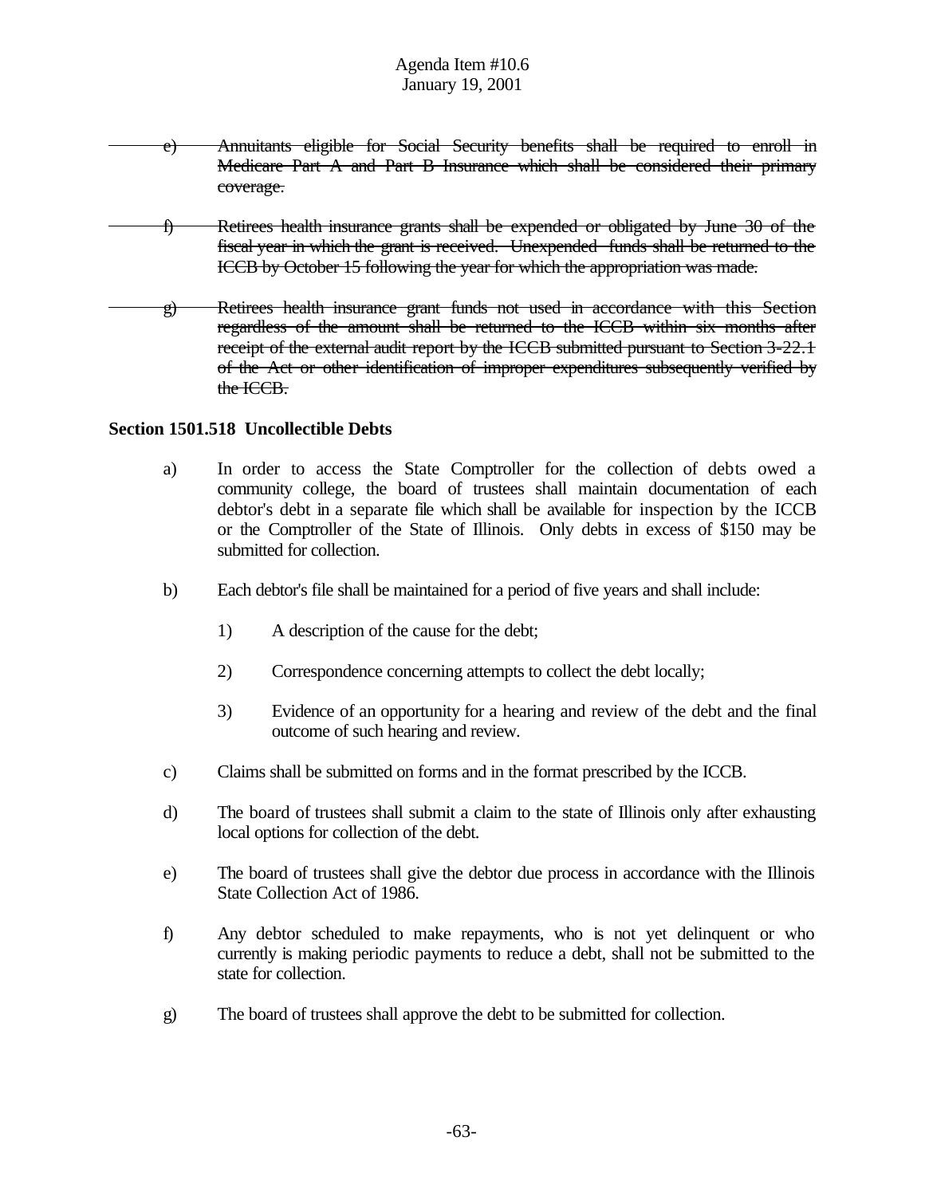~~e) Annuitants eligible for Social Security benefits shall be required to enroll in Medicare Part A and Part B Insurance which shall be considered their primary coverage.~~

~~f) Retirees health insurance grants shall be expended or obligated by June 30 of the fiscal year in which the grant is received. Unexpended funds shall be returned to the ICCB by October 15 following the year for which the appropriation was made.~~

~~g) Retirees health insurance grant funds not used in accordance with this Section regardless of the amount shall be returned to the ICCB within six months after receipt of the external audit report by the ICCB submitted pursuant to Section 3-22.1 of the Act or other identification of improper expenditures subsequently verified by the ICCB.~~

**Section 1501.518 Uncollectible Debts**

a) In order to access the State Comptroller for the collection of debts owed a community college, the board of trustees shall maintain documentation of each debtor's debt in a separate file which shall be available for inspection by the ICCB or the Comptroller of the State of Illinois. Only debts in excess of $150 may be submitted for collection.

b) Each debtor's file shall be maintained for a period of five years and shall include:

1) A description of the cause for the debt;

2) Correspondence concerning attempts to collect the debt locally;

3) Evidence of an opportunity for a hearing and review of the debt and the final outcome of such hearing and review.

c) Claims shall be submitted on forms and in the format prescribed by the ICCB.

d) The board of trustees shall submit a claim to the state of Illinois only after exhausting local options for collection of the debt.

e) The board of trustees shall give the debtor due process in accordance with the Illinois State Collection Act of 1986.

f) Any debtor scheduled to make repayments, who is not yet delinquent or who currently is making periodic payments to reduce a debt, shall not be submitted to the state for collection.

g) The board of trustees shall approve the debt to be submitted for collection.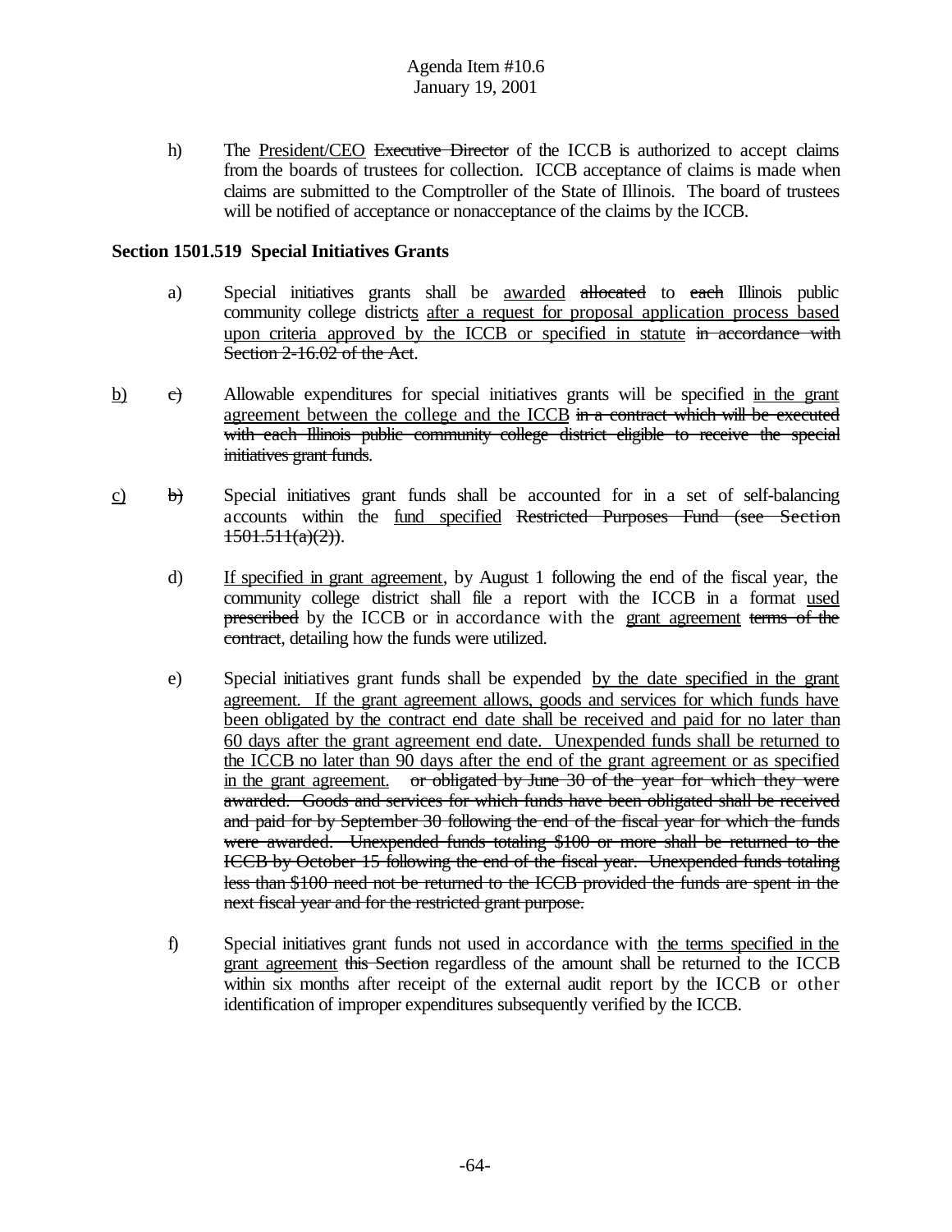h) The <u>President/CEO</u> ~~Executive Director~~ of the ICCB is authorized to accept claims from the boards of trustees for collection. ICCB acceptance of claims is made when claims are submitted to the Comptroller of the State of Illinois. The board of trustees will be notified of acceptance or nonacceptance of the claims by the ICCB.

**Section 1501.519 Special Initiatives Grants**

a) Special initiatives grants shall be <u>awarded</u> ~~allocated~~ to ~~each~~ Illinois public community college district<u>s</u> <u>after a request for proposal application process based upon criteria approved by the ICCB or specified in statute</u> ~~in accordance with Section 2-16.02 of the Act~~.

<u>b)</u> ~~c)~~ Allowable expenditures for special initiatives grants will be specified <u>in the grant agreement between the college and the ICCB</u> ~~in a contract which will be executed with each Illinois public community college district eligible to receive the special initiatives grant funds~~.

<u>c)</u> ~~b)~~ Special initiatives grant funds shall be accounted for in a set of self-balancing accounts within the <u>fund specified</u> ~~Restricted Purposes Fund (see Section 1501.511(a)(2))~~.

d) <u>If specified in grant agreement</u>, by August 1 following the end of the fiscal year, the community college district shall file a report with the ICCB in a format <u>used</u> ~~prescribed~~ by the ICCB or in accordance with the <u>grant agreement</u> ~~terms of the contract~~, detailing how the funds were utilized.

e) Special initiatives grant funds shall be expended <u>by the date specified in the grant agreement. If the grant agreement allows, goods and services for which funds have been obligated by the contract end date shall be received and paid for no later than 60 days after the grant agreement end date. Unexpended funds shall be returned to the ICCB no later than 90 days after the end of the grant agreement or as specified in the grant agreement.</u> ~~or obligated by June 30 of the year for which they were awarded. Goods and services for which funds have been obligated shall be received and paid for by September 30 following the end of the fiscal year for which the funds were awarded. Unexpended funds totaling $100 or more shall be returned to the ICCB by October 15 following the end of the fiscal year. Unexpended funds totaling less than $100 need not be returned to the ICCB provided the funds are spent in the next fiscal year and for the restricted grant purpose.~~

f) Special initiatives grant funds not used in accordance with <u>the terms specified in the grant agreement</u> ~~this Section~~ regardless of the amount shall be returned to the ICCB within six months after receipt of the external audit report by the ICCB or other identification of improper expenditures subsequently verified by the ICCB.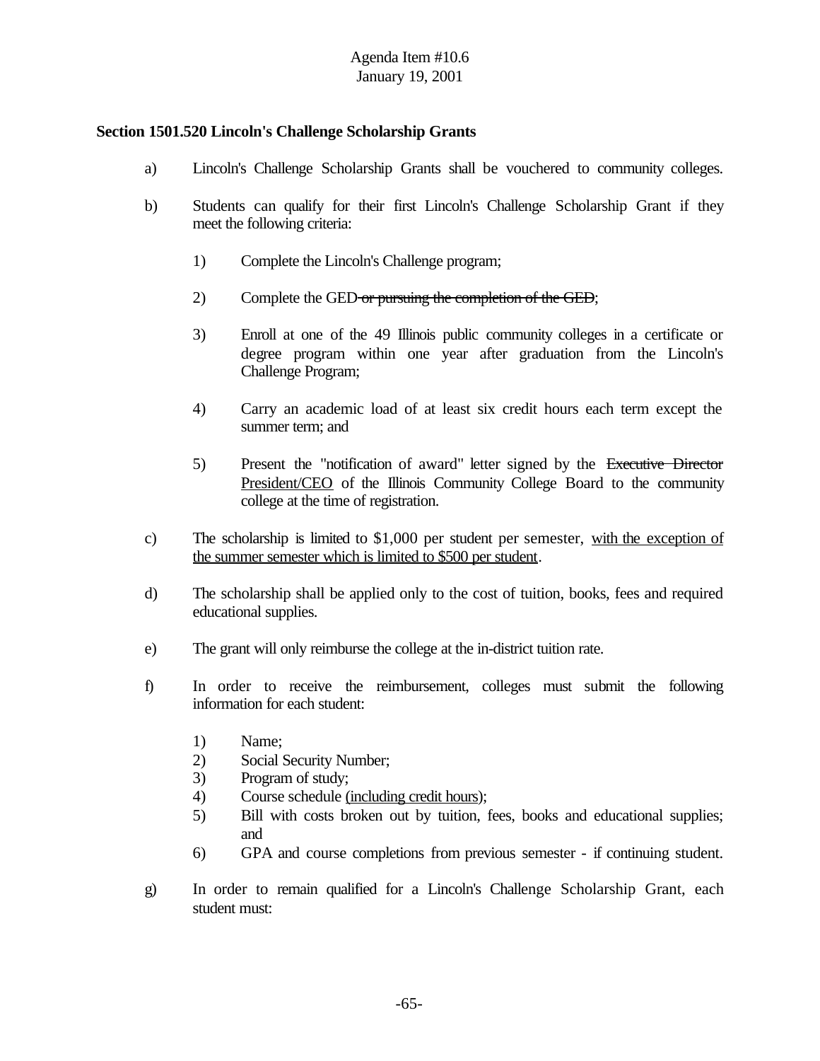**Section 1501.520 Lincoln's Challenge Scholarship Grants**

a) Lincoln's Challenge Scholarship Grants shall be vouchered to community colleges.

b) Students can qualify for their first Lincoln's Challenge Scholarship Grant if they meet the following criteria:

1) Complete the Lincoln's Challenge program;

2) Complete the GED ~~or pursuing the completion of the GED~~;

3) Enroll at one of the 49 Illinois public community colleges in a certificate or degree program within one year after graduation from the Lincoln's Challenge Program;

4) Carry an academic load of at least six credit hours each term except the summer term; and

5) Present the "notification of award" letter signed by the ~~Executive Director~~ <u>President/CEO</u> of the Illinois Community College Board to the community college at the time of registration.

c) The scholarship is limited to $1,000 per student per semester, <u>with the exception of the summer semester which is limited to $500 per student</u>.

d) The scholarship shall be applied only to the cost of tuition, books, fees and required educational supplies.

e) The grant will only reimburse the college at the in-district tuition rate.

f) In order to receive the reimbursement, colleges must submit the following information for each student:

1) Name;
2) Social Security Number;
3) Program of study;
4) Course schedule <u>(including credit hours)</u>;
5) Bill with costs broken out by tuition, fees, books and educational supplies; and
6) GPA and course completions from previous semester - if continuing student.

g) In order to remain qualified for a Lincoln's Challenge Scholarship Grant, each student must: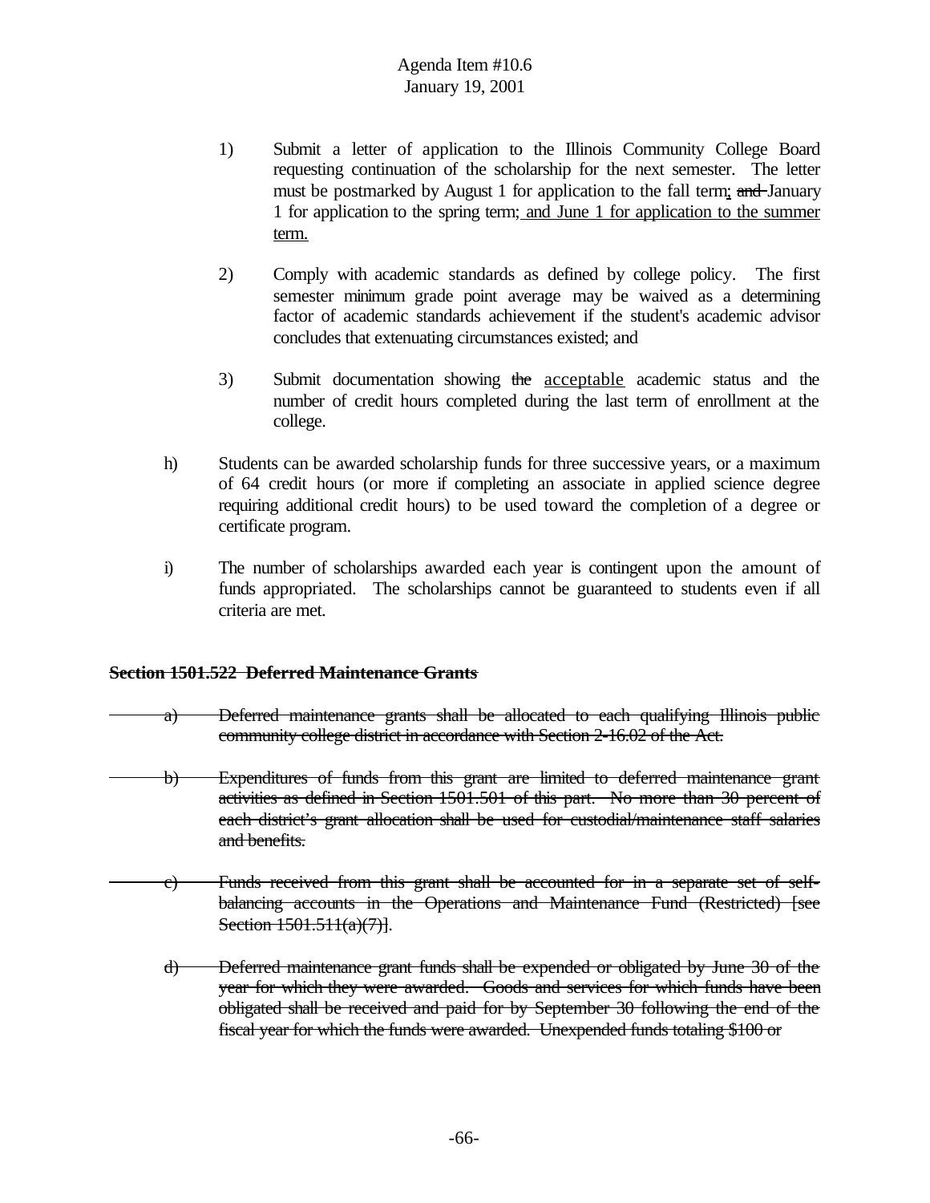1) Submit a letter of application to the Illinois Community College Board requesting continuation of the scholarship for the next semester. The letter must be postmarked by August 1 for application to the fall term; ~~and~~ January 1 for application to the spring term; <u>and June 1 for application to the summer term.</u>

2) Comply with academic standards as defined by college policy. The first semester minimum grade point average may be waived as a determining factor of academic standards achievement if the student's academic advisor concludes that extenuating circumstances existed; and

3) Submit documentation showing ~~the~~ <u>acceptable</u> academic status and the number of credit hours completed during the last term of enrollment at the college.

h) Students can be awarded scholarship funds for three successive years, or a maximum of 64 credit hours (or more if completing an associate in applied science degree requiring additional credit hours) to be used toward the completion of a degree or certificate program.

i) The number of scholarships awarded each year is contingent upon the amount of funds appropriated. The scholarships cannot be guaranteed to students even if all criteria are met.

**~~Section 1501.522 Deferred Maintenance Grants~~**

~~a) Deferred maintenance grants shall be allocated to each qualifying Illinois public community college district in accordance with Section 2-16.02 of the Act.~~

~~b) Expenditures of funds from this grant are limited to deferred maintenance grant activities as defined in Section 1501.501 of this part. No more than 30 percent of each district's grant allocation shall be used for custodial/maintenance staff salaries and benefits.~~

~~c) Funds received from this grant shall be accounted for in a separate set of self-balancing accounts in the Operations and Maintenance Fund (Restricted) [see Section 1501.511(a)(7)].~~

~~d) Deferred maintenance grant funds shall be expended or obligated by June 30 of the year for which they were awarded. Goods and services for which funds have been obligated shall be received and paid for by September 30 following the end of the fiscal year for which the funds were awarded. Unexpended funds totaling $100 or~~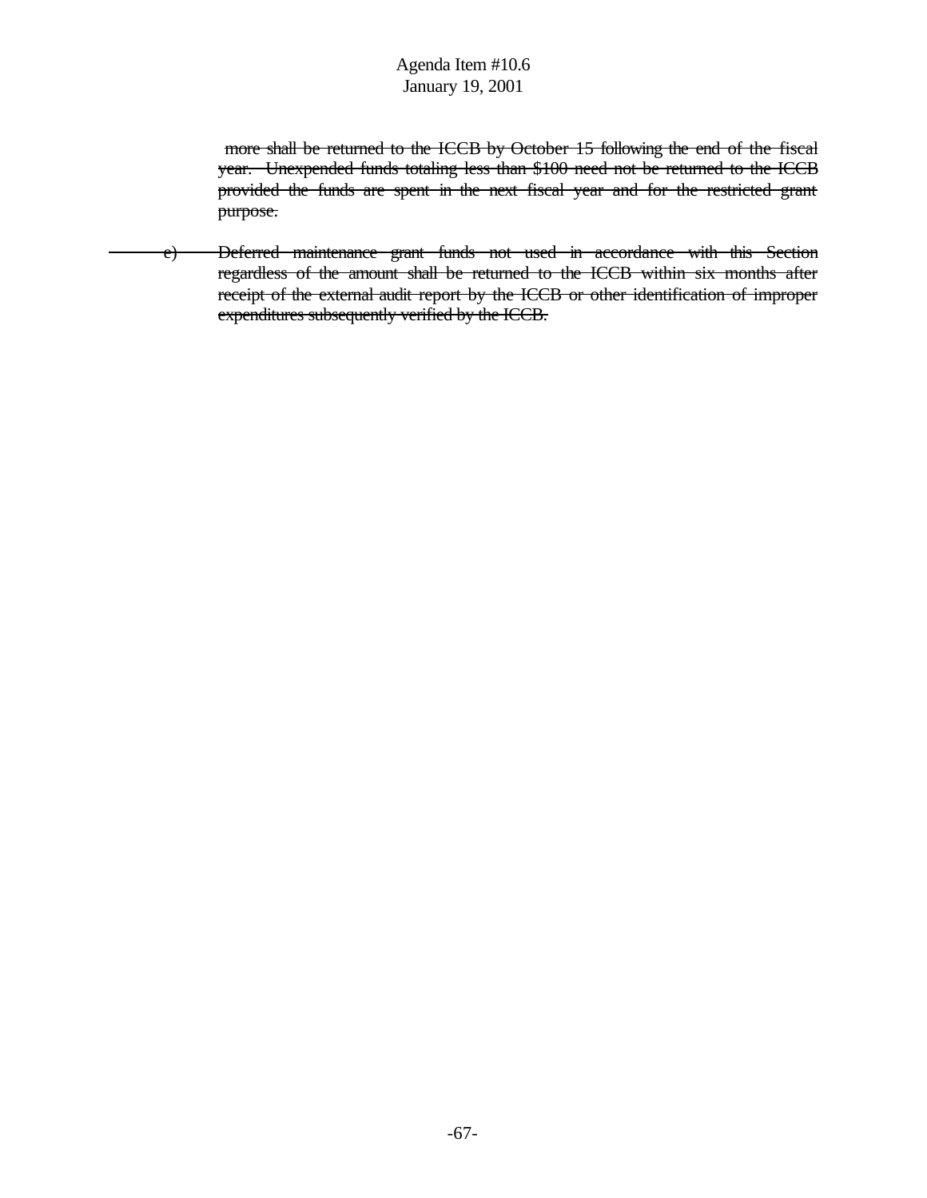~~more shall be returned to the ICCB by October 15 following the end of the fiscal year. Unexpended funds totaling less than $100 need not be returned to the ICCB provided the funds are spent in the next fiscal year and for the restricted grant purpose.~~

~~e) Deferred maintenance grant funds not used in accordance with this Section regardless of the amount shall be returned to the ICCB within six months after receipt of the external audit report by the ICCB or other identification of improper expenditures subsequently verified by the ICCB.~~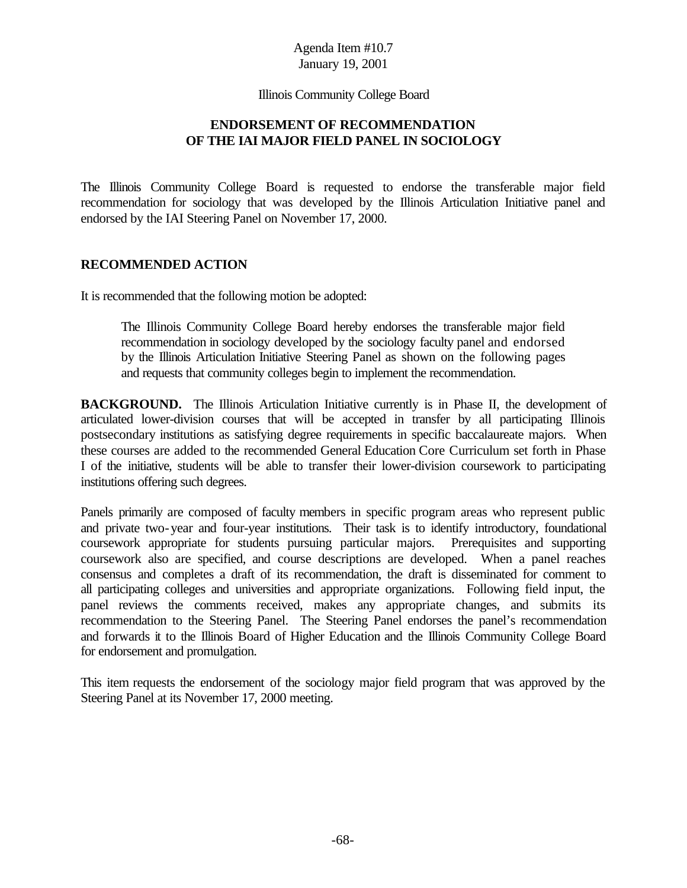Agenda Item #10.7
January 19, 2001

Illinois Community College Board

## ENDORSEMENT OF RECOMMENDATION OF THE IAI MAJOR FIELD PANEL IN SOCIOLOGY

The Illinois Community College Board is requested to endorse the transferable major field recommendation for sociology that was developed by the Illinois Articulation Initiative panel and endorsed by the IAI Steering Panel on November 17, 2000.

### RECOMMENDED ACTION

It is recommended that the following motion be adopted:

> The Illinois Community College Board hereby endorses the transferable major field recommendation in sociology developed by the sociology faculty panel and endorsed by the Illinois Articulation Initiative Steering Panel as shown on the following pages and requests that community colleges begin to implement the recommendation.

**BACKGROUND.** The Illinois Articulation Initiative currently is in Phase II, the development of articulated lower-division courses that will be accepted in transfer by all participating Illinois postsecondary institutions as satisfying degree requirements in specific baccalaureate majors. When these courses are added to the recommended General Education Core Curriculum set forth in Phase I of the initiative, students will be able to transfer their lower-division coursework to participating institutions offering such degrees.

Panels primarily are composed of faculty members in specific program areas who represent public and private two-year and four-year institutions. Their task is to identify introductory, foundational coursework appropriate for students pursuing particular majors. Prerequisites and supporting coursework also are specified, and course descriptions are developed. When a panel reaches consensus and completes a draft of its recommendation, the draft is disseminated for comment to all participating colleges and universities and appropriate organizations. Following field input, the panel reviews the comments received, makes any appropriate changes, and submits its recommendation to the Steering Panel. The Steering Panel endorses the panel's recommendation and forwards it to the Illinois Board of Higher Education and the Illinois Community College Board for endorsement and promulgation.

This item requests the endorsement of the sociology major field program that was approved by the Steering Panel at its November 17, 2000 meeting.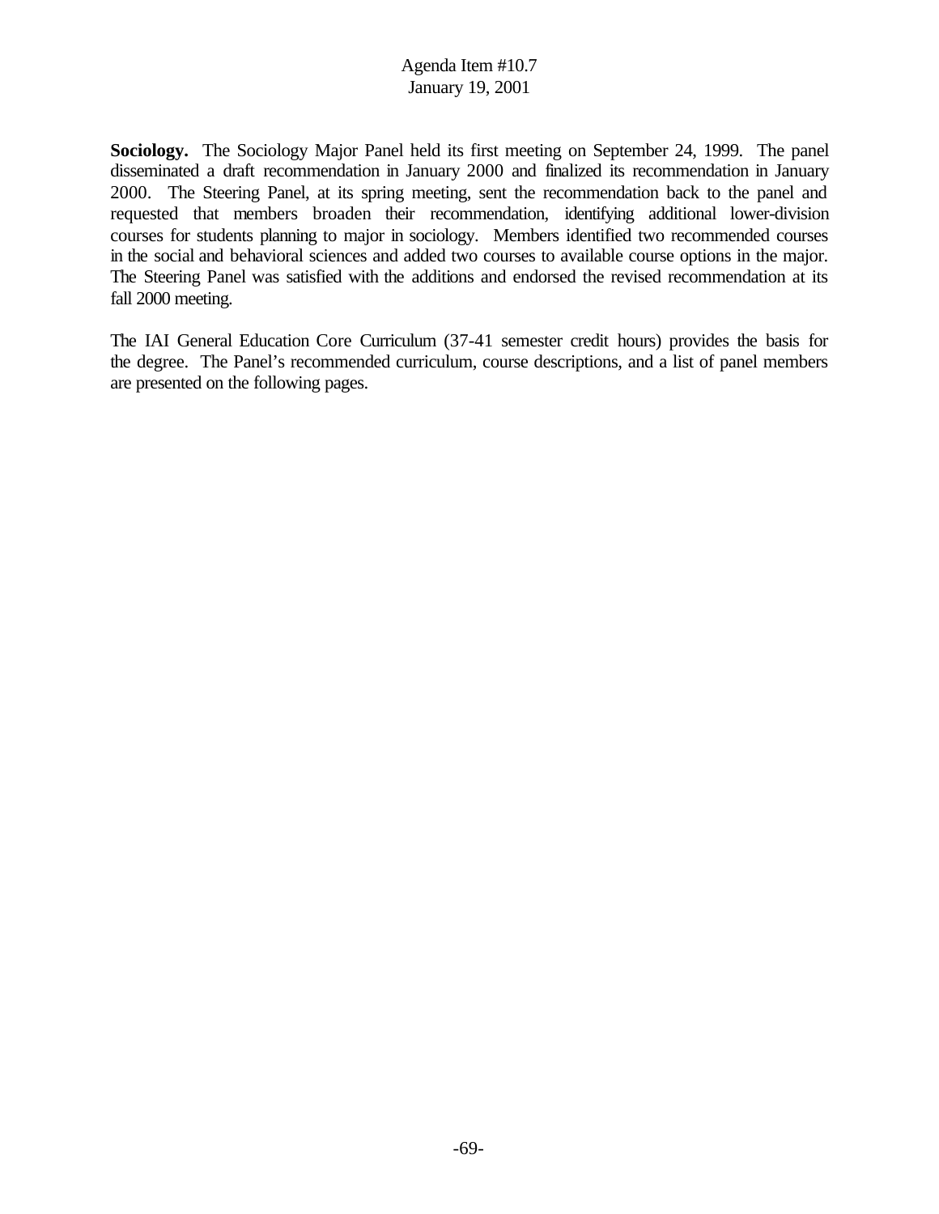**Sociology.** The Sociology Major Panel held its first meeting on September 24, 1999. The panel disseminated a draft recommendation in January 2000 and finalized its recommendation in January 2000. The Steering Panel, at its spring meeting, sent the recommendation back to the panel and requested that members broaden their recommendation, identifying additional lower-division courses for students planning to major in sociology. Members identified two recommended courses in the social and behavioral sciences and added two courses to available course options in the major. The Steering Panel was satisfied with the additions and endorsed the revised recommendation at its fall 2000 meeting.

The IAI General Education Core Curriculum (37-41 semester credit hours) provides the basis for the degree. The Panel's recommended curriculum, course descriptions, and a list of panel members are presented on the following pages.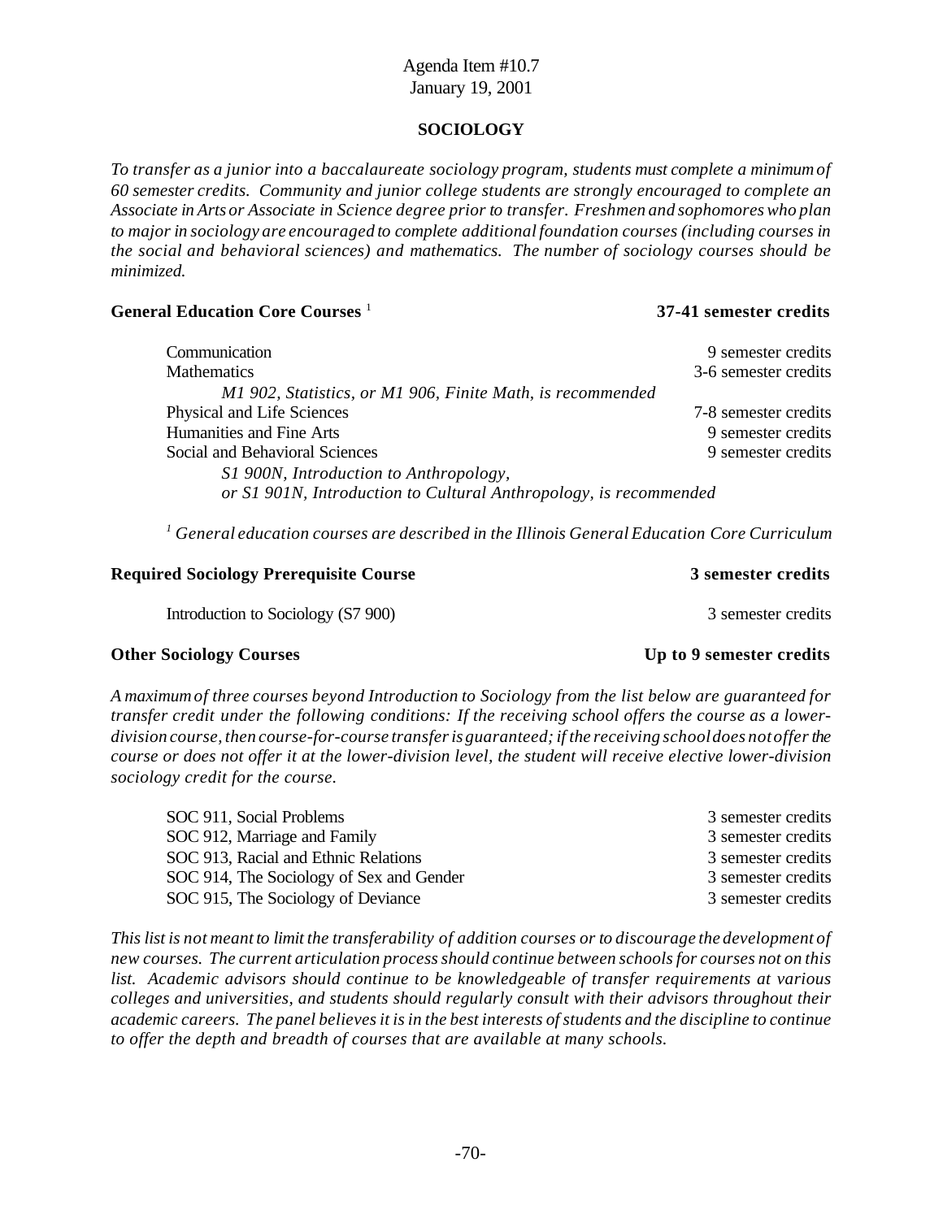Agenda Item #10.7
January 19, 2001

## SOCIOLOGY

*To transfer as a junior into a baccalaureate sociology program, students must complete a minimum of 60 semester credits. Community and junior college students are strongly encouraged to complete an Associate in Arts or Associate in Science degree prior to transfer. Freshmen and sophomores who plan to major in sociology are encouraged to complete additional foundation courses (including courses in the social and behavioral sciences) and mathematics. The number of sociology courses should be minimized.*

### General Education Core Courses [1] — 37-41 semester credits

| | |
|---|---|
| Communication | 9 semester credits |
| Mathematics | 3-6 semester credits |
| *M1 902, Statistics, or M1 906, Finite Math, is recommended* | |
| Physical and Life Sciences | 7-8 semester credits |
| Humanities and Fine Arts | 9 semester credits |
| Social and Behavioral Sciences | 9 semester credits |
| *S1 900N, Introduction to Anthropology, or S1 901N, Introduction to Cultural Anthropology, is recommended* | |

*[1] General education courses are described in the Illinois General Education Core Curriculum*

### Required Sociology Prerequisite Course — 3 semester credits

| | |
|---|---|
| Introduction to Sociology (S7 900) | 3 semester credits |

### Other Sociology Courses — Up to 9 semester credits

*A maximum of three courses beyond Introduction to Sociology from the list below are guaranteed for transfer credit under the following conditions: If the receiving school offers the course as a lower-division course, then course-for-course transfer is guaranteed; if the receiving school does not offer the course or does not offer it at the lower-division level, the student will receive elective lower-division sociology credit for the course.*

| | |
|---|---|
| SOC 911, Social Problems | 3 semester credits |
| SOC 912, Marriage and Family | 3 semester credits |
| SOC 913, Racial and Ethnic Relations | 3 semester credits |
| SOC 914, The Sociology of Sex and Gender | 3 semester credits |
| SOC 915, The Sociology of Deviance | 3 semester credits |

*This list is not meant to limit the transferability of addition courses or to discourage the development of new courses. The current articulation process should continue between schools for courses not on this list. Academic advisors should continue to be knowledgeable of transfer requirements at various colleges and universities, and students should regularly consult with their advisors throughout their academic careers. The panel believes it is in the best interests of students and the discipline to continue to offer the depth and breadth of courses that are available at many schools.*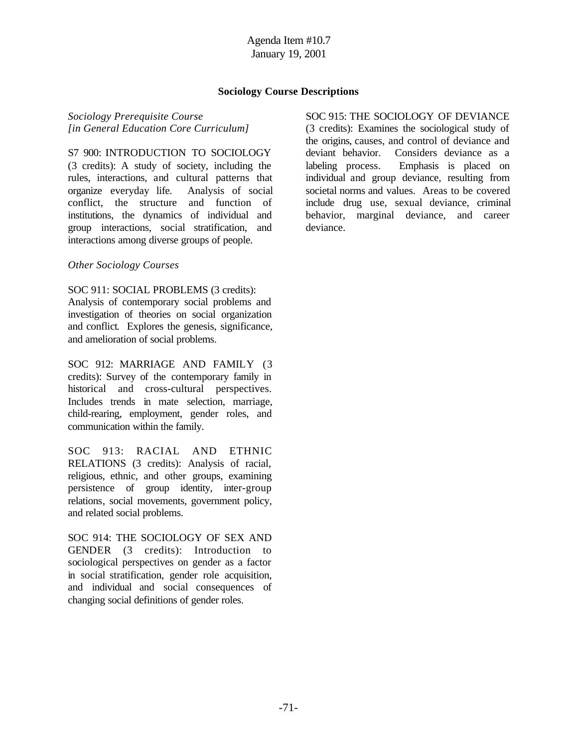Agenda Item #10.7
January 19, 2001

## Sociology Course Descriptions

*Sociology Prerequisite Course*
*[in General Education Core Curriculum]*

S7 900: INTRODUCTION TO SOCIOLOGY (3 credits): A study of society, including the rules, interactions, and cultural patterns that organize everyday life. Analysis of social conflict, the structure and function of institutions, the dynamics of individual and group interactions, social stratification, and interactions among diverse groups of people.

*Other Sociology Courses*

SOC 911: SOCIAL PROBLEMS (3 credits): Analysis of contemporary social problems and investigation of theories on social organization and conflict. Explores the genesis, significance, and amelioration of social problems.

SOC 912: MARRIAGE AND FAMILY (3 credits): Survey of the contemporary family in historical and cross-cultural perspectives. Includes trends in mate selection, marriage, child-rearing, employment, gender roles, and communication within the family.

SOC 913: RACIAL AND ETHNIC RELATIONS (3 credits): Analysis of racial, religious, ethnic, and other groups, examining persistence of group identity, inter-group relations, social movements, government policy, and related social problems.

SOC 914: THE SOCIOLOGY OF SEX AND GENDER (3 credits): Introduction to sociological perspectives on gender as a factor in social stratification, gender role acquisition, and individual and social consequences of changing social definitions of gender roles.

SOC 915: THE SOCIOLOGY OF DEVIANCE (3 credits): Examines the sociological study of the origins, causes, and control of deviance and deviant behavior. Considers deviance as a labeling process. Emphasis is placed on individual and group deviance, resulting from societal norms and values. Areas to be covered include drug use, sexual deviance, criminal behavior, marginal deviance, and career deviance.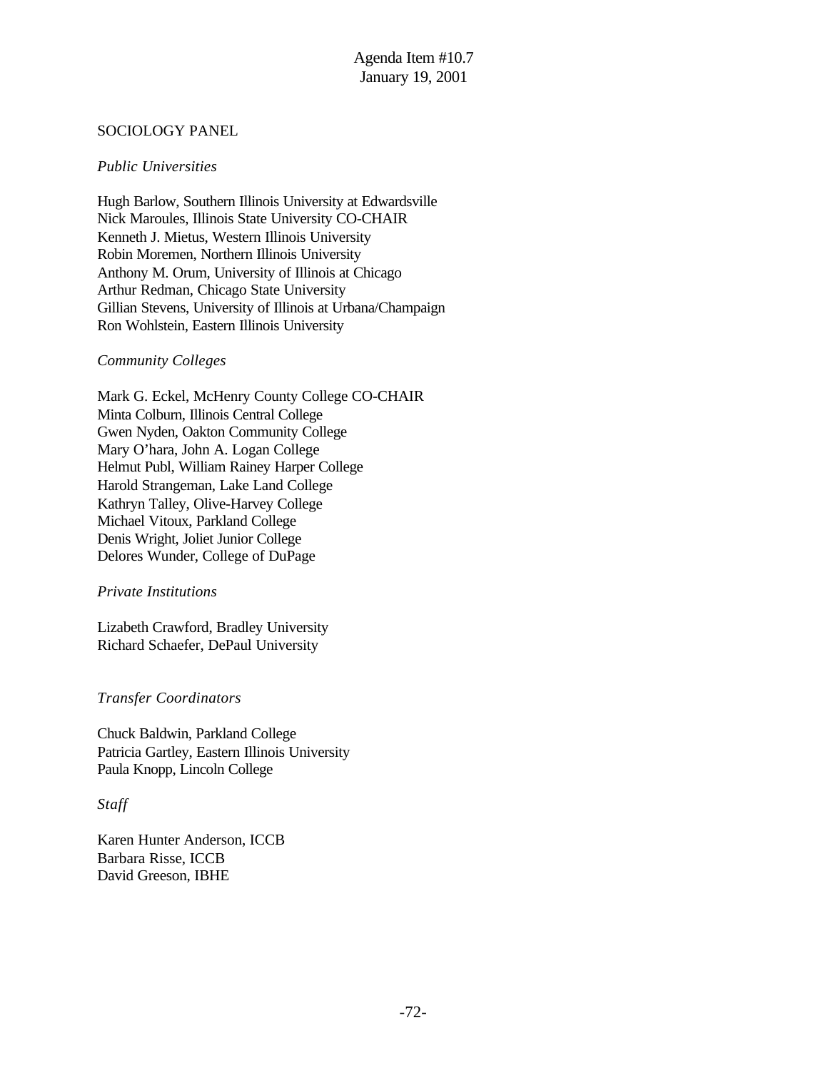Agenda Item #10.7
January 19, 2001

## SOCIOLOGY PANEL

*Public Universities*

Hugh Barlow, Southern Illinois University at Edwardsville
Nick Maroules, Illinois State University CO-CHAIR
Kenneth J. Mietus, Western Illinois University
Robin Moremen, Northern Illinois University
Anthony M. Orum, University of Illinois at Chicago
Arthur Redman, Chicago State University
Gillian Stevens, University of Illinois at Urbana/Champaign
Ron Wohlstein, Eastern Illinois University

*Community Colleges*

Mark G. Eckel, McHenry County College CO-CHAIR
Minta Colburn, Illinois Central College
Gwen Nyden, Oakton Community College
Mary O'hara, John A. Logan College
Helmut Publ, William Rainey Harper College
Harold Strangeman, Lake Land College
Kathryn Talley, Olive-Harvey College
Michael Vitoux, Parkland College
Denis Wright, Joliet Junior College
Delores Wunder, College of DuPage

*Private Institutions*

Lizabeth Crawford, Bradley University
Richard Schaefer, DePaul University

*Transfer Coordinators*

Chuck Baldwin, Parkland College
Patricia Gartley, Eastern Illinois University
Paula Knopp, Lincoln College

*Staff*

Karen Hunter Anderson, ICCB
Barbara Risse, ICCB
David Greeson, IBHE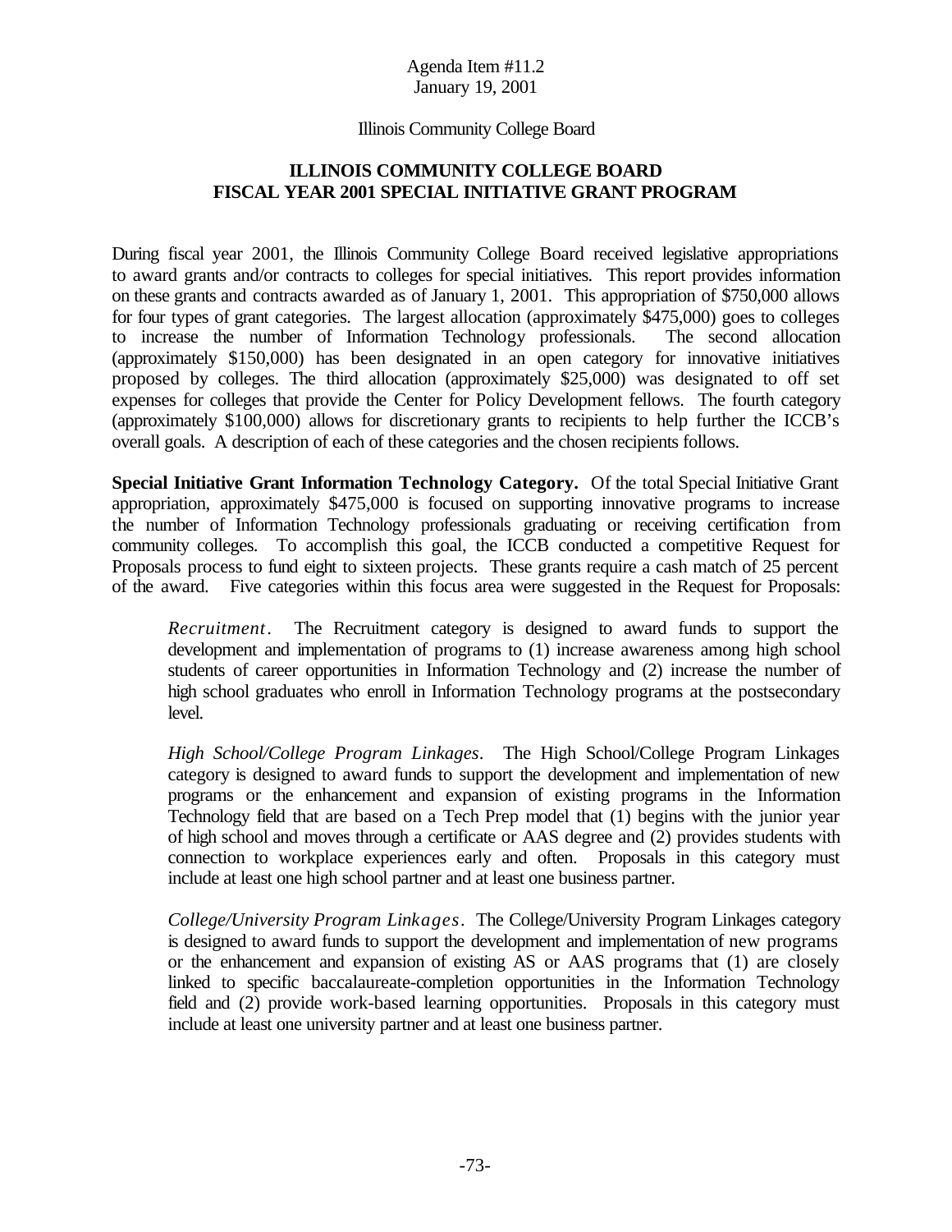Agenda Item #11.2
January 19, 2001

Illinois Community College Board

## ILLINOIS COMMUNITY COLLEGE BOARD
## FISCAL YEAR 2001 SPECIAL INITIATIVE GRANT PROGRAM

During fiscal year 2001, the Illinois Community College Board received legislative appropriations to award grants and/or contracts to colleges for special initiatives. This report provides information on these grants and contracts awarded as of January 1, 2001. This appropriation of $750,000 allows for four types of grant categories. The largest allocation (approximately $475,000) goes to colleges to increase the number of Information Technology professionals. The second allocation (approximately $150,000) has been designated in an open category for innovative initiatives proposed by colleges. The third allocation (approximately $25,000) was designated to off set expenses for colleges that provide the Center for Policy Development fellows. The fourth category (approximately $100,000) allows for discretionary grants to recipients to help further the ICCB's overall goals. A description of each of these categories and the chosen recipients follows.

**Special Initiative Grant Information Technology Category.** Of the total Special Initiative Grant appropriation, approximately $475,000 is focused on supporting innovative programs to increase the number of Information Technology professionals graduating or receiving certification from community colleges. To accomplish this goal, the ICCB conducted a competitive Request for Proposals process to fund eight to sixteen projects. These grants require a cash match of 25 percent of the award. Five categories within this focus area were suggested in the Request for Proposals:

> *Recruitment*. The Recruitment category is designed to award funds to support the development and implementation of programs to (1) increase awareness among high school students of career opportunities in Information Technology and (2) increase the number of high school graduates who enroll in Information Technology programs at the postsecondary level.
>
> *High School/College Program Linkages*. The High School/College Program Linkages category is designed to award funds to support the development and implementation of new programs or the enhancement and expansion of existing programs in the Information Technology field that are based on a Tech Prep model that (1) begins with the junior year of high school and moves through a certificate or AAS degree and (2) provides students with connection to workplace experiences early and often. Proposals in this category must include at least one high school partner and at least one business partner.
>
> *College/University Program Linkages*. The College/University Program Linkages category is designed to award funds to support the development and implementation of new programs or the enhancement and expansion of existing AS or AAS programs that (1) are closely linked to specific baccalaureate-completion opportunities in the Information Technology field and (2) provide work-based learning opportunities. Proposals in this category must include at least one university partner and at least one business partner.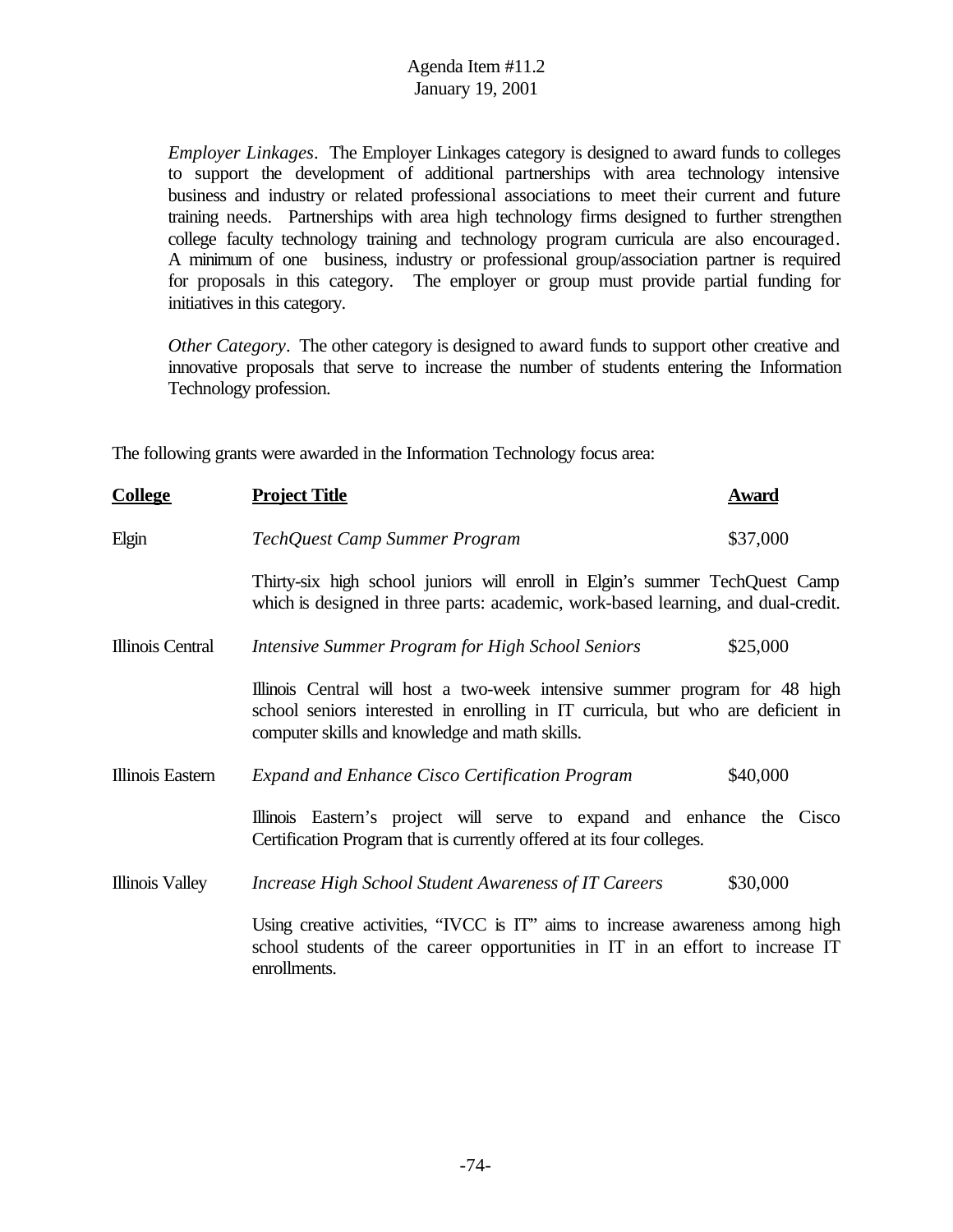*Employer Linkages*. The Employer Linkages category is designed to award funds to colleges to support the development of additional partnerships with area technology intensive business and industry or related professional associations to meet their current and future training needs. Partnerships with area high technology firms designed to further strengthen college faculty technology training and technology program curricula are also encouraged. A minimum of one business, industry or professional group/association partner is required for proposals in this category. The employer or group must provide partial funding for initiatives in this category.

*Other Category*. The other category is designed to award funds to support other creative and innovative proposals that serve to increase the number of students entering the Information Technology profession.

The following grants were awarded in the Information Technology focus area:

| **College** | **Project Title** | **Award** |
|---|---|---|
| Elgin | *TechQuest Camp Summer Program* | $37,000 |
| | Thirty-six high school juniors will enroll in Elgin's summer TechQuest Camp which is designed in three parts: academic, work-based learning, and dual-credit. | |
| Illinois Central | *Intensive Summer Program for High School Seniors* | $25,000 |
| | Illinois Central will host a two-week intensive summer program for 48 high school seniors interested in enrolling in IT curricula, but who are deficient in computer skills and knowledge and math skills. | |
| Illinois Eastern | *Expand and Enhance Cisco Certification Program* | $40,000 |
| | Illinois Eastern's project will serve to expand and enhance the Cisco Certification Program that is currently offered at its four colleges. | |
| Illinois Valley | *Increase High School Student Awareness of IT Careers* | $30,000 |
| | Using creative activities, "IVCC is IT" aims to increase awareness among high school students of the career opportunities in IT in an effort to increase IT enrollments. | |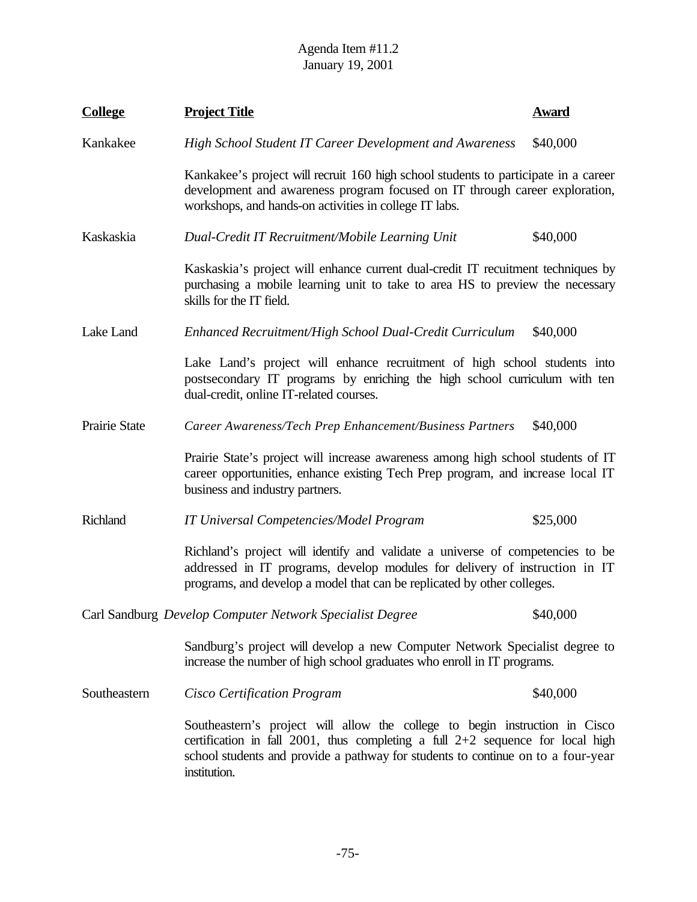| College | Project Title | Award |
|---|---|---|
| Kankakee | *High School Student IT Career Development and Awareness* | $40,000 |
| | Kankakee's project will recruit 160 high school students to participate in a career development and awareness program focused on IT through career exploration, workshops, and hands-on activities in college IT labs. | |
| Kaskaskia | *Dual-Credit IT Recruitment/Mobile Learning Unit* | $40,000 |
| | Kaskaskia's project will enhance current dual-credit IT recuitment techniques by purchasing a mobile learning unit to take to area HS to preview the necessary skills for the IT field. | |
| Lake Land | *Enhanced Recruitment/High School Dual-Credit Curriculum* | $40,000 |
| | Lake Land's project will enhance recruitment of high school students into postsecondary IT programs by enriching the high school curriculum with ten dual-credit, online IT-related courses. | |
| Prairie State | *Career Awareness/Tech Prep Enhancement/Business Partners* | $40,000 |
| | Prairie State's project will increase awareness among high school students of IT career opportunities, enhance existing Tech Prep program, and increase local IT business and industry partners. | |
| Richland | *IT Universal Competencies/Model Program* | $25,000 |
| | Richland's project will identify and validate a universe of competencies to be addressed in IT programs, develop modules for delivery of instruction in IT programs, and develop a model that can be replicated by other colleges. | |
| Carl Sandburg | *Develop Computer Network Specialist Degree* | $40,000 |
| | Sandburg's project will develop a new Computer Network Specialist degree to increase the number of high school graduates who enroll in IT programs. | |
| Southeastern | *Cisco Certification Program* | $40,000 |
| | Southeastern's project will allow the college to begin instruction in Cisco certification in fall 2001, thus completing a full 2+2 sequence for local high school students and provide a pathway for students to continue on to a four-year institution. | |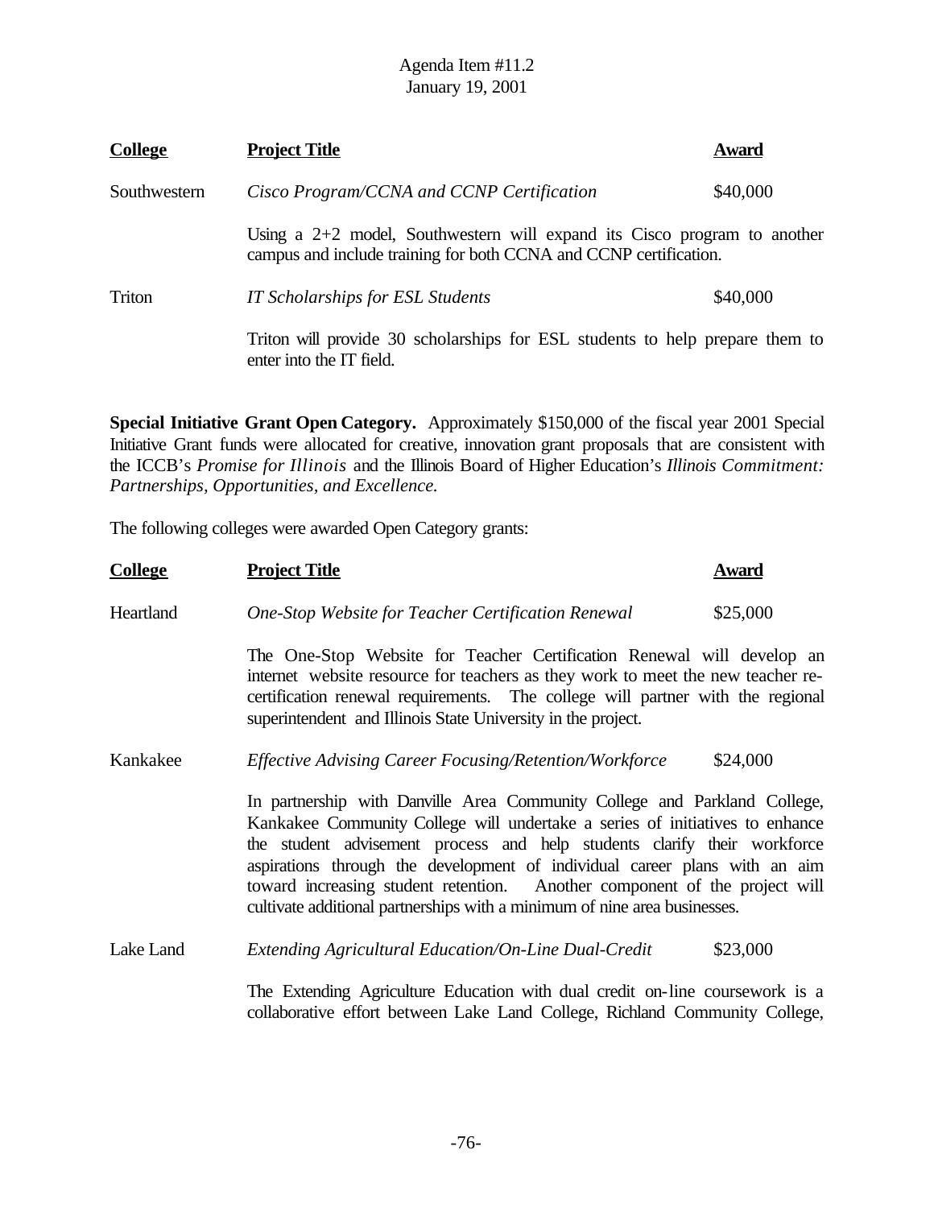| College | Project Title | Award |
| --- | --- | --- |
| Southwestern | *Cisco Program/CCNA and CCNP Certification* | $40,000 |
| | Using a 2+2 model, Southwestern will expand its Cisco program to another campus and include training for both CCNA and CCNP certification. | |
| Triton | *IT Scholarships for ESL Students* | $40,000 |
| | Triton will provide 30 scholarships for ESL students to help prepare them to enter into the IT field. | |

**Special Initiative Grant Open Category.** Approximately $150,000 of the fiscal year 2001 Special Initiative Grant funds were allocated for creative, innovation grant proposals that are consistent with the ICCB's *Promise for Illinois* and the Illinois Board of Higher Education's *Illinois Commitment: Partnerships, Opportunities, and Excellence.*

The following colleges were awarded Open Category grants:

| College | Project Title | Award |
| --- | --- | --- |
| Heartland | *One-Stop Website for Teacher Certification Renewal* | $25,000 |
| | The One-Stop Website for Teacher Certification Renewal will develop an internet website resource for teachers as they work to meet the new teacher re-certification renewal requirements. The college will partner with the regional superintendent and Illinois State University in the project. | |
| Kankakee | *Effective Advising Career Focusing/Retention/Workforce* | $24,000 |
| | In partnership with Danville Area Community College and Parkland College, Kankakee Community College will undertake a series of initiatives to enhance the student advisement process and help students clarify their workforce aspirations through the development of individual career plans with an aim toward increasing student retention. Another component of the project will cultivate additional partnerships with a minimum of nine area businesses. | |
| Lake Land | *Extending Agricultural Education/On-Line Dual-Credit* | $23,000 |
| | The Extending Agriculture Education with dual credit on-line coursework is a collaborative effort between Lake Land College, Richland Community College, | |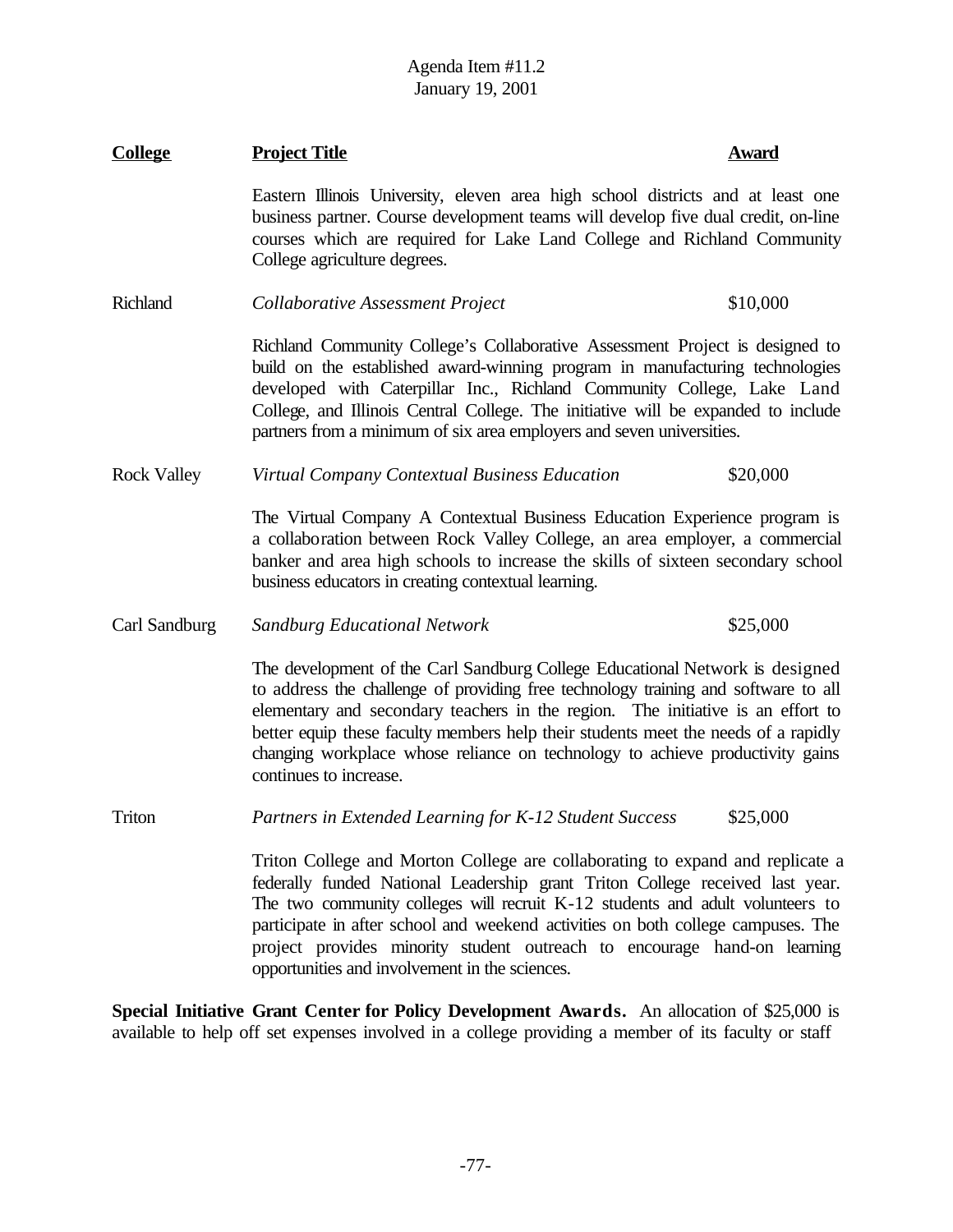| College | Project Title | Award |
|---|---|---|
| | Eastern Illinois University, eleven area high school districts and at least one business partner. Course development teams will develop five dual credit, on-line courses which are required for Lake Land College and Richland Community College agriculture degrees. | |
| Richland | *Collaborative Assessment Project* | $10,000 |
| | Richland Community College's Collaborative Assessment Project is designed to build on the established award-winning program in manufacturing technologies developed with Caterpillar Inc., Richland Community College, Lake Land College, and Illinois Central College. The initiative will be expanded to include partners from a minimum of six area employers and seven universities. | |
| Rock Valley | *Virtual Company Contextual Business Education* | $20,000 |
| | The Virtual Company A Contextual Business Education Experience program is a collaboration between Rock Valley College, an area employer, a commercial banker and area high schools to increase the skills of sixteen secondary school business educators in creating contextual learning. | |
| Carl Sandburg | *Sandburg Educational Network* | $25,000 |
| | The development of the Carl Sandburg College Educational Network is designed to address the challenge of providing free technology training and software to all elementary and secondary teachers in the region. The initiative is an effort to better equip these faculty members help their students meet the needs of a rapidly changing workplace whose reliance on technology to achieve productivity gains continues to increase. | |
| Triton | *Partners in Extended Learning for K-12 Student Success* | $25,000 |
| | Triton College and Morton College are collaborating to expand and replicate a federally funded National Leadership grant Triton College received last year. The two community colleges will recruit K-12 students and adult volunteers to participate in after school and weekend activities on both college campuses. The project provides minority student outreach to encourage hand-on learning opportunities and involvement in the sciences. | |

**Special Initiative Grant Center for Policy Development Awards.** An allocation of $25,000 is available to help off set expenses involved in a college providing a member of its faculty or staff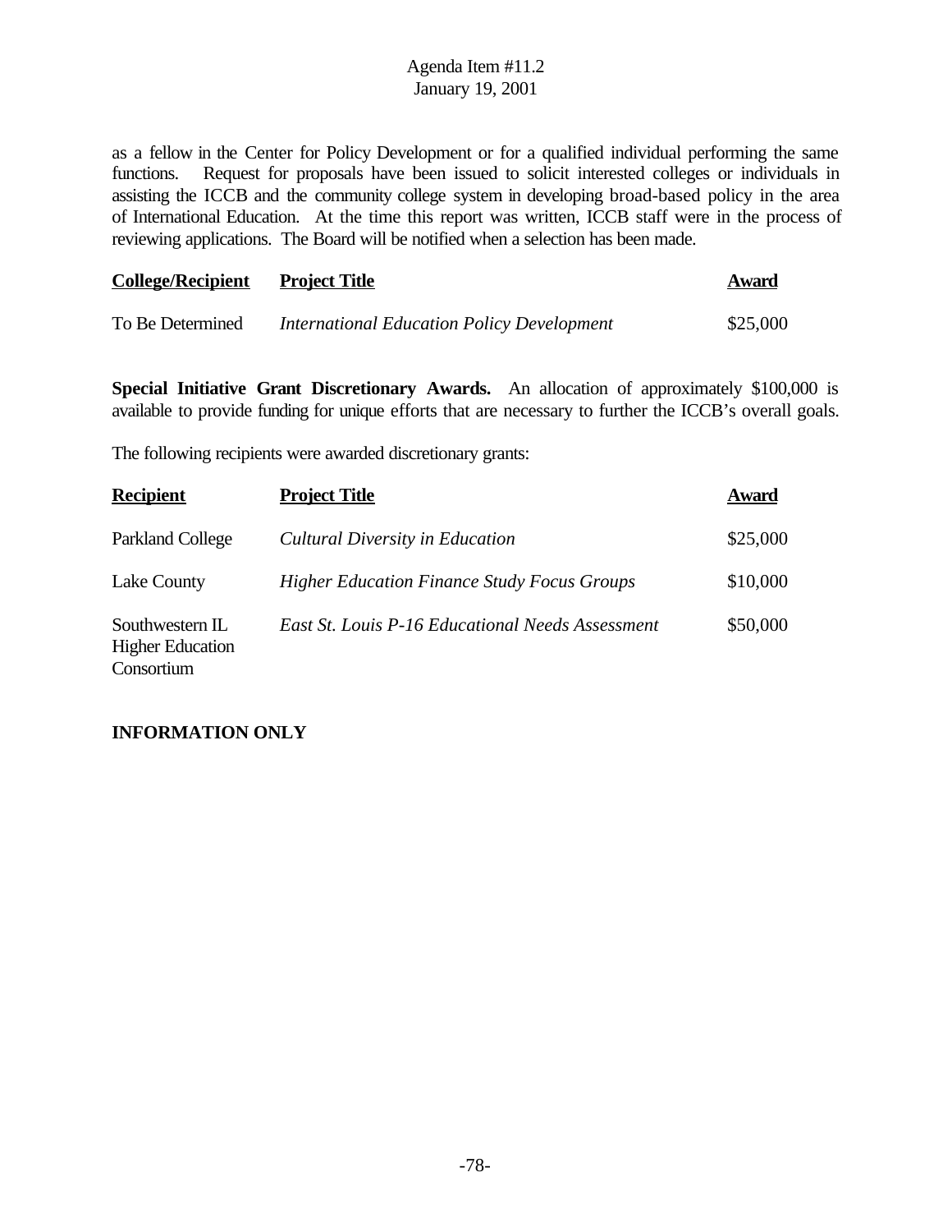as a fellow in the Center for Policy Development or for a qualified individual performing the same functions. Request for proposals have been issued to solicit interested colleges or individuals in assisting the ICCB and the community college system in developing broad-based policy in the area of International Education. At the time this report was written, ICCB staff were in the process of reviewing applications. The Board will be notified when a selection has been made.

| College/Recipient | Project Title | Award |
|---|---|---|
| To Be Determined | *International Education Policy Development* | $25,000 |

**Special Initiative Grant Discretionary Awards.** An allocation of approximately $100,000 is available to provide funding for unique efforts that are necessary to further the ICCB's overall goals.

The following recipients were awarded discretionary grants:

| Recipient | Project Title | Award |
|---|---|---|
| Parkland College | *Cultural Diversity in Education* | $25,000 |
| Lake County | *Higher Education Finance Study Focus Groups* | $10,000 |
| Southwestern IL Higher Education Consortium | *East St. Louis P-16 Educational Needs Assessment* | $50,000 |

**INFORMATION ONLY**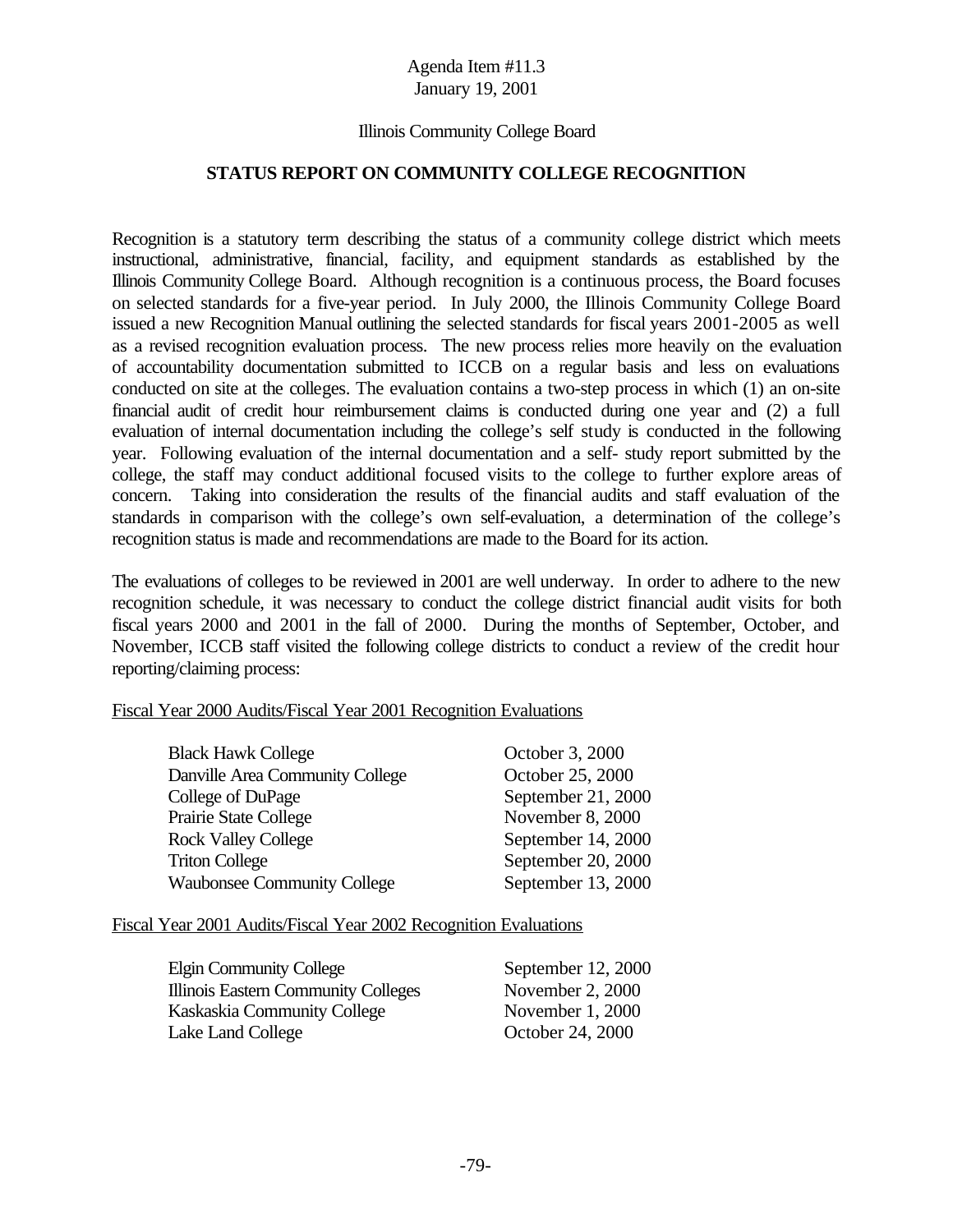Agenda Item #11.3
January 19, 2001

Illinois Community College Board

## STATUS REPORT ON COMMUNITY COLLEGE RECOGNITION

Recognition is a statutory term describing the status of a community college district which meets instructional, administrative, financial, facility, and equipment standards as established by the Illinois Community College Board. Although recognition is a continuous process, the Board focuses on selected standards for a five-year period. In July 2000, the Illinois Community College Board issued a new Recognition Manual outlining the selected standards for fiscal years 2001-2005 as well as a revised recognition evaluation process. The new process relies more heavily on the evaluation of accountability documentation submitted to ICCB on a regular basis and less on evaluations conducted on site at the colleges. The evaluation contains a two-step process in which (1) an on-site financial audit of credit hour reimbursement claims is conducted during one year and (2) a full evaluation of internal documentation including the college's self study is conducted in the following year. Following evaluation of the internal documentation and a self- study report submitted by the college, the staff may conduct additional focused visits to the college to further explore areas of concern. Taking into consideration the results of the financial audits and staff evaluation of the standards in comparison with the college's own self-evaluation, a determination of the college's recognition status is made and recommendations are made to the Board for its action.

The evaluations of colleges to be reviewed in 2001 are well underway. In order to adhere to the new recognition schedule, it was necessary to conduct the college district financial audit visits for both fiscal years 2000 and 2001 in the fall of 2000. During the months of September, October, and November, ICCB staff visited the following college districts to conduct a review of the credit hour reporting/claiming process:

Fiscal Year 2000 Audits/Fiscal Year 2001 Recognition Evaluations

| | |
|---|---|
| Black Hawk College | October 3, 2000 |
| Danville Area Community College | October 25, 2000 |
| College of DuPage | September 21, 2000 |
| Prairie State College | November 8, 2000 |
| Rock Valley College | September 14, 2000 |
| Triton College | September 20, 2000 |
| Waubonsee Community College | September 13, 2000 |

Fiscal Year 2001 Audits/Fiscal Year 2002 Recognition Evaluations

| | |
|---|---|
| Elgin Community College | September 12, 2000 |
| Illinois Eastern Community Colleges | November 2, 2000 |
| Kaskaskia Community College | November 1, 2000 |
| Lake Land College | October 24, 2000 |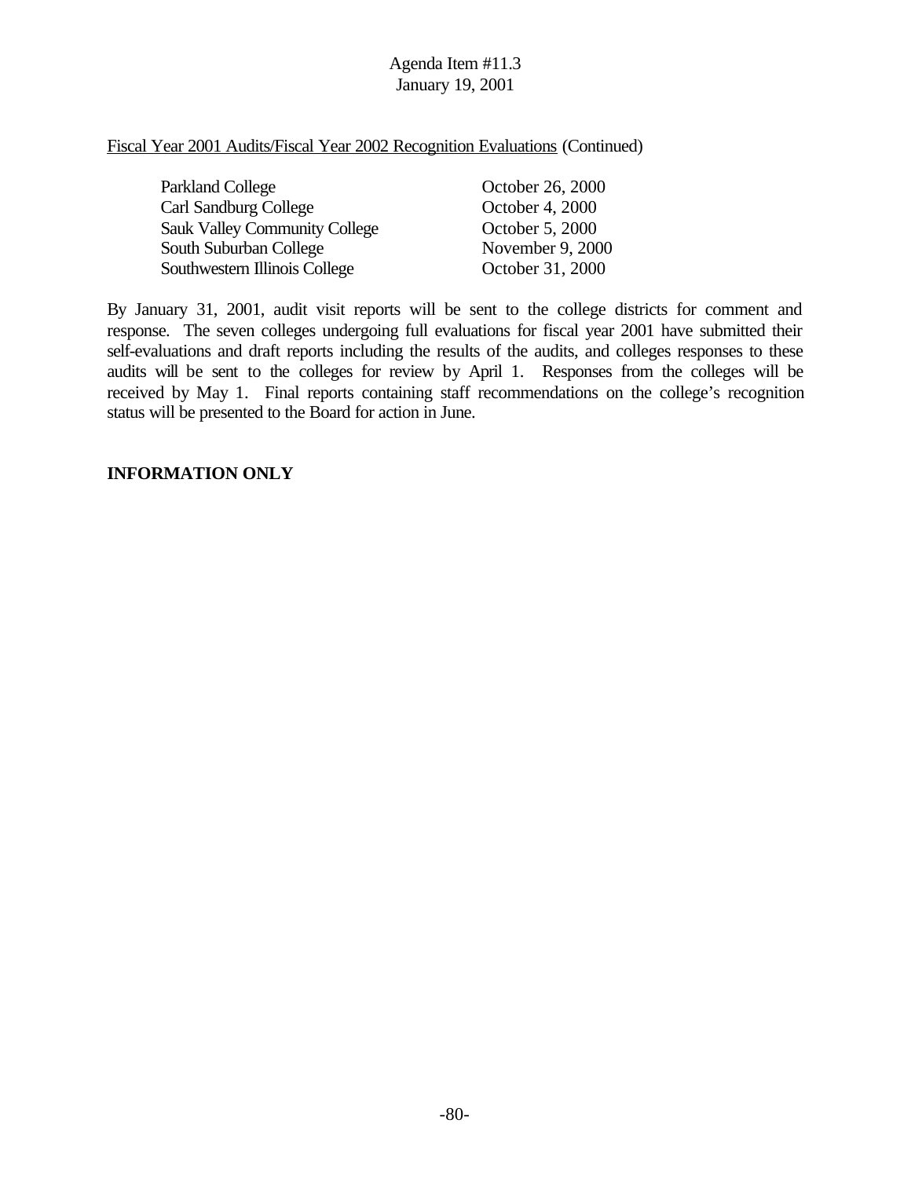Agenda Item #11.3
January 19, 2001

<u>Fiscal Year 2001 Audits/Fiscal Year 2002 Recognition Evaluations</u> (Continued)

| | |
|---|---|
| Parkland College | October 26, 2000 |
| Carl Sandburg College | October 4, 2000 |
| Sauk Valley Community College | October 5, 2000 |
| South Suburban College | November 9, 2000 |
| Southwestern Illinois College | October 31, 2000 |

By January 31, 2001, audit visit reports will be sent to the college districts for comment and response. The seven colleges undergoing full evaluations for fiscal year 2001 have submitted their self-evaluations and draft reports including the results of the audits, and colleges responses to these audits will be sent to the colleges for review by April 1. Responses from the colleges will be received by May 1. Final reports containing staff recommendations on the college's recognition status will be presented to the Board for action in June.

**INFORMATION ONLY**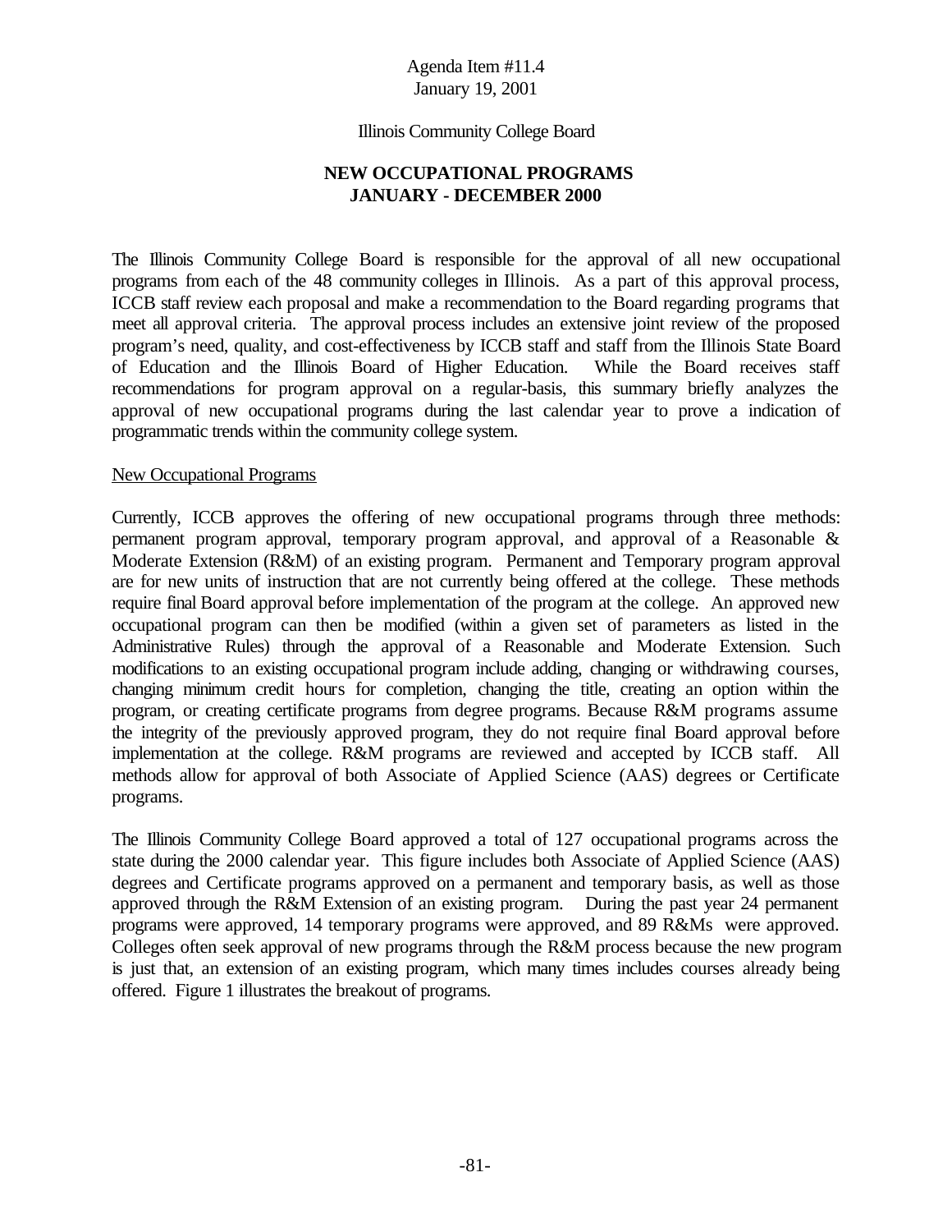Agenda Item #11.4
January 19, 2001

Illinois Community College Board

**NEW OCCUPATIONAL PROGRAMS**
**JANUARY - DECEMBER 2000**

The Illinois Community College Board is responsible for the approval of all new occupational programs from each of the 48 community colleges in Illinois. As a part of this approval process, ICCB staff review each proposal and make a recommendation to the Board regarding programs that meet all approval criteria. The approval process includes an extensive joint review of the proposed program's need, quality, and cost-effectiveness by ICCB staff and staff from the Illinois State Board of Education and the Illinois Board of Higher Education. While the Board receives staff recommendations for program approval on a regular-basis, this summary briefly analyzes the approval of new occupational programs during the last calendar year to prove a indication of programmatic trends within the community college system.

<u>New Occupational Programs</u>

Currently, ICCB approves the offering of new occupational programs through three methods: permanent program approval, temporary program approval, and approval of a Reasonable & Moderate Extension (R&M) of an existing program. Permanent and Temporary program approval are for new units of instruction that are not currently being offered at the college. These methods require final Board approval before implementation of the program at the college. An approved new occupational program can then be modified (within a given set of parameters as listed in the Administrative Rules) through the approval of a Reasonable and Moderate Extension. Such modifications to an existing occupational program include adding, changing or withdrawing courses, changing minimum credit hours for completion, changing the title, creating an option within the program, or creating certificate programs from degree programs. Because R&M programs assume the integrity of the previously approved program, they do not require final Board approval before implementation at the college. R&M programs are reviewed and accepted by ICCB staff. All methods allow for approval of both Associate of Applied Science (AAS) degrees or Certificate programs.

The Illinois Community College Board approved a total of 127 occupational programs across the state during the 2000 calendar year. This figure includes both Associate of Applied Science (AAS) degrees and Certificate programs approved on a permanent and temporary basis, as well as those approved through the R&M Extension of an existing program. During the past year 24 permanent programs were approved, 14 temporary programs were approved, and 89 R&Ms were approved. Colleges often seek approval of new programs through the R&M process because the new program is just that, an extension of an existing program, which many times includes courses already being offered. Figure 1 illustrates the breakout of programs.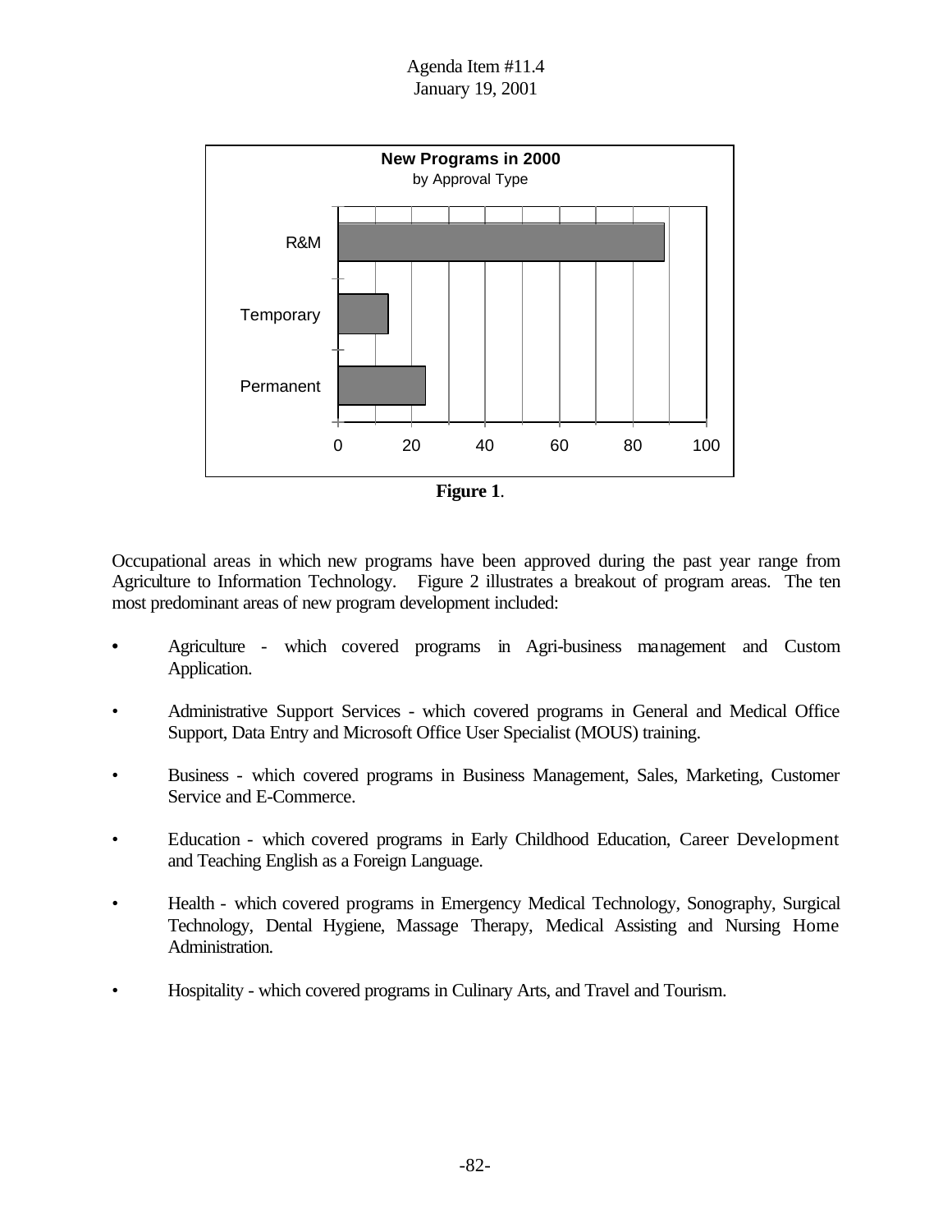**New Programs in 2000**
by Approval Type

| Approval Type | Count (approx.) |
|---|---|
| R&M | 88 |
| Temporary | 14 |
| Permanent | 24 |

**Figure 1**.

Occupational areas in which new programs have been approved during the past year range from Agriculture to Information Technology. Figure 2 illustrates a breakout of program areas. The ten most predominant areas of new program development included:

- Agriculture - which covered programs in Agri-business management and Custom Application.
- Administrative Support Services - which covered programs in General and Medical Office Support, Data Entry and Microsoft Office User Specialist (MOUS) training.
- Business - which covered programs in Business Management, Sales, Marketing, Customer Service and E-Commerce.
- Education - which covered programs in Early Childhood Education, Career Development and Teaching English as a Foreign Language.
- Health - which covered programs in Emergency Medical Technology, Sonography, Surgical Technology, Dental Hygiene, Massage Therapy, Medical Assisting and Nursing Home Administration.
- Hospitality - which covered programs in Culinary Arts, and Travel and Tourism.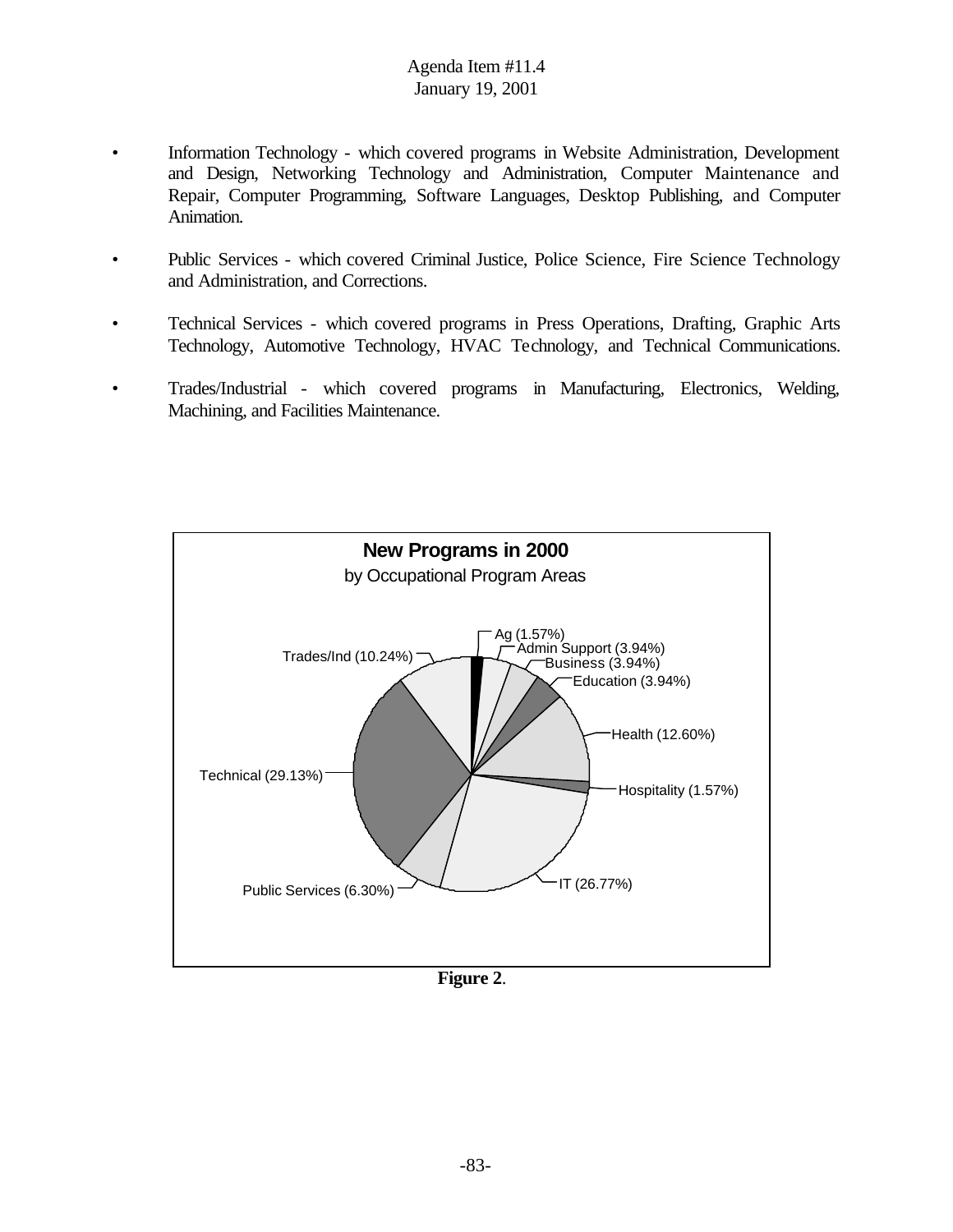- Information Technology - which covered programs in Website Administration, Development and Design, Networking Technology and Administration, Computer Maintenance and Repair, Computer Programming, Software Languages, Desktop Publishing, and Computer Animation.

- Public Services - which covered Criminal Justice, Police Science, Fire Science Technology and Administration, and Corrections.

- Technical Services - which covered programs in Press Operations, Drafting, Graphic Arts Technology, Automotive Technology, HVAC Technology, and Technical Communications.

- Trades/Industrial - which covered programs in Manufacturing, Electronics, Welding, Machining, and Facilities Maintenance.

**New Programs in 2000**
by Occupational Program Areas

| Program Area | Percent |
|---|---|
| Ag | 1.57% |
| Admin Support | 3.94% |
| Business | 3.94% |
| Education | 3.94% |
| Health | 12.60% |
| Hospitality | 1.57% |
| IT | 26.77% |
| Public Services | 6.30% |
| Technical | 29.13% |
| Trades/Ind | 10.24% |

**Figure 2**.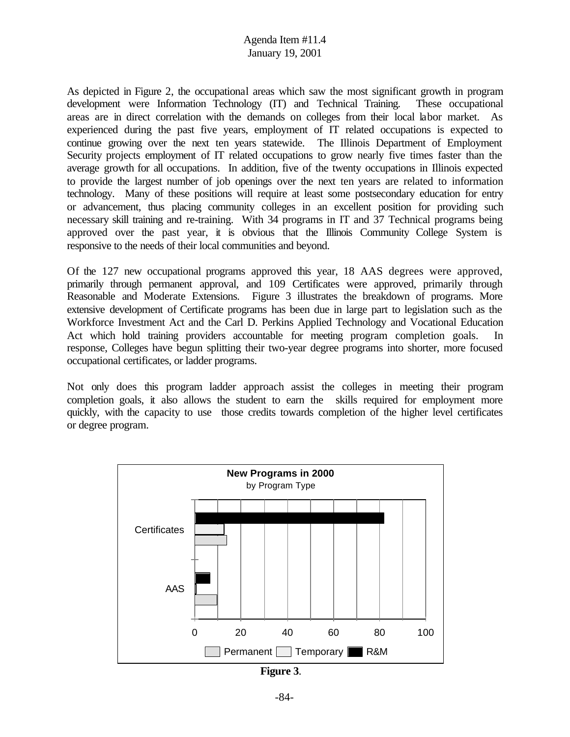As depicted in Figure 2, the occupational areas which saw the most significant growth in program development were Information Technology (IT) and Technical Training. These occupational areas are in direct correlation with the demands on colleges from their local labor market. As experienced during the past five years, employment of IT related occupations is expected to continue growing over the next ten years statewide. The Illinois Department of Employment Security projects employment of IT related occupations to grow nearly five times faster than the average growth for all occupations. In addition, five of the twenty occupations in Illinois expected to provide the largest number of job openings over the next ten years are related to information technology. Many of these positions will require at least some postsecondary education for entry or advancement, thus placing community colleges in an excellent position for providing such necessary skill training and re-training. With 34 programs in IT and 37 Technical programs being approved over the past year, it is obvious that the Illinois Community College System is responsive to the needs of their local communities and beyond.

Of the 127 new occupational programs approved this year, 18 AAS degrees were approved, primarily through permanent approval, and 109 Certificates were approved, primarily through Reasonable and Moderate Extensions. Figure 3 illustrates the breakdown of programs. More extensive development of Certificate programs has been due in large part to legislation such as the Workforce Investment Act and the Carl D. Perkins Applied Technology and Vocational Education Act which hold training providers accountable for meeting program completion goals. In response, Colleges have begun splitting their two-year degree programs into shorter, more focused occupational certificates, or ladder programs.

Not only does this program ladder approach assist the colleges in meeting their program completion goals, it also allows the student to earn the skills required for employment more quickly, with the capacity to use those credits towards completion of the higher level certificates or degree program.

**New Programs in 2000**
by Program Type

(Horizontal bar chart; x-axis 0–100. Categories: Certificates, AAS. Legend: Permanent, Temporary, R&M.)

**Figure 3**.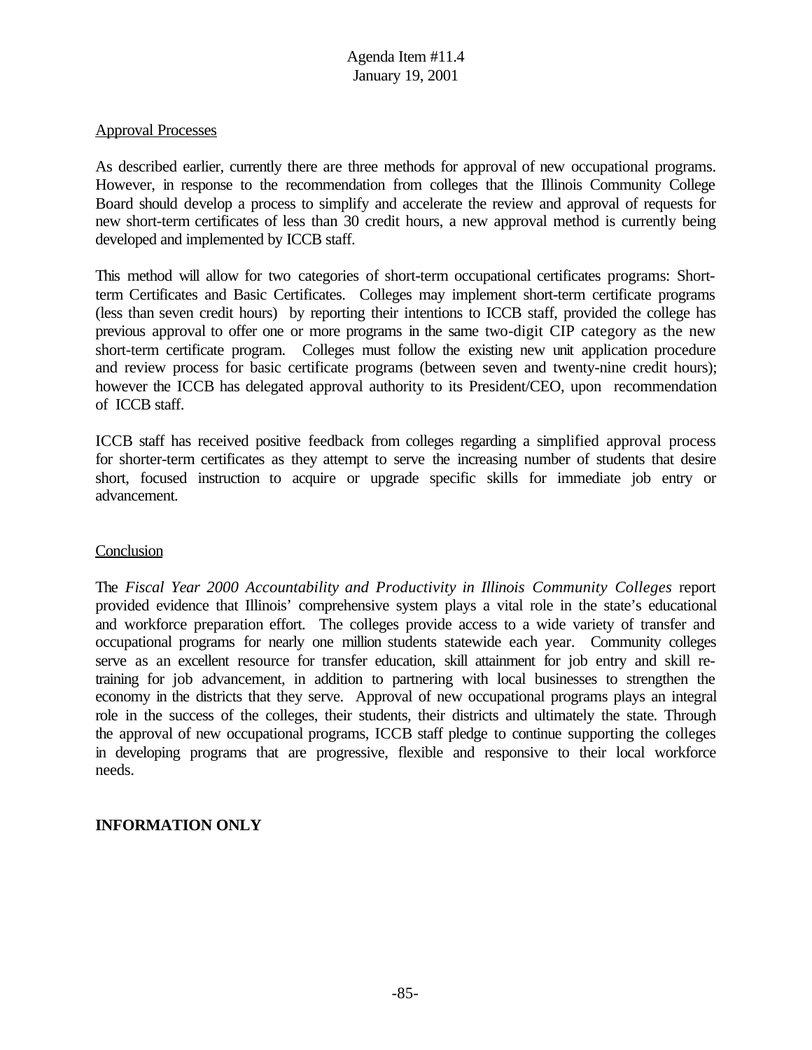Approval Processes

As described earlier, currently there are three methods for approval of new occupational programs. However, in response to the recommendation from colleges that the Illinois Community College Board should develop a process to simplify and accelerate the review and approval of requests for new short-term certificates of less than 30 credit hours, a new approval method is currently being developed and implemented by ICCB staff.

This method will allow for two categories of short-term occupational certificates programs: Short-term Certificates and Basic Certificates. Colleges may implement short-term certificate programs (less than seven credit hours) by reporting their intentions to ICCB staff, provided the college has previous approval to offer one or more programs in the same two-digit CIP category as the new short-term certificate program. Colleges must follow the existing new unit application procedure and review process for basic certificate programs (between seven and twenty-nine credit hours); however the ICCB has delegated approval authority to its President/CEO, upon recommendation of ICCB staff.

ICCB staff has received positive feedback from colleges regarding a simplified approval process for shorter-term certificates as they attempt to serve the increasing number of students that desire short, focused instruction to acquire or upgrade specific skills for immediate job entry or advancement.

Conclusion

The *Fiscal Year 2000 Accountability and Productivity in Illinois Community Colleges* report provided evidence that Illinois' comprehensive system plays a vital role in the state's educational and workforce preparation effort. The colleges provide access to a wide variety of transfer and occupational programs for nearly one million students statewide each year. Community colleges serve as an excellent resource for transfer education, skill attainment for job entry and skill re-training for job advancement, in addition to partnering with local businesses to strengthen the economy in the districts that they serve. Approval of new occupational programs plays an integral role in the success of the colleges, their students, their districts and ultimately the state. Through the approval of new occupational programs, ICCB staff pledge to continue supporting the colleges in developing programs that are progressive, flexible and responsive to their local workforce needs.

**INFORMATION ONLY**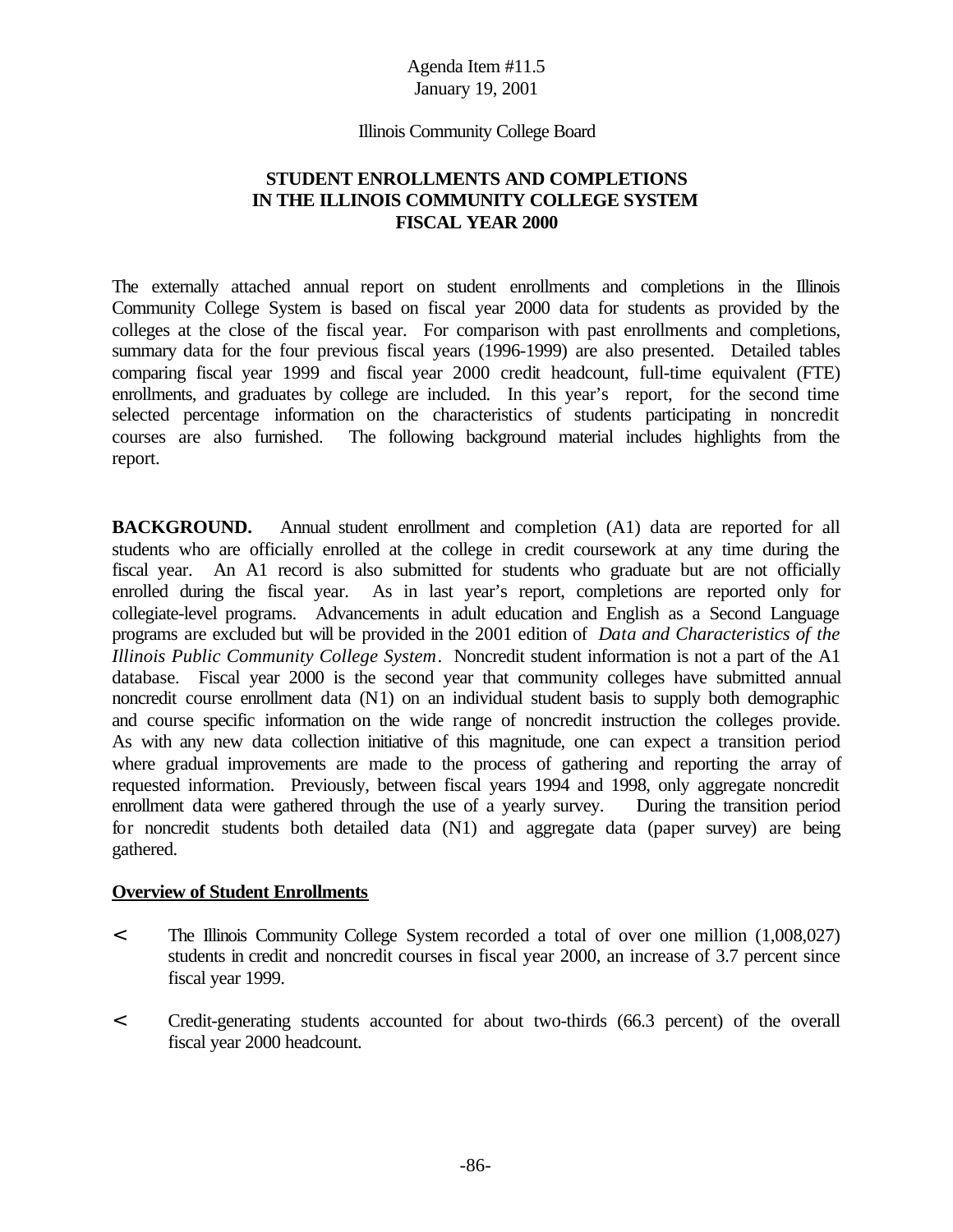Agenda Item #11.5
January 19, 2001

Illinois Community College Board

# STUDENT ENROLLMENTS AND COMPLETIONS IN THE ILLINOIS COMMUNITY COLLEGE SYSTEM FISCAL YEAR 2000

The externally attached annual report on student enrollments and completions in the Illinois Community College System is based on fiscal year 2000 data for students as provided by the colleges at the close of the fiscal year. For comparison with past enrollments and completions, summary data for the four previous fiscal years (1996-1999) are also presented. Detailed tables comparing fiscal year 1999 and fiscal year 2000 credit headcount, full-time equivalent (FTE) enrollments, and graduates by college are included. In this year's report, for the second time selected percentage information on the characteristics of students participating in noncredit courses are also furnished. The following background material includes highlights from the report.

**BACKGROUND.** Annual student enrollment and completion (A1) data are reported for all students who are officially enrolled at the college in credit coursework at any time during the fiscal year. An A1 record is also submitted for students who graduate but are not officially enrolled during the fiscal year. As in last year's report, completions are reported only for collegiate-level programs. Advancements in adult education and English as a Second Language programs are excluded but will be provided in the 2001 edition of *Data and Characteristics of the Illinois Public Community College System*. Noncredit student information is not a part of the A1 database. Fiscal year 2000 is the second year that community colleges have submitted annual noncredit course enrollment data (N1) on an individual student basis to supply both demographic and course specific information on the wide range of noncredit instruction the colleges provide. As with any new data collection initiative of this magnitude, one can expect a transition period where gradual improvements are made to the process of gathering and reporting the array of requested information. Previously, between fiscal years 1994 and 1998, only aggregate noncredit enrollment data were gathered through the use of a yearly survey. During the transition period for noncredit students both detailed data (N1) and aggregate data (paper survey) are being gathered.

**Overview of Student Enrollments**

- The Illinois Community College System recorded a total of over one million (1,008,027) students in credit and noncredit courses in fiscal year 2000, an increase of 3.7 percent since fiscal year 1999.
- Credit-generating students accounted for about two-thirds (66.3 percent) of the overall fiscal year 2000 headcount.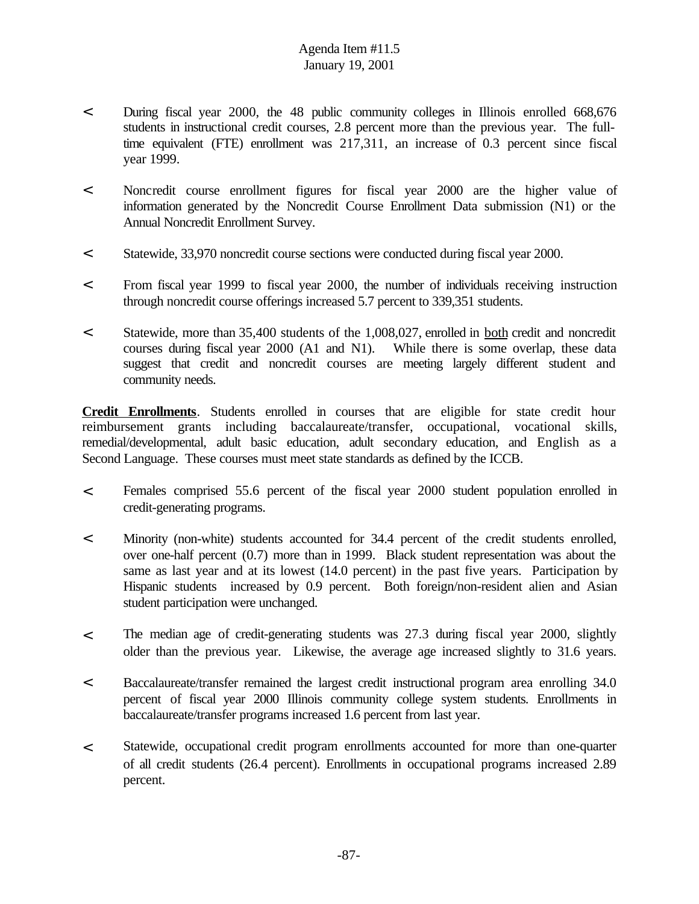- During fiscal year 2000, the 48 public community colleges in Illinois enrolled 668,676 students in instructional credit courses, 2.8 percent more than the previous year. The full-time equivalent (FTE) enrollment was 217,311, an increase of 0.3 percent since fiscal year 1999.

- Noncredit course enrollment figures for fiscal year 2000 are the higher value of information generated by the Noncredit Course Enrollment Data submission (N1) or the Annual Noncredit Enrollment Survey.

- Statewide, 33,970 noncredit course sections were conducted during fiscal year 2000.

- From fiscal year 1999 to fiscal year 2000, the number of individuals receiving instruction through noncredit course offerings increased 5.7 percent to 339,351 students.

- Statewide, more than 35,400 students of the 1,008,027, enrolled in both credit and noncredit courses during fiscal year 2000 (A1 and N1). While there is some overlap, these data suggest that credit and noncredit courses are meeting largely different student and community needs.

**Credit Enrollments**. Students enrolled in courses that are eligible for state credit hour reimbursement grants including baccalaureate/transfer, occupational, vocational skills, remedial/developmental, adult basic education, adult secondary education, and English as a Second Language. These courses must meet state standards as defined by the ICCB.

- Females comprised 55.6 percent of the fiscal year 2000 student population enrolled in credit-generating programs.

- Minority (non-white) students accounted for 34.4 percent of the credit students enrolled, over one-half percent (0.7) more than in 1999. Black student representation was about the same as last year and at its lowest (14.0 percent) in the past five years. Participation by Hispanic students increased by 0.9 percent. Both foreign/non-resident alien and Asian student participation were unchanged.

- The median age of credit-generating students was 27.3 during fiscal year 2000, slightly older than the previous year. Likewise, the average age increased slightly to 31.6 years.

- Baccalaureate/transfer remained the largest credit instructional program area enrolling 34.0 percent of fiscal year 2000 Illinois community college system students. Enrollments in baccalaureate/transfer programs increased 1.6 percent from last year.

- Statewide, occupational credit program enrollments accounted for more than one-quarter of all credit students (26.4 percent). Enrollments in occupational programs increased 2.89 percent.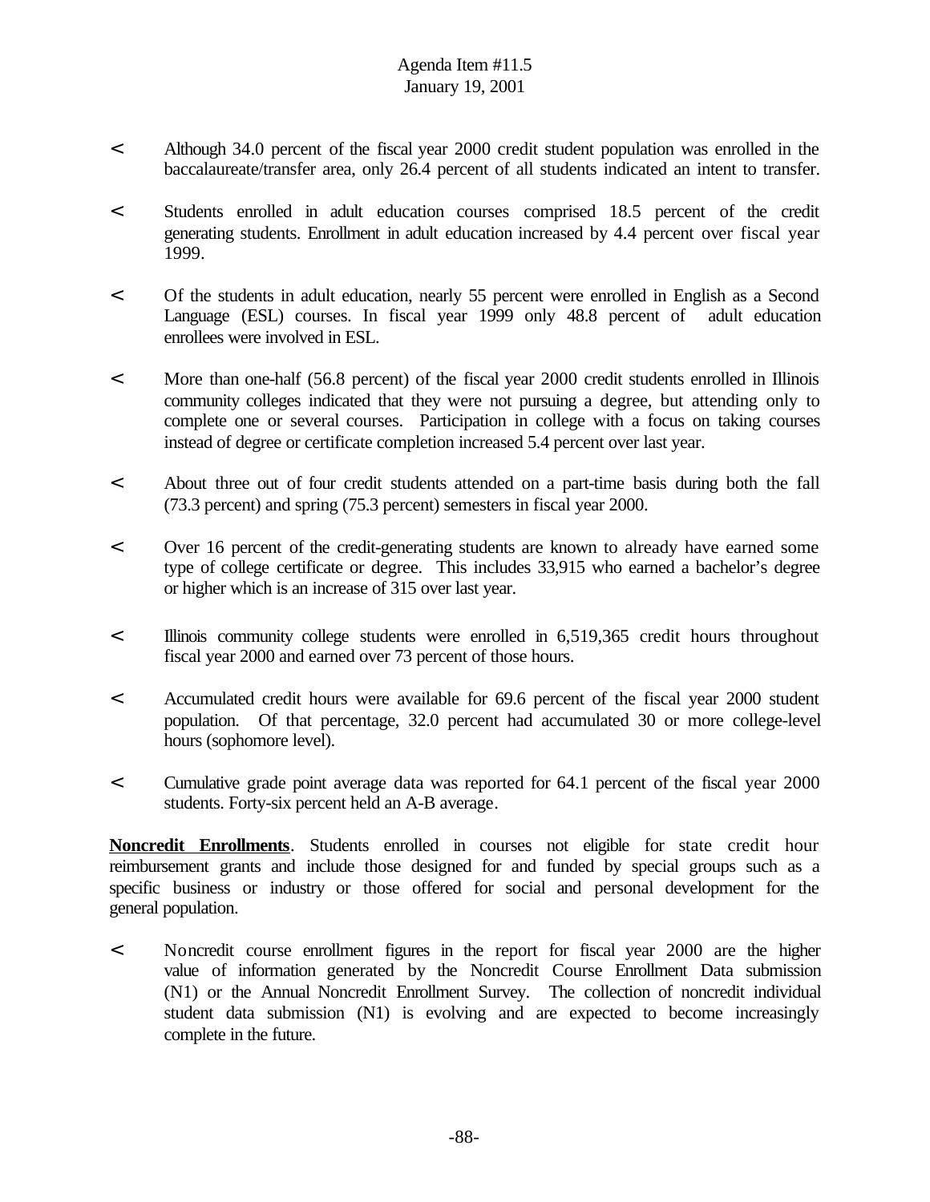- Although 34.0 percent of the fiscal year 2000 credit student population was enrolled in the baccalaureate/transfer area, only 26.4 percent of all students indicated an intent to transfer.

- Students enrolled in adult education courses comprised 18.5 percent of the credit generating students. Enrollment in adult education increased by 4.4 percent over fiscal year 1999.

- Of the students in adult education, nearly 55 percent were enrolled in English as a Second Language (ESL) courses. In fiscal year 1999 only 48.8 percent of adult education enrollees were involved in ESL.

- More than one-half (56.8 percent) of the fiscal year 2000 credit students enrolled in Illinois community colleges indicated that they were not pursuing a degree, but attending only to complete one or several courses. Participation in college with a focus on taking courses instead of degree or certificate completion increased 5.4 percent over last year.

- About three out of four credit students attended on a part-time basis during both the fall (73.3 percent) and spring (75.3 percent) semesters in fiscal year 2000.

- Over 16 percent of the credit-generating students are known to already have earned some type of college certificate or degree. This includes 33,915 who earned a bachelor's degree or higher which is an increase of 315 over last year.

- Illinois community college students were enrolled in 6,519,365 credit hours throughout fiscal year 2000 and earned over 73 percent of those hours.

- Accumulated credit hours were available for 69.6 percent of the fiscal year 2000 student population. Of that percentage, 32.0 percent had accumulated 30 or more college-level hours (sophomore level).

- Cumulative grade point average data was reported for 64.1 percent of the fiscal year 2000 students. Forty-six percent held an A-B average.

**Noncredit Enrollments**. Students enrolled in courses not eligible for state credit hour reimbursement grants and include those designed for and funded by special groups such as a specific business or industry or those offered for social and personal development for the general population.

- Noncredit course enrollment figures in the report for fiscal year 2000 are the higher value of information generated by the Noncredit Course Enrollment Data submission (N1) or the Annual Noncredit Enrollment Survey. The collection of noncredit individual student data submission (N1) is evolving and are expected to become increasingly complete in the future.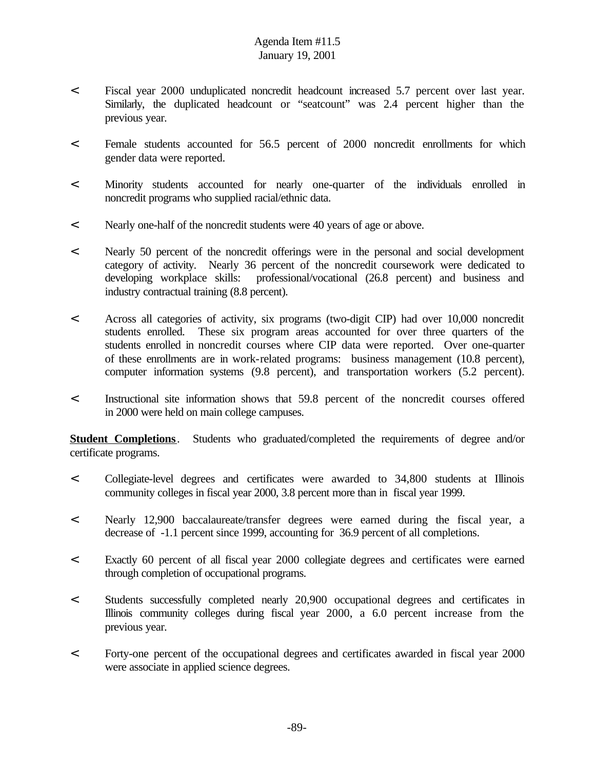- Fiscal year 2000 unduplicated noncredit headcount increased 5.7 percent over last year. Similarly, the duplicated headcount or "seatcount" was 2.4 percent higher than the previous year.

- Female students accounted for 56.5 percent of 2000 noncredit enrollments for which gender data were reported.

- Minority students accounted for nearly one-quarter of the individuals enrolled in noncredit programs who supplied racial/ethnic data.

- Nearly one-half of the noncredit students were 40 years of age or above.

- Nearly 50 percent of the noncredit offerings were in the personal and social development category of activity. Nearly 36 percent of the noncredit coursework were dedicated to developing workplace skills: professional/vocational (26.8 percent) and business and industry contractual training (8.8 percent).

- Across all categories of activity, six programs (two-digit CIP) had over 10,000 noncredit students enrolled. These six program areas accounted for over three quarters of the students enrolled in noncredit courses where CIP data were reported. Over one-quarter of these enrollments are in work-related programs: business management (10.8 percent), computer information systems (9.8 percent), and transportation workers (5.2 percent).

- Instructional site information shows that 59.8 percent of the noncredit courses offered in 2000 were held on main college campuses.

**Student Completions**. Students who graduated/completed the requirements of degree and/or certificate programs.

- Collegiate-level degrees and certificates were awarded to 34,800 students at Illinois community colleges in fiscal year 2000, 3.8 percent more than in fiscal year 1999.

- Nearly 12,900 baccalaureate/transfer degrees were earned during the fiscal year, a decrease of -1.1 percent since 1999, accounting for 36.9 percent of all completions.

- Exactly 60 percent of all fiscal year 2000 collegiate degrees and certificates were earned through completion of occupational programs.

- Students successfully completed nearly 20,900 occupational degrees and certificates in Illinois community colleges during fiscal year 2000, a 6.0 percent increase from the previous year.

- Forty-one percent of the occupational degrees and certificates awarded in fiscal year 2000 were associate in applied science degrees.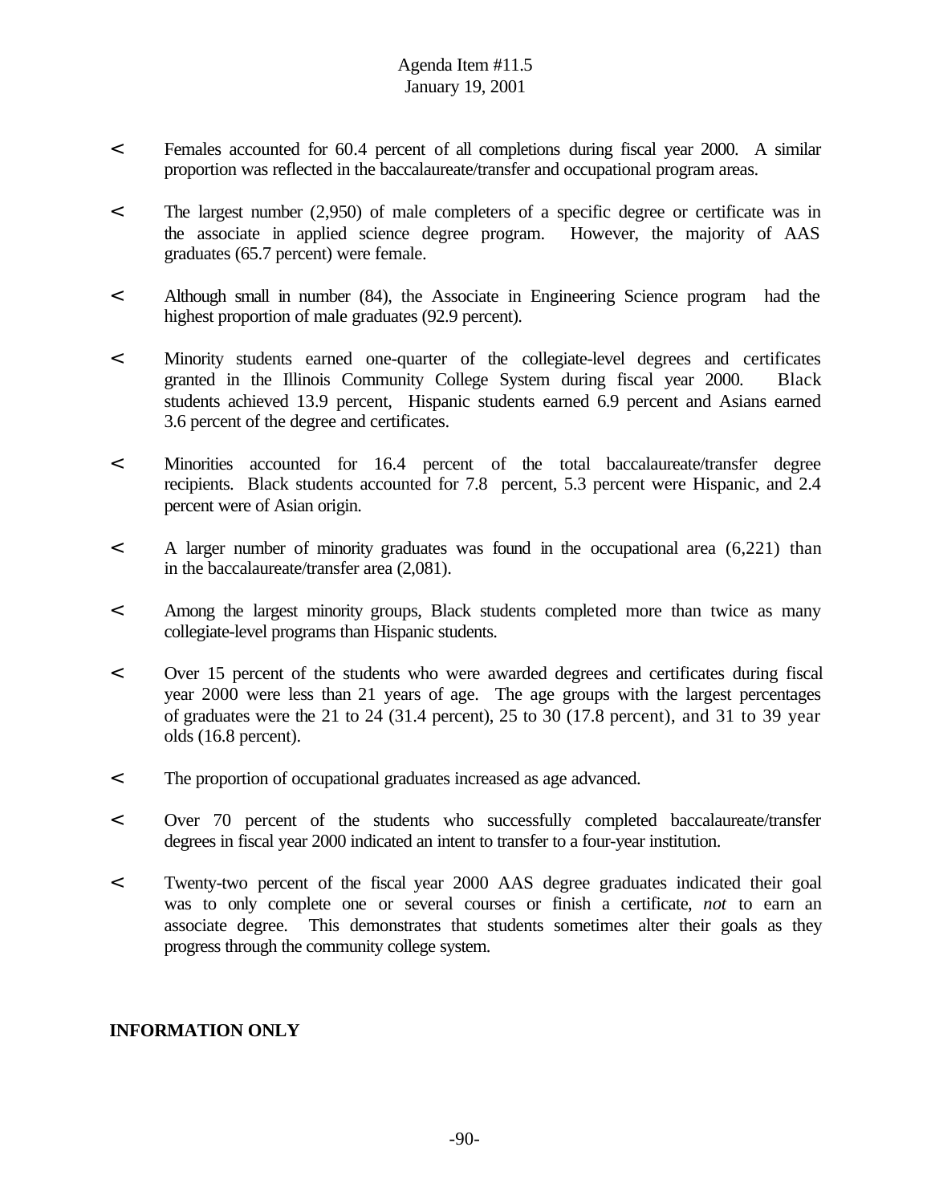- Females accounted for 60.4 percent of all completions during fiscal year 2000. A similar proportion was reflected in the baccalaureate/transfer and occupational program areas.

- The largest number (2,950) of male completers of a specific degree or certificate was in the associate in applied science degree program. However, the majority of AAS graduates (65.7 percent) were female.

- Although small in number (84), the Associate in Engineering Science program had the highest proportion of male graduates (92.9 percent).

- Minority students earned one-quarter of the collegiate-level degrees and certificates granted in the Illinois Community College System during fiscal year 2000. Black students achieved 13.9 percent, Hispanic students earned 6.9 percent and Asians earned 3.6 percent of the degree and certificates.

- Minorities accounted for 16.4 percent of the total baccalaureate/transfer degree recipients. Black students accounted for 7.8 percent, 5.3 percent were Hispanic, and 2.4 percent were of Asian origin.

- A larger number of minority graduates was found in the occupational area (6,221) than in the baccalaureate/transfer area (2,081).

- Among the largest minority groups, Black students completed more than twice as many collegiate-level programs than Hispanic students.

- Over 15 percent of the students who were awarded degrees and certificates during fiscal year 2000 were less than 21 years of age. The age groups with the largest percentages of graduates were the 21 to 24 (31.4 percent), 25 to 30 (17.8 percent), and 31 to 39 year olds (16.8 percent).

- The proportion of occupational graduates increased as age advanced.

- Over 70 percent of the students who successfully completed baccalaureate/transfer degrees in fiscal year 2000 indicated an intent to transfer to a four-year institution.

- Twenty-two percent of the fiscal year 2000 AAS degree graduates indicated their goal was to only complete one or several courses or finish a certificate, *not* to earn an associate degree. This demonstrates that students sometimes alter their goals as they progress through the community college system.

**INFORMATION ONLY**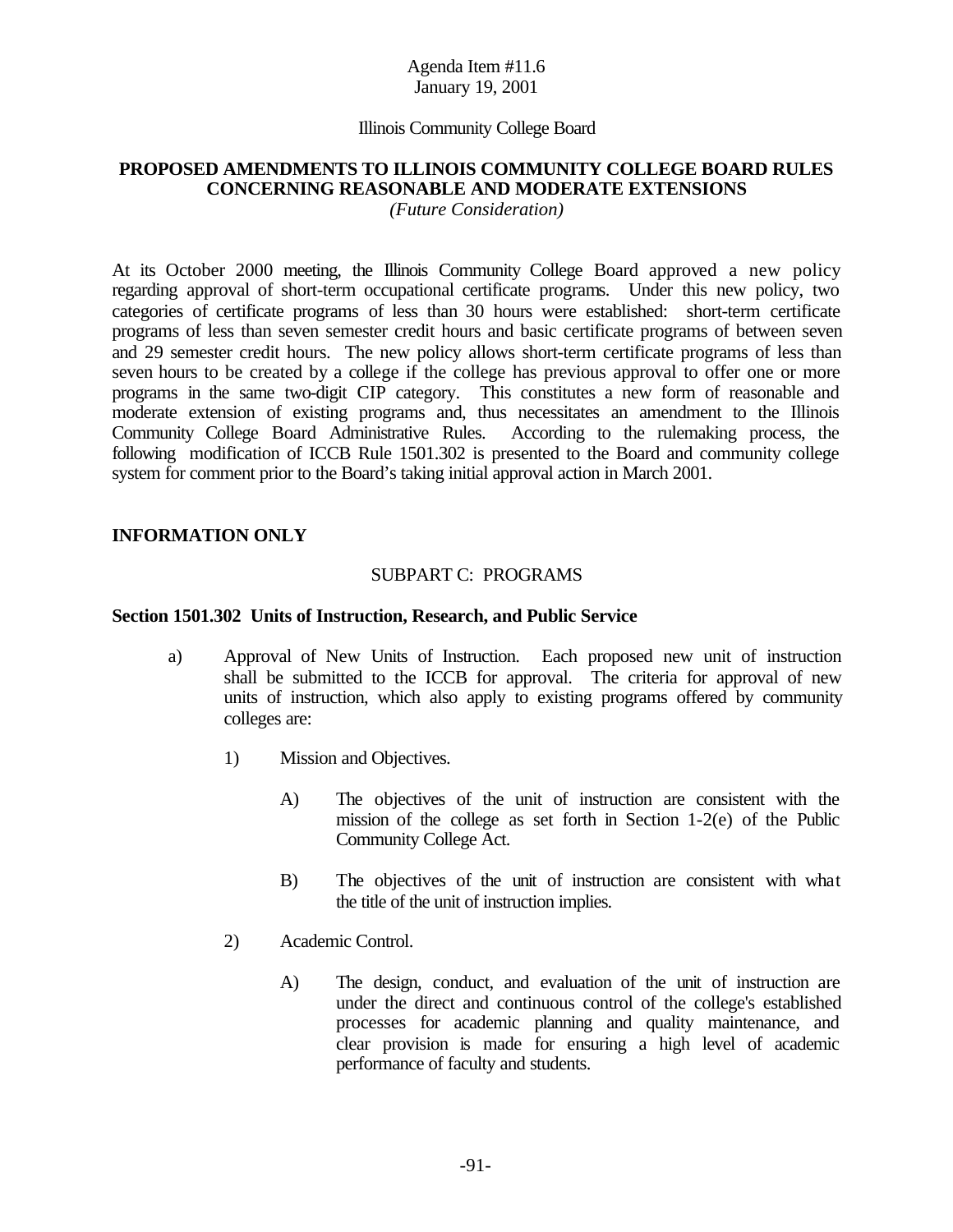Agenda Item #11.6
January 19, 2001

Illinois Community College Board

## PROPOSED AMENDMENTS TO ILLINOIS COMMUNITY COLLEGE BOARD RULES CONCERNING REASONABLE AND MODERATE EXTENSIONS

*(Future Consideration)*

At its October 2000 meeting, the Illinois Community College Board approved a new policy regarding approval of short-term occupational certificate programs. Under this new policy, two categories of certificate programs of less than 30 hours were established: short-term certificate programs of less than seven semester credit hours and basic certificate programs of between seven and 29 semester credit hours. The new policy allows short-term certificate programs of less than seven hours to be created by a college if the college has previous approval to offer one or more programs in the same two-digit CIP category. This constitutes a new form of reasonable and moderate extension of existing programs and, thus necessitates an amendment to the Illinois Community College Board Administrative Rules. According to the rulemaking process, the following modification of ICCB Rule 1501.302 is presented to the Board and community college system for comment prior to the Board's taking initial approval action in March 2001.

**INFORMATION ONLY**

SUBPART C: PROGRAMS

**Section 1501.302 Units of Instruction, Research, and Public Service**

a) Approval of New Units of Instruction. Each proposed new unit of instruction shall be submitted to the ICCB for approval. The criteria for approval of new units of instruction, which also apply to existing programs offered by community colleges are:

1) Mission and Objectives.

A) The objectives of the unit of instruction are consistent with the mission of the college as set forth in Section 1-2(e) of the Public Community College Act.

B) The objectives of the unit of instruction are consistent with what the title of the unit of instruction implies.

2) Academic Control.

A) The design, conduct, and evaluation of the unit of instruction are under the direct and continuous control of the college's established processes for academic planning and quality maintenance, and clear provision is made for ensuring a high level of academic performance of faculty and students.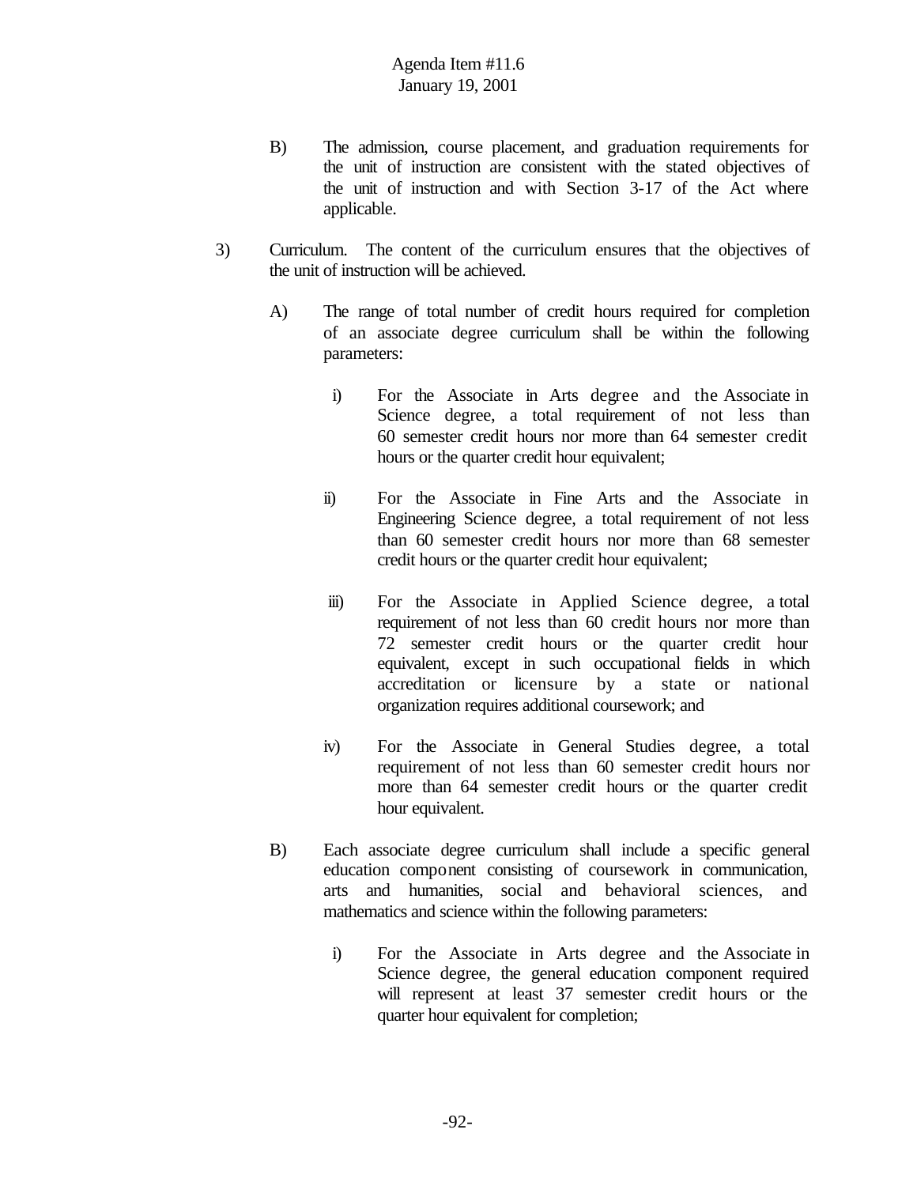B) The admission, course placement, and graduation requirements for the unit of instruction are consistent with the stated objectives of the unit of instruction and with Section 3-17 of the Act where applicable.

3) Curriculum. The content of the curriculum ensures that the objectives of the unit of instruction will be achieved.

A) The range of total number of credit hours required for completion of an associate degree curriculum shall be within the following parameters:

i) For the Associate in Arts degree and the Associate in Science degree, a total requirement of not less than 60 semester credit hours nor more than 64 semester credit hours or the quarter credit hour equivalent;

ii) For the Associate in Fine Arts and the Associate in Engineering Science degree, a total requirement of not less than 60 semester credit hours nor more than 68 semester credit hours or the quarter credit hour equivalent;

iii) For the Associate in Applied Science degree, a total requirement of not less than 60 credit hours nor more than 72 semester credit hours or the quarter credit hour equivalent, except in such occupational fields in which accreditation or licensure by a state or national organization requires additional coursework; and

iv) For the Associate in General Studies degree, a total requirement of not less than 60 semester credit hours nor more than 64 semester credit hours or the quarter credit hour equivalent.

B) Each associate degree curriculum shall include a specific general education component consisting of coursework in communication, arts and humanities, social and behavioral sciences, and mathematics and science within the following parameters:

i) For the Associate in Arts degree and the Associate in Science degree, the general education component required will represent at least 37 semester credit hours or the quarter hour equivalent for completion;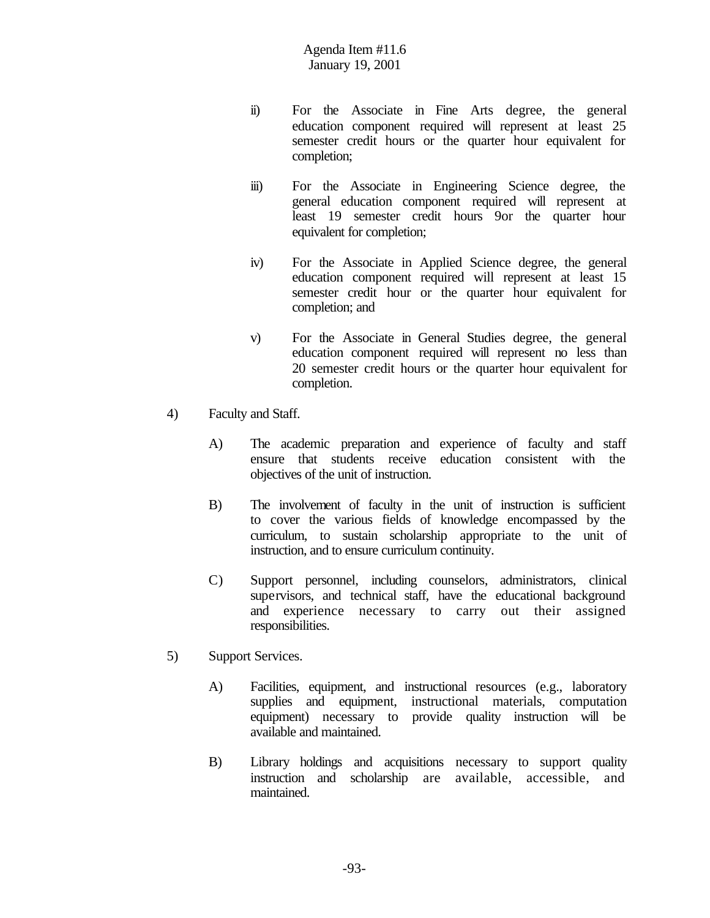ii) For the Associate in Fine Arts degree, the general education component required will represent at least 25 semester credit hours or the quarter hour equivalent for completion;

iii) For the Associate in Engineering Science degree, the general education component required will represent at least 19 semester credit hours 9or the quarter hour equivalent for completion;

iv) For the Associate in Applied Science degree, the general education component required will represent at least 15 semester credit hour or the quarter hour equivalent for completion; and

v) For the Associate in General Studies degree, the general education component required will represent no less than 20 semester credit hours or the quarter hour equivalent for completion.

4) Faculty and Staff.

A) The academic preparation and experience of faculty and staff ensure that students receive education consistent with the objectives of the unit of instruction.

B) The involvement of faculty in the unit of instruction is sufficient to cover the various fields of knowledge encompassed by the curriculum, to sustain scholarship appropriate to the unit of instruction, and to ensure curriculum continuity.

C) Support personnel, including counselors, administrators, clinical supervisors, and technical staff, have the educational background and experience necessary to carry out their assigned responsibilities.

5) Support Services.

A) Facilities, equipment, and instructional resources (e.g., laboratory supplies and equipment, instructional materials, computation equipment) necessary to provide quality instruction will be available and maintained.

B) Library holdings and acquisitions necessary to support quality instruction and scholarship are available, accessible, and maintained.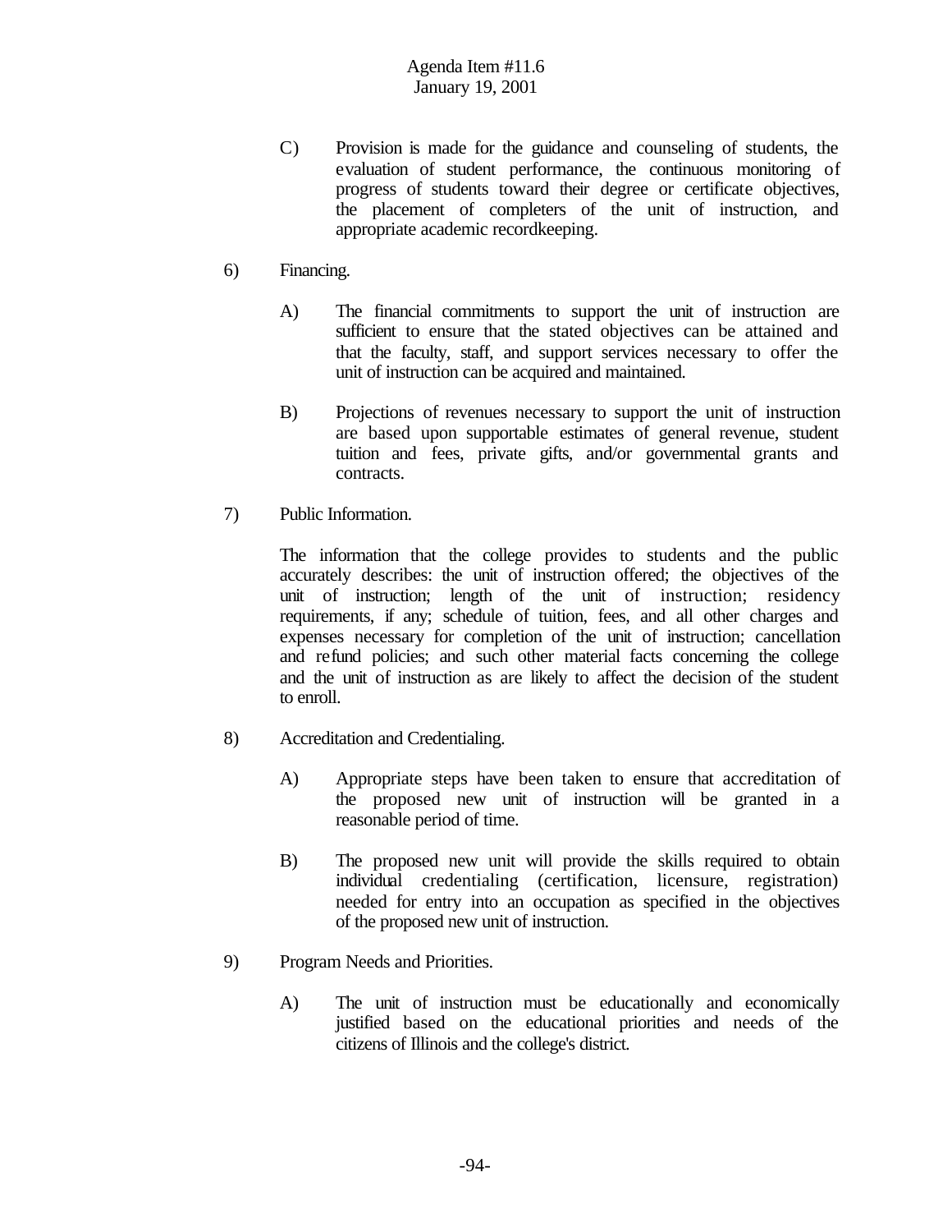C) Provision is made for the guidance and counseling of students, the evaluation of student performance, the continuous monitoring of progress of students toward their degree or certificate objectives, the placement of completers of the unit of instruction, and appropriate academic recordkeeping.

6) Financing.

A) The financial commitments to support the unit of instruction are sufficient to ensure that the stated objectives can be attained and that the faculty, staff, and support services necessary to offer the unit of instruction can be acquired and maintained.

B) Projections of revenues necessary to support the unit of instruction are based upon supportable estimates of general revenue, student tuition and fees, private gifts, and/or governmental grants and contracts.

7) Public Information.

The information that the college provides to students and the public accurately describes: the unit of instruction offered; the objectives of the unit of instruction; length of the unit of instruction; residency requirements, if any; schedule of tuition, fees, and all other charges and expenses necessary for completion of the unit of instruction; cancellation and refund policies; and such other material facts concerning the college and the unit of instruction as are likely to affect the decision of the student to enroll.

8) Accreditation and Credentialing.

A) Appropriate steps have been taken to ensure that accreditation of the proposed new unit of instruction will be granted in a reasonable period of time.

B) The proposed new unit will provide the skills required to obtain individual credentialing (certification, licensure, registration) needed for entry into an occupation as specified in the objectives of the proposed new unit of instruction.

9) Program Needs and Priorities.

A) The unit of instruction must be educationally and economically justified based on the educational priorities and needs of the citizens of Illinois and the college's district.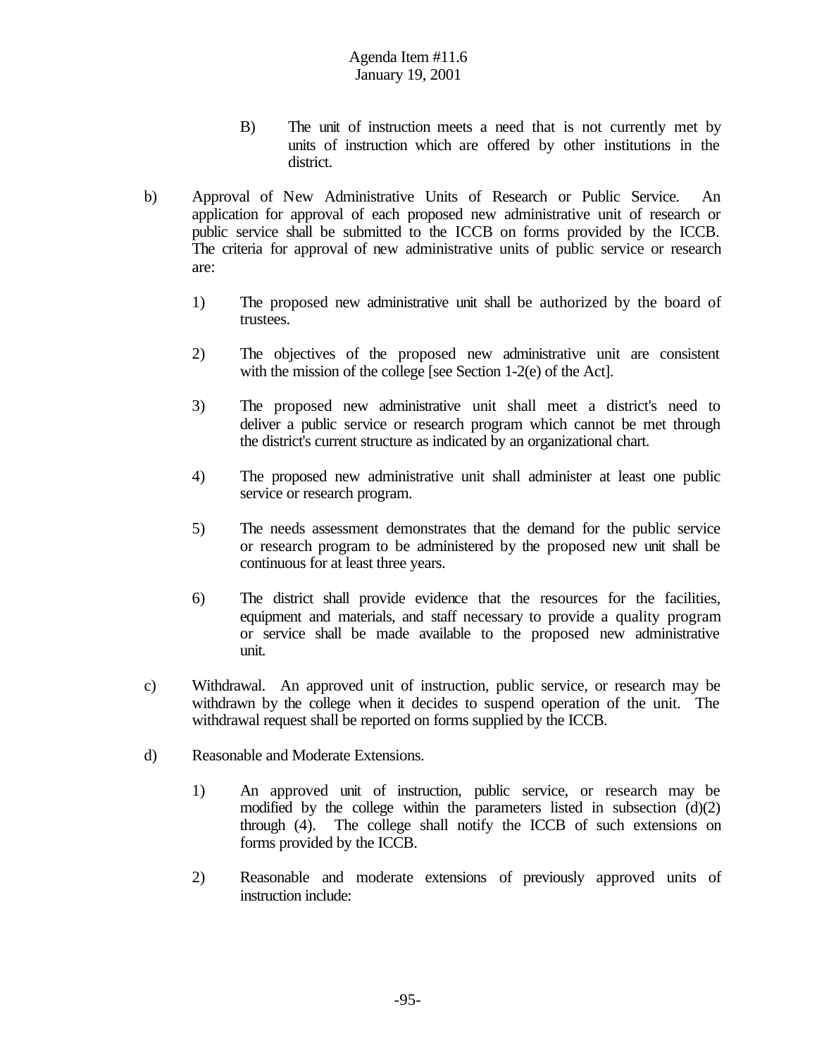B) The unit of instruction meets a need that is not currently met by units of instruction which are offered by other institutions in the district.

b) Approval of New Administrative Units of Research or Public Service. An application for approval of each proposed new administrative unit of research or public service shall be submitted to the ICCB on forms provided by the ICCB. The criteria for approval of new administrative units of public service or research are:

1) The proposed new administrative unit shall be authorized by the board of trustees.

2) The objectives of the proposed new administrative unit are consistent with the mission of the college [see Section 1-2(e) of the Act].

3) The proposed new administrative unit shall meet a district's need to deliver a public service or research program which cannot be met through the district's current structure as indicated by an organizational chart.

4) The proposed new administrative unit shall administer at least one public service or research program.

5) The needs assessment demonstrates that the demand for the public service or research program to be administered by the proposed new unit shall be continuous for at least three years.

6) The district shall provide evidence that the resources for the facilities, equipment and materials, and staff necessary to provide a quality program or service shall be made available to the proposed new administrative unit.

c) Withdrawal. An approved unit of instruction, public service, or research may be withdrawn by the college when it decides to suspend operation of the unit. The withdrawal request shall be reported on forms supplied by the ICCB.

d) Reasonable and Moderate Extensions.

1) An approved unit of instruction, public service, or research may be modified by the college within the parameters listed in subsection (d)(2) through (4). The college shall notify the ICCB of such extensions on forms provided by the ICCB.

2) Reasonable and moderate extensions of previously approved units of instruction include: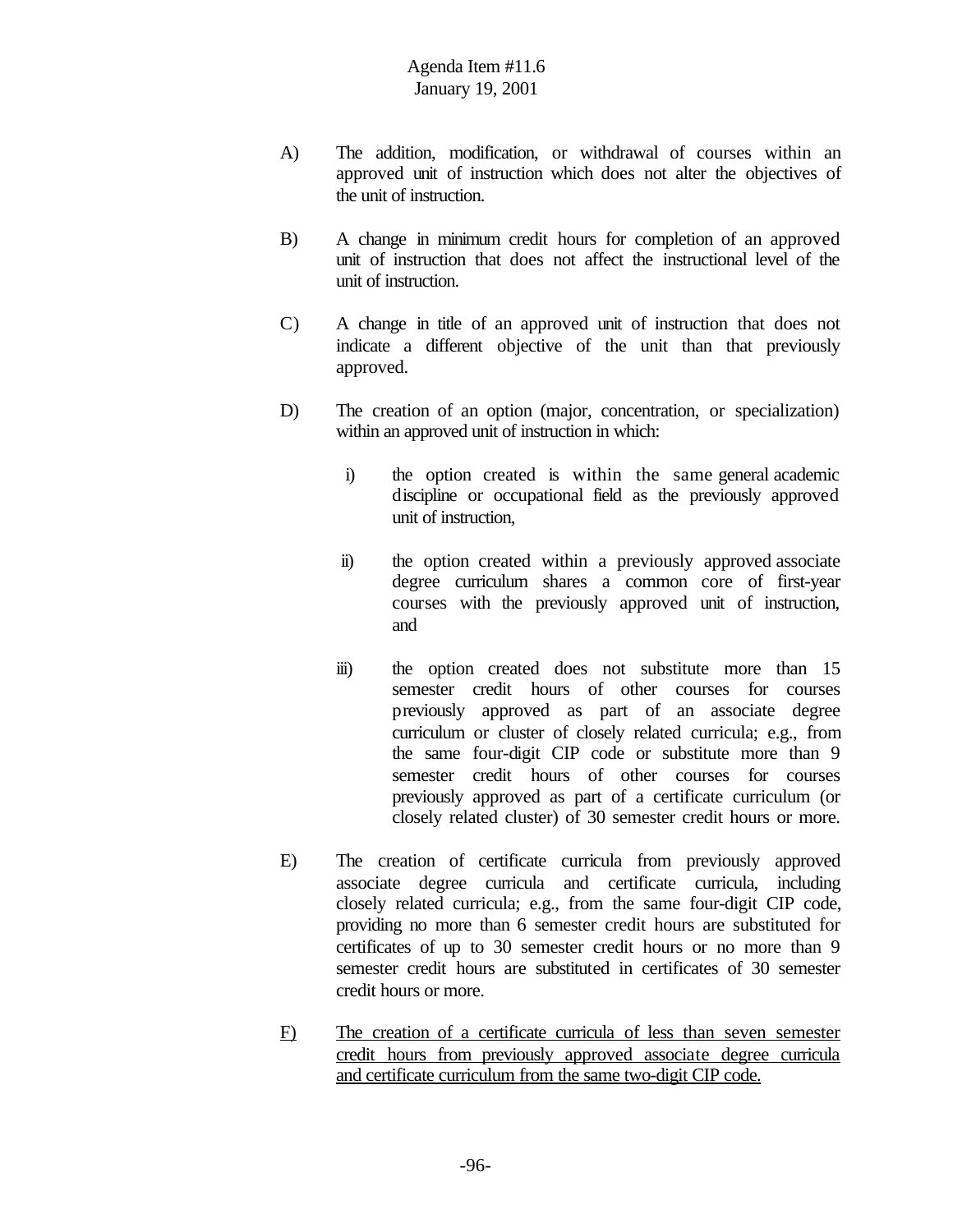A) The addition, modification, or withdrawal of courses within an approved unit of instruction which does not alter the objectives of the unit of instruction.

B) A change in minimum credit hours for completion of an approved unit of instruction that does not affect the instructional level of the unit of instruction.

C) A change in title of an approved unit of instruction that does not indicate a different objective of the unit than that previously approved.

D) The creation of an option (major, concentration, or specialization) within an approved unit of instruction in which:

   i) the option created is within the same general academic discipline or occupational field as the previously approved unit of instruction,

   ii) the option created within a previously approved associate degree curriculum shares a common core of first-year courses with the previously approved unit of instruction, and

   iii) the option created does not substitute more than 15 semester credit hours of other courses for courses previously approved as part of an associate degree curriculum or cluster of closely related curricula; e.g., from the same four-digit CIP code or substitute more than 9 semester credit hours of other courses for courses previously approved as part of a certificate curriculum (or closely related cluster) of 30 semester credit hours or more.

E) The creation of certificate curricula from previously approved associate degree curricula and certificate curricula, including closely related curricula; e.g., from the same four-digit CIP code, providing no more than 6 semester credit hours are substituted for certificates of up to 30 semester credit hours or no more than 9 semester credit hours are substituted in certificates of 30 semester credit hours or more.

<u>F)</u> <u>The creation of a certificate curricula of less than seven semester credit hours from previously approved associate degree curricula and certificate curriculum from the same two-digit CIP code.</u>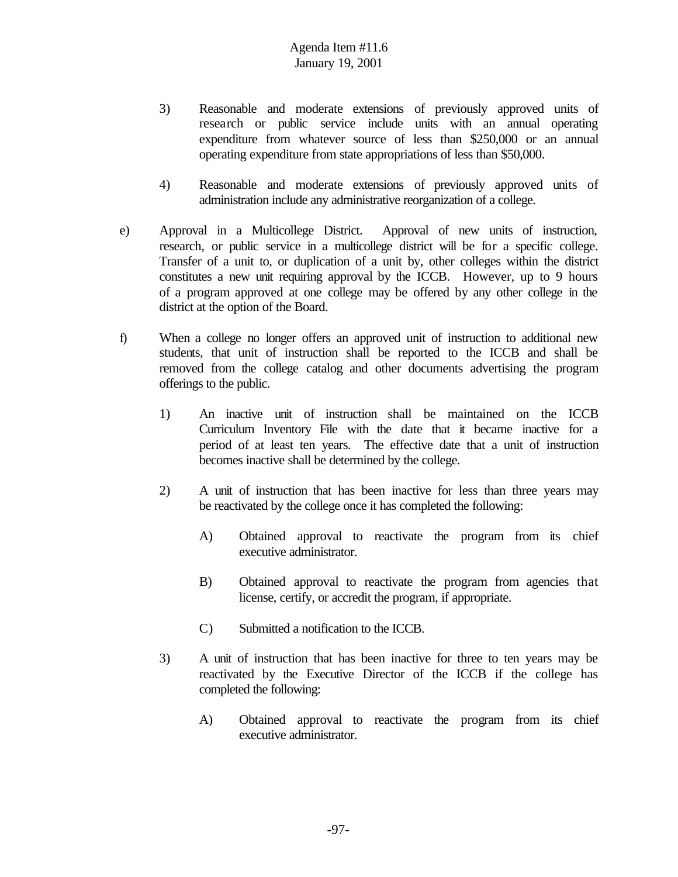3) Reasonable and moderate extensions of previously approved units of research or public service include units with an annual operating expenditure from whatever source of less than $250,000 or an annual operating expenditure from state appropriations of less than $50,000.

4) Reasonable and moderate extensions of previously approved units of administration include any administrative reorganization of a college.

e) Approval in a Multicollege District. Approval of new units of instruction, research, or public service in a multicollege district will be for a specific college. Transfer of a unit to, or duplication of a unit by, other colleges within the district constitutes a new unit requiring approval by the ICCB. However, up to 9 hours of a program approved at one college may be offered by any other college in the district at the option of the Board.

f) When a college no longer offers an approved unit of instruction to additional new students, that unit of instruction shall be reported to the ICCB and shall be removed from the college catalog and other documents advertising the program offerings to the public.

1) An inactive unit of instruction shall be maintained on the ICCB Curriculum Inventory File with the date that it became inactive for a period of at least ten years. The effective date that a unit of instruction becomes inactive shall be determined by the college.

2) A unit of instruction that has been inactive for less than three years may be reactivated by the college once it has completed the following:

A) Obtained approval to reactivate the program from its chief executive administrator.

B) Obtained approval to reactivate the program from agencies that license, certify, or accredit the program, if appropriate.

C) Submitted a notification to the ICCB.

3) A unit of instruction that has been inactive for three to ten years may be reactivated by the Executive Director of the ICCB if the college has completed the following:

A) Obtained approval to reactivate the program from its chief executive administrator.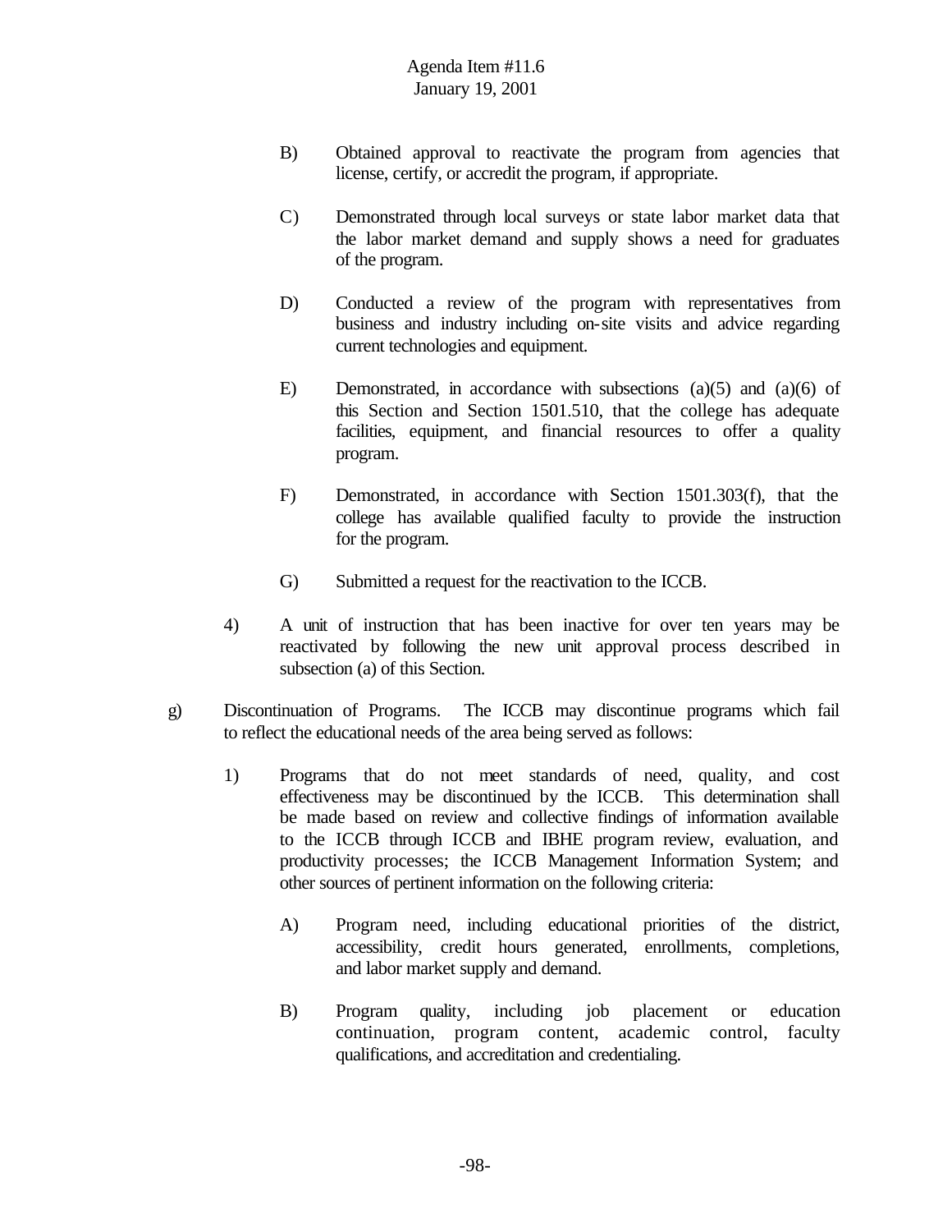B) Obtained approval to reactivate the program from agencies that license, certify, or accredit the program, if appropriate.

C) Demonstrated through local surveys or state labor market data that the labor market demand and supply shows a need for graduates of the program.

D) Conducted a review of the program with representatives from business and industry including on-site visits and advice regarding current technologies and equipment.

E) Demonstrated, in accordance with subsections (a)(5) and (a)(6) of this Section and Section 1501.510, that the college has adequate facilities, equipment, and financial resources to offer a quality program.

F) Demonstrated, in accordance with Section 1501.303(f), that the college has available qualified faculty to provide the instruction for the program.

G) Submitted a request for the reactivation to the ICCB.

4) A unit of instruction that has been inactive for over ten years may be reactivated by following the new unit approval process described in subsection (a) of this Section.

g) Discontinuation of Programs. The ICCB may discontinue programs which fail to reflect the educational needs of the area being served as follows:

1) Programs that do not meet standards of need, quality, and cost effectiveness may be discontinued by the ICCB. This determination shall be made based on review and collective findings of information available to the ICCB through ICCB and IBHE program review, evaluation, and productivity processes; the ICCB Management Information System; and other sources of pertinent information on the following criteria:

A) Program need, including educational priorities of the district, accessibility, credit hours generated, enrollments, completions, and labor market supply and demand.

B) Program quality, including job placement or education continuation, program content, academic control, faculty qualifications, and accreditation and credentialing.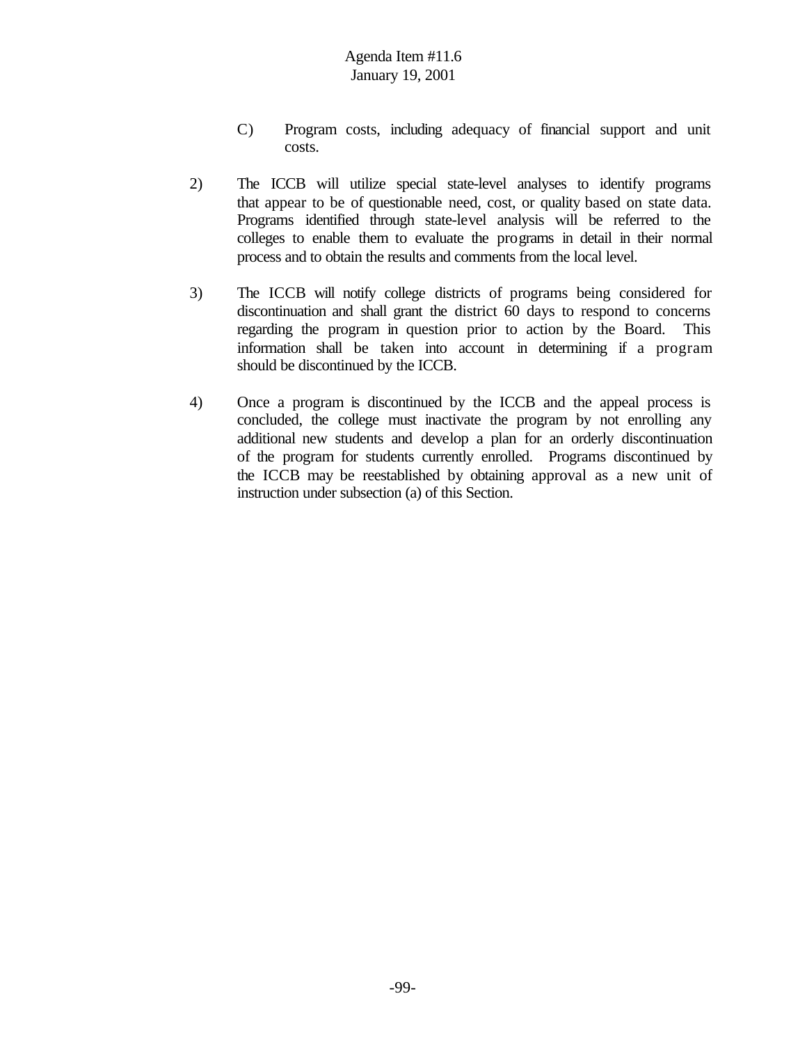C) Program costs, including adequacy of financial support and unit costs.

2) The ICCB will utilize special state-level analyses to identify programs that appear to be of questionable need, cost, or quality based on state data. Programs identified through state-level analysis will be referred to the colleges to enable them to evaluate the programs in detail in their normal process and to obtain the results and comments from the local level.

3) The ICCB will notify college districts of programs being considered for discontinuation and shall grant the district 60 days to respond to concerns regarding the program in question prior to action by the Board. This information shall be taken into account in determining if a program should be discontinued by the ICCB.

4) Once a program is discontinued by the ICCB and the appeal process is concluded, the college must inactivate the program by not enrolling any additional new students and develop a plan for an orderly discontinuation of the program for students currently enrolled. Programs discontinued by the ICCB may be reestablished by obtaining approval as a new unit of instruction under subsection (a) of this Section.